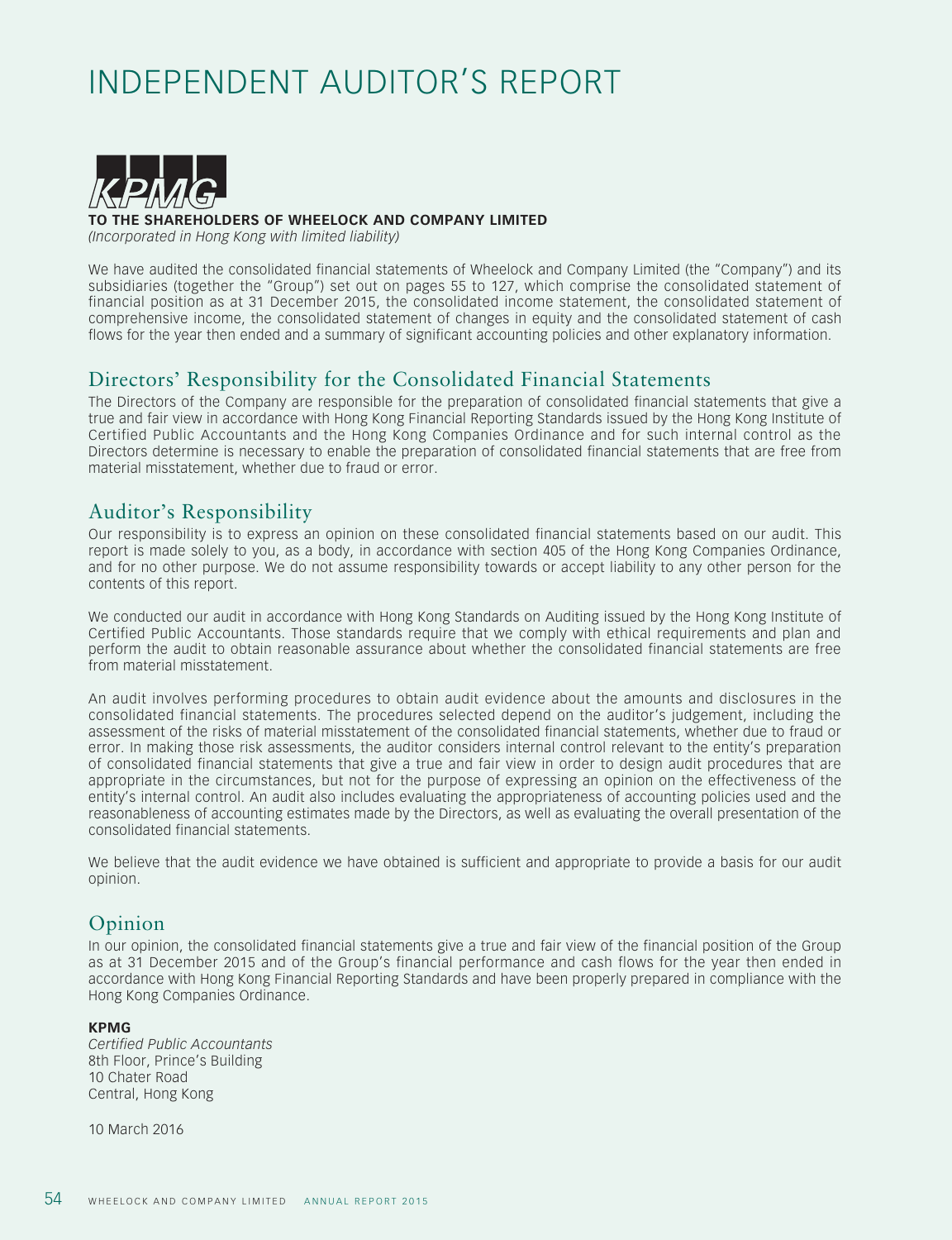# INDEPENDENT AUDITOR'S REPORT

KPMG

**TO THE SHAREHOLDERS OF WHEELOCK AND COMPANY LIMITED**
*(Incorporated in Hong Kong with limited liability)*

We have audited the consolidated financial statements of Wheelock and Company Limited (the "Company") and its subsidiaries (together the "Group") set out on pages 55 to 127, which comprise the consolidated statement of financial position as at 31 December 2015, the consolidated income statement, the consolidated statement of comprehensive income, the consolidated statement of changes in equity and the consolidated statement of cash flows for the year then ended and a summary of significant accounting policies and other explanatory information.

## Directors' Responsibility for the Consolidated Financial Statements

The Directors of the Company are responsible for the preparation of consolidated financial statements that give a true and fair view in accordance with Hong Kong Financial Reporting Standards issued by the Hong Kong Institute of Certified Public Accountants and the Hong Kong Companies Ordinance and for such internal control as the Directors determine is necessary to enable the preparation of consolidated financial statements that are free from material misstatement, whether due to fraud or error.

## Auditor's Responsibility

Our responsibility is to express an opinion on these consolidated financial statements based on our audit. This report is made solely to you, as a body, in accordance with section 405 of the Hong Kong Companies Ordinance, and for no other purpose. We do not assume responsibility towards or accept liability to any other person for the contents of this report.

We conducted our audit in accordance with Hong Kong Standards on Auditing issued by the Hong Kong Institute of Certified Public Accountants. Those standards require that we comply with ethical requirements and plan and perform the audit to obtain reasonable assurance about whether the consolidated financial statements are free from material misstatement.

An audit involves performing procedures to obtain audit evidence about the amounts and disclosures in the consolidated financial statements. The procedures selected depend on the auditor's judgement, including the assessment of the risks of material misstatement of the consolidated financial statements, whether due to fraud or error. In making those risk assessments, the auditor considers internal control relevant to the entity's preparation of consolidated financial statements that give a true and fair view in order to design audit procedures that are appropriate in the circumstances, but not for the purpose of expressing an opinion on the effectiveness of the entity's internal control. An audit also includes evaluating the appropriateness of accounting policies used and the reasonableness of accounting estimates made by the Directors, as well as evaluating the overall presentation of the consolidated financial statements.

We believe that the audit evidence we have obtained is sufficient and appropriate to provide a basis for our audit opinion.

## Opinion

In our opinion, the consolidated financial statements give a true and fair view of the financial position of the Group as at 31 December 2015 and of the Group's financial performance and cash flows for the year then ended in accordance with Hong Kong Financial Reporting Standards and have been properly prepared in compliance with the Hong Kong Companies Ordinance.

**KPMG**
*Certified Public Accountants*
8th Floor, Prince's Building
10 Chater Road
Central, Hong Kong

10 March 2016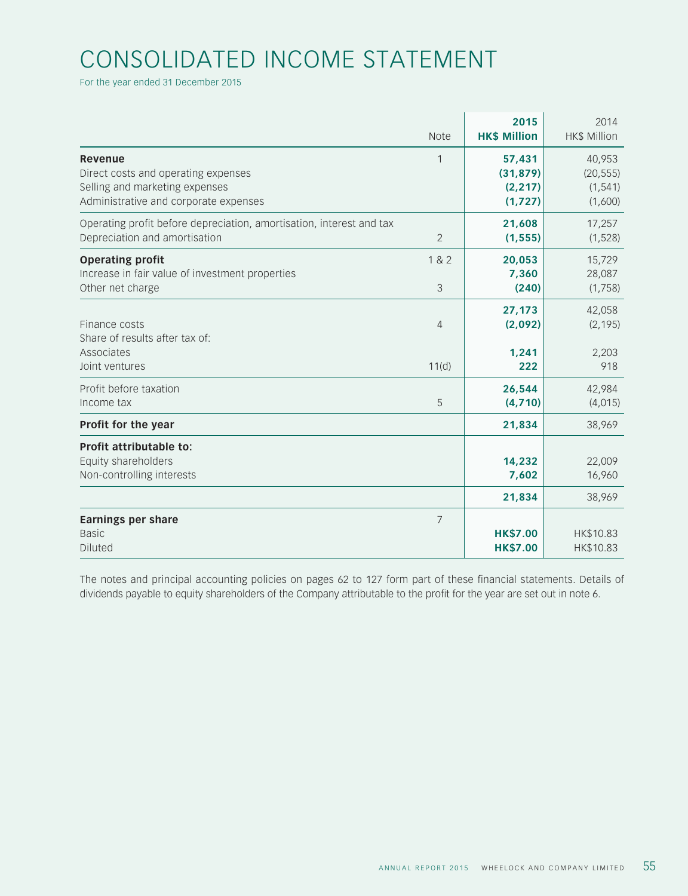# CONSOLIDATED INCOME STATEMENT

For the year ended 31 December 2015

|  | Note | **2015 HK$ Million** | 2014 HK$ Million |
|---|---|---|---|
| **Revenue** | 1 | **57,431** | 40,953 |
| Direct costs and operating expenses |  | **(31,879)** | (20,555) |
| Selling and marketing expenses |  | **(2,217)** | (1,541) |
| Administrative and corporate expenses |  | **(1,727)** | (1,600) |
| Operating profit before depreciation, amortisation, interest and tax |  | **21,608** | 17,257 |
| Depreciation and amortisation | 2 | **(1,555)** | (1,528) |
| **Operating profit** | 1 & 2 | **20,053** | 15,729 |
| Increase in fair value of investment properties |  | **7,360** | 28,087 |
| Other net charge | 3 | **(240)** | (1,758) |
|  |  | **27,173** | 42,058 |
| Finance costs | 4 | **(2,092)** | (2,195) |
| Share of results after tax of: |  |  |  |
| Associates |  | **1,241** | 2,203 |
| Joint ventures | 11(d) | **222** | 918 |
| Profit before taxation |  | **26,544** | 42,984 |
| Income tax | 5 | **(4,710)** | (4,015) |
| **Profit for the year** |  | **21,834** | 38,969 |
| **Profit attributable to:** |  |  |  |
| Equity shareholders |  | **14,232** | 22,009 |
| Non-controlling interests |  | **7,602** | 16,960 |
|  |  | **21,834** | 38,969 |
| **Earnings per share** | 7 |  |  |
| Basic |  | **HK$7.00** | HK$10.83 |
| Diluted |  | **HK$7.00** | HK$10.83 |

The notes and principal accounting policies on pages 62 to 127 form part of these financial statements. Details of dividends payable to equity shareholders of the Company attributable to the profit for the year are set out in note 6.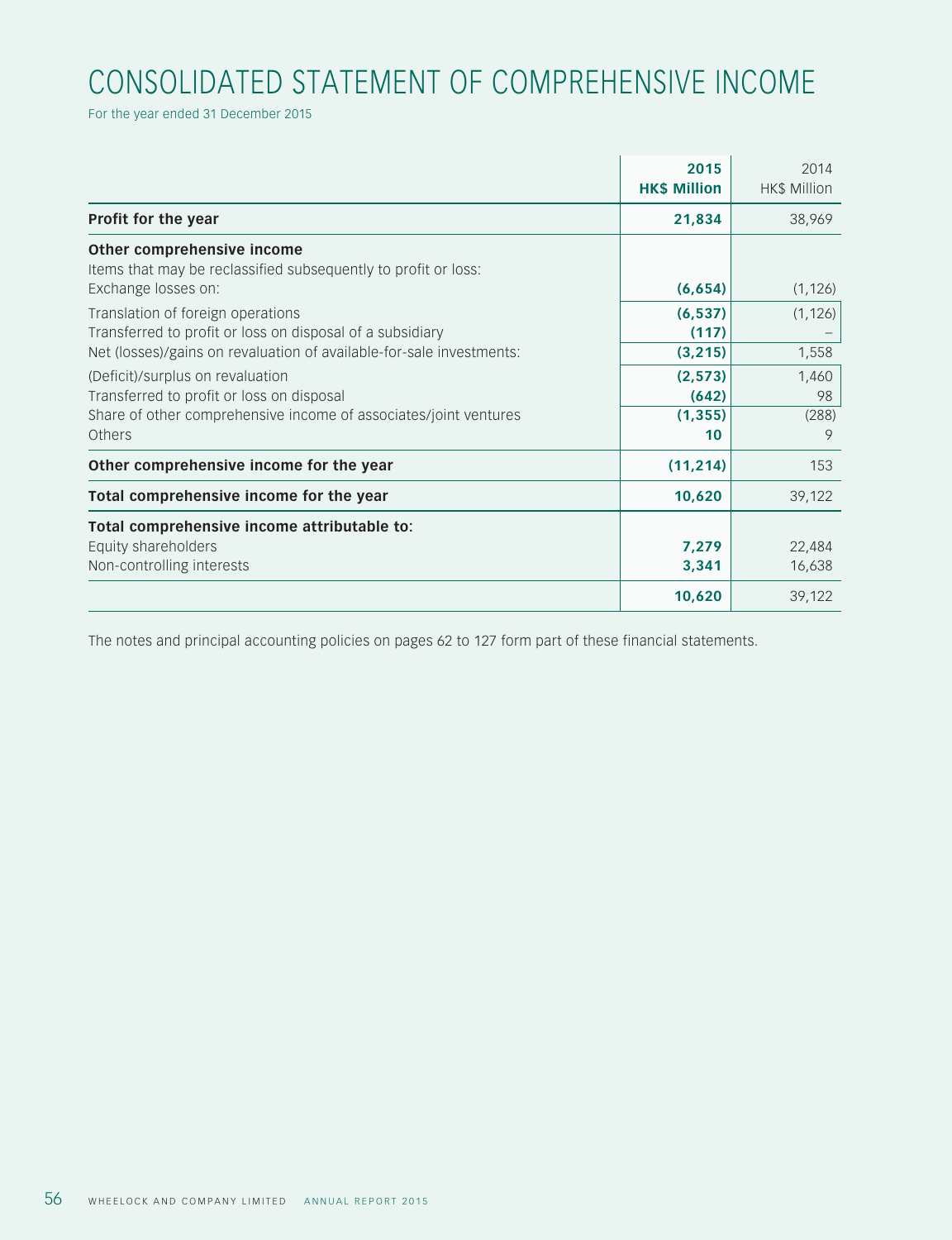# CONSOLIDATED STATEMENT OF COMPREHENSIVE INCOME

For the year ended 31 December 2015

| | 2015<br>HK$ Million | 2014<br>HK$ Million |
|---|---|---|
| **Profit for the year** | **21,834** | 38,969 |
| **Other comprehensive income** | | |
| Items that may be reclassified subsequently to profit or loss: | | |
| Exchange losses on: | **(6,654)** | (1,126) |
| Translation of foreign operations | **(6,537)** | (1,126) |
| Transferred to profit or loss on disposal of a subsidiary | **(117)** | – |
| Net (losses)/gains on revaluation of available-for-sale investments: | **(3,215)** | 1,558 |
| (Deficit)/surplus on revaluation | **(2,573)** | 1,460 |
| Transferred to profit or loss on disposal | **(642)** | 98 |
| Share of other comprehensive income of associates/joint ventures | **(1,355)** | (288) |
| Others | **10** | 9 |
| **Other comprehensive income for the year** | **(11,214)** | 153 |
| **Total comprehensive income for the year** | **10,620** | 39,122 |
| **Total comprehensive income attributable to:** | | |
| Equity shareholders | **7,279** | 22,484 |
| Non-controlling interests | **3,341** | 16,638 |
| | **10,620** | 39,122 |

The notes and principal accounting policies on pages 62 to 127 form part of these financial statements.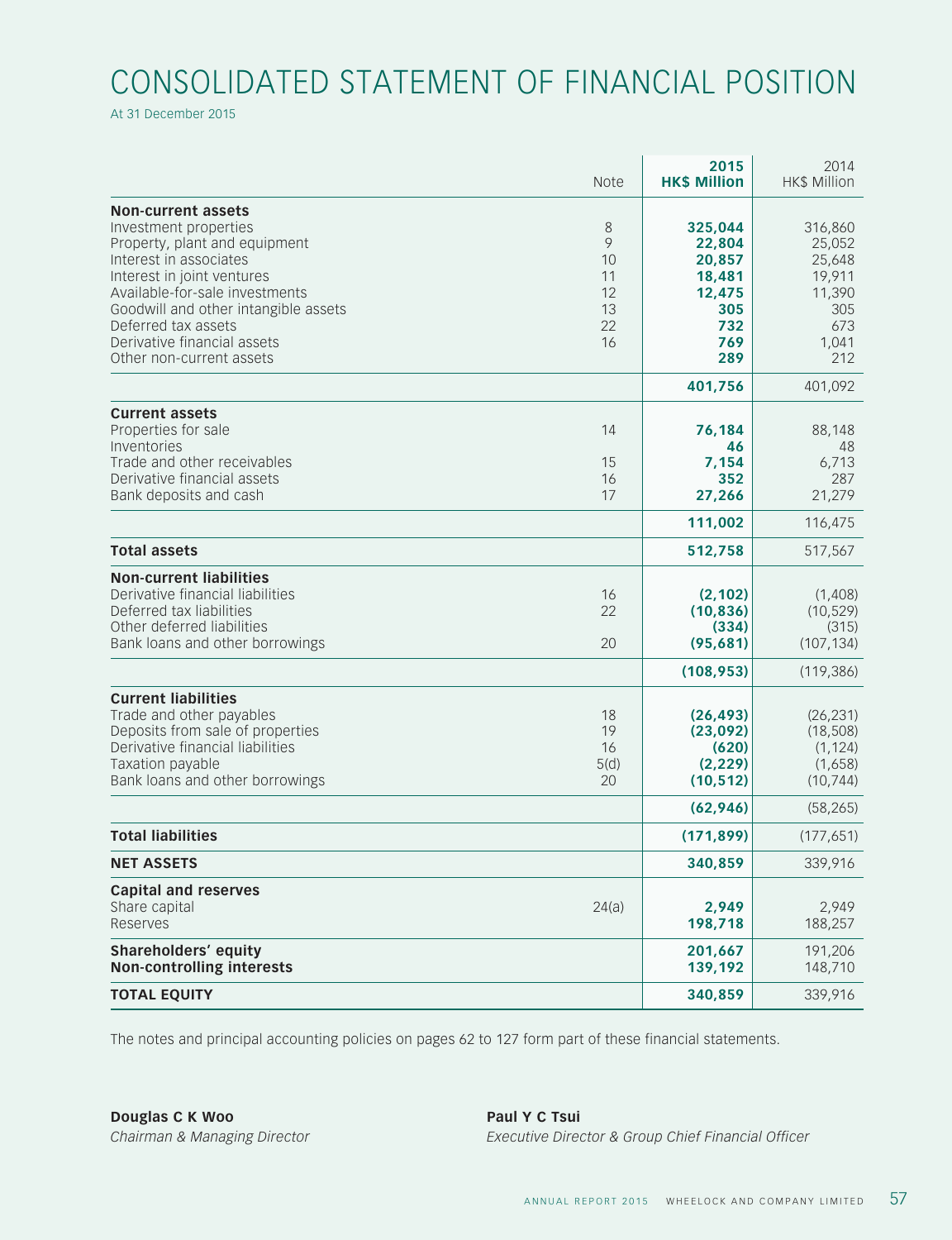# CONSOLIDATED STATEMENT OF FINANCIAL POSITION

At 31 December 2015

| | Note | 2015 HK$ Million | 2014 HK$ Million |
|---|---|---|---|
| **Non-current assets** | | | |
| Investment properties | 8 | **325,044** | 316,860 |
| Property, plant and equipment | 9 | **22,804** | 25,052 |
| Interest in associates | 10 | **20,857** | 25,648 |
| Interest in joint ventures | 11 | **18,481** | 19,911 |
| Available-for-sale investments | 12 | **12,475** | 11,390 |
| Goodwill and other intangible assets | 13 | **305** | 305 |
| Deferred tax assets | 22 | **732** | 673 |
| Derivative financial assets | 16 | **769** | 1,041 |
| Other non-current assets | | **289** | 212 |
| | | **401,756** | 401,092 |
| **Current assets** | | | |
| Properties for sale | 14 | **76,184** | 88,148 |
| Inventories | | **46** | 48 |
| Trade and other receivables | 15 | **7,154** | 6,713 |
| Derivative financial assets | 16 | **352** | 287 |
| Bank deposits and cash | 17 | **27,266** | 21,279 |
| | | **111,002** | 116,475 |
| **Total assets** | | **512,758** | 517,567 |
| **Non-current liabilities** | | | |
| Derivative financial liabilities | 16 | **(2,102)** | (1,408) |
| Deferred tax liabilities | 22 | **(10,836)** | (10,529) |
| Other deferred liabilities | | **(334)** | (315) |
| Bank loans and other borrowings | 20 | **(95,681)** | (107,134) |
| | | **(108,953)** | (119,386) |
| **Current liabilities** | | | |
| Trade and other payables | 18 | **(26,493)** | (26,231) |
| Deposits from sale of properties | 19 | **(23,092)** | (18,508) |
| Derivative financial liabilities | 16 | **(620)** | (1,124) |
| Taxation payable | 5(d) | **(2,229)** | (1,658) |
| Bank loans and other borrowings | 20 | **(10,512)** | (10,744) |
| | | **(62,946)** | (58,265) |
| **Total liabilities** | | **(171,899)** | (177,651) |
| **NET ASSETS** | | **340,859** | 339,916 |
| **Capital and reserves** | | | |
| Share capital | 24(a) | **2,949** | 2,949 |
| Reserves | | **198,718** | 188,257 |
| **Shareholders' equity** | | **201,667** | 191,206 |
| **Non-controlling interests** | | **139,192** | 148,710 |
| **TOTAL EQUITY** | | **340,859** | 339,916 |

The notes and principal accounting policies on pages 62 to 127 form part of these financial statements.

**Douglas C K Woo**
*Chairman & Managing Director*

**Paul Y C Tsui**
*Executive Director & Group Chief Financial Officer*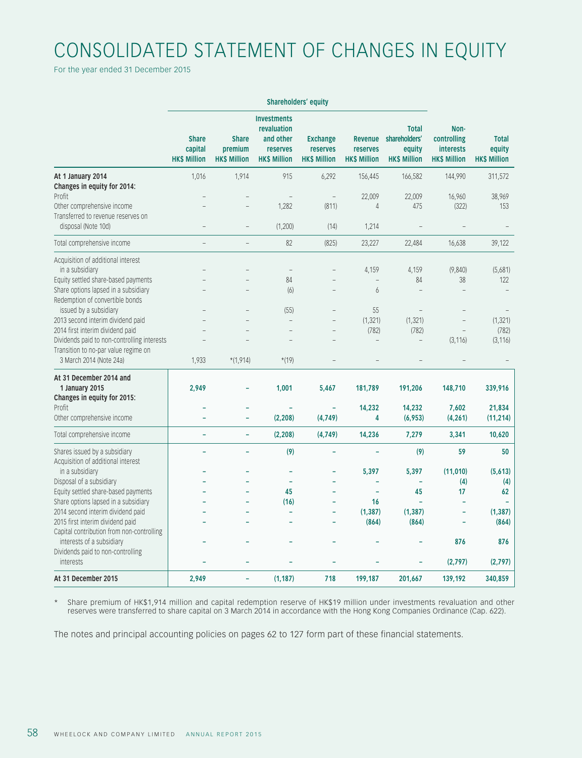# CONSOLIDATED STATEMENT OF CHANGES IN EQUITY

For the year ended 31 December 2015

| | Shareholders' equity | | | | | | | |
|---|---|---|---|---|---|---|---|---|
| | Share capital HK$ Million | Share premium HK$ Million | Investments revaluation and other reserves HK$ Million | Exchange reserves HK$ Million | Revenue reserves HK$ Million | Total shareholders' equity HK$ Million | Non-controlling interests HK$ Million | Total equity HK$ Million |
| **At 1 January 2014** | 1,016 | 1,914 | 915 | 6,292 | 156,445 | 166,582 | 144,990 | 311,572 |
| **Changes in equity for 2014:** | | | | | | | | |
| Profit | – | – | – | – | 22,009 | 22,009 | 16,960 | 38,969 |
| Other comprehensive income | – | – | 1,282 | (811) | 4 | 475 | (322) | 153 |
| Transferred to revenue reserves on disposal (Note 10d) | – | – | (1,200) | (14) | 1,214 | – | – | – |
| Total comprehensive income | – | – | 82 | (825) | 23,227 | 22,484 | 16,638 | 39,122 |
| Acquisition of additional interest in a subsidiary | – | – | – | – | 4,159 | 4,159 | (9,840) | (5,681) |
| Equity settled share-based payments | – | – | 84 | – | – | 84 | 38 | 122 |
| Share options lapsed in a subsidiary | – | – | (6) | – | 6 | – | – | – |
| Redemption of convertible bonds issued by a subsidiary | – | – | (55) | – | 55 | – | – | – |
| 2013 second interim dividend paid | – | – | – | – | (1,321) | (1,321) | – | (1,321) |
| 2014 first interim dividend paid | – | – | – | – | (782) | (782) | – | (782) |
| Dividends paid to non-controlling interests | – | – | – | – | – | – | (3,116) | (3,116) |
| Transition to no-par value regime on 3 March 2014 (Note 24a) | 1,933 | *(1,914) | *(19) | – | – | – | – | – |
| **At 31 December 2014 and 1 January 2015** | **2,949** | **–** | **1,001** | **5,467** | **181,789** | **191,206** | **148,710** | **339,916** |
| **Changes in equity for 2015:** | | | | | | | | |
| Profit | **–** | **–** | **–** | **–** | **14,232** | **14,232** | **7,602** | **21,834** |
| Other comprehensive income | **–** | **–** | **(2,208)** | **(4,749)** | **4** | **(6,953)** | **(4,261)** | **(11,214)** |
| Total comprehensive income | **–** | **–** | **(2,208)** | **(4,749)** | **14,236** | **7,279** | **3,341** | **10,620** |
| Shares issued by a subsidiary | **–** | **–** | **(9)** | **–** | **–** | **(9)** | **59** | **50** |
| Acquisition of additional interest in a subsidiary | **–** | **–** | **–** | **–** | **5,397** | **5,397** | **(11,010)** | **(5,613)** |
| Disposal of a subsidiary | **–** | **–** | **–** | **–** | **–** | **–** | **(4)** | **(4)** |
| Equity settled share-based payments | **–** | **–** | **45** | **–** | **–** | **45** | **17** | **62** |
| Share options lapsed in a subsidiary | **–** | **–** | **(16)** | **–** | **16** | **–** | **–** | **–** |
| 2014 second interim dividend paid | **–** | **–** | **–** | **–** | **(1,387)** | **(1,387)** | **–** | **(1,387)** |
| 2015 first interim dividend paid | **–** | **–** | **–** | **–** | **(864)** | **(864)** | **–** | **(864)** |
| Capital contribution from non-controlling interests of a subsidiary | **–** | **–** | **–** | **–** | **–** | **–** | **876** | **876** |
| Dividends paid to non-controlling interests | **–** | **–** | **–** | **–** | **–** | **–** | **(2,797)** | **(2,797)** |
| **At 31 December 2015** | **2,949** | **–** | **(1,187)** | **718** | **199,187** | **201,667** | **139,192** | **340,859** |

\* Share premium of HK$1,914 million and capital redemption reserve of HK$19 million under investments revaluation and other reserves were transferred to share capital on 3 March 2014 in accordance with the Hong Kong Companies Ordinance (Cap. 622).

The notes and principal accounting policies on pages 62 to 127 form part of these financial statements.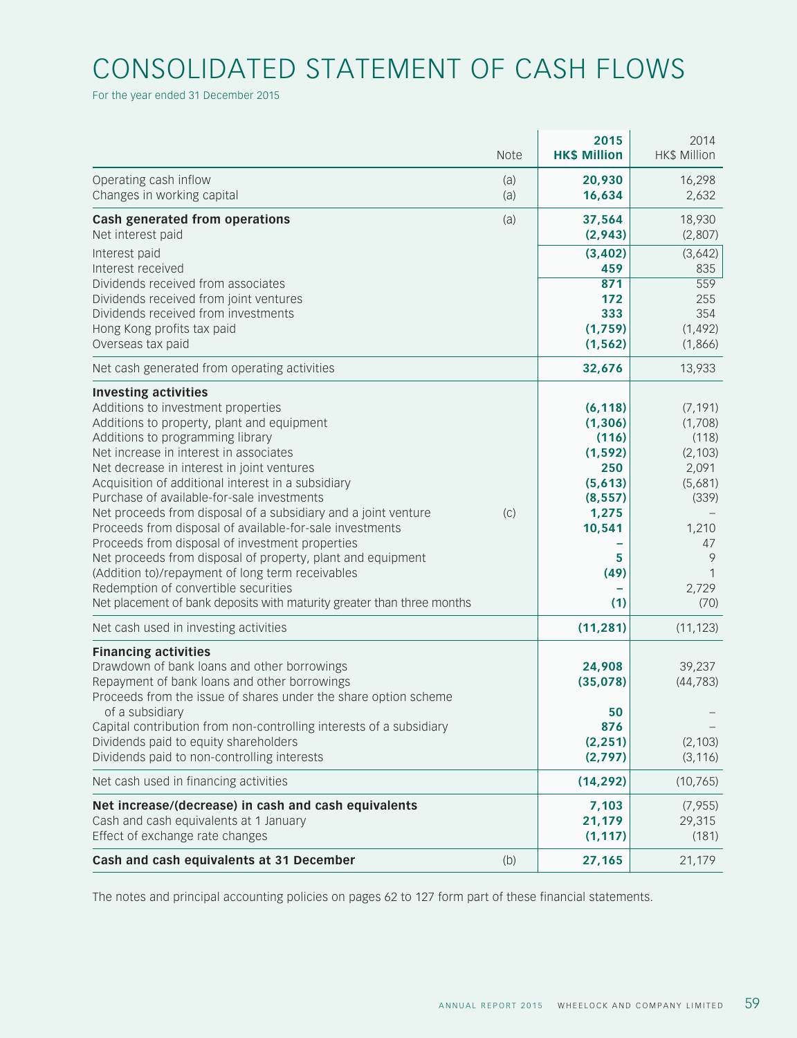# CONSOLIDATED STATEMENT OF CASH FLOWS

For the year ended 31 December 2015

| | Note | 2015 HK$ Million | 2014 HK$ Million |
|---|---|---|---|
| Operating cash inflow | (a) | **20,930** | 16,298 |
| Changes in working capital | (a) | **16,634** | 2,632 |
| **Cash generated from operations** | (a) | **37,564** | 18,930 |
| Net interest paid | | **(2,943)** | (2,807) |
| Interest paid | | **(3,402)** | (3,642) |
| Interest received | | **459** | 835 |
| Dividends received from associates | | **871** | 559 |
| Dividends received from joint ventures | | **172** | 255 |
| Dividends received from investments | | **333** | 354 |
| Hong Kong profits tax paid | | **(1,759)** | (1,492) |
| Overseas tax paid | | **(1,562)** | (1,866) |
| Net cash generated from operating activities | | **32,676** | 13,933 |
| **Investing activities** | | | |
| Additions to investment properties | | **(6,118)** | (7,191) |
| Additions to property, plant and equipment | | **(1,306)** | (1,708) |
| Additions to programming library | | **(116)** | (118) |
| Net increase in interest in associates | | **(1,592)** | (2,103) |
| Net decrease in interest in joint ventures | | **250** | 2,091 |
| Acquisition of additional interest in a subsidiary | | **(5,613)** | (5,681) |
| Purchase of available-for-sale investments | | **(8,557)** | (339) |
| Net proceeds from disposal of a subsidiary and a joint venture | (c) | **1,275** | – |
| Proceeds from disposal of available-for-sale investments | | **10,541** | 1,210 |
| Proceeds from disposal of investment properties | | **–** | 47 |
| Net proceeds from disposal of property, plant and equipment | | **5** | 9 |
| (Addition to)/repayment of long term receivables | | **(49)** | 1 |
| Redemption of convertible securities | | **–** | 2,729 |
| Net placement of bank deposits with maturity greater than three months | | **(1)** | (70) |
| Net cash used in investing activities | | **(11,281)** | (11,123) |
| **Financing activities** | | | |
| Drawdown of bank loans and other borrowings | | **24,908** | 39,237 |
| Repayment of bank loans and other borrowings | | **(35,078)** | (44,783) |
| Proceeds from the issue of shares under the share option scheme of a subsidiary | | **50** | – |
| Capital contribution from non-controlling interests of a subsidiary | | **876** | – |
| Dividends paid to equity shareholders | | **(2,251)** | (2,103) |
| Dividends paid to non-controlling interests | | **(2,797)** | (3,116) |
| Net cash used in financing activities | | **(14,292)** | (10,765) |
| **Net increase/(decrease) in cash and cash equivalents** | | **7,103** | (7,955) |
| Cash and cash equivalents at 1 January | | **21,179** | 29,315 |
| Effect of exchange rate changes | | **(1,117)** | (181) |
| **Cash and cash equivalents at 31 December** | (b) | **27,165** | 21,179 |

The notes and principal accounting policies on pages 62 to 127 form part of these financial statements.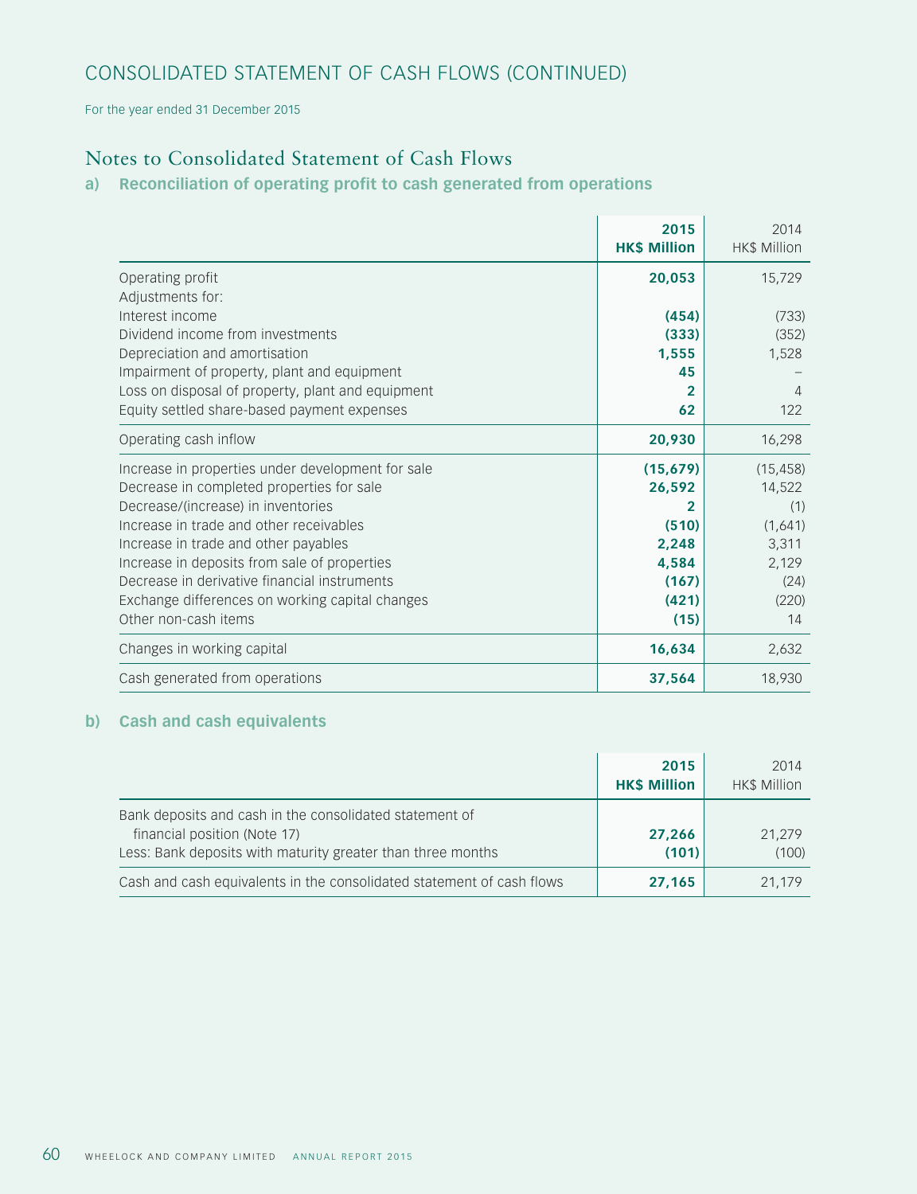# CONSOLIDATED STATEMENT OF CASH FLOWS (CONTINUED)

For the year ended 31 December 2015

## Notes to Consolidated Statement of Cash Flows

### a) Reconciliation of operating profit to cash generated from operations

| | **2015 HK$ Million** | 2014 HK$ Million |
|---|---|---|
| Operating profit | **20,053** | 15,729 |
| Adjustments for: | | |
| Interest income | **(454)** | (733) |
| Dividend income from investments | **(333)** | (352) |
| Depreciation and amortisation | **1,555** | 1,528 |
| Impairment of property, plant and equipment | **45** | – |
| Loss on disposal of property, plant and equipment | **2** | 4 |
| Equity settled share-based payment expenses | **62** | 122 |
| Operating cash inflow | **20,930** | 16,298 |
| Increase in properties under development for sale | **(15,679)** | (15,458) |
| Decrease in completed properties for sale | **26,592** | 14,522 |
| Decrease/(increase) in inventories | **2** | (1) |
| Increase in trade and other receivables | **(510)** | (1,641) |
| Increase in trade and other payables | **2,248** | 3,311 |
| Increase in deposits from sale of properties | **4,584** | 2,129 |
| Decrease in derivative financial instruments | **(167)** | (24) |
| Exchange differences on working capital changes | **(421)** | (220) |
| Other non-cash items | **(15)** | 14 |
| Changes in working capital | **16,634** | 2,632 |
| Cash generated from operations | **37,564** | 18,930 |

### b) Cash and cash equivalents

| | **2015 HK$ Million** | 2014 HK$ Million |
|---|---|---|
| Bank deposits and cash in the consolidated statement of financial position (Note 17) | **27,266** | 21,279 |
| Less: Bank deposits with maturity greater than three months | **(101)** | (100) |
| Cash and cash equivalents in the consolidated statement of cash flows | **27,165** | 21,179 |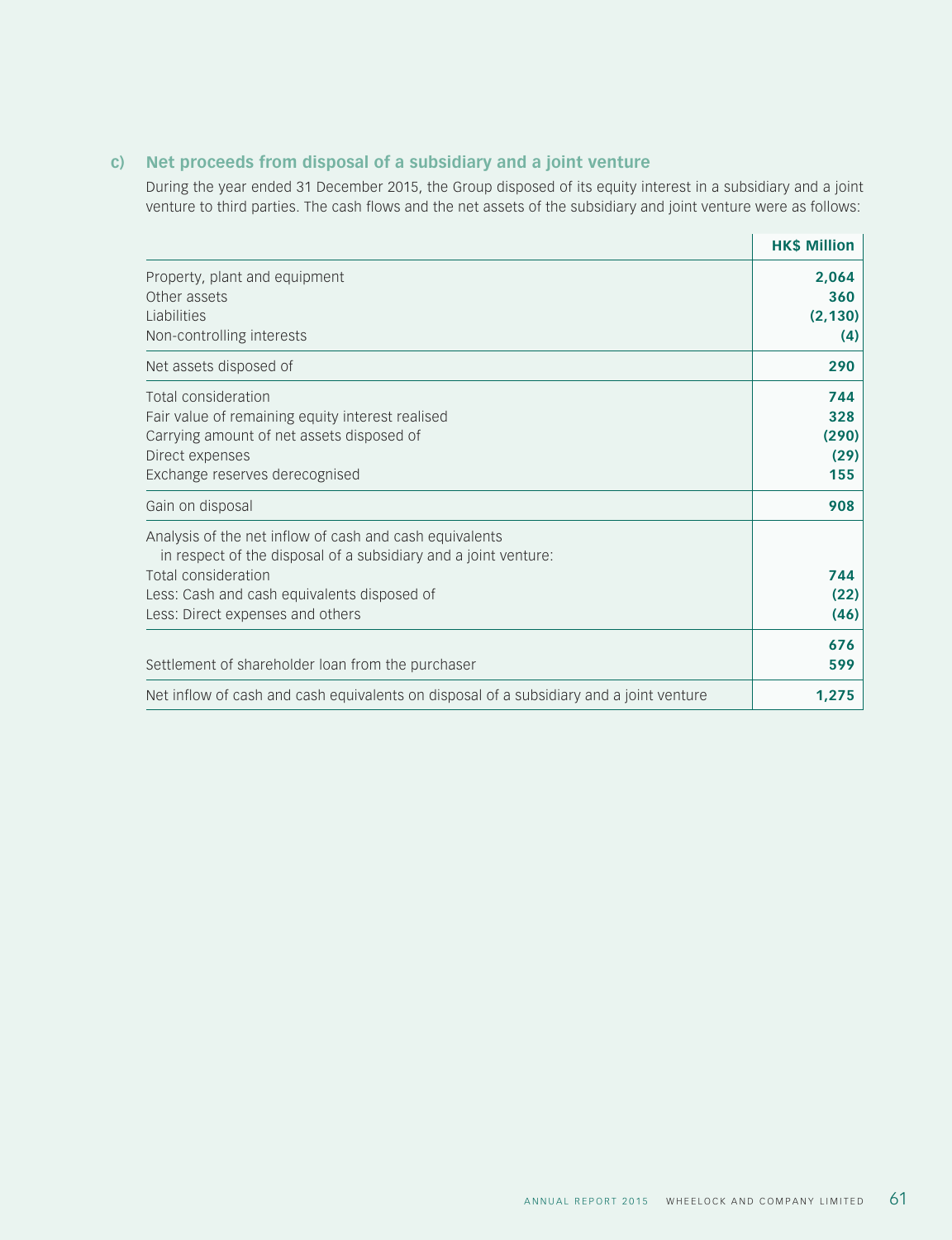### c) Net proceeds from disposal of a subsidiary and a joint venture

During the year ended 31 December 2015, the Group disposed of its equity interest in a subsidiary and a joint venture to third parties. The cash flows and the net assets of the subsidiary and joint venture were as follows:

| | HK$ Million |
|---|---|
| Property, plant and equipment | **2,064** |
| Other assets | **360** |
| Liabilities | **(2,130)** |
| Non-controlling interests | **(4)** |
| Net assets disposed of | **290** |
| Total consideration | **744** |
| Fair value of remaining equity interest realised | **328** |
| Carrying amount of net assets disposed of | **(290)** |
| Direct expenses | **(29)** |
| Exchange reserves derecognised | **155** |
| Gain on disposal | **908** |
| Analysis of the net inflow of cash and cash equivalents in respect of the disposal of a subsidiary and a joint venture: | |
| Total consideration | **744** |
| Less: Cash and cash equivalents disposed of | **(22)** |
| Less: Direct expenses and others | **(46)** |
| | **676** |
| Settlement of shareholder loan from the purchaser | **599** |
| Net inflow of cash and cash equivalents on disposal of a subsidiary and a joint venture | **1,275** |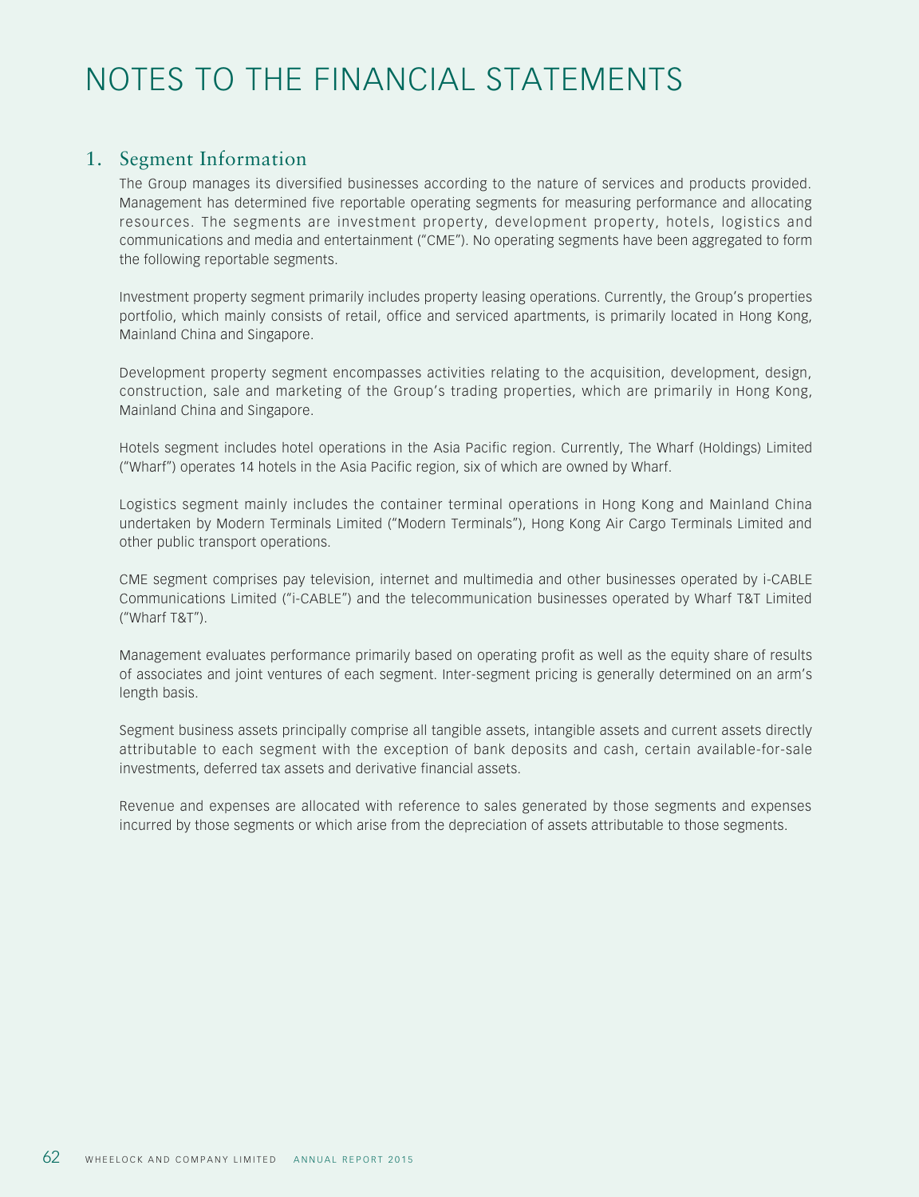# NOTES TO THE FINANCIAL STATEMENTS

## 1. Segment Information

The Group manages its diversified businesses according to the nature of services and products provided. Management has determined five reportable operating segments for measuring performance and allocating resources. The segments are investment property, development property, hotels, logistics and communications and media and entertainment ("CME"). No operating segments have been aggregated to form the following reportable segments.

Investment property segment primarily includes property leasing operations. Currently, the Group's properties portfolio, which mainly consists of retail, office and serviced apartments, is primarily located in Hong Kong, Mainland China and Singapore.

Development property segment encompasses activities relating to the acquisition, development, design, construction, sale and marketing of the Group's trading properties, which are primarily in Hong Kong, Mainland China and Singapore.

Hotels segment includes hotel operations in the Asia Pacific region. Currently, The Wharf (Holdings) Limited ("Wharf") operates 14 hotels in the Asia Pacific region, six of which are owned by Wharf.

Logistics segment mainly includes the container terminal operations in Hong Kong and Mainland China undertaken by Modern Terminals Limited ("Modern Terminals"), Hong Kong Air Cargo Terminals Limited and other public transport operations.

CME segment comprises pay television, internet and multimedia and other businesses operated by i-CABLE Communications Limited ("i-CABLE") and the telecommunication businesses operated by Wharf T&T Limited ("Wharf T&T").

Management evaluates performance primarily based on operating profit as well as the equity share of results of associates and joint ventures of each segment. Inter-segment pricing is generally determined on an arm's length basis.

Segment business assets principally comprise all tangible assets, intangible assets and current assets directly attributable to each segment with the exception of bank deposits and cash, certain available-for-sale investments, deferred tax assets and derivative financial assets.

Revenue and expenses are allocated with reference to sales generated by those segments and expenses incurred by those segments or which arise from the depreciation of assets attributable to those segments.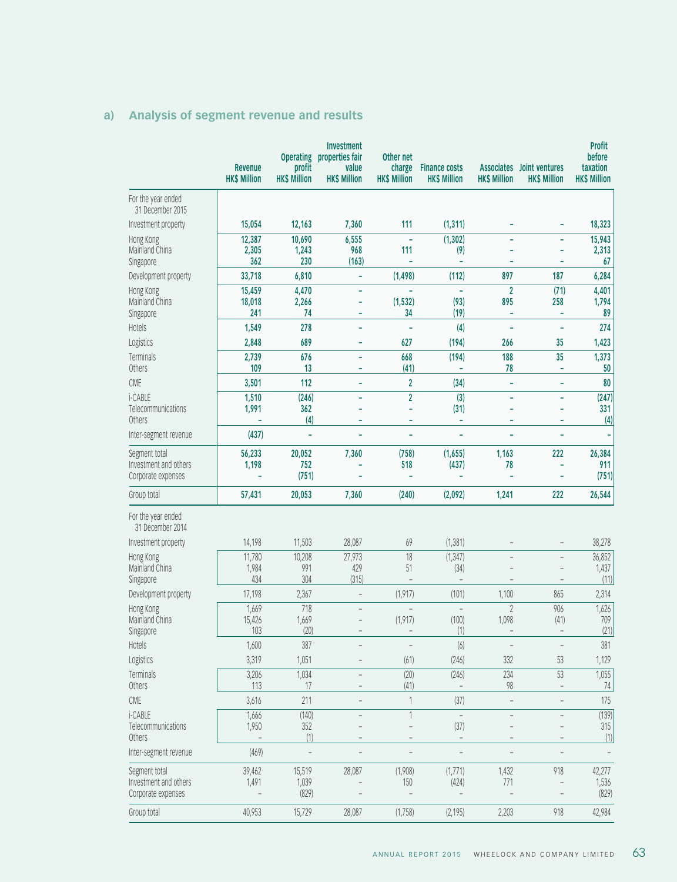## a) Analysis of segment revenue and results

| | Revenue HK$ Million | Operating profit HK$ Million | Investment properties fair value HK$ Million | Other net charge HK$ Million | Finance costs HK$ Million | Associates HK$ Million | Joint ventures HK$ Million | Profit before taxation HK$ Million |
|---|---|---|---|---|---|---|---|---|
| **For the year ended 31 December 2015** | | | | | | | | |
| Investment property | **15,054** | **12,163** | **7,360** | **111** | **(1,311)** | **–** | **–** | **18,323** |
| Hong Kong | **12,387** | **10,690** | **6,555** | **–** | **(1,302)** | **–** | **–** | **15,943** |
| Mainland China | **2,305** | **1,243** | **968** | **111** | **(9)** | **–** | **–** | **2,313** |
| Singapore | **362** | **230** | **(163)** | **–** | **–** | **–** | **–** | **67** |
| Development property | **33,718** | **6,810** | **–** | **(1,498)** | **(112)** | **897** | **187** | **6,284** |
| Hong Kong | **15,459** | **4,470** | **–** | **–** | **–** | **2** | **(71)** | **4,401** |
| Mainland China | **18,018** | **2,266** | **–** | **(1,532)** | **(93)** | **895** | **258** | **1,794** |
| Singapore | **241** | **74** | **–** | **34** | **(19)** | **–** | **–** | **89** |
| Hotels | **1,549** | **278** | **–** | **–** | **(4)** | **–** | **–** | **274** |
| Logistics | **2,848** | **689** | **–** | **627** | **(194)** | **266** | **35** | **1,423** |
| Terminals | **2,739** | **676** | **–** | **668** | **(194)** | **188** | **35** | **1,373** |
| Others | **109** | **13** | **–** | **(41)** | **–** | **78** | **–** | **50** |
| CME | **3,501** | **112** | **–** | **2** | **(34)** | **–** | **–** | **80** |
| i-CABLE | **1,510** | **(246)** | **–** | **2** | **(3)** | **–** | **–** | **(247)** |
| Telecommunications | **1,991** | **362** | **–** | **–** | **(31)** | **–** | **–** | **331** |
| Others | **–** | **(4)** | **–** | **–** | **–** | **–** | **–** | **(4)** |
| Inter-segment revenue | **(437)** | **–** | **–** | **–** | **–** | **–** | **–** | **–** |
| Segment total | **56,233** | **20,052** | **7,360** | **(758)** | **(1,655)** | **1,163** | **222** | **26,384** |
| Investment and others | **1,198** | **752** | **–** | **518** | **(437)** | **78** | **–** | **911** |
| Corporate expenses | **–** | **(751)** | **–** | **–** | **–** | **–** | **–** | **(751)** |
| Group total | **57,431** | **20,053** | **7,360** | **(240)** | **(2,092)** | **1,241** | **222** | **26,544** |
| **For the year ended 31 December 2014** | | | | | | | | |
| Investment property | 14,198 | 11,503 | 28,087 | 69 | (1,381) | – | – | 38,278 |
| Hong Kong | 11,780 | 10,208 | 27,973 | 18 | (1,347) | – | – | 36,852 |
| Mainland China | 1,984 | 991 | 429 | 51 | (34) | – | – | 1,437 |
| Singapore | 434 | 304 | (315) | – | – | – | – | (11) |
| Development property | 17,198 | 2,367 | – | (1,917) | (101) | 1,100 | 865 | 2,314 |
| Hong Kong | 1,669 | 718 | – | – | – | 2 | 906 | 1,626 |
| Mainland China | 15,426 | 1,669 | – | (1,917) | (100) | 1,098 | (41) | 709 |
| Singapore | 103 | (20) | – | – | (1) | – | – | (21) |
| Hotels | 1,600 | 387 | – | – | (6) | – | – | 381 |
| Logistics | 3,319 | 1,051 | – | (61) | (246) | 332 | 53 | 1,129 |
| Terminals | 3,206 | 1,034 | – | (20) | (246) | 234 | 53 | 1,055 |
| Others | 113 | 17 | – | (41) | – | 98 | – | 74 |
| CME | 3,616 | 211 | – | 1 | (37) | – | – | 175 |
| i-CABLE | 1,666 | (140) | – | 1 | – | – | – | (139) |
| Telecommunications | 1,950 | 352 | – | – | (37) | – | – | 315 |
| Others | – | (1) | – | – | – | – | – | (1) |
| Inter-segment revenue | (469) | – | – | – | – | – | – | – |
| Segment total | 39,462 | 15,519 | 28,087 | (1,908) | (1,771) | 1,432 | 918 | 42,277 |
| Investment and others | 1,491 | 1,039 | – | 150 | (424) | 771 | – | 1,536 |
| Corporate expenses | – | (829) | – | – | – | – | – | (829) |
| Group total | 40,953 | 15,729 | 28,087 | (1,758) | (2,195) | 2,203 | 918 | 42,984 |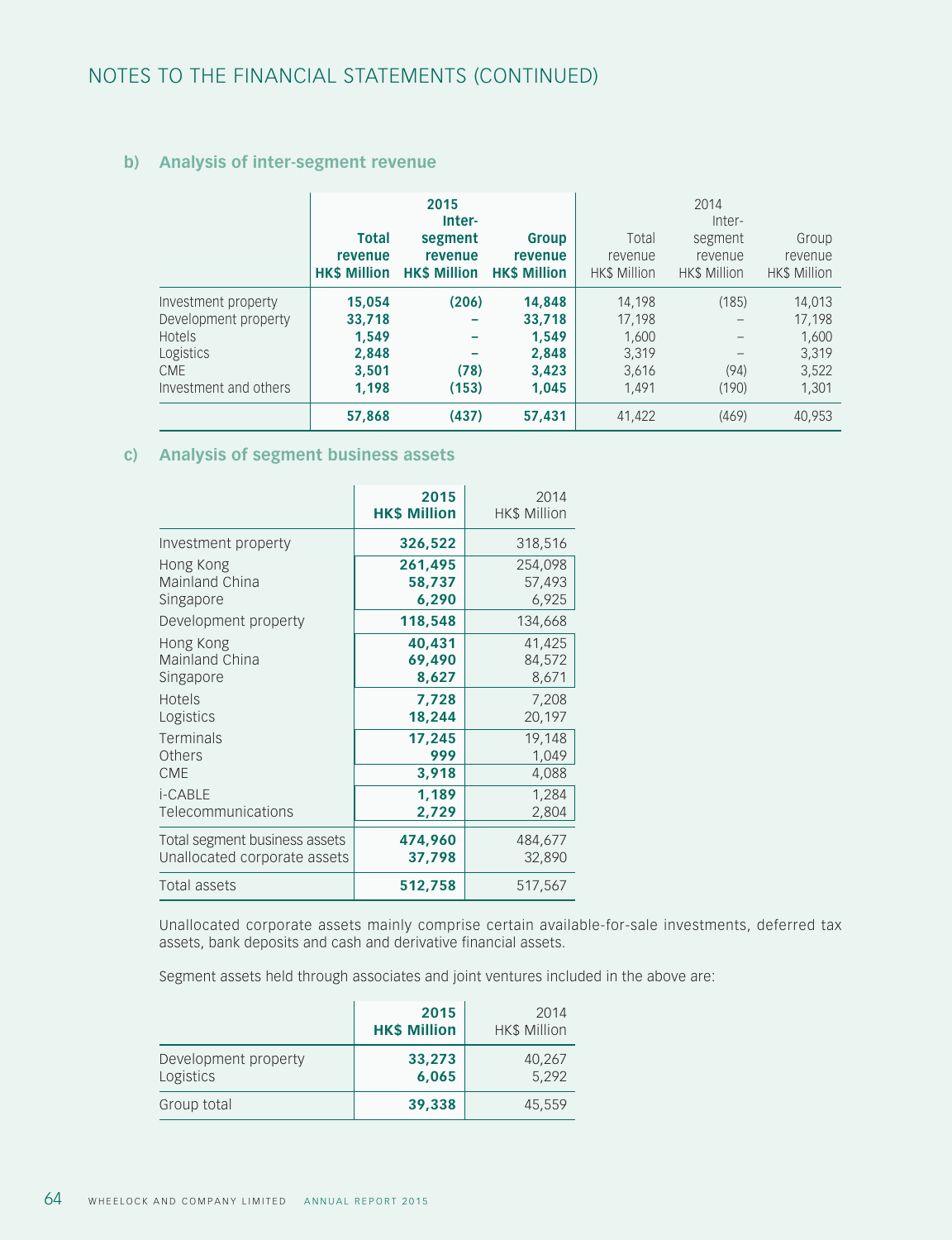# NOTES TO THE FINANCIAL STATEMENTS (CONTINUED)

## b) Analysis of inter-segment revenue

| | 2015 | | | 2014 | | |
|---|---|---|---|---|---|---|
| | **Total revenue HK$ Million** | **Inter-segment revenue HK$ Million** | **Group revenue HK$ Million** | Total revenue HK$ Million | Inter-segment revenue HK$ Million | Group revenue HK$ Million |
| Investment property | **15,054** | **(206)** | **14,848** | 14,198 | (185) | 14,013 |
| Development property | **33,718** | **–** | **33,718** | 17,198 | – | 17,198 |
| Hotels | **1,549** | **–** | **1,549** | 1,600 | – | 1,600 |
| Logistics | **2,848** | **–** | **2,848** | 3,319 | – | 3,319 |
| CME | **3,501** | **(78)** | **3,423** | 3,616 | (94) | 3,522 |
| Investment and others | **1,198** | **(153)** | **1,045** | 1,491 | (190) | 1,301 |
| | **57,868** | **(437)** | **57,431** | 41,422 | (469) | 40,953 |

## c) Analysis of segment business assets

| | **2015 HK$ Million** | 2014 HK$ Million |
|---|---|---|
| Investment property | **326,522** | 318,516 |
| Hong Kong | **261,495** | 254,098 |
| Mainland China | **58,737** | 57,493 |
| Singapore | **6,290** | 6,925 |
| Development property | **118,548** | 134,668 |
| Hong Kong | **40,431** | 41,425 |
| Mainland China | **69,490** | 84,572 |
| Singapore | **8,627** | 8,671 |
| Hotels | **7,728** | 7,208 |
| Logistics | **18,244** | 20,197 |
| Terminals | **17,245** | 19,148 |
| Others | **999** | 1,049 |
| CME | **3,918** | 4,088 |
| i-CABLE | **1,189** | 1,284 |
| Telecommunications | **2,729** | 2,804 |
| Total segment business assets | **474,960** | 484,677 |
| Unallocated corporate assets | **37,798** | 32,890 |
| Total assets | **512,758** | 517,567 |

Unallocated corporate assets mainly comprise certain available-for-sale investments, deferred tax assets, bank deposits and cash and derivative financial assets.

Segment assets held through associates and joint ventures included in the above are:

| | **2015 HK$ Million** | 2014 HK$ Million |
|---|---|---|
| Development property | **33,273** | 40,267 |
| Logistics | **6,065** | 5,292 |
| Group total | **39,338** | 45,559 |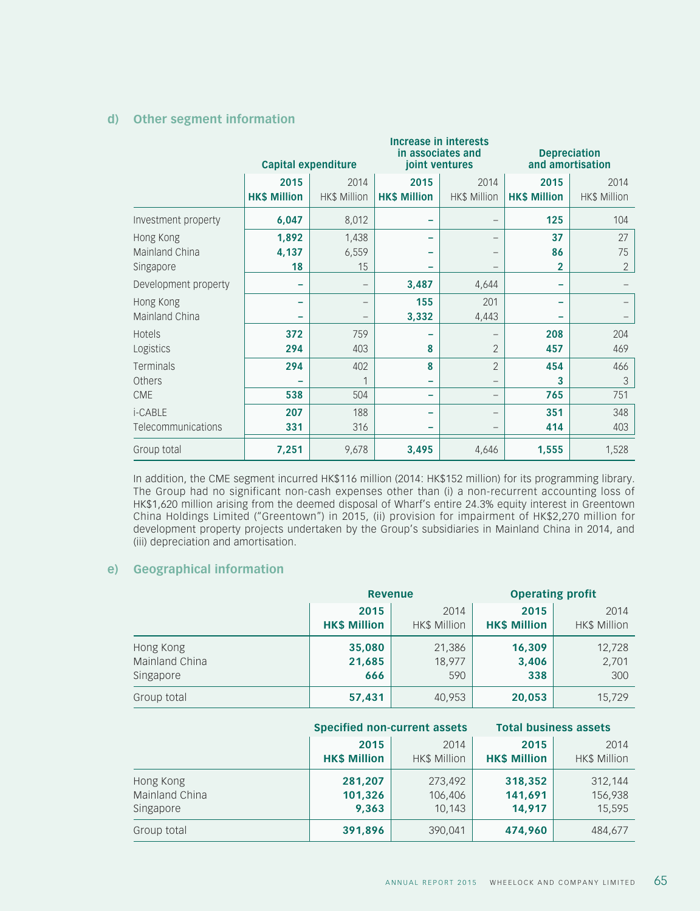## d) Other segment information

| | Capital expenditure | | Increase in interests in associates and joint ventures | | Depreciation and amortisation | |
|---|---|---|---|---|---|---|
| | **2015 HK$ Million** | 2014 HK$ Million | **2015 HK$ Million** | 2014 HK$ Million | **2015 HK$ Million** | 2014 HK$ Million |
| Investment property | **6,047** | 8,012 | **–** | – | **125** | 104 |
| Hong Kong | **1,892** | 1,438 | **–** | – | **37** | 27 |
| Mainland China | **4,137** | 6,559 | **–** | – | **86** | 75 |
| Singapore | **18** | 15 | **–** | – | **2** | 2 |
| Development property | **–** | – | **3,487** | 4,644 | **–** | – |
| Hong Kong | **–** | – | **155** | 201 | **–** | – |
| Mainland China | **–** | – | **3,332** | 4,443 | **–** | – |
| Hotels | **372** | 759 | **–** | – | **208** | 204 |
| Logistics | **294** | 403 | **8** | 2 | **457** | 469 |
| Terminals | **294** | 402 | **8** | 2 | **454** | 466 |
| Others | **–** | 1 | **–** | – | **3** | 3 |
| CME | **538** | 504 | **–** | – | **765** | 751 |
| i-CABLE | **207** | 188 | **–** | – | **351** | 348 |
| Telecommunications | **331** | 316 | **–** | – | **414** | 403 |
| Group total | **7,251** | 9,678 | **3,495** | 4,646 | **1,555** | 1,528 |

In addition, the CME segment incurred HK$116 million (2014: HK$152 million) for its programming library. The Group had no significant non-cash expenses other than (i) a non-recurrent accounting loss of HK$1,620 million arising from the deemed disposal of Wharf's entire 24.3% equity interest in Greentown China Holdings Limited ("Greentown") in 2015, (ii) provision for impairment of HK$2,270 million for development property projects undertaken by the Group's subsidiaries in Mainland China in 2014, and (iii) depreciation and amortisation.

## e) Geographical information

| | Revenue | | Operating profit | |
|---|---|---|---|---|
| | **2015 HK$ Million** | 2014 HK$ Million | **2015 HK$ Million** | 2014 HK$ Million |
| Hong Kong | **35,080** | 21,386 | **16,309** | 12,728 |
| Mainland China | **21,685** | 18,977 | **3,406** | 2,701 |
| Singapore | **666** | 590 | **338** | 300 |
| Group total | **57,431** | 40,953 | **20,053** | 15,729 |

| | Specified non-current assets | | Total business assets | |
|---|---|---|---|---|
| | **2015 HK$ Million** | 2014 HK$ Million | **2015 HK$ Million** | 2014 HK$ Million |
| Hong Kong | **281,207** | 273,492 | **318,352** | 312,144 |
| Mainland China | **101,326** | 106,406 | **141,691** | 156,938 |
| Singapore | **9,363** | 10,143 | **14,917** | 15,595 |
| Group total | **391,896** | 390,041 | **474,960** | 484,677 |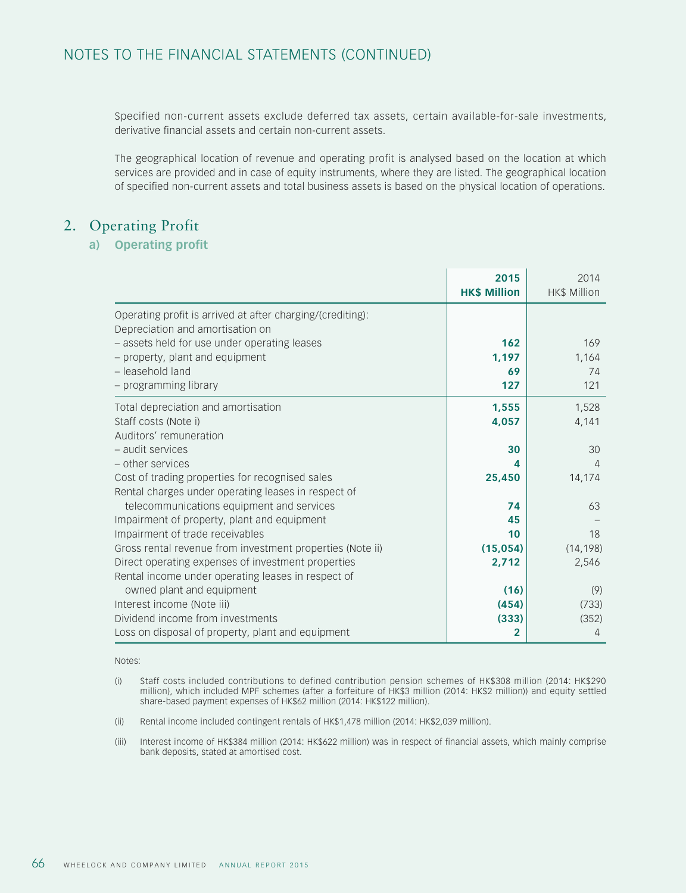Specified non-current assets exclude deferred tax assets, certain available-for-sale investments, derivative financial assets and certain non-current assets.

The geographical location of revenue and operating profit is analysed based on the location at which services are provided and in case of equity instruments, where they are listed. The geographical location of specified non-current assets and total business assets is based on the physical location of operations.

## 2. Operating Profit

### a) Operating profit

| | 2015 HK$ Million | 2014 HK$ Million |
|---|---|---|
| Operating profit is arrived at after charging/(crediting): | | |
| Depreciation and amortisation on | | |
| – assets held for use under operating leases | **162** | 169 |
| – property, plant and equipment | **1,197** | 1,164 |
| – leasehold land | **69** | 74 |
| – programming library | **127** | 121 |
| Total depreciation and amortisation | **1,555** | 1,528 |
| Staff costs (Note i) | **4,057** | 4,141 |
| Auditors' remuneration | | |
| – audit services | **30** | 30 |
| – other services | **4** | 4 |
| Cost of trading properties for recognised sales | **25,450** | 14,174 |
| Rental charges under operating leases in respect of telecommunications equipment and services | **74** | 63 |
| Impairment of property, plant and equipment | **45** | – |
| Impairment of trade receivables | **10** | 18 |
| Gross rental revenue from investment properties (Note ii) | **(15,054)** | (14,198) |
| Direct operating expenses of investment properties | **2,712** | 2,546 |
| Rental income under operating leases in respect of owned plant and equipment | **(16)** | (9) |
| Interest income (Note iii) | **(454)** | (733) |
| Dividend income from investments | **(333)** | (352) |
| Loss on disposal of property, plant and equipment | **2** | 4 |

Notes:

(i) Staff costs included contributions to defined contribution pension schemes of HK$308 million (2014: HK$290 million), which included MPF schemes (after a forfeiture of HK$3 million (2014: HK$2 million)) and equity settled share-based payment expenses of HK$62 million (2014: HK$122 million).

(ii) Rental income included contingent rentals of HK$1,478 million (2014: HK$2,039 million).

(iii) Interest income of HK$384 million (2014: HK$622 million) was in respect of financial assets, which mainly comprise bank deposits, stated at amortised cost.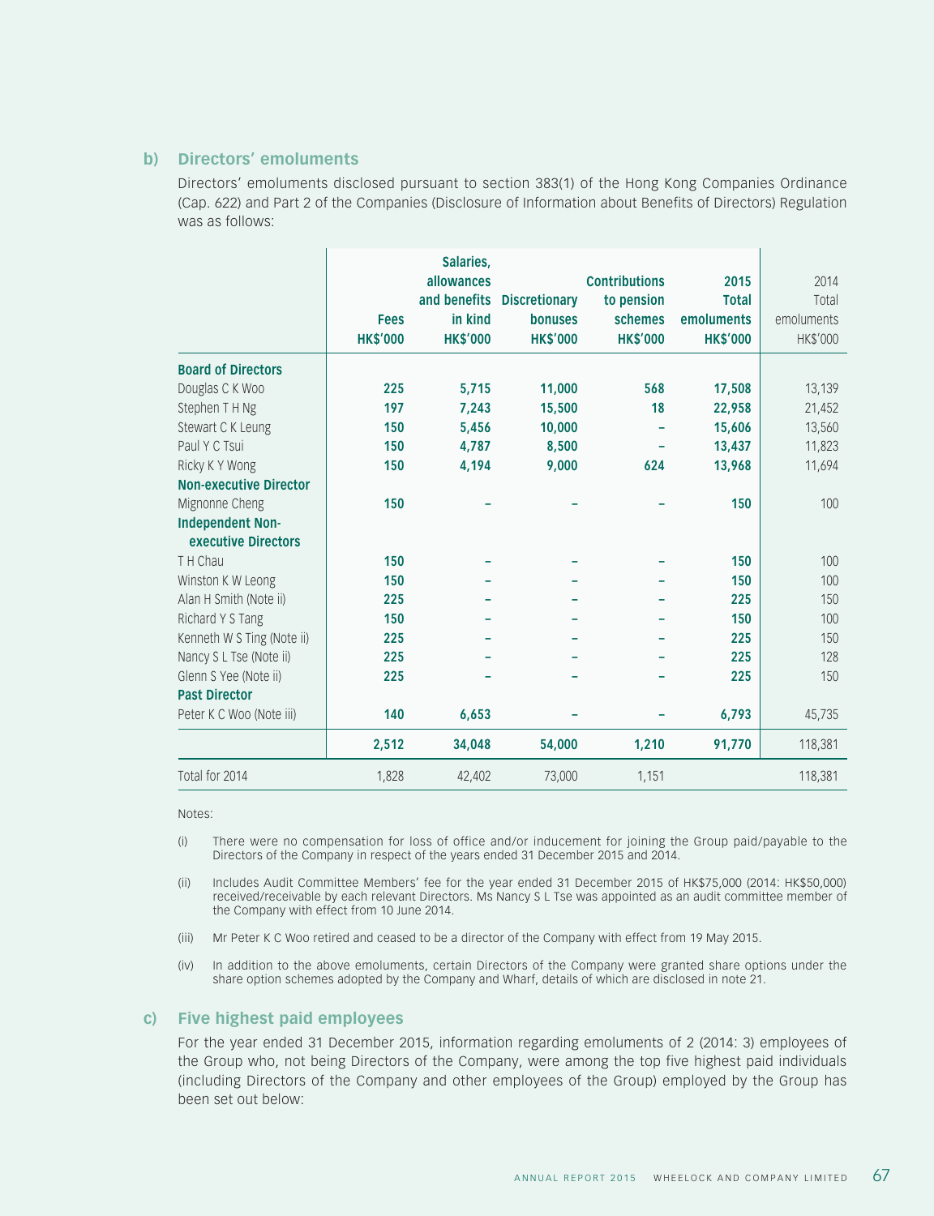### b) Directors' emoluments

Directors' emoluments disclosed pursuant to section 383(1) of the Hong Kong Companies Ordinance (Cap. 622) and Part 2 of the Companies (Disclosure of Information about Benefits of Directors) Regulation was as follows:

| | Fees HK$'000 | Salaries, allowances and benefits in kind HK$'000 | Discretionary bonuses HK$'000 | Contributions to pension schemes HK$'000 | 2015 Total emoluments HK$'000 | 2014 Total emoluments HK$'000 |
|---|---|---|---|---|---|---|
| **Board of Directors** | | | | | | |
| Douglas C K Woo | **225** | **5,715** | **11,000** | **568** | **17,508** | 13,139 |
| Stephen T H Ng | **197** | **7,243** | **15,500** | **18** | **22,958** | 21,452 |
| Stewart C K Leung | **150** | **5,456** | **10,000** | **–** | **15,606** | 13,560 |
| Paul Y C Tsui | **150** | **4,787** | **8,500** | **–** | **13,437** | 11,823 |
| Ricky K Y Wong | **150** | **4,194** | **9,000** | **624** | **13,968** | 11,694 |
| **Non-executive Director** | | | | | | |
| Mignonne Cheng | **150** | **–** | **–** | **–** | **150** | 100 |
| **Independent Non-executive Directors** | | | | | | |
| T H Chau | **150** | **–** | **–** | **–** | **150** | 100 |
| Winston K W Leong | **150** | **–** | **–** | **–** | **150** | 100 |
| Alan H Smith (Note ii) | **225** | **–** | **–** | **–** | **225** | 150 |
| Richard Y S Tang | **150** | **–** | **–** | **–** | **150** | 100 |
| Kenneth W S Ting (Note ii) | **225** | **–** | **–** | **–** | **225** | 150 |
| Nancy S L Tse (Note ii) | **225** | **–** | **–** | **–** | **225** | 128 |
| Glenn S Yee (Note ii) | **225** | **–** | **–** | **–** | **225** | 150 |
| **Past Director** | | | | | | |
| Peter K C Woo (Note iii) | **140** | **6,653** | **–** | **–** | **6,793** | 45,735 |
| | **2,512** | **34,048** | **54,000** | **1,210** | **91,770** | 118,381 |
| Total for 2014 | 1,828 | 42,402 | 73,000 | 1,151 | | 118,381 |

Notes:

(i) There were no compensation for loss of office and/or inducement for joining the Group paid/payable to the Directors of the Company in respect of the years ended 31 December 2015 and 2014.

(ii) Includes Audit Committee Members' fee for the year ended 31 December 2015 of HK$75,000 (2014: HK$50,000) received/receivable by each relevant Directors. Ms Nancy S L Tse was appointed as an audit committee member of the Company with effect from 10 June 2014.

(iii) Mr Peter K C Woo retired and ceased to be a director of the Company with effect from 19 May 2015.

(iv) In addition to the above emoluments, certain Directors of the Company were granted share options under the share option schemes adopted by the Company and Wharf, details of which are disclosed in note 21.

### c) Five highest paid employees

For the year ended 31 December 2015, information regarding emoluments of 2 (2014: 3) employees of the Group who, not being Directors of the Company, were among the top five highest paid individuals (including Directors of the Company and other employees of the Group) employed by the Group has been set out below: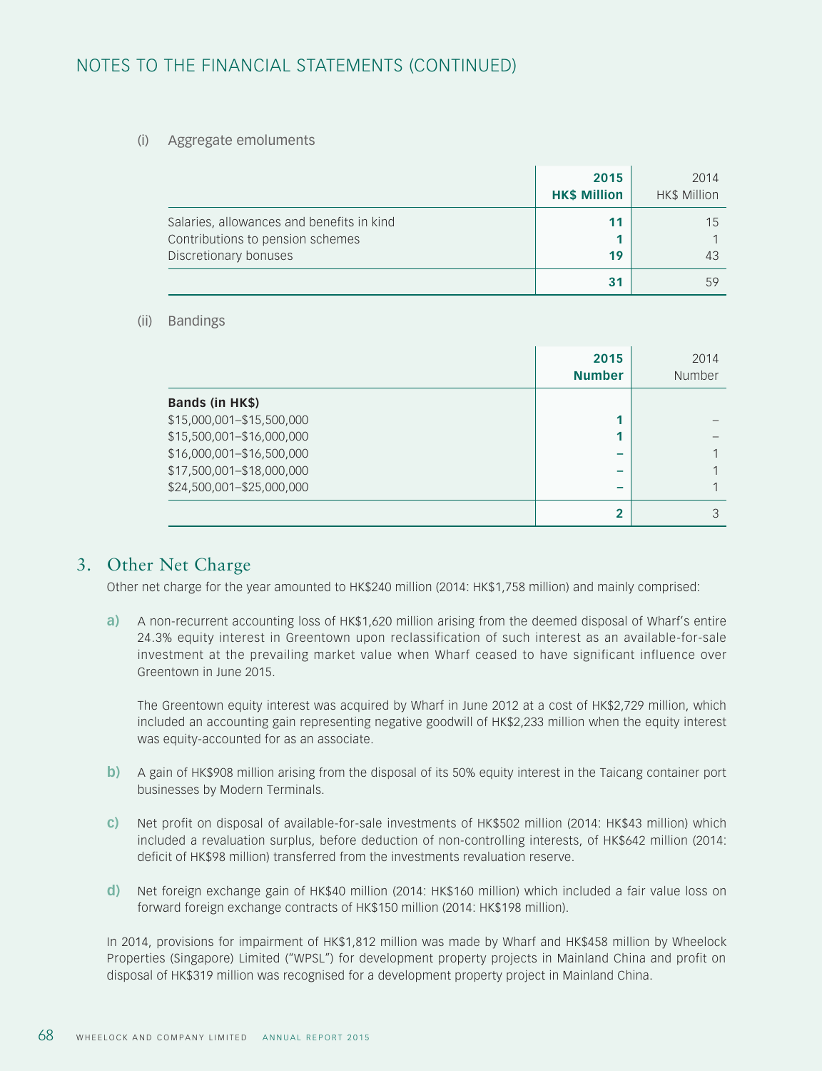# NOTES TO THE FINANCIAL STATEMENTS (CONTINUED)

(i) Aggregate emoluments

| | 2015 HK$ Million | 2014 HK$ Million |
|---|---|---|
| Salaries, allowances and benefits in kind | **11** | 15 |
| Contributions to pension schemes | **1** | 1 |
| Discretionary bonuses | **19** | 43 |
| | **31** | 59 |

(ii) Bandings

| | 2015 Number | 2014 Number |
|---|---|---|
| **Bands (in HK$)** | | |
| $15,000,001–$15,500,000 | **1** | – |
| $15,500,001–$16,000,000 | **1** | – |
| $16,000,001–$16,500,000 | **–** | 1 |
| $17,500,001–$18,000,000 | **–** | 1 |
| $24,500,001–$25,000,000 | **–** | 1 |
| | **2** | 3 |

## 3. Other Net Charge

Other net charge for the year amounted to HK$240 million (2014: HK$1,758 million) and mainly comprised:

**a)** A non-recurrent accounting loss of HK$1,620 million arising from the deemed disposal of Wharf's entire 24.3% equity interest in Greentown upon reclassification of such interest as an available-for-sale investment at the prevailing market value when Wharf ceased to have significant influence over Greentown in June 2015.

The Greentown equity interest was acquired by Wharf in June 2012 at a cost of HK$2,729 million, which included an accounting gain representing negative goodwill of HK$2,233 million when the equity interest was equity-accounted for as an associate.

**b)** A gain of HK$908 million arising from the disposal of its 50% equity interest in the Taicang container port businesses by Modern Terminals.

**c)** Net profit on disposal of available-for-sale investments of HK$502 million (2014: HK$43 million) which included a revaluation surplus, before deduction of non-controlling interests, of HK$642 million (2014: deficit of HK$98 million) transferred from the investments revaluation reserve.

**d)** Net foreign exchange gain of HK$40 million (2014: HK$160 million) which included a fair value loss on forward foreign exchange contracts of HK$150 million (2014: HK$198 million).

In 2014, provisions for impairment of HK$1,812 million was made by Wharf and HK$458 million by Wheelock Properties (Singapore) Limited ("WPSL") for development property projects in Mainland China and profit on disposal of HK$319 million was recognised for a development property project in Mainland China.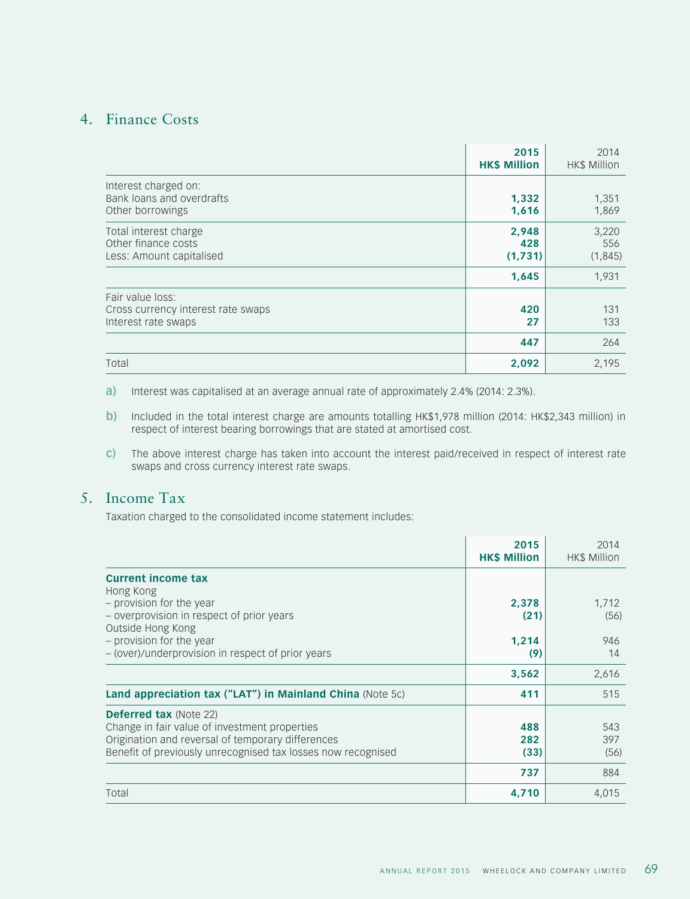## 4. Finance Costs

| | 2015 HK$ Million | 2014 HK$ Million |
|---|---|---|
| Interest charged on: | | |
| Bank loans and overdrafts | **1,332** | 1,351 |
| Other borrowings | **1,616** | 1,869 |
| Total interest charge | **2,948** | 3,220 |
| Other finance costs | **428** | 556 |
| Less: Amount capitalised | **(1,731)** | (1,845) |
| | **1,645** | 1,931 |
| Fair value loss: | | |
| Cross currency interest rate swaps | **420** | 131 |
| Interest rate swaps | **27** | 133 |
| | **447** | 264 |
| Total | **2,092** | 2,195 |

**a)** Interest was capitalised at an average annual rate of approximately 2.4% (2014: 2.3%).

**b)** Included in the total interest charge are amounts totalling HK$1,978 million (2014: HK$2,343 million) in respect of interest bearing borrowings that are stated at amortised cost.

**c)** The above interest charge has taken into account the interest paid/received in respect of interest rate swaps and cross currency interest rate swaps.

## 5. Income Tax

Taxation charged to the consolidated income statement includes:

| | 2015 HK$ Million | 2014 HK$ Million |
|---|---|---|
| **Current income tax** | | |
| Hong Kong | | |
| – provision for the year | **2,378** | 1,712 |
| – overprovision in respect of prior years | **(21)** | (56) |
| Outside Hong Kong | | |
| – provision for the year | **1,214** | 946 |
| – (over)/underprovision in respect of prior years | **(9)** | 14 |
| | **3,562** | 2,616 |
| **Land appreciation tax ("LAT") in Mainland China** (Note 5c) | **411** | 515 |
| **Deferred tax** (Note 22) | | |
| Change in fair value of investment properties | **488** | 543 |
| Origination and reversal of temporary differences | **282** | 397 |
| Benefit of previously unrecognised tax losses now recognised | **(33)** | (56) |
| | **737** | 884 |
| Total | **4,710** | 4,015 |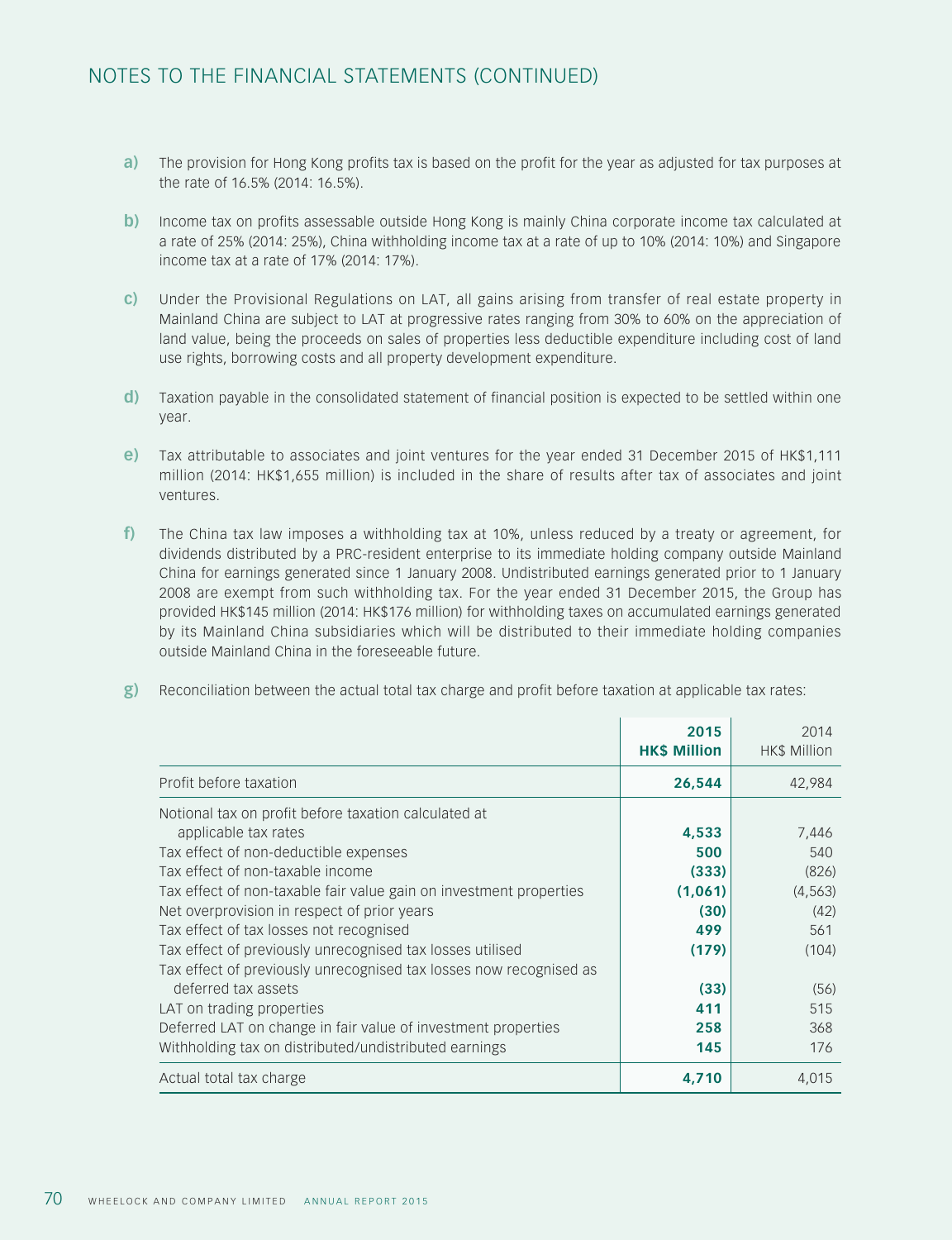# NOTES TO THE FINANCIAL STATEMENTS (CONTINUED)

**a)** The provision for Hong Kong profits tax is based on the profit for the year as adjusted for tax purposes at the rate of 16.5% (2014: 16.5%).

**b)** Income tax on profits assessable outside Hong Kong is mainly China corporate income tax calculated at a rate of 25% (2014: 25%), China withholding income tax at a rate of up to 10% (2014: 10%) and Singapore income tax at a rate of 17% (2014: 17%).

**c)** Under the Provisional Regulations on LAT, all gains arising from transfer of real estate property in Mainland China are subject to LAT at progressive rates ranging from 30% to 60% on the appreciation of land value, being the proceeds on sales of properties less deductible expenditure including cost of land use rights, borrowing costs and all property development expenditure.

**d)** Taxation payable in the consolidated statement of financial position is expected to be settled within one year.

**e)** Tax attributable to associates and joint ventures for the year ended 31 December 2015 of HK$1,111 million (2014: HK$1,655 million) is included in the share of results after tax of associates and joint ventures.

**f)** The China tax law imposes a withholding tax at 10%, unless reduced by a treaty or agreement, for dividends distributed by a PRC-resident enterprise to its immediate holding company outside Mainland China for earnings generated since 1 January 2008. Undistributed earnings generated prior to 1 January 2008 are exempt from such withholding tax. For the year ended 31 December 2015, the Group has provided HK$145 million (2014: HK$176 million) for withholding taxes on accumulated earnings generated by its Mainland China subsidiaries which will be distributed to their immediate holding companies outside Mainland China in the foreseeable future.

**g)** Reconciliation between the actual total tax charge and profit before taxation at applicable tax rates:

| | **2015 HK$ Million** | 2014 HK$ Million |
|---|---|---|
| Profit before taxation | **26,544** | 42,984 |
| Notional tax on profit before taxation calculated at applicable tax rates | **4,533** | 7,446 |
| Tax effect of non-deductible expenses | **500** | 540 |
| Tax effect of non-taxable income | **(333)** | (826) |
| Tax effect of non-taxable fair value gain on investment properties | **(1,061)** | (4,563) |
| Net overprovision in respect of prior years | **(30)** | (42) |
| Tax effect of tax losses not recognised | **499** | 561 |
| Tax effect of previously unrecognised tax losses utilised | **(179)** | (104) |
| Tax effect of previously unrecognised tax losses now recognised as deferred tax assets | **(33)** | (56) |
| LAT on trading properties | **411** | 515 |
| Deferred LAT on change in fair value of investment properties | **258** | 368 |
| Withholding tax on distributed/undistributed earnings | **145** | 176 |
| Actual total tax charge | **4,710** | 4,015 |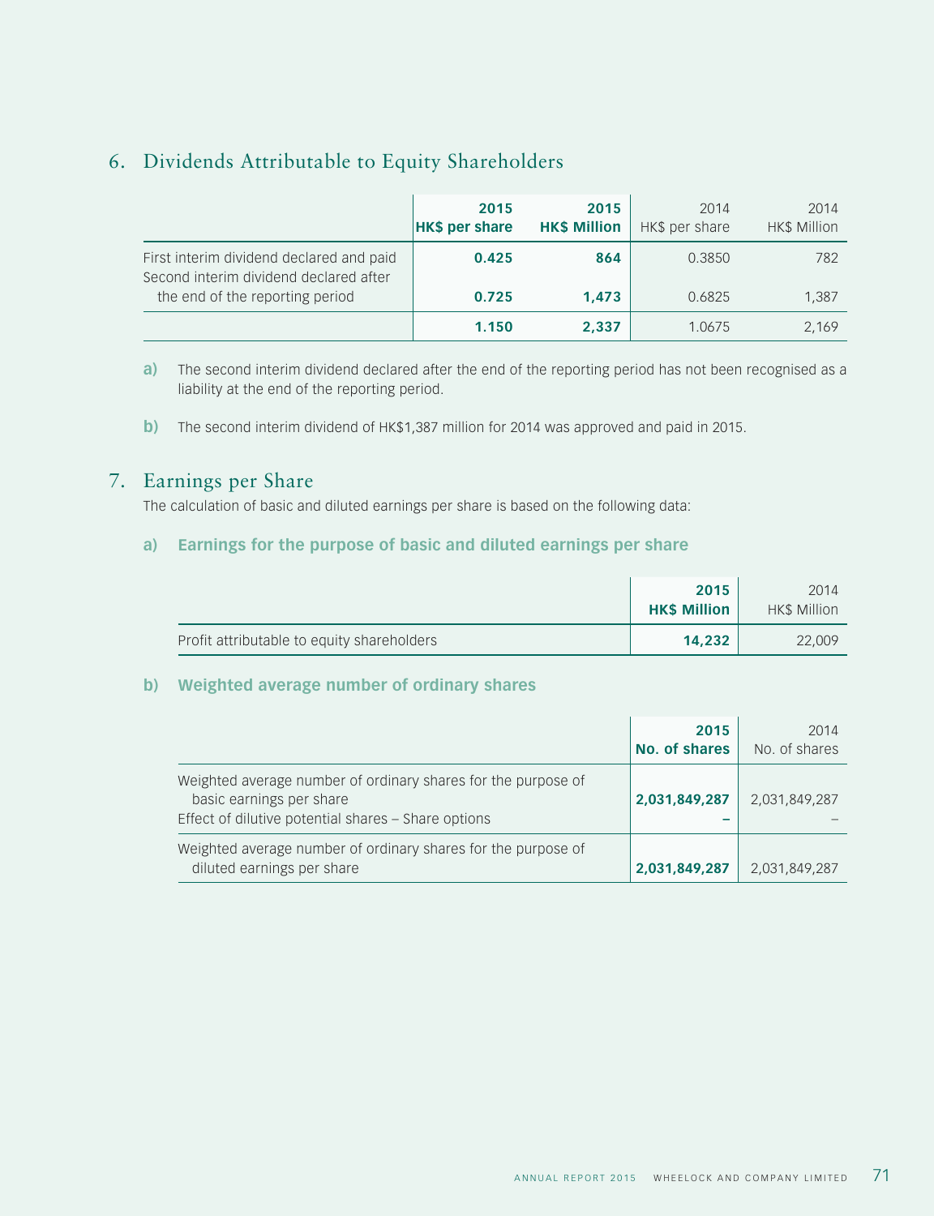## 6. Dividends Attributable to Equity Shareholders

| | **2015 HK$ per share** | **2015 HK$ Million** | 2014 HK$ per share | 2014 HK$ Million |
|---|---|---|---|---|
| First interim dividend declared and paid | **0.425** | **864** | 0.3850 | 782 |
| Second interim dividend declared after the end of the reporting period | **0.725** | **1,473** | 0.6825 | 1,387 |
| | **1.150** | **2,337** | 1.0675 | 2,169 |

**a)** The second interim dividend declared after the end of the reporting period has not been recognised as a liability at the end of the reporting period.

**b)** The second interim dividend of HK$1,387 million for 2014 was approved and paid in 2015.

## 7. Earnings per Share

The calculation of basic and diluted earnings per share is based on the following data:

### a) Earnings for the purpose of basic and diluted earnings per share

| | **2015 HK$ Million** | 2014 HK$ Million |
|---|---|---|
| Profit attributable to equity shareholders | **14,232** | 22,009 |

### b) Weighted average number of ordinary shares

| | **2015 No. of shares** | 2014 No. of shares |
|---|---|---|
| Weighted average number of ordinary shares for the purpose of basic earnings per share | **2,031,849,287** | 2,031,849,287 |
| Effect of dilutive potential shares – Share options | **–** | – |
| Weighted average number of ordinary shares for the purpose of diluted earnings per share | **2,031,849,287** | 2,031,849,287 |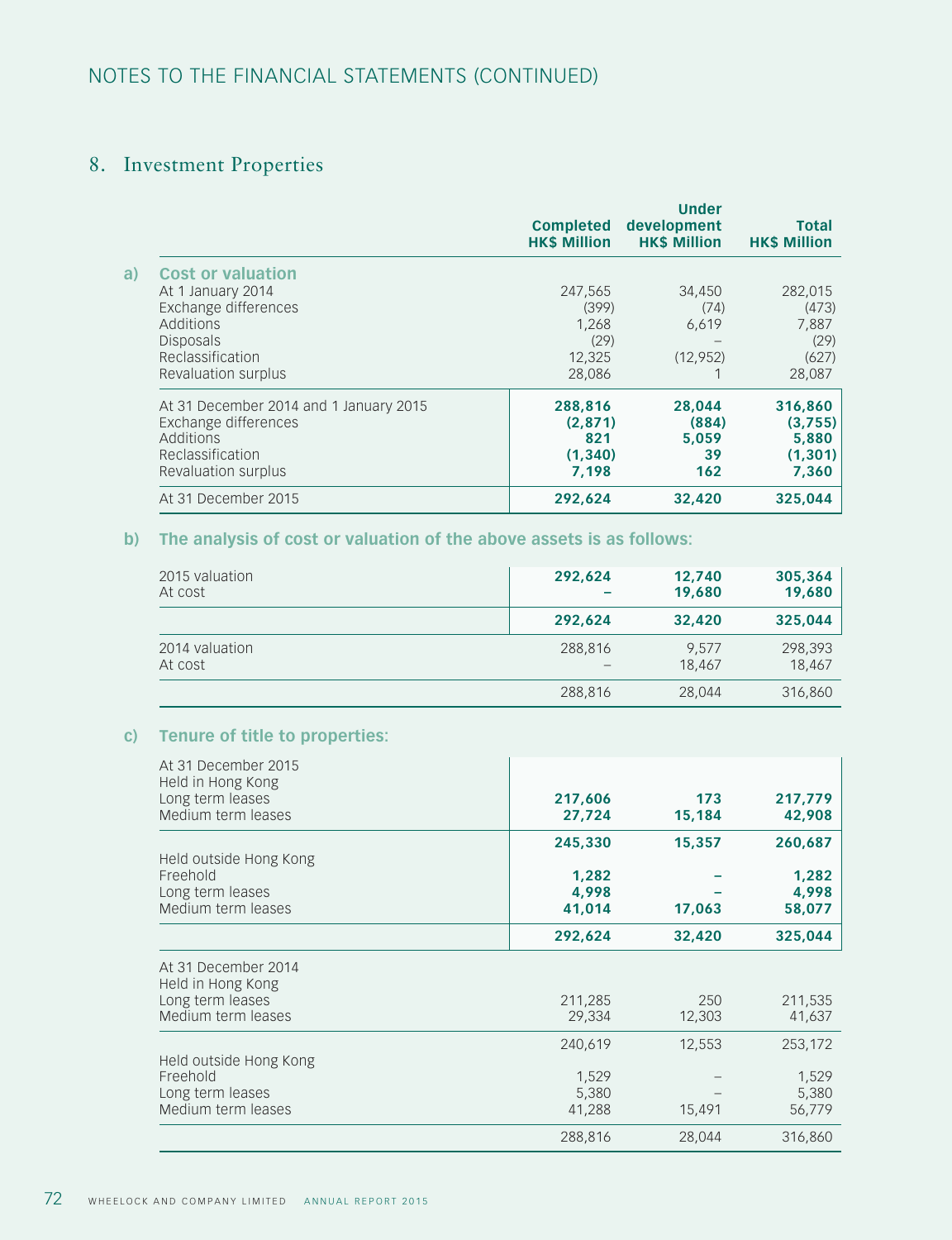# NOTES TO THE FINANCIAL STATEMENTS (CONTINUED)

## 8. Investment Properties

| | | Completed HK$ Million | Under development HK$ Million | Total HK$ Million |
|---|---|---|---|---|
| **a)** | **Cost or valuation** | | | |
| | At 1 January 2014 | 247,565 | 34,450 | 282,015 |
| | Exchange differences | (399) | (74) | (473) |
| | Additions | 1,268 | 6,619 | 7,887 |
| | Disposals | (29) | – | (29) |
| | Reclassification | 12,325 | (12,952) | (627) |
| | Revaluation surplus | 28,086 | 1 | 28,087 |
| | At 31 December 2014 and 1 January 2015 | **288,816** | **28,044** | **316,860** |
| | Exchange differences | **(2,871)** | **(884)** | **(3,755)** |
| | Additions | **821** | **5,059** | **5,880** |
| | Reclassification | **(1,340)** | **39** | **(1,301)** |
| | Revaluation surplus | **7,198** | **162** | **7,360** |
| | At 31 December 2015 | **292,624** | **32,420** | **325,044** |

**b) The analysis of cost or valuation of the above assets is as follows:**

| | Completed HK$ Million | Under development HK$ Million | Total HK$ Million |
|---|---|---|---|
| 2015 valuation | **292,624** | **12,740** | **305,364** |
| At cost | **–** | **19,680** | **19,680** |
| | **292,624** | **32,420** | **325,044** |
| 2014 valuation | 288,816 | 9,577 | 298,393 |
| At cost | – | 18,467 | 18,467 |
| | 288,816 | 28,044 | 316,860 |

**c) Tenure of title to properties:**

| | Completed HK$ Million | Under development HK$ Million | Total HK$ Million |
|---|---|---|---|
| At 31 December 2015 | | | |
| Held in Hong Kong | | | |
| Long term leases | **217,606** | **173** | **217,779** |
| Medium term leases | **27,724** | **15,184** | **42,908** |
| | **245,330** | **15,357** | **260,687** |
| Held outside Hong Kong | | | |
| Freehold | **1,282** | **–** | **1,282** |
| Long term leases | **4,998** | **–** | **4,998** |
| Medium term leases | **41,014** | **17,063** | **58,077** |
| | **292,624** | **32,420** | **325,044** |
| At 31 December 2014 | | | |
| Held in Hong Kong | | | |
| Long term leases | 211,285 | 250 | 211,535 |
| Medium term leases | 29,334 | 12,303 | 41,637 |
| | 240,619 | 12,553 | 253,172 |
| Held outside Hong Kong | | | |
| Freehold | 1,529 | – | 1,529 |
| Long term leases | 5,380 | – | 5,380 |
| Medium term leases | 41,288 | 15,491 | 56,779 |
| | 288,816 | 28,044 | 316,860 |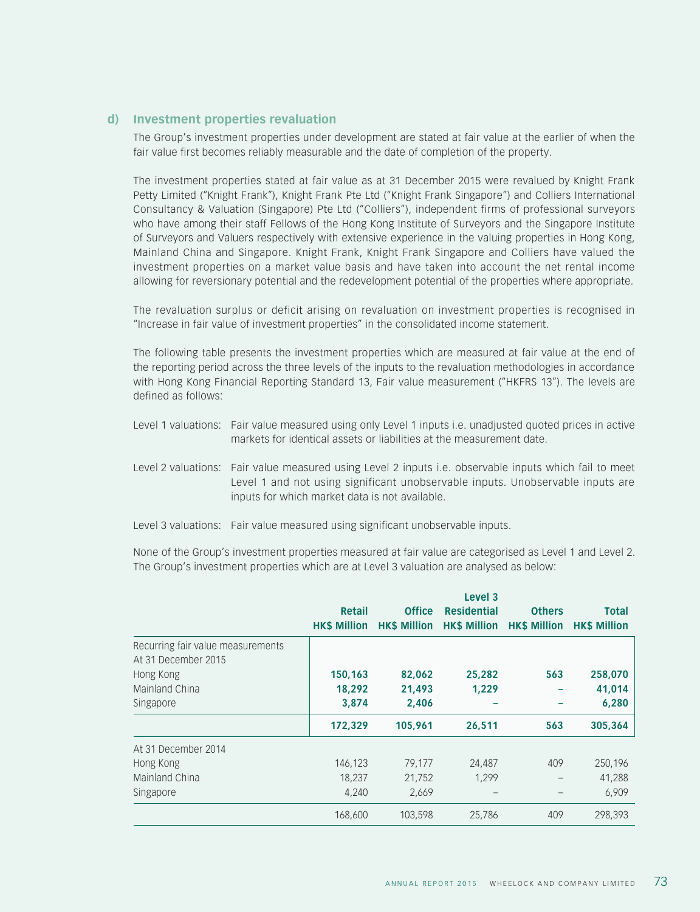### d) Investment properties revaluation

The Group's investment properties under development are stated at fair value at the earlier of when the fair value first becomes reliably measurable and the date of completion of the property.

The investment properties stated at fair value as at 31 December 2015 were revalued by Knight Frank Petty Limited ("Knight Frank"), Knight Frank Pte Ltd ("Knight Frank Singapore") and Colliers International Consultancy & Valuation (Singapore) Pte Ltd ("Colliers"), independent firms of professional surveyors who have among their staff Fellows of the Hong Kong Institute of Surveyors and the Singapore Institute of Surveyors and Valuers respectively with extensive experience in the valuing properties in Hong Kong, Mainland China and Singapore. Knight Frank, Knight Frank Singapore and Colliers have valued the investment properties on a market value basis and have taken into account the net rental income allowing for reversionary potential and the redevelopment potential of the properties where appropriate.

The revaluation surplus or deficit arising on revaluation on investment properties is recognised in "Increase in fair value of investment properties" in the consolidated income statement.

The following table presents the investment properties which are measured at fair value at the end of the reporting period across the three levels of the inputs to the revaluation methodologies in accordance with Hong Kong Financial Reporting Standard 13, Fair value measurement ("HKFRS 13"). The levels are defined as follows:

Level 1 valuations: Fair value measured using only Level 1 inputs i.e. unadjusted quoted prices in active markets for identical assets or liabilities at the measurement date.

Level 2 valuations: Fair value measured using Level 2 inputs i.e. observable inputs which fail to meet Level 1 and not using significant unobservable inputs. Unobservable inputs are inputs for which market data is not available.

Level 3 valuations: Fair value measured using significant unobservable inputs.

None of the Group's investment properties measured at fair value are categorised as Level 1 and Level 2. The Group's investment properties which are at Level 3 valuation are analysed as below:

| | | | Level 3 | | |
|---|---|---|---|---|---|
| | **Retail HK$ Million** | **Office HK$ Million** | **Residential HK$ Million** | **Others HK$ Million** | **Total HK$ Million** |
| Recurring fair value measurements | | | | | |
| At 31 December 2015 | | | | | |
| Hong Kong | **150,163** | **82,062** | **25,282** | **563** | **258,070** |
| Mainland China | **18,292** | **21,493** | **1,229** | **–** | **41,014** |
| Singapore | **3,874** | **2,406** | **–** | **–** | **6,280** |
| | **172,329** | **105,961** | **26,511** | **563** | **305,364** |
| At 31 December 2014 | | | | | |
| Hong Kong | 146,123 | 79,177 | 24,487 | 409 | 250,196 |
| Mainland China | 18,237 | 21,752 | 1,299 | – | 41,288 |
| Singapore | 4,240 | 2,669 | – | – | 6,909 |
| | 168,600 | 103,598 | 25,786 | 409 | 298,393 |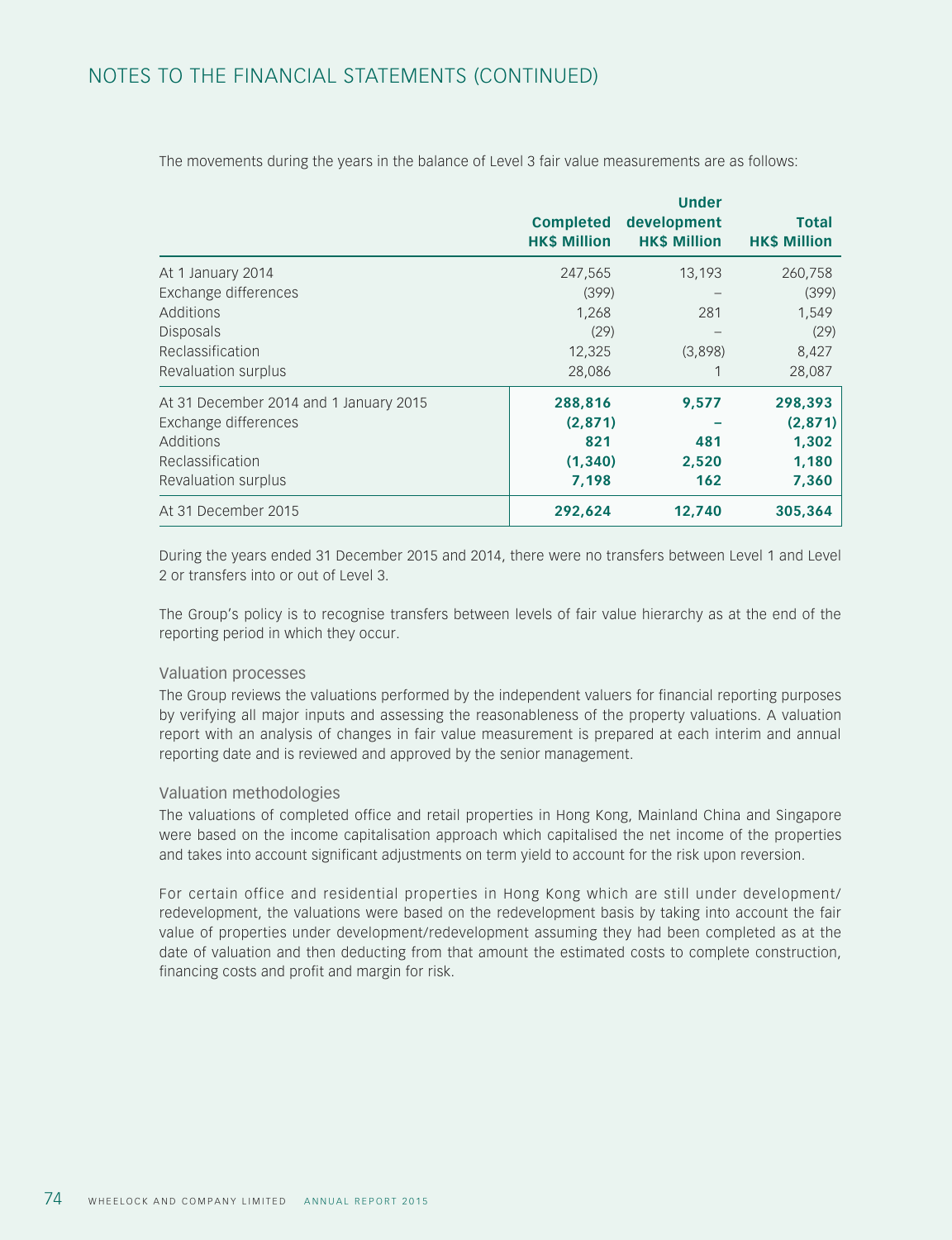# NOTES TO THE FINANCIAL STATEMENTS (CONTINUED)

The movements during the years in the balance of Level 3 fair value measurements are as follows:

| | Completed HK$ Million | Under development HK$ Million | Total HK$ Million |
|---|---|---|---|
| At 1 January 2014 | 247,565 | 13,193 | 260,758 |
| Exchange differences | (399) | – | (399) |
| Additions | 1,268 | 281 | 1,549 |
| Disposals | (29) | – | (29) |
| Reclassification | 12,325 | (3,898) | 8,427 |
| Revaluation surplus | 28,086 | 1 | 28,087 |
| At 31 December 2014 and 1 January 2015 | **288,816** | **9,577** | **298,393** |
| Exchange differences | **(2,871)** | **–** | **(2,871)** |
| Additions | **821** | **481** | **1,302** |
| Reclassification | **(1,340)** | **2,520** | **1,180** |
| Revaluation surplus | **7,198** | **162** | **7,360** |
| At 31 December 2015 | **292,624** | **12,740** | **305,364** |

During the years ended 31 December 2015 and 2014, there were no transfers between Level 1 and Level 2 or transfers into or out of Level 3.

The Group's policy is to recognise transfers between levels of fair value hierarchy as at the end of the reporting period in which they occur.

## Valuation processes

The Group reviews the valuations performed by the independent valuers for financial reporting purposes by verifying all major inputs and assessing the reasonableness of the property valuations. A valuation report with an analysis of changes in fair value measurement is prepared at each interim and annual reporting date and is reviewed and approved by the senior management.

## Valuation methodologies

The valuations of completed office and retail properties in Hong Kong, Mainland China and Singapore were based on the income capitalisation approach which capitalised the net income of the properties and takes into account significant adjustments on term yield to account for the risk upon reversion.

For certain office and residential properties in Hong Kong which are still under development/redevelopment, the valuations were based on the redevelopment basis by taking into account the fair value of properties under development/redevelopment assuming they had been completed as at the date of valuation and then deducting from that amount the estimated costs to complete construction, financing costs and profit and margin for risk.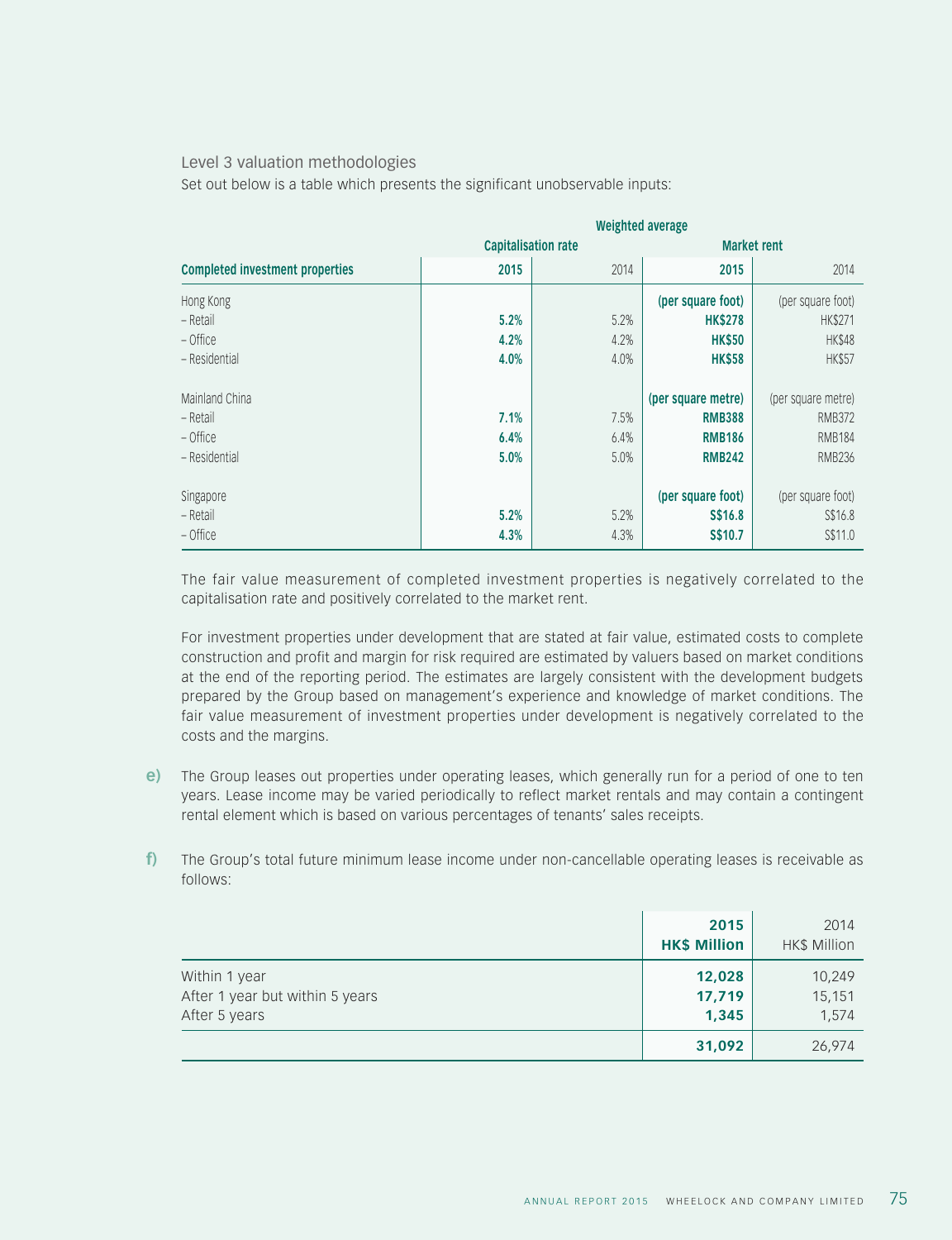Level 3 valuation methodologies

Set out below is a table which presents the significant unobservable inputs:

| | Weighted average | | | |
|---|---|---|---|---|
| | Capitalisation rate | | Market rent | |
| **Completed investment properties** | **2015** | 2014 | **2015** | 2014 |
| Hong Kong | | | **(per square foot)** | (per square foot) |
| – Retail | **5.2%** | 5.2% | **HK$278** | HK$271 |
| – Office | **4.2%** | 4.2% | **HK$50** | HK$48 |
| – Residential | **4.0%** | 4.0% | **HK$58** | HK$57 |
| Mainland China | | | **(per square metre)** | (per square metre) |
| – Retail | **7.1%** | 7.5% | **RMB388** | RMB372 |
| – Office | **6.4%** | 6.4% | **RMB186** | RMB184 |
| – Residential | **5.0%** | 5.0% | **RMB242** | RMB236 |
| Singapore | | | **(per square foot)** | (per square foot) |
| – Retail | **5.2%** | 5.2% | **S$16.8** | S$16.8 |
| – Office | **4.3%** | 4.3% | **S$10.7** | S$11.0 |

The fair value measurement of completed investment properties is negatively correlated to the capitalisation rate and positively correlated to the market rent.

For investment properties under development that are stated at fair value, estimated costs to complete construction and profit and margin for risk required are estimated by valuers based on market conditions at the end of the reporting period. The estimates are largely consistent with the development budgets prepared by the Group based on management's experience and knowledge of market conditions. The fair value measurement of investment properties under development is negatively correlated to the costs and the margins.

e) The Group leases out properties under operating leases, which generally run for a period of one to ten years. Lease income may be varied periodically to reflect market rentals and may contain a contingent rental element which is based on various percentages of tenants' sales receipts.

f) The Group's total future minimum lease income under non-cancellable operating leases is receivable as follows:

| | **2015** **HK$ Million** | 2014 HK$ Million |
|---|---|---|
| Within 1 year | **12,028** | 10,249 |
| After 1 year but within 5 years | **17,719** | 15,151 |
| After 5 years | **1,345** | 1,574 |
| | **31,092** | 26,974 |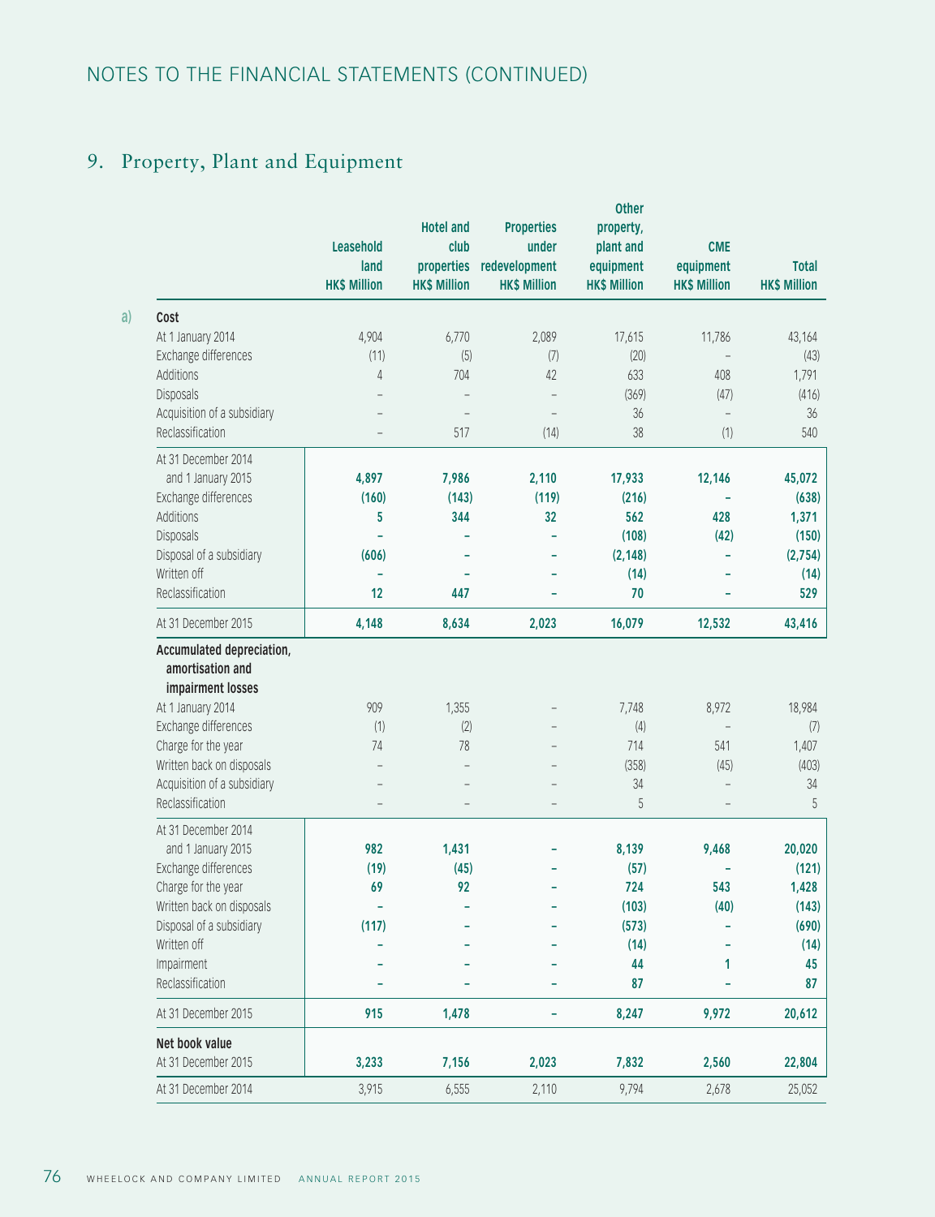# NOTES TO THE FINANCIAL STATEMENTS (CONTINUED)

## 9. Property, Plant and Equipment

| | | Leasehold land HK$ Million | Hotel and club properties HK$ Million | Properties under redevelopment HK$ Million | Other property, plant and equipment HK$ Million | CME equipment HK$ Million | Total HK$ Million |
|---|---|---|---|---|---|---|---|
| a) | **Cost** | | | | | | |
| | At 1 January 2014 | 4,904 | 6,770 | 2,089 | 17,615 | 11,786 | 43,164 |
| | Exchange differences | (11) | (5) | (7) | (20) | – | (43) |
| | Additions | 4 | 704 | 42 | 633 | 408 | 1,791 |
| | Disposals | – | – | – | (369) | (47) | (416) |
| | Acquisition of a subsidiary | – | – | – | 36 | – | 36 |
| | Reclassification | – | 517 | (14) | 38 | (1) | 540 |
| | At 31 December 2014 and 1 January 2015 | **4,897** | **7,986** | **2,110** | **17,933** | **12,146** | **45,072** |
| | Exchange differences | **(160)** | **(143)** | **(119)** | **(216)** | **–** | **(638)** |
| | Additions | **5** | **344** | **32** | **562** | **428** | **1,371** |
| | Disposals | **–** | **–** | **–** | **(108)** | **(42)** | **(150)** |
| | Disposal of a subsidiary | **(606)** | **–** | **–** | **(2,148)** | **–** | **(2,754)** |
| | Written off | **–** | **–** | **–** | **(14)** | **–** | **(14)** |
| | Reclassification | **12** | **447** | **–** | **70** | **–** | **529** |
| | At 31 December 2015 | **4,148** | **8,634** | **2,023** | **16,079** | **12,532** | **43,416** |
| | **Accumulated depreciation, amortisation and impairment losses** | | | | | | |
| | At 1 January 2014 | 909 | 1,355 | – | 7,748 | 8,972 | 18,984 |
| | Exchange differences | (1) | (2) | – | (4) | – | (7) |
| | Charge for the year | 74 | 78 | – | 714 | 541 | 1,407 |
| | Written back on disposals | – | – | – | (358) | (45) | (403) |
| | Acquisition of a subsidiary | – | – | – | 34 | – | 34 |
| | Reclassification | – | – | – | 5 | – | 5 |
| | At 31 December 2014 and 1 January 2015 | **982** | **1,431** | **–** | **8,139** | **9,468** | **20,020** |
| | Exchange differences | **(19)** | **(45)** | **–** | **(57)** | **–** | **(121)** |
| | Charge for the year | **69** | **92** | **–** | **724** | **543** | **1,428** |
| | Written back on disposals | **–** | **–** | **–** | **(103)** | **(40)** | **(143)** |
| | Disposal of a subsidiary | **(117)** | **–** | **–** | **(573)** | **–** | **(690)** |
| | Written off | **–** | **–** | **–** | **(14)** | **–** | **(14)** |
| | Impairment | **–** | **–** | **–** | **44** | **1** | **45** |
| | Reclassification | **–** | **–** | **–** | **87** | **–** | **87** |
| | At 31 December 2015 | **915** | **1,478** | **–** | **8,247** | **9,972** | **20,612** |
| | **Net book value** | | | | | | |
| | At 31 December 2015 | **3,233** | **7,156** | **2,023** | **7,832** | **2,560** | **22,804** |
| | At 31 December 2014 | 3,915 | 6,555 | 2,110 | 9,794 | 2,678 | 25,052 |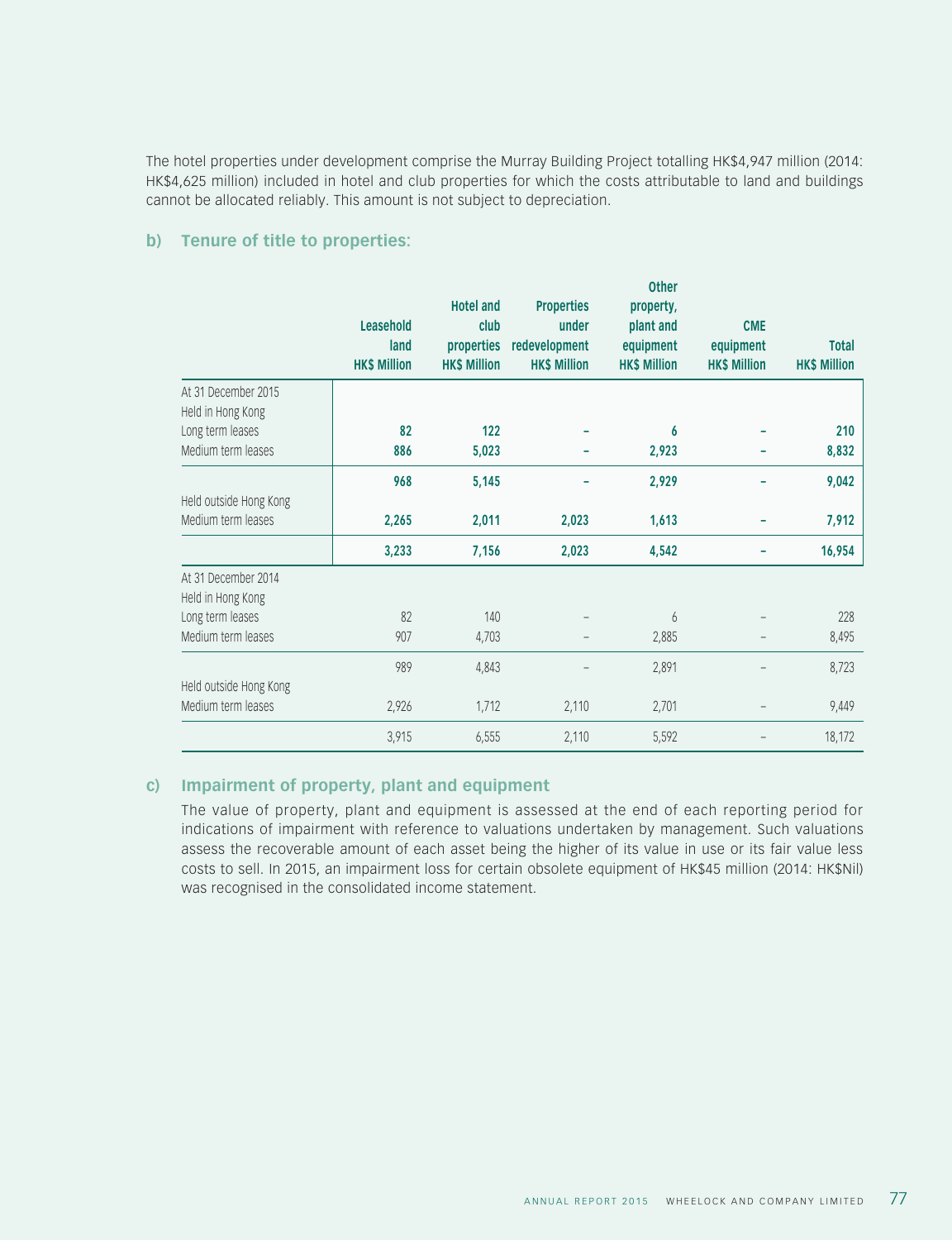The hotel properties under development comprise the Murray Building Project totalling HK$4,947 million (2014: HK$4,625 million) included in hotel and club properties for which the costs attributable to land and buildings cannot be allocated reliably. This amount is not subject to depreciation.

### b) Tenure of title to properties:

| | Leasehold land HK$ Million | Hotel and club properties HK$ Million | Properties under redevelopment HK$ Million | Other property, plant and equipment HK$ Million | CME equipment HK$ Million | Total HK$ Million |
|---|---|---|---|---|---|---|
| **At 31 December 2015** | | | | | | |
| Held in Hong Kong | | | | | | |
| Long term leases | **82** | **122** | **–** | **6** | **–** | **210** |
| Medium term leases | **886** | **5,023** | **–** | **2,923** | **–** | **8,832** |
| | **968** | **5,145** | **–** | **2,929** | **–** | **9,042** |
| Held outside Hong Kong | | | | | | |
| Medium term leases | **2,265** | **2,011** | **2,023** | **1,613** | **–** | **7,912** |
| | **3,233** | **7,156** | **2,023** | **4,542** | **–** | **16,954** |
| At 31 December 2014 | | | | | | |
| Held in Hong Kong | | | | | | |
| Long term leases | 82 | 140 | – | 6 | – | 228 |
| Medium term leases | 907 | 4,703 | – | 2,885 | – | 8,495 |
| | 989 | 4,843 | – | 2,891 | – | 8,723 |
| Held outside Hong Kong | | | | | | |
| Medium term leases | 2,926 | 1,712 | 2,110 | 2,701 | – | 9,449 |
| | 3,915 | 6,555 | 2,110 | 5,592 | – | 18,172 |

### c) Impairment of property, plant and equipment

The value of property, plant and equipment is assessed at the end of each reporting period for indications of impairment with reference to valuations undertaken by management. Such valuations assess the recoverable amount of each asset being the higher of its value in use or its fair value less costs to sell. In 2015, an impairment loss for certain obsolete equipment of HK$45 million (2014: HK$Nil) was recognised in the consolidated income statement.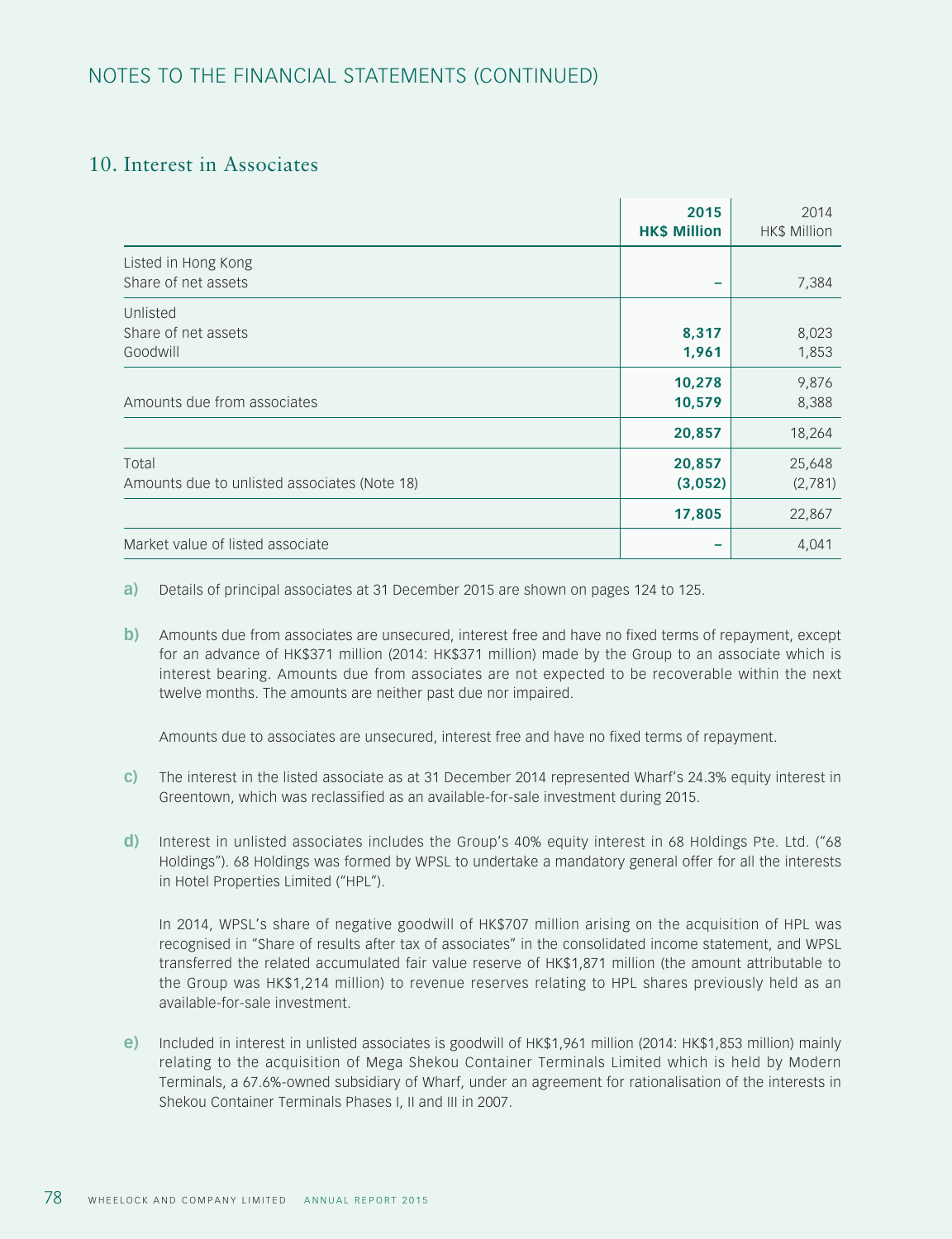## NOTES TO THE FINANCIAL STATEMENTS (CONTINUED)

### 10. Interest in Associates

| | 2015<br>HK$ Million | 2014<br>HK$ Million |
|---|---|---|
| Listed in Hong Kong | | |
| Share of net assets | – | 7,384 |
| Unlisted | | |
| Share of net assets | **8,317** | 8,023 |
| Goodwill | **1,961** | 1,853 |
| | **10,278** | 9,876 |
| Amounts due from associates | **10,579** | 8,388 |
| | **20,857** | 18,264 |
| Total | **20,857** | 25,648 |
| Amounts due to unlisted associates (Note 18) | **(3,052)** | (2,781) |
| | **17,805** | 22,867 |
| Market value of listed associate | – | 4,041 |

**a)** Details of principal associates at 31 December 2015 are shown on pages 124 to 125.

**b)** Amounts due from associates are unsecured, interest free and have no fixed terms of repayment, except for an advance of HK$371 million (2014: HK$371 million) made by the Group to an associate which is interest bearing. Amounts due from associates are not expected to be recoverable within the next twelve months. The amounts are neither past due nor impaired.

Amounts due to associates are unsecured, interest free and have no fixed terms of repayment.

**c)** The interest in the listed associate as at 31 December 2014 represented Wharf's 24.3% equity interest in Greentown, which was reclassified as an available-for-sale investment during 2015.

**d)** Interest in unlisted associates includes the Group's 40% equity interest in 68 Holdings Pte. Ltd. ("68 Holdings"). 68 Holdings was formed by WPSL to undertake a mandatory general offer for all the interests in Hotel Properties Limited ("HPL").

In 2014, WPSL's share of negative goodwill of HK$707 million arising on the acquisition of HPL was recognised in "Share of results after tax of associates" in the consolidated income statement, and WPSL transferred the related accumulated fair value reserve of HK$1,871 million (the amount attributable to the Group was HK$1,214 million) to revenue reserves relating to HPL shares previously held as an available-for-sale investment.

**e)** Included in interest in unlisted associates is goodwill of HK$1,961 million (2014: HK$1,853 million) mainly relating to the acquisition of Mega Shekou Container Terminals Limited which is held by Modern Terminals, a 67.6%-owned subsidiary of Wharf, under an agreement for rationalisation of the interests in Shekou Container Terminals Phases I, II and III in 2007.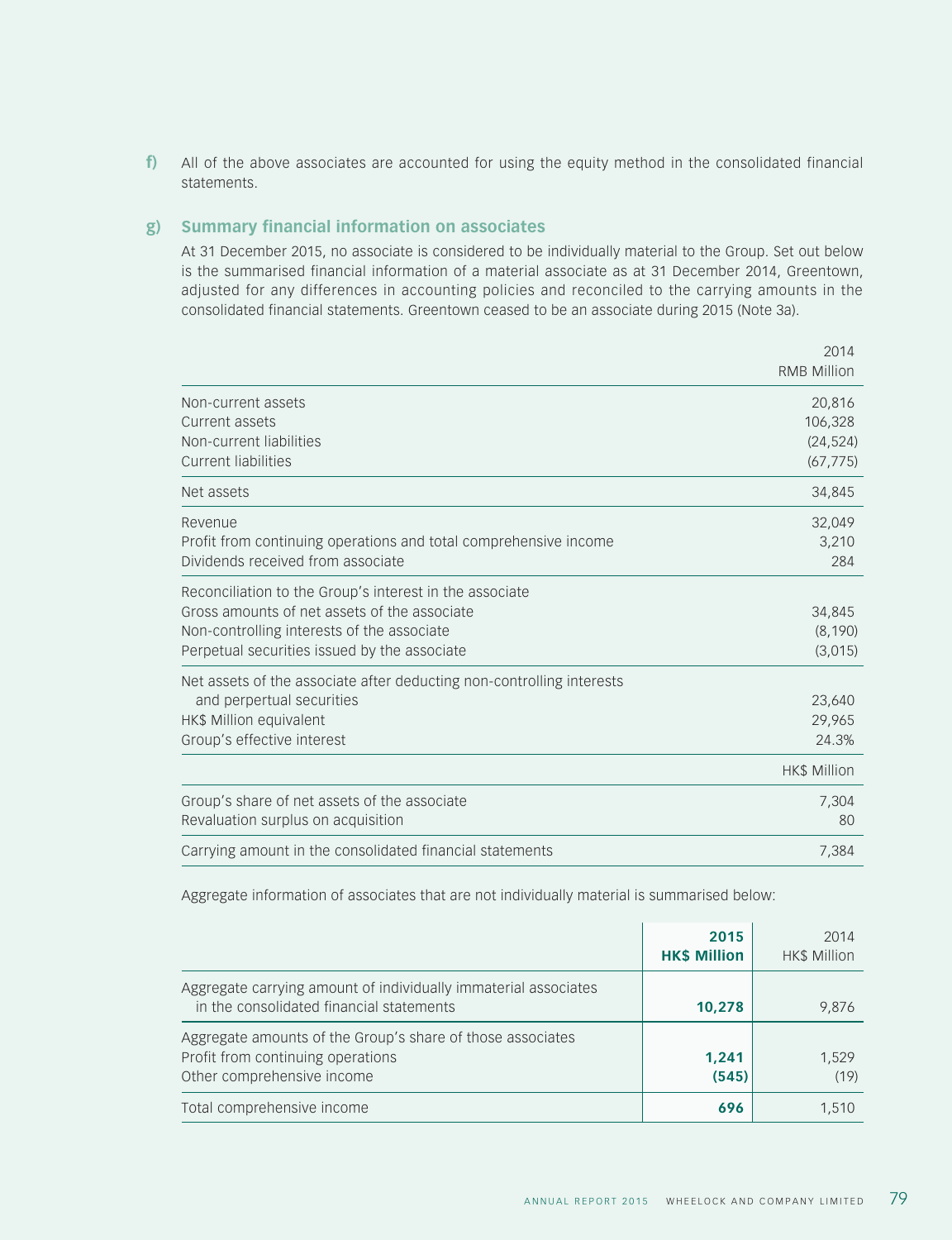**f)** All of the above associates are accounted for using the equity method in the consolidated financial statements.

**g) Summary financial information on associates**

At 31 December 2015, no associate is considered to be individually material to the Group. Set out below is the summarised financial information of a material associate as at 31 December 2014, Greentown, adjusted for any differences in accounting policies and reconciled to the carrying amounts in the consolidated financial statements. Greentown ceased to be an associate during 2015 (Note 3a).

| | 2014 RMB Million |
|---|---|
| Non-current assets | 20,816 |
| Current assets | 106,328 |
| Non-current liabilities | (24,524) |
| Current liabilities | (67,775) |
| Net assets | 34,845 |
| Revenue | 32,049 |
| Profit from continuing operations and total comprehensive income | 3,210 |
| Dividends received from associate | 284 |
| Reconciliation to the Group's interest in the associate | |
| Gross amounts of net assets of the associate | 34,845 |
| Non-controlling interests of the associate | (8,190) |
| Perpetual securities issued by the associate | (3,015) |
| Net assets of the associate after deducting non-controlling interests and perpetual securities | 23,640 |
| HK$ Million equivalent | 29,965 |
| Group's effective interest | 24.3% |
| | HK$ Million |
| Group's share of net assets of the associate | 7,304 |
| Revaluation surplus on acquisition | 80 |
| Carrying amount in the consolidated financial statements | 7,384 |

Aggregate information of associates that are not individually material is summarised below:

| | **2015 HK$ Million** | 2014 HK$ Million |
|---|---|---|
| Aggregate carrying amount of individually immaterial associates in the consolidated financial statements | **10,278** | 9,876 |
| Aggregate amounts of the Group's share of those associates | | |
| Profit from continuing operations | **1,241** | 1,529 |
| Other comprehensive income | **(545)** | (19) |
| Total comprehensive income | **696** | 1,510 |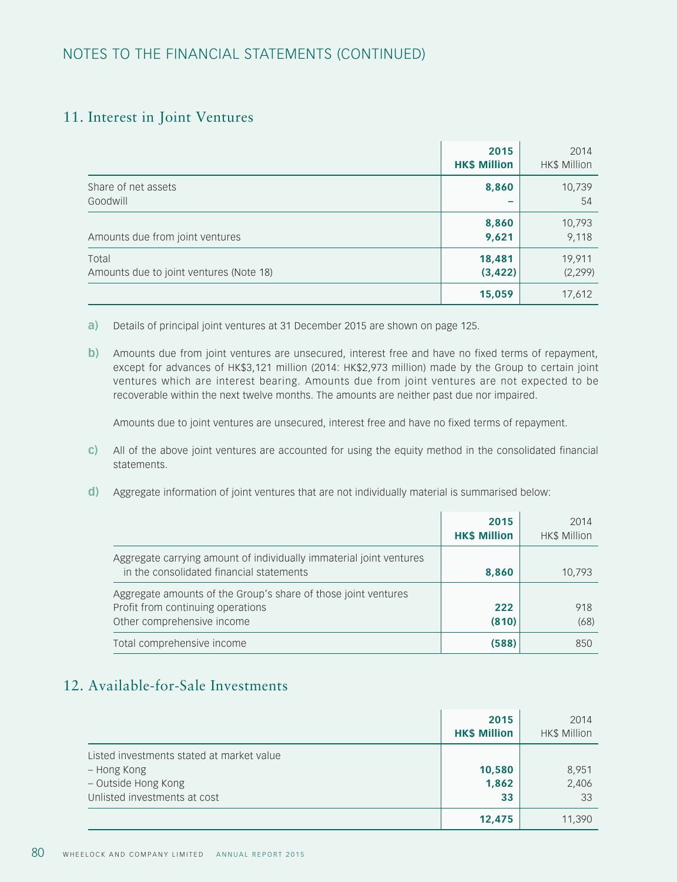# NOTES TO THE FINANCIAL STATEMENTS (CONTINUED)

## 11. Interest in Joint Ventures

| | 2015 HK$ Million | 2014 HK$ Million |
|---|---|---|
| Share of net assets | **8,860** | 10,739 |
| Goodwill | **–** | 54 |
| | **8,860** | 10,793 |
| Amounts due from joint ventures | **9,621** | 9,118 |
| Total | **18,481** | 19,911 |
| Amounts due to joint ventures (Note 18) | **(3,422)** | (2,299) |
| | **15,059** | 17,612 |

**a)** Details of principal joint ventures at 31 December 2015 are shown on page 125.

**b)** Amounts due from joint ventures are unsecured, interest free and have no fixed terms of repayment, except for advances of HK$3,121 million (2014: HK$2,973 million) made by the Group to certain joint ventures which are interest bearing. Amounts due from joint ventures are not expected to be recoverable within the next twelve months. The amounts are neither past due nor impaired.

Amounts due to joint ventures are unsecured, interest free and have no fixed terms of repayment.

**c)** All of the above joint ventures are accounted for using the equity method in the consolidated financial statements.

**d)** Aggregate information of joint ventures that are not individually material is summarised below:

| | 2015 HK$ Million | 2014 HK$ Million |
|---|---|---|
| Aggregate carrying amount of individually immaterial joint ventures in the consolidated financial statements | **8,860** | 10,793 |
| Aggregate amounts of the Group's share of those joint ventures | | |
| Profit from continuing operations | **222** | 918 |
| Other comprehensive income | **(810)** | (68) |
| Total comprehensive income | **(588)** | 850 |

## 12. Available-for-Sale Investments

| | 2015 HK$ Million | 2014 HK$ Million |
|---|---|---|
| Listed investments stated at market value | | |
| – Hong Kong | **10,580** | 8,951 |
| – Outside Hong Kong | **1,862** | 2,406 |
| Unlisted investments at cost | **33** | 33 |
| | **12,475** | 11,390 |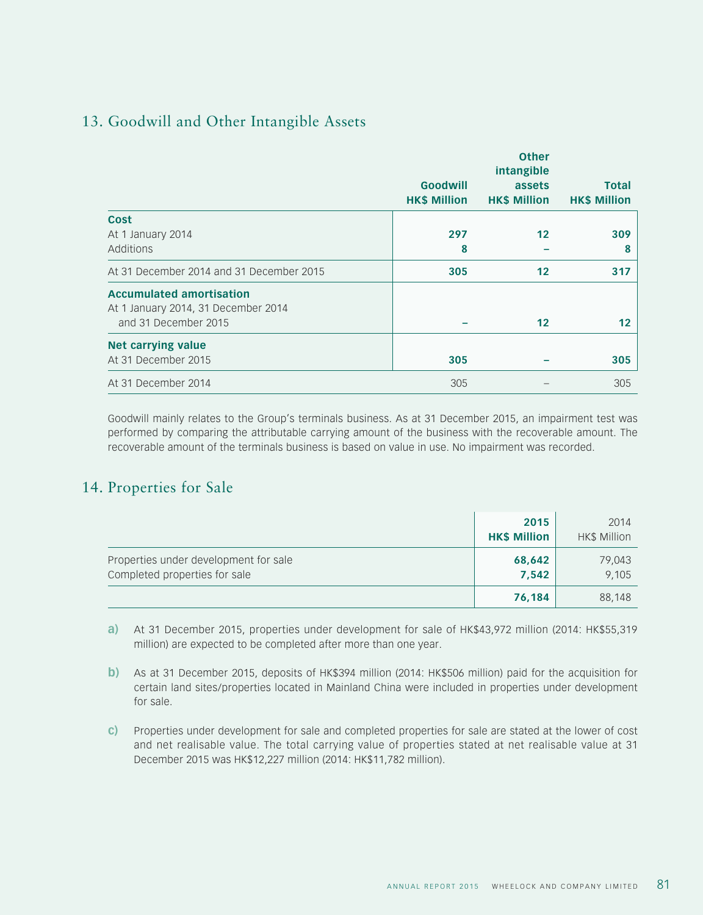## 13. Goodwill and Other Intangible Assets

| | Goodwill HK$ Million | Other intangible assets HK$ Million | Total HK$ Million |
|---|---|---|---|
| **Cost** | | | |
| At 1 January 2014 | **297** | **12** | **309** |
| Additions | **8** | **–** | **8** |
| At 31 December 2014 and 31 December 2015 | **305** | **12** | **317** |
| **Accumulated amortisation** | | | |
| At 1 January 2014, 31 December 2014 and 31 December 2015 | **–** | **12** | **12** |
| **Net carrying value** | | | |
| At 31 December 2015 | **305** | **–** | **305** |
| At 31 December 2014 | 305 | – | 305 |

Goodwill mainly relates to the Group's terminals business. As at 31 December 2015, an impairment test was performed by comparing the attributable carrying amount of the business with the recoverable amount. The recoverable amount of the terminals business is based on value in use. No impairment was recorded.

## 14. Properties for Sale

| | 2015 HK$ Million | 2014 HK$ Million |
|---|---|---|
| Properties under development for sale | **68,642** | 79,043 |
| Completed properties for sale | **7,542** | 9,105 |
| | **76,184** | 88,148 |

**a)** At 31 December 2015, properties under development for sale of HK$43,972 million (2014: HK$55,319 million) are expected to be completed after more than one year.

**b)** As at 31 December 2015, deposits of HK$394 million (2014: HK$506 million) paid for the acquisition for certain land sites/properties located in Mainland China were included in properties under development for sale.

**c)** Properties under development for sale and completed properties for sale are stated at the lower of cost and net realisable value. The total carrying value of properties stated at net realisable value at 31 December 2015 was HK$12,227 million (2014: HK$11,782 million).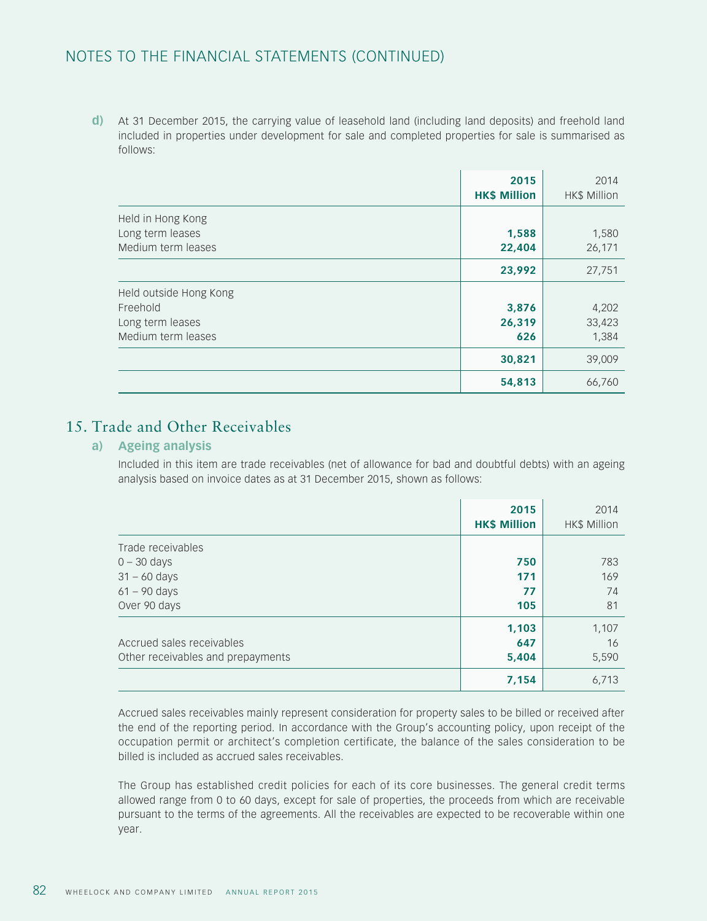# NOTES TO THE FINANCIAL STATEMENTS (CONTINUED)

**d)** At 31 December 2015, the carrying value of leasehold land (including land deposits) and freehold land included in properties under development for sale and completed properties for sale is summarised as follows:

| | **2015 HK$ Million** | 2014 HK$ Million |
|---|---|---|
| Held in Hong Kong | | |
| Long term leases | **1,588** | 1,580 |
| Medium term leases | **22,404** | 26,171 |
| | **23,992** | 27,751 |
| Held outside Hong Kong | | |
| Freehold | **3,876** | 4,202 |
| Long term leases | **26,319** | 33,423 |
| Medium term leases | **626** | 1,384 |
| | **30,821** | 39,009 |
| | **54,813** | 66,760 |

## 15. Trade and Other Receivables

### a) Ageing analysis

Included in this item are trade receivables (net of allowance for bad and doubtful debts) with an ageing analysis based on invoice dates as at 31 December 2015, shown as follows:

| | **2015 HK$ Million** | 2014 HK$ Million |
|---|---|---|
| Trade receivables | | |
| 0 – 30 days | **750** | 783 |
| 31 – 60 days | **171** | 169 |
| 61 – 90 days | **77** | 74 |
| Over 90 days | **105** | 81 |
| | **1,103** | 1,107 |
| Accrued sales receivables | **647** | 16 |
| Other receivables and prepayments | **5,404** | 5,590 |
| | **7,154** | 6,713 |

Accrued sales receivables mainly represent consideration for property sales to be billed or received after the end of the reporting period. In accordance with the Group's accounting policy, upon receipt of the occupation permit or architect's completion certificate, the balance of the sales consideration to be billed is included as accrued sales receivables.

The Group has established credit policies for each of its core businesses. The general credit terms allowed range from 0 to 60 days, except for sale of properties, the proceeds from which are receivable pursuant to the terms of the agreements. All the receivables are expected to be recoverable within one year.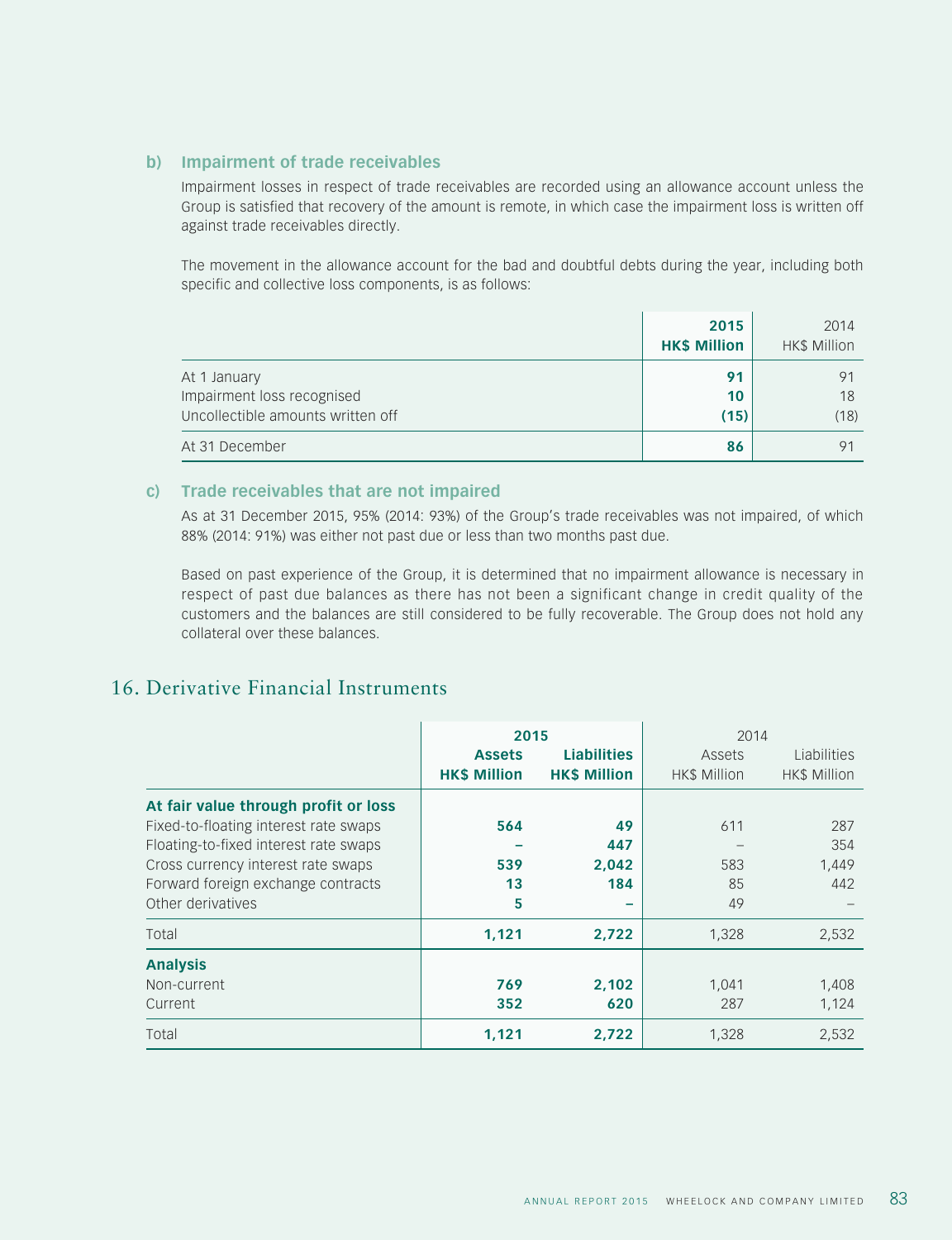**b) Impairment of trade receivables**

Impairment losses in respect of trade receivables are recorded using an allowance account unless the Group is satisfied that recovery of the amount is remote, in which case the impairment loss is written off against trade receivables directly.

The movement in the allowance account for the bad and doubtful debts during the year, including both specific and collective loss components, is as follows:

| | **2015 HK$ Million** | 2014 HK$ Million |
|---|---|---|
| At 1 January | **91** | 91 |
| Impairment loss recognised | **10** | 18 |
| Uncollectible amounts written off | **(15)** | (18) |
| At 31 December | **86** | 91 |

**c) Trade receivables that are not impaired**

As at 31 December 2015, 95% (2014: 93%) of the Group's trade receivables was not impaired, of which 88% (2014: 91%) was either not past due or less than two months past due.

Based on past experience of the Group, it is determined that no impairment allowance is necessary in respect of past due balances as there has not been a significant change in credit quality of the customers and the balances are still considered to be fully recoverable. The Group does not hold any collateral over these balances.

## 16. Derivative Financial Instruments

| | **2015** | | 2014 | |
|---|---|---|---|---|
| | **Assets HK$ Million** | **Liabilities HK$ Million** | Assets HK$ Million | Liabilities HK$ Million |
| **At fair value through profit or loss** | | | | |
| Fixed-to-floating interest rate swaps | **564** | **49** | 611 | 287 |
| Floating-to-fixed interest rate swaps | **–** | **447** | – | 354 |
| Cross currency interest rate swaps | **539** | **2,042** | 583 | 1,449 |
| Forward foreign exchange contracts | **13** | **184** | 85 | 442 |
| Other derivatives | **5** | **–** | 49 | – |
| Total | **1,121** | **2,722** | 1,328 | 2,532 |
| **Analysis** | | | | |
| Non-current | **769** | **2,102** | 1,041 | 1,408 |
| Current | **352** | **620** | 287 | 1,124 |
| Total | **1,121** | **2,722** | 1,328 | 2,532 |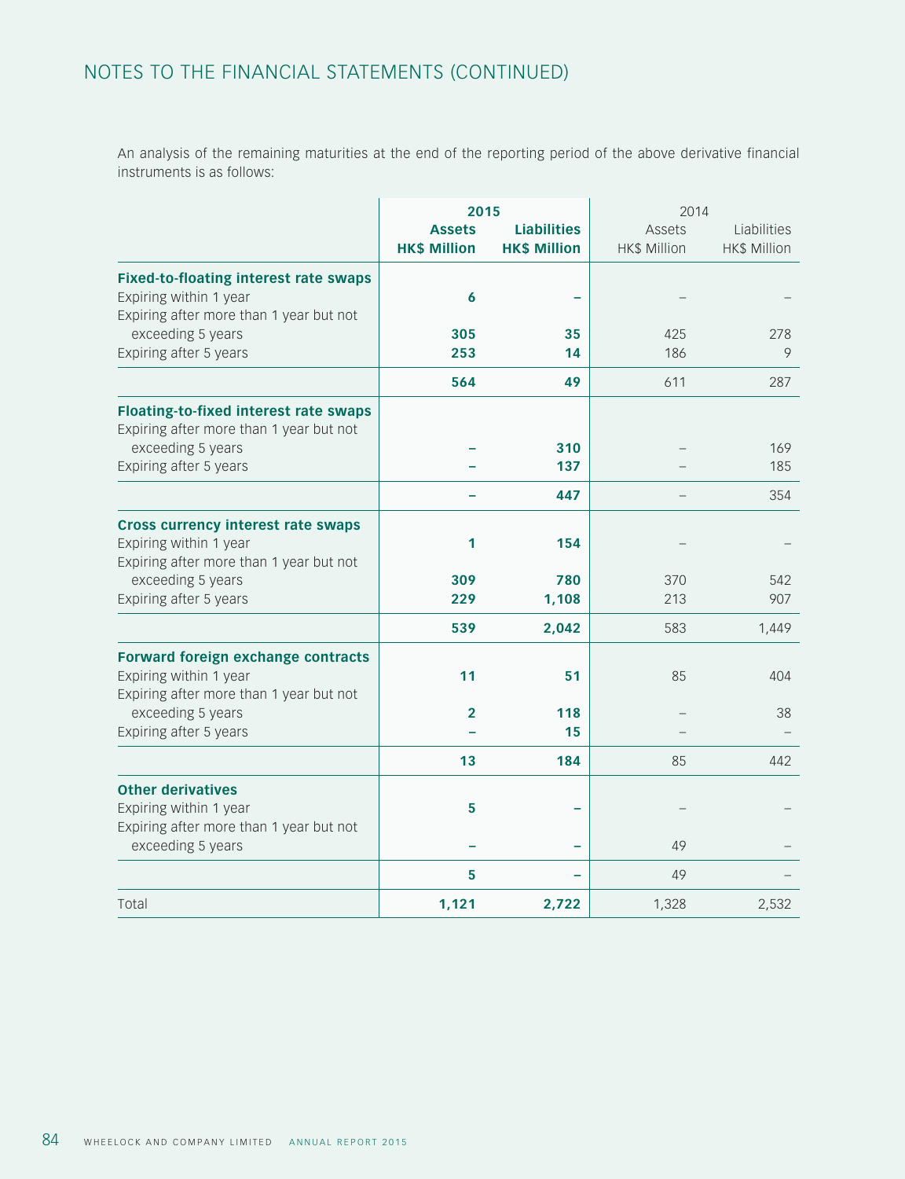## NOTES TO THE FINANCIAL STATEMENTS (CONTINUED)

An analysis of the remaining maturities at the end of the reporting period of the above derivative financial instruments is as follows:

| | 2015 | | 2014 | |
|---|---|---|---|---|
| | **Assets HK$ Million** | **Liabilities HK$ Million** | Assets HK$ Million | Liabilities HK$ Million |
| **Fixed-to-floating interest rate swaps** | | | | |
| Expiring within 1 year | **6** | **–** | – | – |
| Expiring after more than 1 year but not exceeding 5 years | **305** | **35** | 425 | 278 |
| Expiring after 5 years | **253** | **14** | 186 | 9 |
| | **564** | **49** | 611 | 287 |
| **Floating-to-fixed interest rate swaps** | | | | |
| Expiring after more than 1 year but not exceeding 5 years | **–** | **310** | – | 169 |
| Expiring after 5 years | **–** | **137** | – | 185 |
| | **–** | **447** | – | 354 |
| **Cross currency interest rate swaps** | | | | |
| Expiring within 1 year | **1** | **154** | – | – |
| Expiring after more than 1 year but not exceeding 5 years | **309** | **780** | 370 | 542 |
| Expiring after 5 years | **229** | **1,108** | 213 | 907 |
| | **539** | **2,042** | 583 | 1,449 |
| **Forward foreign exchange contracts** | | | | |
| Expiring within 1 year | **11** | **51** | 85 | 404 |
| Expiring after more than 1 year but not exceeding 5 years | **2** | **118** | – | 38 |
| Expiring after 5 years | **–** | **15** | – | – |
| | **13** | **184** | 85 | 442 |
| **Other derivatives** | | | | |
| Expiring within 1 year | **5** | **–** | – | – |
| Expiring after more than 1 year but not exceeding 5 years | **–** | **–** | 49 | – |
| | **5** | **–** | 49 | – |
| Total | **1,121** | **2,722** | 1,328 | 2,532 |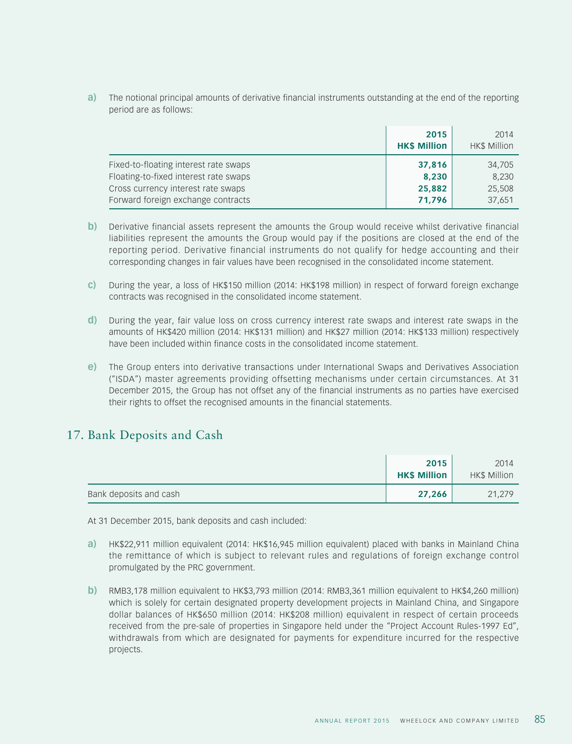a) The notional principal amounts of derivative financial instruments outstanding at the end of the reporting period are as follows:

| | **2015 HK$ Million** | 2014 HK$ Million |
|---|---|---|
| Fixed-to-floating interest rate swaps | **37,816** | 34,705 |
| Floating-to-fixed interest rate swaps | **8,230** | 8,230 |
| Cross currency interest rate swaps | **25,882** | 25,508 |
| Forward foreign exchange contracts | **71,796** | 37,651 |

b) Derivative financial assets represent the amounts the Group would receive whilst derivative financial liabilities represent the amounts the Group would pay if the positions are closed at the end of the reporting period. Derivative financial instruments do not qualify for hedge accounting and their corresponding changes in fair values have been recognised in the consolidated income statement.

c) During the year, a loss of HK$150 million (2014: HK$198 million) in respect of forward foreign exchange contracts was recognised in the consolidated income statement.

d) During the year, fair value loss on cross currency interest rate swaps and interest rate swaps in the amounts of HK$420 million (2014: HK$131 million) and HK$27 million (2014: HK$133 million) respectively have been included within finance costs in the consolidated income statement.

e) The Group enters into derivative transactions under International Swaps and Derivatives Association ("ISDA") master agreements providing offsetting mechanisms under certain circumstances. At 31 December 2015, the Group has not offset any of the financial instruments as no parties have exercised their rights to offset the recognised amounts in the financial statements.

## 17. Bank Deposits and Cash

| | **2015 HK$ Million** | 2014 HK$ Million |
|---|---|---|
| Bank deposits and cash | **27,266** | 21,279 |

At 31 December 2015, bank deposits and cash included:

a) HK$22,911 million equivalent (2014: HK$16,945 million equivalent) placed with banks in Mainland China the remittance of which is subject to relevant rules and regulations of foreign exchange control promulgated by the PRC government.

b) RMB3,178 million equivalent to HK$3,793 million (2014: RMB3,361 million equivalent to HK$4,260 million) which is solely for certain designated property development projects in Mainland China, and Singapore dollar balances of HK$650 million (2014: HK$208 million) equivalent in respect of certain proceeds received from the pre-sale of properties in Singapore held under the "Project Account Rules-1997 Ed", withdrawals from which are designated for payments for expenditure incurred for the respective projects.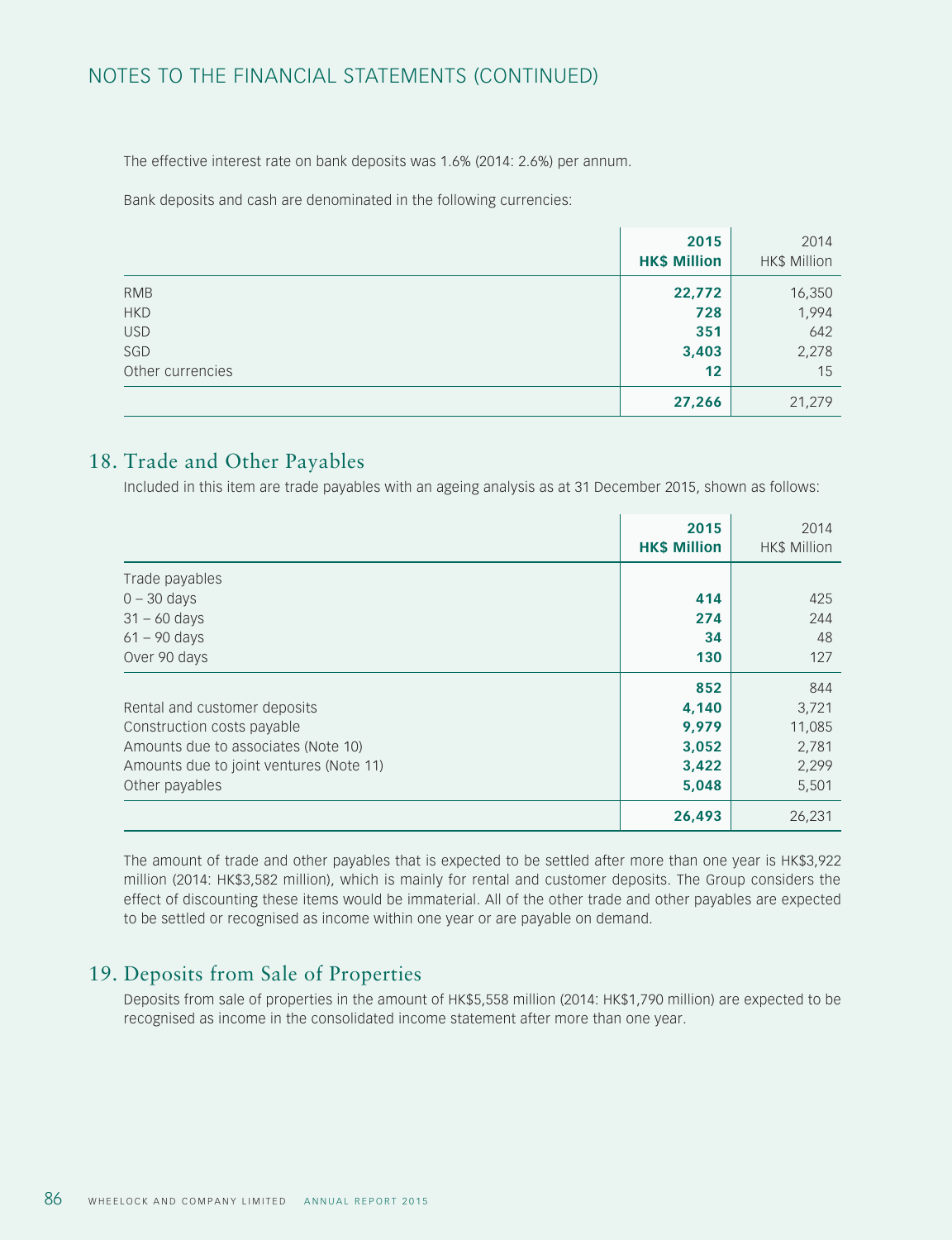The effective interest rate on bank deposits was 1.6% (2014: 2.6%) per annum.

Bank deposits and cash are denominated in the following currencies:

| | **2015 HK$ Million** | 2014 HK$ Million |
|---|---|---|
| RMB | **22,772** | 16,350 |
| HKD | **728** | 1,994 |
| USD | **351** | 642 |
| SGD | **3,403** | 2,278 |
| Other currencies | **12** | 15 |
| | **27,266** | 21,279 |

## 18. Trade and Other Payables

Included in this item are trade payables with an ageing analysis as at 31 December 2015, shown as follows:

| | **2015 HK$ Million** | 2014 HK$ Million |
|---|---|---|
| Trade payables | | |
| 0 – 30 days | **414** | 425 |
| 31 – 60 days | **274** | 244 |
| 61 – 90 days | **34** | 48 |
| Over 90 days | **130** | 127 |
| | **852** | 844 |
| Rental and customer deposits | **4,140** | 3,721 |
| Construction costs payable | **9,979** | 11,085 |
| Amounts due to associates (Note 10) | **3,052** | 2,781 |
| Amounts due to joint ventures (Note 11) | **3,422** | 2,299 |
| Other payables | **5,048** | 5,501 |
| | **26,493** | 26,231 |

The amount of trade and other payables that is expected to be settled after more than one year is HK$3,922 million (2014: HK$3,582 million), which is mainly for rental and customer deposits. The Group considers the effect of discounting these items would be immaterial. All of the other trade and other payables are expected to be settled or recognised as income within one year or are payable on demand.

## 19. Deposits from Sale of Properties

Deposits from sale of properties in the amount of HK$5,558 million (2014: HK$1,790 million) are expected to be recognised as income in the consolidated income statement after more than one year.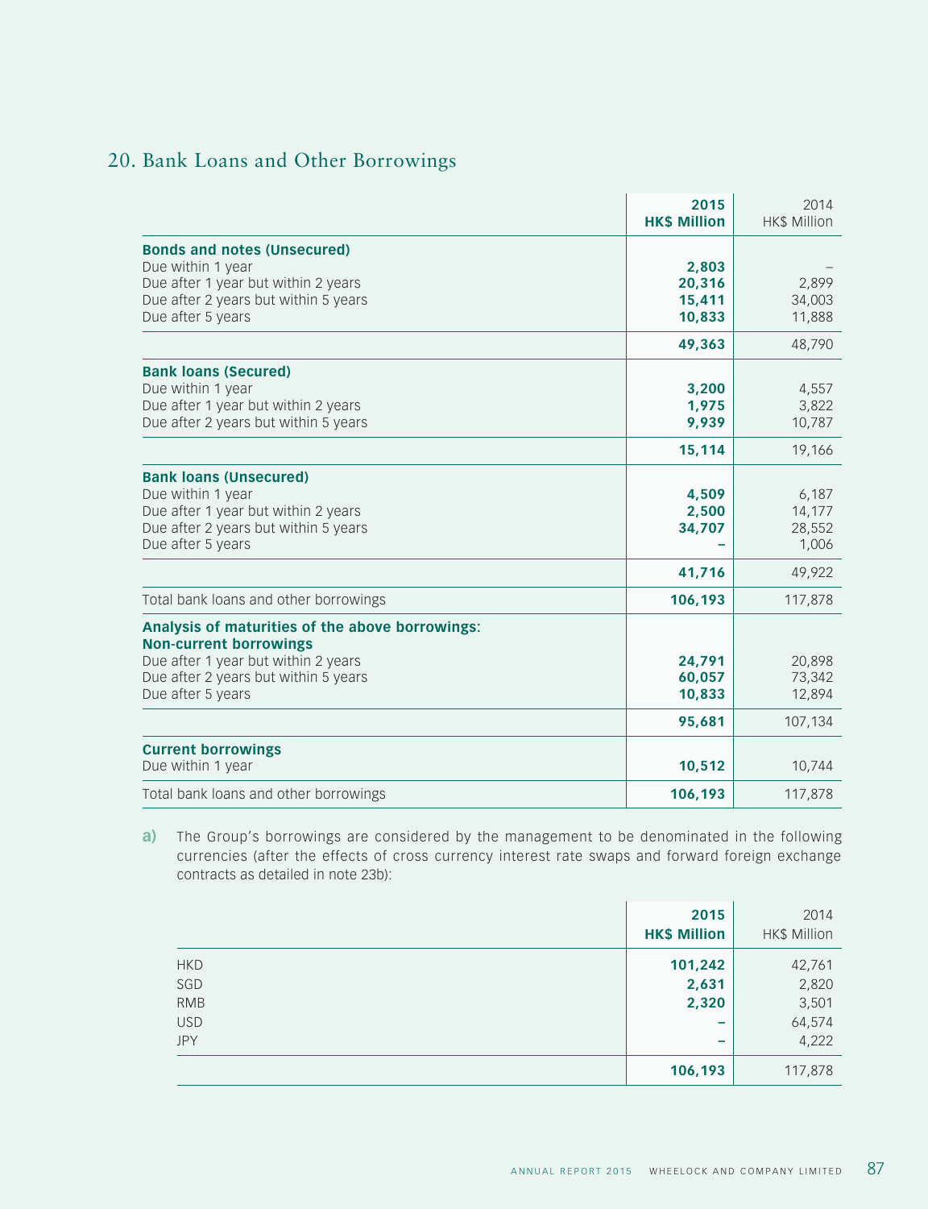## 20. Bank Loans and Other Borrowings

| | 2015<br>HK$ Million | 2014<br>HK$ Million |
|---|---|---|
| **Bonds and notes (Unsecured)** | | |
| Due within 1 year | **2,803** | – |
| Due after 1 year but within 2 years | **20,316** | 2,899 |
| Due after 2 years but within 5 years | **15,411** | 34,003 |
| Due after 5 years | **10,833** | 11,888 |
| | **49,363** | 48,790 |
| **Bank loans (Secured)** | | |
| Due within 1 year | **3,200** | 4,557 |
| Due after 1 year but within 2 years | **1,975** | 3,822 |
| Due after 2 years but within 5 years | **9,939** | 10,787 |
| | **15,114** | 19,166 |
| **Bank loans (Unsecured)** | | |
| Due within 1 year | **4,509** | 6,187 |
| Due after 1 year but within 2 years | **2,500** | 14,177 |
| Due after 2 years but within 5 years | **34,707** | 28,552 |
| Due after 5 years | **–** | 1,006 |
| | **41,716** | 49,922 |
| Total bank loans and other borrowings | **106,193** | 117,878 |
| **Analysis of maturities of the above borrowings:** | | |
| **Non-current borrowings** | | |
| Due after 1 year but within 2 years | **24,791** | 20,898 |
| Due after 2 years but within 5 years | **60,057** | 73,342 |
| Due after 5 years | **10,833** | 12,894 |
| | **95,681** | 107,134 |
| **Current borrowings** | | |
| Due within 1 year | **10,512** | 10,744 |
| Total bank loans and other borrowings | **106,193** | 117,878 |

**a)** The Group's borrowings are considered by the management to be denominated in the following currencies (after the effects of cross currency interest rate swaps and forward foreign exchange contracts as detailed in note 23b):

| | 2015<br>HK$ Million | 2014<br>HK$ Million |
|---|---|---|
| HKD | **101,242** | 42,761 |
| SGD | **2,631** | 2,820 |
| RMB | **2,320** | 3,501 |
| USD | **–** | 64,574 |
| JPY | **–** | 4,222 |
| | **106,193** | 117,878 |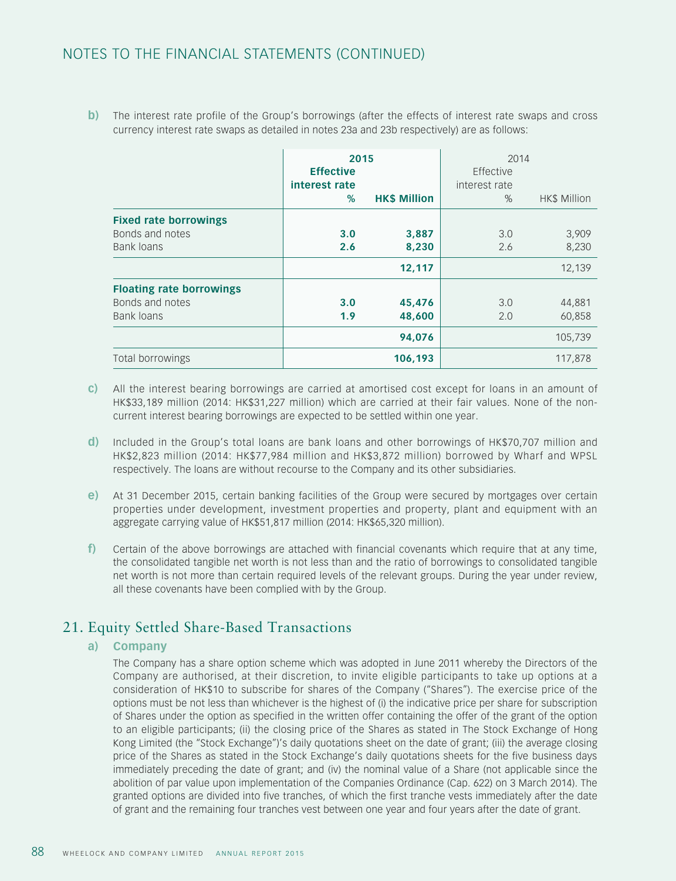## NOTES TO THE FINANCIAL STATEMENTS (CONTINUED)

**b)** The interest rate profile of the Group's borrowings (after the effects of interest rate swaps and cross currency interest rate swaps as detailed in notes 23a and 23b respectively) are as follows:

| | **2015** | | 2014 | |
|---|---|---|---|---|
| | **Effective interest rate %** | **HK$ Million** | Effective interest rate % | HK$ Million |
| **Fixed rate borrowings** | | | | |
| Bonds and notes | **3.0** | **3,887** | 3.0 | 3,909 |
| Bank loans | **2.6** | **8,230** | 2.6 | 8,230 |
| | | **12,117** | | 12,139 |
| **Floating rate borrowings** | | | | |
| Bonds and notes | **3.0** | **45,476** | 3.0 | 44,881 |
| Bank loans | **1.9** | **48,600** | 2.0 | 60,858 |
| | | **94,076** | | 105,739 |
| Total borrowings | | **106,193** | | 117,878 |

**c)** All the interest bearing borrowings are carried at amortised cost except for loans in an amount of HK$33,189 million (2014: HK$31,227 million) which are carried at their fair values. None of the non-current interest bearing borrowings are expected to be settled within one year.

**d)** Included in the Group's total loans are bank loans and other borrowings of HK$70,707 million and HK$2,823 million (2014: HK$77,984 million and HK$3,872 million) borrowed by Wharf and WPSL respectively. The loans are without recourse to the Company and its other subsidiaries.

**e)** At 31 December 2015, certain banking facilities of the Group were secured by mortgages over certain properties under development, investment properties and property, plant and equipment with an aggregate carrying value of HK$51,817 million (2014: HK$65,320 million).

**f)** Certain of the above borrowings are attached with financial covenants which require that at any time, the consolidated tangible net worth is not less than and the ratio of borrowings to consolidated tangible net worth is not more than certain required levels of the relevant groups. During the year under review, all these covenants have been complied with by the Group.

## 21. Equity Settled Share-Based Transactions

### a) Company

The Company has a share option scheme which was adopted in June 2011 whereby the Directors of the Company are authorised, at their discretion, to invite eligible participants to take up options at a consideration of HK$10 to subscribe for shares of the Company ("Shares"). The exercise price of the options must be not less than whichever is the highest of (i) the indicative price per share for subscription of Shares under the option as specified in the written offer containing the offer of the grant of the option to an eligible participants; (ii) the closing price of the Shares as stated in The Stock Exchange of Hong Kong Limited (the "Stock Exchange")'s daily quotations sheet on the date of grant; (iii) the average closing price of the Shares as stated in the Stock Exchange's daily quotations sheets for the five business days immediately preceding the date of grant; and (iv) the nominal value of a Share (not applicable since the abolition of par value upon implementation of the Companies Ordinance (Cap. 622) on 3 March 2014). The granted options are divided into five tranches, of which the first tranche vests immediately after the date of grant and the remaining four tranches vest between one year and four years after the date of grant.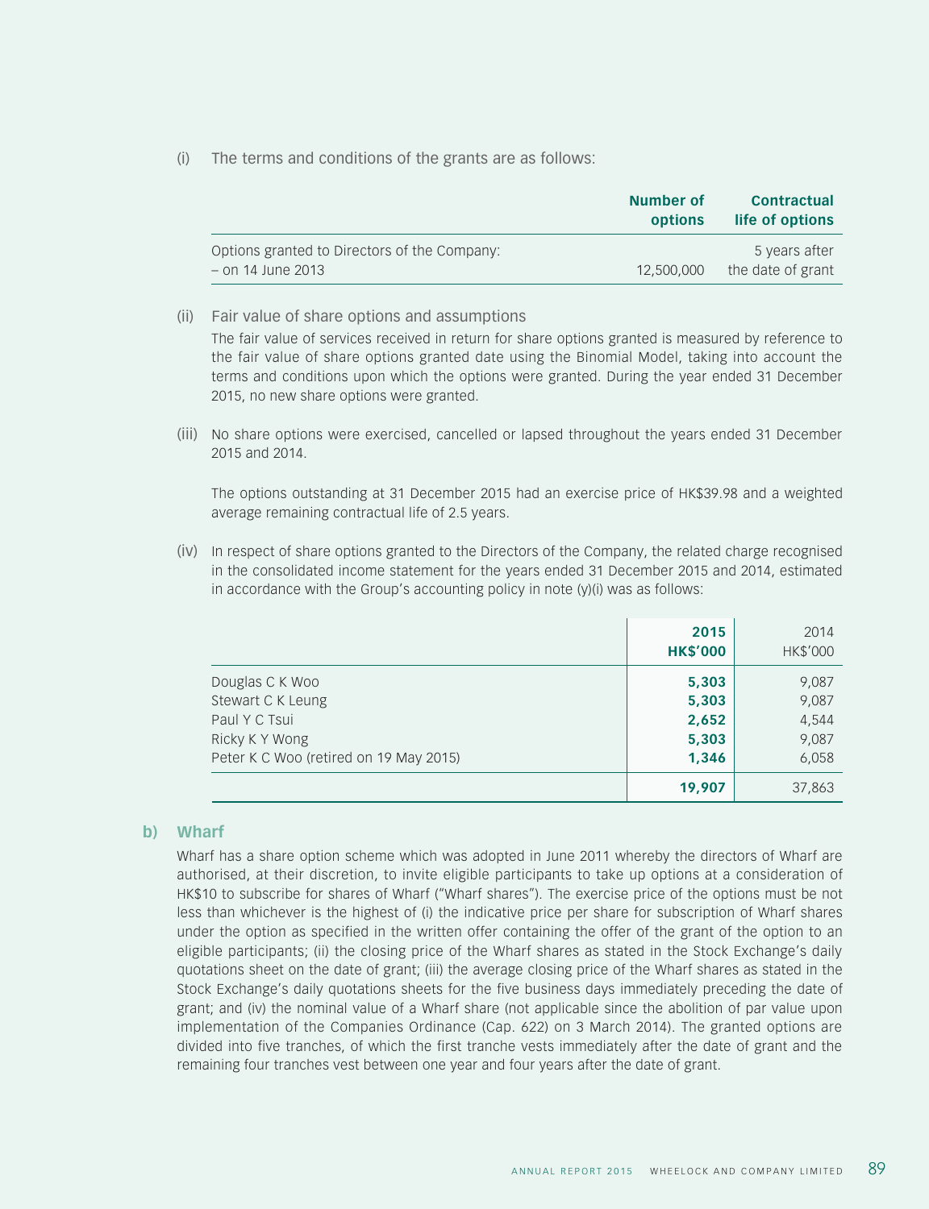(i) The terms and conditions of the grants are as follows:

| | Number of options | Contractual life of options |
|---|---|---|
| Options granted to Directors of the Company: – on 14 June 2013 | 12,500,000 | 5 years after the date of grant |

(ii) Fair value of share options and assumptions

The fair value of services received in return for share options granted is measured by reference to the fair value of share options granted date using the Binomial Model, taking into account the terms and conditions upon which the options were granted. During the year ended 31 December 2015, no new share options were granted.

(iii) No share options were exercised, cancelled or lapsed throughout the years ended 31 December 2015 and 2014.

The options outstanding at 31 December 2015 had an exercise price of HK$39.98 and a weighted average remaining contractual life of 2.5 years.

(iv) In respect of share options granted to the Directors of the Company, the related charge recognised in the consolidated income statement for the years ended 31 December 2015 and 2014, estimated in accordance with the Group's accounting policy in note (y)(i) was as follows:

| | **2015 HK$'000** | 2014 HK$'000 |
|---|---|---|
| Douglas C K Woo | **5,303** | 9,087 |
| Stewart C K Leung | **5,303** | 9,087 |
| Paul Y C Tsui | **2,652** | 4,544 |
| Ricky K Y Wong | **5,303** | 9,087 |
| Peter K C Woo (retired on 19 May 2015) | **1,346** | 6,058 |
| | **19,907** | 37,863 |

## b) Wharf

Wharf has a share option scheme which was adopted in June 2011 whereby the directors of Wharf are authorised, at their discretion, to invite eligible participants to take up options at a consideration of HK$10 to subscribe for shares of Wharf ("Wharf shares"). The exercise price of the options must be not less than whichever is the highest of (i) the indicative price per share for subscription of Wharf shares under the option as specified in the written offer containing the offer of the grant of the option to an eligible participants; (ii) the closing price of the Wharf shares as stated in the Stock Exchange's daily quotations sheet on the date of grant; (iii) the average closing price of the Wharf shares as stated in the Stock Exchange's daily quotations sheets for the five business days immediately preceding the date of grant; and (iv) the nominal value of a Wharf share (not applicable since the abolition of par value upon implementation of the Companies Ordinance (Cap. 622) on 3 March 2014). The granted options are divided into five tranches, of which the first tranche vests immediately after the date of grant and the remaining four tranches vest between one year and four years after the date of grant.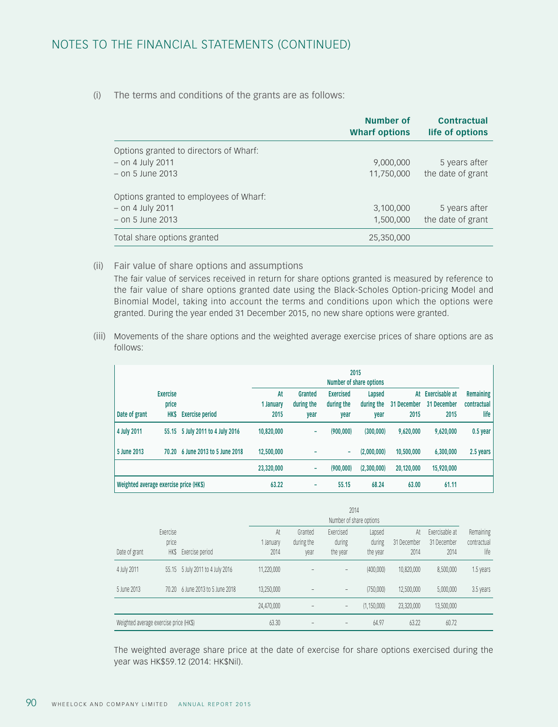# NOTES TO THE FINANCIAL STATEMENTS (CONTINUED)

(i) The terms and conditions of the grants are as follows:

| | Number of Wharf options | Contractual life of options |
|---|---|---|
| Options granted to directors of Wharf: | | |
| – on 4 July 2011 | 9,000,000 | 5 years after |
| – on 5 June 2013 | 11,750,000 | the date of grant |
| Options granted to employees of Wharf: | | |
| – on 4 July 2011 | 3,100,000 | 5 years after |
| – on 5 June 2013 | 1,500,000 | the date of grant |
| Total share options granted | 25,350,000 | |

(ii) Fair value of share options and assumptions

The fair value of services received in return for share options granted is measured by reference to the fair value of share options granted date using the Black-Scholes Option-pricing Model and Binomial Model, taking into account the terms and conditions upon which the options were granted. During the year ended 31 December 2015, no new share options were granted.

(iii) Movements of the share options and the weighted average exercise prices of share options are as follows:

| | | | 2015 Number of share options | | | | | | |
|---|---|---|---|---|---|---|---|---|---|
| **Date of grant** | **Exercise price HK$** | **Exercise period** | **At 1 January 2015** | **Granted during the year** | **Exercised during the year** | **Lapsed during the year** | **At 31 December 2015** | **Exercisable at 31 December 2015** | **Remaining contractual life** |
| **4 July 2011** | **55.15** | **5 July 2011 to 4 July 2016** | **10,820,000** | **–** | **(900,000)** | **(300,000)** | **9,620,000** | **9,620,000** | **0.5 year** |
| **5 June 2013** | **70.20** | **6 June 2013 to 5 June 2018** | **12,500,000** | **–** | **–** | **(2,000,000)** | **10,500,000** | **6,300,000** | **2.5 years** |
| | | | **23,320,000** | **–** | **(900,000)** | **(2,300,000)** | **20,120,000** | **15,920,000** | |
| **Weighted average exercise price (HK$)** | | | **63.22** | **–** | **55.15** | **68.24** | **63.00** | **61.11** | |

| | | | 2014 Number of share options | | | | | | |
|---|---|---|---|---|---|---|---|---|---|
| Date of grant | Exercise price HK$ | Exercise period | At 1 January 2014 | Granted during the year | Exercised during the year | Lapsed during the year | At 31 December 2014 | Exercisable at 31 December 2014 | Remaining contractual life |
| 4 July 2011 | 55.15 | 5 July 2011 to 4 July 2016 | 11,220,000 | – | – | (400,000) | 10,820,000 | 8,500,000 | 1.5 years |
| 5 June 2013 | 70.20 | 6 June 2013 to 5 June 2018 | 13,250,000 | – | – | (750,000) | 12,500,000 | 5,000,000 | 3.5 years |
| | | | 24,470,000 | – | – | (1,150,000) | 23,320,000 | 13,500,000 | |
| Weighted average exercise price (HK$) | | | 63.30 | – | – | 64.97 | 63.22 | 60.72 | |

The weighted average share price at the date of exercise for share options exercised during the year was HK$59.12 (2014: HK$Nil).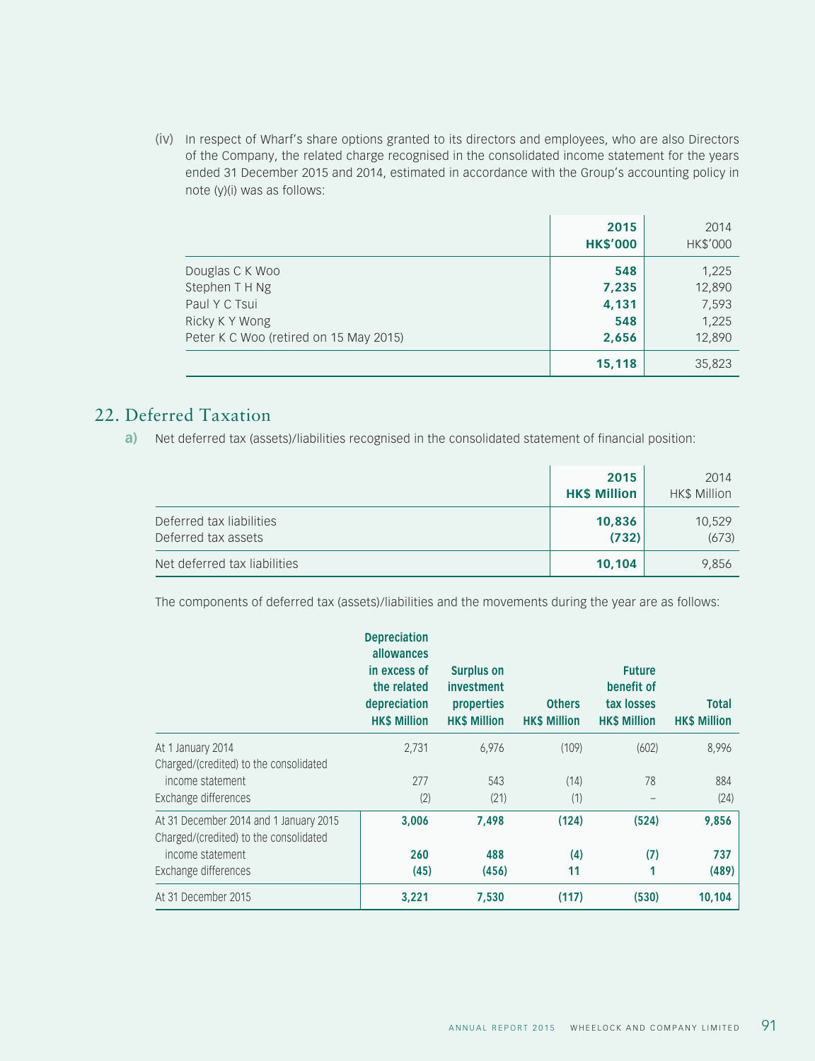(iv) In respect of Wharf's share options granted to its directors and employees, who are also Directors of the Company, the related charge recognised in the consolidated income statement for the years ended 31 December 2015 and 2014, estimated in accordance with the Group's accounting policy in note (y)(i) was as follows:

| | 2015 HK$'000 | 2014 HK$'000 |
|---|---|---|
| Douglas C K Woo | 548 | 1,225 |
| Stephen T H Ng | 7,235 | 12,890 |
| Paul Y C Tsui | 4,131 | 7,593 |
| Ricky K Y Wong | 548 | 1,225 |
| Peter K C Woo (retired on 15 May 2015) | 2,656 | 12,890 |
| | 15,118 | 35,823 |

## 22. Deferred Taxation

**a)** Net deferred tax (assets)/liabilities recognised in the consolidated statement of financial position:

| | 2015 HK$ Million | 2014 HK$ Million |
|---|---|---|
| Deferred tax liabilities | 10,836 | 10,529 |
| Deferred tax assets | (732) | (673) |
| Net deferred tax liabilities | 10,104 | 9,856 |

The components of deferred tax (assets)/liabilities and the movements during the year are as follows:

| | Depreciation allowances in excess of the related depreciation HK$ Million | Surplus on investment properties HK$ Million | Others HK$ Million | Future benefit of tax losses HK$ Million | Total HK$ Million |
|---|---|---|---|---|---|
| At 1 January 2014 | 2,731 | 6,976 | (109) | (602) | 8,996 |
| Charged/(credited) to the consolidated income statement | 277 | 543 | (14) | 78 | 884 |
| Exchange differences | (2) | (21) | (1) | – | (24) |
| At 31 December 2014 and 1 January 2015 | 3,006 | 7,498 | (124) | (524) | 9,856 |
| Charged/(credited) to the consolidated income statement | 260 | 488 | (4) | (7) | 737 |
| Exchange differences | (45) | (456) | 11 | 1 | (489) |
| At 31 December 2015 | 3,221 | 7,530 | (117) | (530) | 10,104 |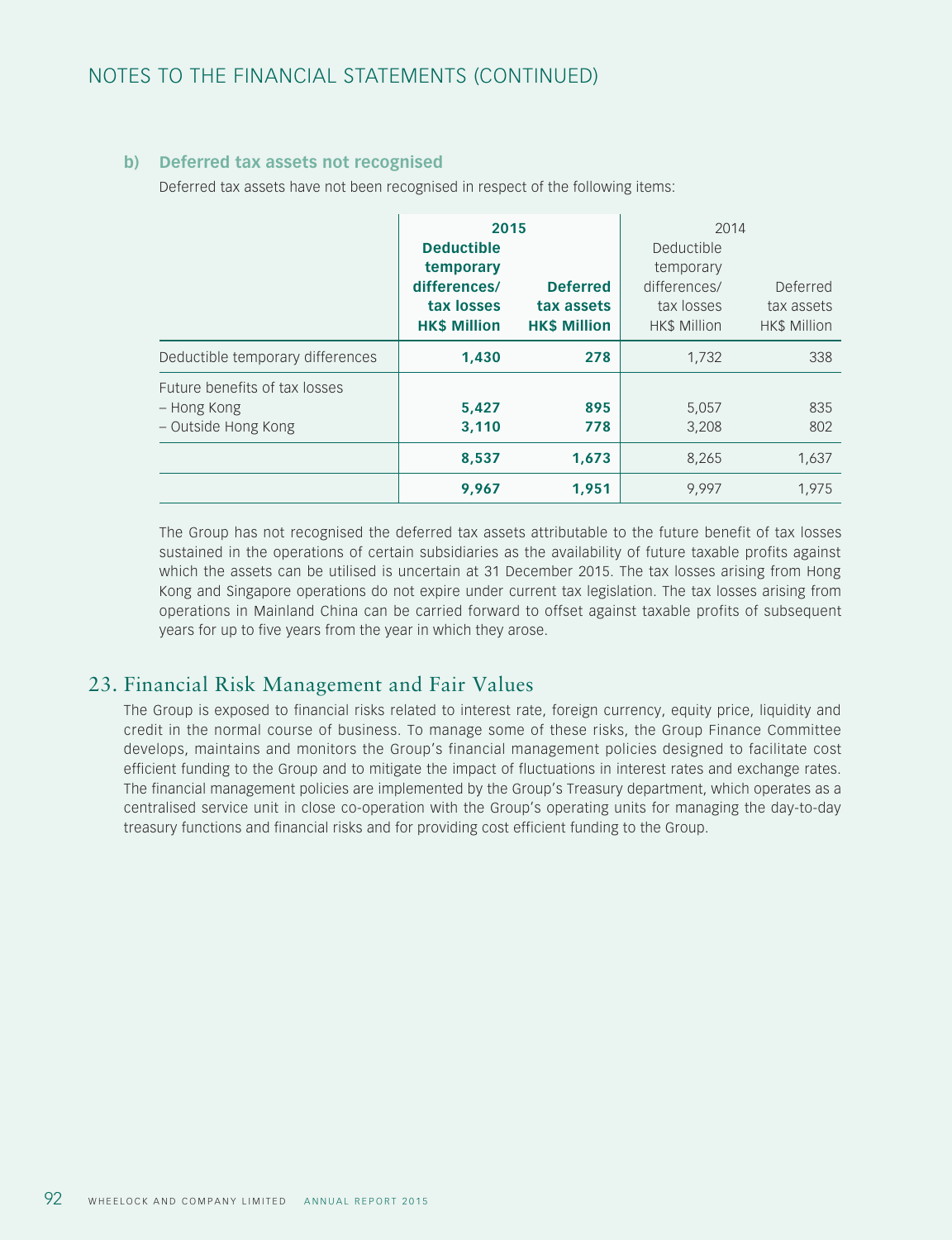### b) Deferred tax assets not recognised

Deferred tax assets have not been recognised in respect of the following items:

| | 2015 | | 2014 | |
|---|---|---|---|---|
| | **Deductible temporary differences/ tax losses HK$ Million** | **Deferred tax assets HK$ Million** | Deductible temporary differences/ tax losses HK$ Million | Deferred tax assets HK$ Million |
| Deductible temporary differences | **1,430** | **278** | 1,732 | 338 |
| Future benefits of tax losses | | | | |
| – Hong Kong | **5,427** | **895** | 5,057 | 835 |
| – Outside Hong Kong | **3,110** | **778** | 3,208 | 802 |
| | **8,537** | **1,673** | 8,265 | 1,637 |
| | **9,967** | **1,951** | 9,997 | 1,975 |

The Group has not recognised the deferred tax assets attributable to the future benefit of tax losses sustained in the operations of certain subsidiaries as the availability of future taxable profits against which the assets can be utilised is uncertain at 31 December 2015. The tax losses arising from Hong Kong and Singapore operations do not expire under current tax legislation. The tax losses arising from operations in Mainland China can be carried forward to offset against taxable profits of subsequent years for up to five years from the year in which they arose.

## 23. Financial Risk Management and Fair Values

The Group is exposed to financial risks related to interest rate, foreign currency, equity price, liquidity and credit in the normal course of business. To manage some of these risks, the Group Finance Committee develops, maintains and monitors the Group's financial management policies designed to facilitate cost efficient funding to the Group and to mitigate the impact of fluctuations in interest rates and exchange rates. The financial management policies are implemented by the Group's Treasury department, which operates as a centralised service unit in close co-operation with the Group's operating units for managing the day-to-day treasury functions and financial risks and for providing cost efficient funding to the Group.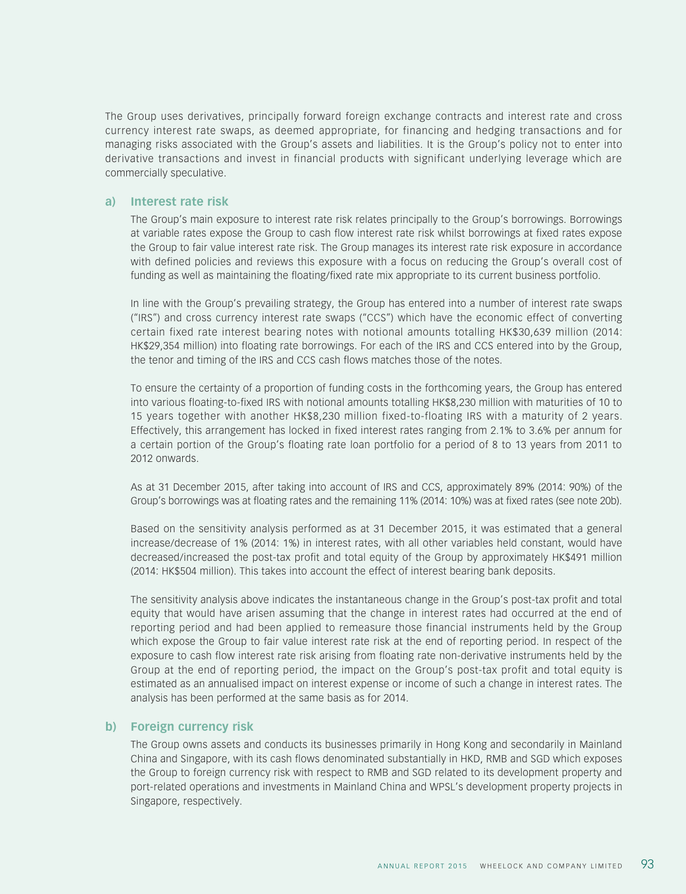The Group uses derivatives, principally forward foreign exchange contracts and interest rate and cross currency interest rate swaps, as deemed appropriate, for financing and hedging transactions and for managing risks associated with the Group's assets and liabilities. It is the Group's policy not to enter into derivative transactions and invest in financial products with significant underlying leverage which are commercially speculative.

### a) Interest rate risk

The Group's main exposure to interest rate risk relates principally to the Group's borrowings. Borrowings at variable rates expose the Group to cash flow interest rate risk whilst borrowings at fixed rates expose the Group to fair value interest rate risk. The Group manages its interest rate risk exposure in accordance with defined policies and reviews this exposure with a focus on reducing the Group's overall cost of funding as well as maintaining the floating/fixed rate mix appropriate to its current business portfolio.

In line with the Group's prevailing strategy, the Group has entered into a number of interest rate swaps ("IRS") and cross currency interest rate swaps ("CCS") which have the economic effect of converting certain fixed rate interest bearing notes with notional amounts totalling HK$30,639 million (2014: HK$29,354 million) into floating rate borrowings. For each of the IRS and CCS entered into by the Group, the tenor and timing of the IRS and CCS cash flows matches those of the notes.

To ensure the certainty of a proportion of funding costs in the forthcoming years, the Group has entered into various floating-to-fixed IRS with notional amounts totalling HK$8,230 million with maturities of 10 to 15 years together with another HK$8,230 million fixed-to-floating IRS with a maturity of 2 years. Effectively, this arrangement has locked in fixed interest rates ranging from 2.1% to 3.6% per annum for a certain portion of the Group's floating rate loan portfolio for a period of 8 to 13 years from 2011 to 2012 onwards.

As at 31 December 2015, after taking into account of IRS and CCS, approximately 89% (2014: 90%) of the Group's borrowings was at floating rates and the remaining 11% (2014: 10%) was at fixed rates (see note 20b).

Based on the sensitivity analysis performed as at 31 December 2015, it was estimated that a general increase/decrease of 1% (2014: 1%) in interest rates, with all other variables held constant, would have decreased/increased the post-tax profit and total equity of the Group by approximately HK$491 million (2014: HK$504 million). This takes into account the effect of interest bearing bank deposits.

The sensitivity analysis above indicates the instantaneous change in the Group's post-tax profit and total equity that would have arisen assuming that the change in interest rates had occurred at the end of reporting period and had been applied to remeasure those financial instruments held by the Group which expose the Group to fair value interest rate risk at the end of reporting period. In respect of the exposure to cash flow interest rate risk arising from floating rate non-derivative instruments held by the Group at the end of reporting period, the impact on the Group's post-tax profit and total equity is estimated as an annualised impact on interest expense or income of such a change in interest rates. The analysis has been performed at the same basis as for 2014.

### b) Foreign currency risk

The Group owns assets and conducts its businesses primarily in Hong Kong and secondarily in Mainland China and Singapore, with its cash flows denominated substantially in HKD, RMB and SGD which exposes the Group to foreign currency risk with respect to RMB and SGD related to its development property and port-related operations and investments in Mainland China and WPSL's development property projects in Singapore, respectively.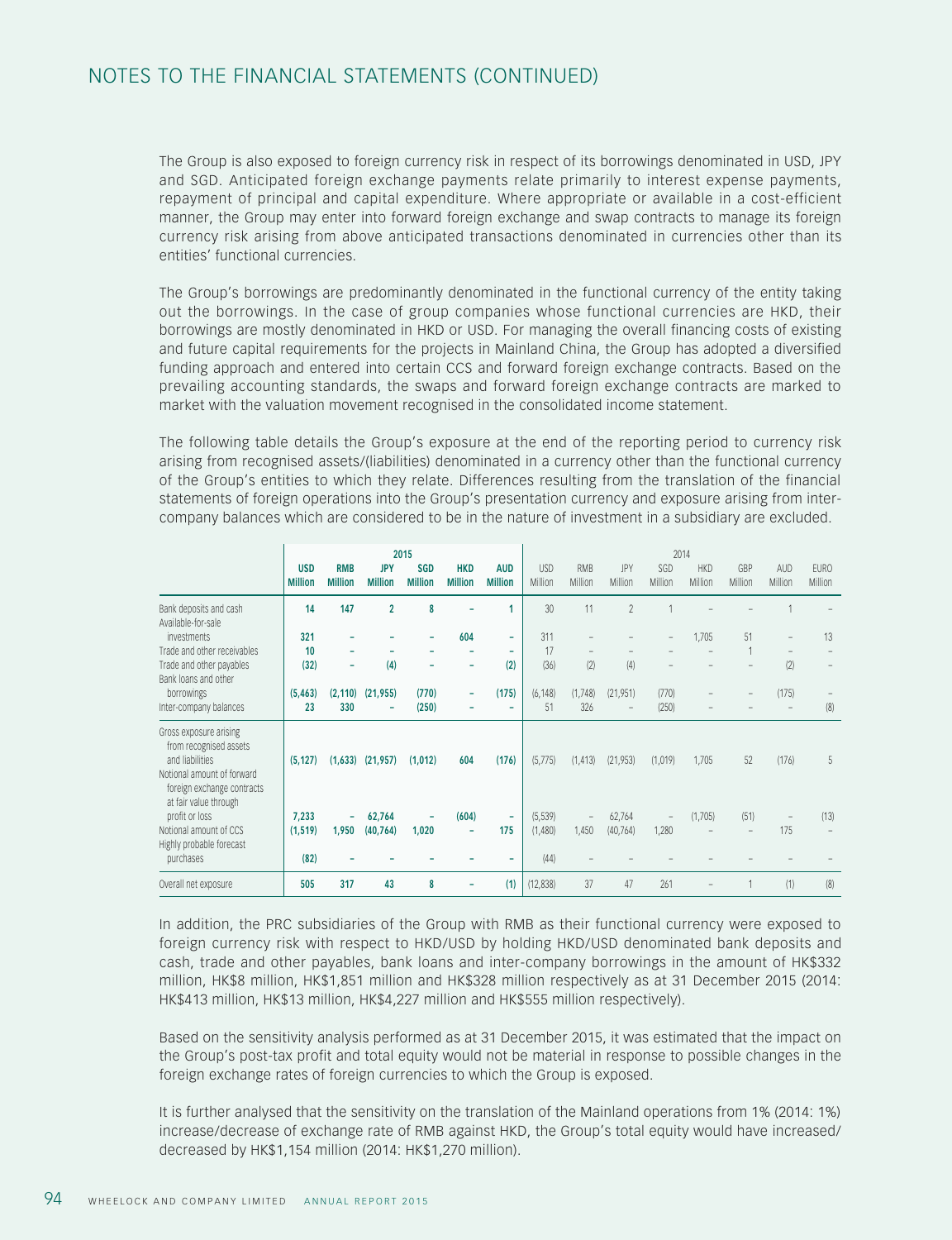# NOTES TO THE FINANCIAL STATEMENTS (CONTINUED)

The Group is also exposed to foreign currency risk in respect of its borrowings denominated in USD, JPY and SGD. Anticipated foreign exchange payments relate primarily to interest expense payments, repayment of principal and capital expenditure. Where appropriate or available in a cost-efficient manner, the Group may enter into forward foreign exchange and swap contracts to manage its foreign currency risk arising from above anticipated transactions denominated in currencies other than its entities' functional currencies.

The Group's borrowings are predominantly denominated in the functional currency of the entity taking out the borrowings. In the case of group companies whose functional currencies are HKD, their borrowings are mostly denominated in HKD or USD. For managing the overall financing costs of existing and future capital requirements for the projects in Mainland China, the Group has adopted a diversified funding approach and entered into certain CCS and forward foreign exchange contracts. Based on the prevailing accounting standards, the swaps and forward foreign exchange contracts are marked to market with the valuation movement recognised in the consolidated income statement.

The following table details the Group's exposure at the end of the reporting period to currency risk arising from recognised assets/(liabilities) denominated in a currency other than the functional currency of the Group's entities to which they relate. Differences resulting from the translation of the financial statements of foreign operations into the Group's presentation currency and exposure arising from inter-company balances which are considered to be in the nature of investment in a subsidiary are excluded.

| | **2015** | | | | | | 2014 | | | | | | | |
|---|---|---|---|---|---|---|---|---|---|---|---|---|---|---|
| | **USD Million** | **RMB Million** | **JPY Million** | **SGD Million** | **HKD Million** | **AUD Million** | USD Million | RMB Million | JPY Million | SGD Million | HKD Million | GBP Million | AUD Million | EURO Million |
| Bank deposits and cash | **14** | **147** | **2** | **8** | **–** | **1** | 30 | 11 | 2 | 1 | – | – | 1 | – |
| Available-for-sale investments | **321** | **–** | **–** | **–** | **604** | **–** | 311 | – | – | – | 1,705 | 51 | – | 13 |
| Trade and other receivables | **10** | **–** | **–** | **–** | **–** | **–** | 17 | – | – | – | – | 1 | – | – |
| Trade and other payables | **(32)** | **–** | **(4)** | **–** | **–** | **(2)** | (36) | (2) | (4) | – | – | – | (2) | – |
| Bank loans and other borrowings | **(5,463)** | **(2,110)** | **(21,955)** | **(770)** | **–** | **(175)** | (6,148) | (1,748) | (21,951) | (770) | – | – | (175) | – |
| Inter-company balances | **23** | **330** | **–** | **(250)** | **–** | **–** | 51 | 326 | – | (250) | – | – | – | (8) |
| Gross exposure arising from recognised assets and liabilities | **(5,127)** | **(1,633)** | **(21,957)** | **(1,012)** | **604** | **(176)** | (5,775) | (1,413) | (21,953) | (1,019) | 1,705 | 52 | (176) | 5 |
| Notional amount of forward foreign exchange contracts at fair value through profit or loss | **7,233** | **–** | **62,764** | **–** | **(604)** | **–** | (5,539) | – | 62,764 | – | (1,705) | (51) | – | (13) |
| Notional amount of CCS | **(1,519)** | **1,950** | **(40,764)** | **1,020** | **–** | **175** | (1,480) | 1,450 | (40,764) | 1,280 | – | – | 175 | – |
| Highly probable forecast purchases | **(82)** | **–** | **–** | **–** | **–** | **–** | (44) | – | – | – | – | – | – | – |
| Overall net exposure | **505** | **317** | **43** | **8** | **–** | **(1)** | (12,838) | 37 | 47 | 261 | – | 1 | (1) | (8) |

In addition, the PRC subsidiaries of the Group with RMB as their functional currency were exposed to foreign currency risk with respect to HKD/USD by holding HKD/USD denominated bank deposits and cash, trade and other payables, bank loans and inter-company borrowings in the amount of HK$332 million, HK$8 million, HK$1,851 million and HK$328 million respectively as at 31 December 2015 (2014: HK$413 million, HK$13 million, HK$4,227 million and HK$555 million respectively).

Based on the sensitivity analysis performed as at 31 December 2015, it was estimated that the impact on the Group's post-tax profit and total equity would not be material in response to possible changes in the foreign exchange rates of foreign currencies to which the Group is exposed.

It is further analysed that the sensitivity on the translation of the Mainland operations from 1% (2014: 1%) increase/decrease of exchange rate of RMB against HKD, the Group's total equity would have increased/decreased by HK$1,154 million (2014: HK$1,270 million).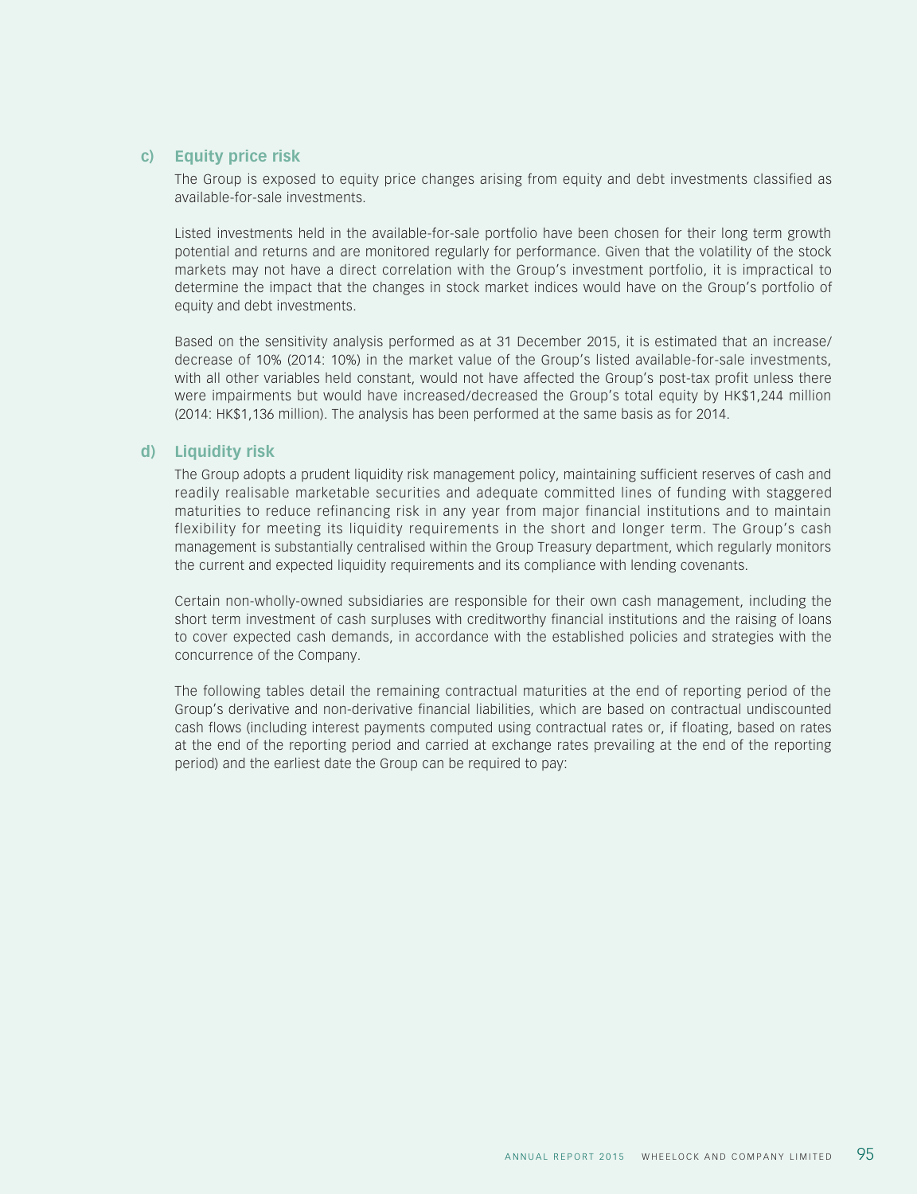### c) Equity price risk

The Group is exposed to equity price changes arising from equity and debt investments classified as available-for-sale investments.

Listed investments held in the available-for-sale portfolio have been chosen for their long term growth potential and returns and are monitored regularly for performance. Given that the volatility of the stock markets may not have a direct correlation with the Group's investment portfolio, it is impractical to determine the impact that the changes in stock market indices would have on the Group's portfolio of equity and debt investments.

Based on the sensitivity analysis performed as at 31 December 2015, it is estimated that an increase/decrease of 10% (2014: 10%) in the market value of the Group's listed available-for-sale investments, with all other variables held constant, would not have affected the Group's post-tax profit unless there were impairments but would have increased/decreased the Group's total equity by HK$1,244 million (2014: HK$1,136 million). The analysis has been performed at the same basis as for 2014.

### d) Liquidity risk

The Group adopts a prudent liquidity risk management policy, maintaining sufficient reserves of cash and readily realisable marketable securities and adequate committed lines of funding with staggered maturities to reduce refinancing risk in any year from major financial institutions and to maintain flexibility for meeting its liquidity requirements in the short and longer term. The Group's cash management is substantially centralised within the Group Treasury department, which regularly monitors the current and expected liquidity requirements and its compliance with lending covenants.

Certain non-wholly-owned subsidiaries are responsible for their own cash management, including the short term investment of cash surpluses with creditworthy financial institutions and the raising of loans to cover expected cash demands, in accordance with the established policies and strategies with the concurrence of the Company.

The following tables detail the remaining contractual maturities at the end of reporting period of the Group's derivative and non-derivative financial liabilities, which are based on contractual undiscounted cash flows (including interest payments computed using contractual rates or, if floating, based on rates at the end of the reporting period and carried at exchange rates prevailing at the end of the reporting period) and the earliest date the Group can be required to pay: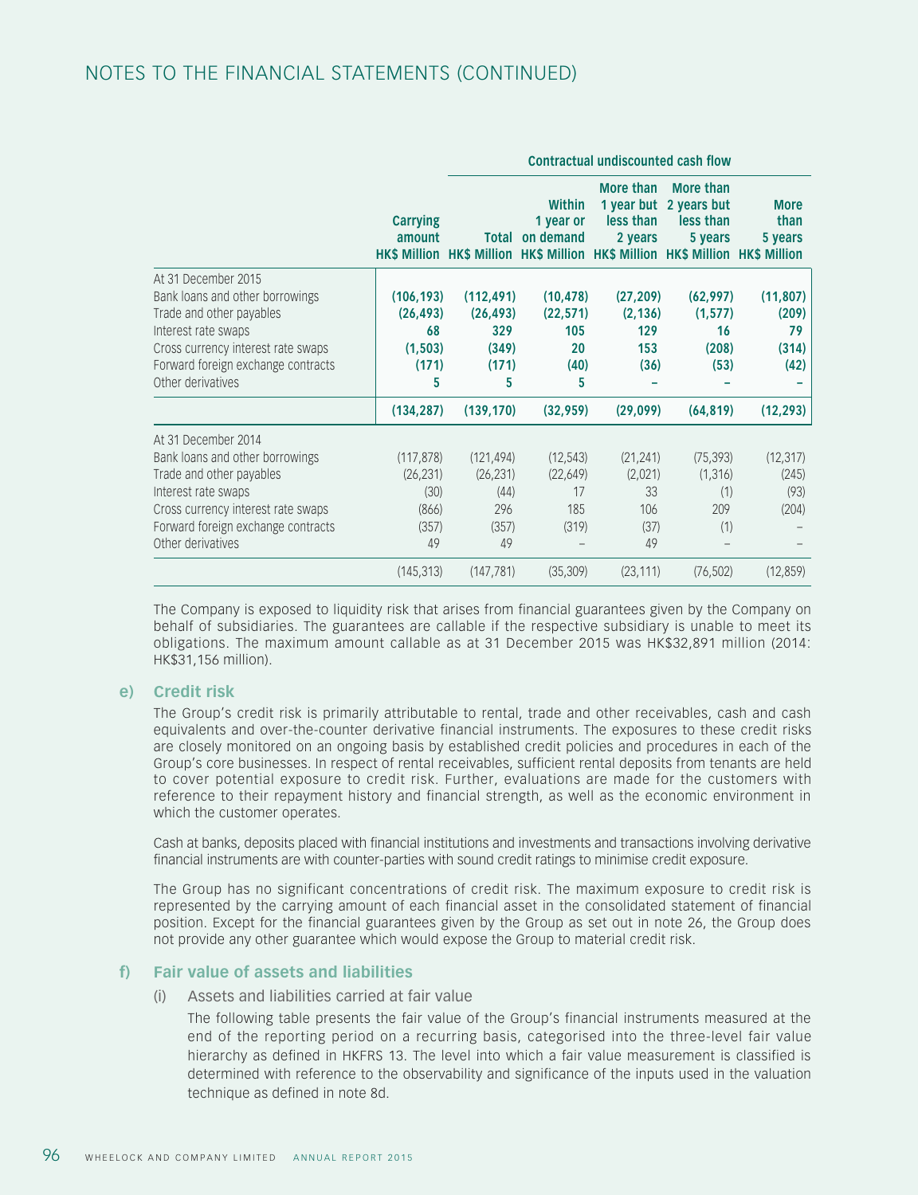# NOTES TO THE FINANCIAL STATEMENTS (CONTINUED)

| | Carrying amount HK$ Million | Contractual undiscounted cash flow Total HK$ Million | Within 1 year or on demand HK$ Million | More than 1 year but less than 2 years HK$ Million | More than 2 years but less than 5 years HK$ Million | More than 5 years HK$ Million |
|---|---|---|---|---|---|---|
| **At 31 December 2015** | | | | | | |
| Bank loans and other borrowings | **(106,193)** | **(112,491)** | **(10,478)** | **(27,209)** | **(62,997)** | **(11,807)** |
| Trade and other payables | **(26,493)** | **(26,493)** | **(22,571)** | **(2,136)** | **(1,577)** | **(209)** |
| Interest rate swaps | **68** | **329** | **105** | **129** | **16** | **79** |
| Cross currency interest rate swaps | **(1,503)** | **(349)** | **20** | **153** | **(208)** | **(314)** |
| Forward foreign exchange contracts | **(171)** | **(171)** | **(40)** | **(36)** | **(53)** | **(42)** |
| Other derivatives | **5** | **5** | **5** | **–** | **–** | **–** |
| | **(134,287)** | **(139,170)** | **(32,959)** | **(29,099)** | **(64,819)** | **(12,293)** |
| At 31 December 2014 | | | | | | |
| Bank loans and other borrowings | (117,878) | (121,494) | (12,543) | (21,241) | (75,393) | (12,317) |
| Trade and other payables | (26,231) | (26,231) | (22,649) | (2,021) | (1,316) | (245) |
| Interest rate swaps | (30) | (44) | 17 | 33 | (1) | (93) |
| Cross currency interest rate swaps | (866) | 296 | 185 | 106 | 209 | (204) |
| Forward foreign exchange contracts | (357) | (357) | (319) | (37) | (1) | – |
| Other derivatives | 49 | 49 | – | 49 | – | – |
| | (145,313) | (147,781) | (35,309) | (23,111) | (76,502) | (12,859) |

The Company is exposed to liquidity risk that arises from financial guarantees given by the Company on behalf of subsidiaries. The guarantees are callable if the respective subsidiary is unable to meet its obligations. The maximum amount callable as at 31 December 2015 was HK$32,891 million (2014: HK$31,156 million).

## e) Credit risk

The Group's credit risk is primarily attributable to rental, trade and other receivables, cash and cash equivalents and over-the-counter derivative financial instruments. The exposures to these credit risks are closely monitored on an ongoing basis by established credit policies and procedures in each of the Group's core businesses. In respect of rental receivables, sufficient rental deposits from tenants are held to cover potential exposure to credit risk. Further, evaluations are made for the customers with reference to their repayment history and financial strength, as well as the economic environment in which the customer operates.

Cash at banks, deposits placed with financial institutions and investments and transactions involving derivative financial instruments are with counter-parties with sound credit ratings to minimise credit exposure.

The Group has no significant concentrations of credit risk. The maximum exposure to credit risk is represented by the carrying amount of each financial asset in the consolidated statement of financial position. Except for the financial guarantees given by the Group as set out in note 26, the Group does not provide any other guarantee which would expose the Group to material credit risk.

## f) Fair value of assets and liabilities

### (i) Assets and liabilities carried at fair value

The following table presents the fair value of the Group's financial instruments measured at the end of the reporting period on a recurring basis, categorised into the three-level fair value hierarchy as defined in HKFRS 13. The level into which a fair value measurement is classified is determined with reference to the observability and significance of the inputs used in the valuation technique as defined in note 8d.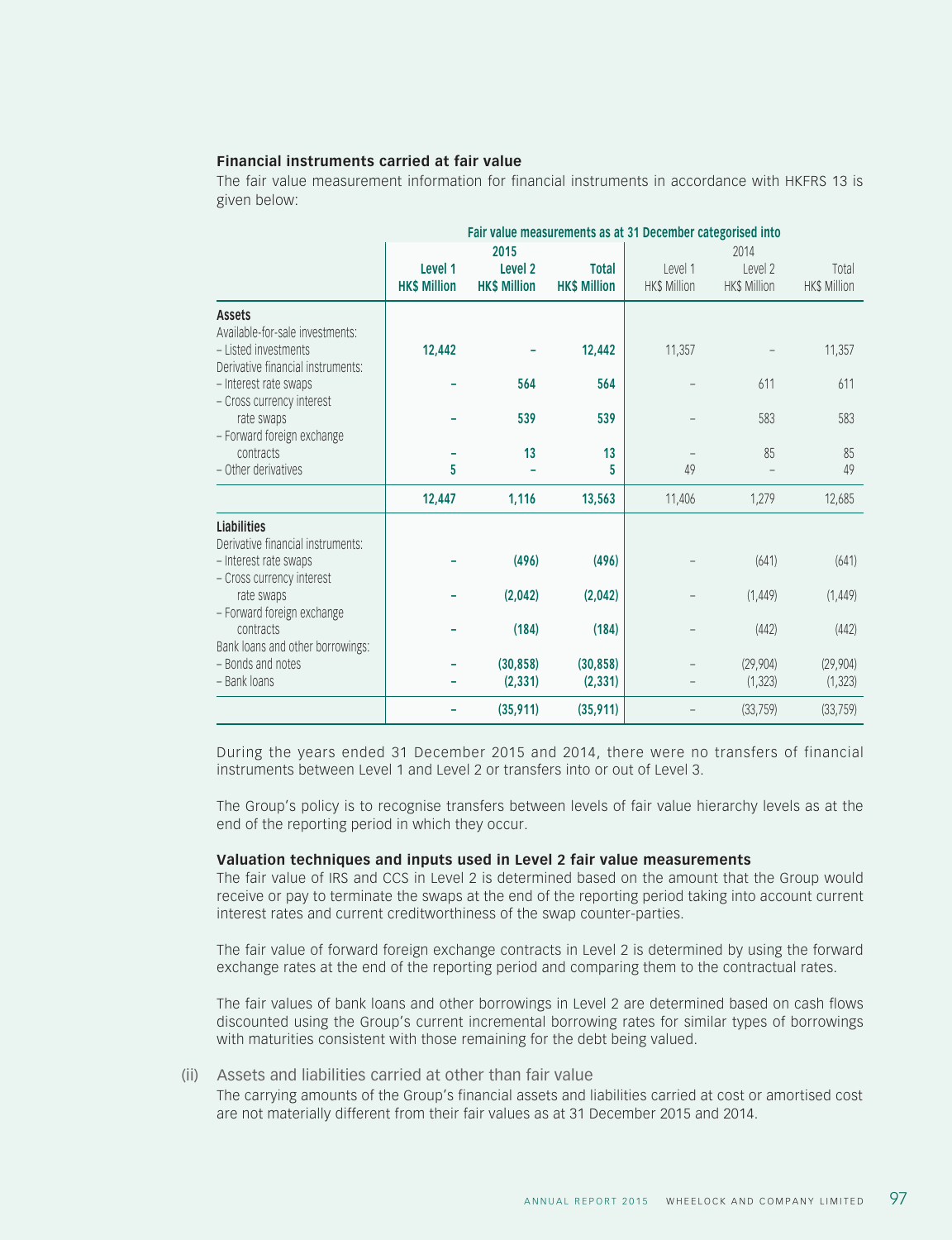#### Financial instruments carried at fair value

The fair value measurement information for financial instruments in accordance with HKFRS 13 is given below:

| | Fair value measurements as at 31 December categorised into | | | | | |
|---|---|---|---|---|---|---|
| | **2015** | | | 2014 | | |
| | **Level 1 HK$ Million** | **Level 2 HK$ Million** | **Total HK$ Million** | Level 1 HK$ Million | Level 2 HK$ Million | Total HK$ Million |
| **Assets** | | | | | | |
| Available-for-sale investments: | | | | | | |
| – Listed investments | **12,442** | **–** | **12,442** | 11,357 | – | 11,357 |
| Derivative financial instruments: | | | | | | |
| – Interest rate swaps | **–** | **564** | **564** | – | 611 | 611 |
| – Cross currency interest rate swaps | **–** | **539** | **539** | – | 583 | 583 |
| – Forward foreign exchange contracts | **–** | **13** | **13** | – | 85 | 85 |
| – Other derivatives | **5** | **–** | **5** | 49 | – | 49 |
| | **12,447** | **1,116** | **13,563** | 11,406 | 1,279 | 12,685 |
| **Liabilities** | | | | | | |
| Derivative financial instruments: | | | | | | |
| – Interest rate swaps | **–** | **(496)** | **(496)** | – | (641) | (641) |
| – Cross currency interest rate swaps | **–** | **(2,042)** | **(2,042)** | – | (1,449) | (1,449) |
| – Forward foreign exchange contracts | **–** | **(184)** | **(184)** | – | (442) | (442) |
| Bank loans and other borrowings: | | | | | | |
| – Bonds and notes | **–** | **(30,858)** | **(30,858)** | – | (29,904) | (29,904) |
| – Bank loans | **–** | **(2,331)** | **(2,331)** | – | (1,323) | (1,323) |
| | **–** | **(35,911)** | **(35,911)** | – | (33,759) | (33,759) |

During the years ended 31 December 2015 and 2014, there were no transfers of financial instruments between Level 1 and Level 2 or transfers into or out of Level 3.

The Group's policy is to recognise transfers between levels of fair value hierarchy levels as at the end of the reporting period in which they occur.

#### Valuation techniques and inputs used in Level 2 fair value measurements

The fair value of IRS and CCS in Level 2 is determined based on the amount that the Group would receive or pay to terminate the swaps at the end of the reporting period taking into account current interest rates and current creditworthiness of the swap counter-parties.

The fair value of forward foreign exchange contracts in Level 2 is determined by using the forward exchange rates at the end of the reporting period and comparing them to the contractual rates.

The fair values of bank loans and other borrowings in Level 2 are determined based on cash flows discounted using the Group's current incremental borrowing rates for similar types of borrowings with maturities consistent with those remaining for the debt being valued.

(ii) Assets and liabilities carried at other than fair value

The carrying amounts of the Group's financial assets and liabilities carried at cost or amortised cost are not materially different from their fair values as at 31 December 2015 and 2014.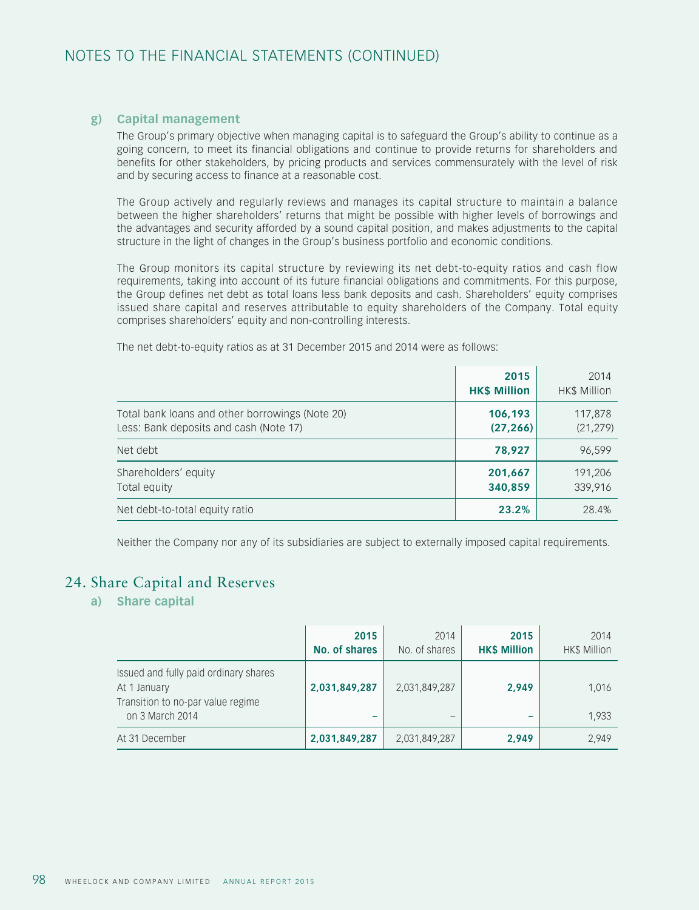# NOTES TO THE FINANCIAL STATEMENTS (CONTINUED)

### g) Capital management

The Group's primary objective when managing capital is to safeguard the Group's ability to continue as a going concern, to meet its financial obligations and continue to provide returns for shareholders and benefits for other stakeholders, by pricing products and services commensurately with the level of risk and by securing access to finance at a reasonable cost.

The Group actively and regularly reviews and manages its capital structure to maintain a balance between the higher shareholders' returns that might be possible with higher levels of borrowings and the advantages and security afforded by a sound capital position, and makes adjustments to the capital structure in the light of changes in the Group's business portfolio and economic conditions.

The Group monitors its capital structure by reviewing its net debt-to-equity ratios and cash flow requirements, taking into account of its future financial obligations and commitments. For this purpose, the Group defines net debt as total loans less bank deposits and cash. Shareholders' equity comprises issued share capital and reserves attributable to equity shareholders of the Company. Total equity comprises shareholders' equity and non-controlling interests.

The net debt-to-equity ratios as at 31 December 2015 and 2014 were as follows:

| | **2015 HK$ Million** | 2014 HK$ Million |
|---|---|---|
| Total bank loans and other borrowings (Note 20) | **106,193** | 117,878 |
| Less: Bank deposits and cash (Note 17) | **(27,266)** | (21,279) |
| Net debt | **78,927** | 96,599 |
| Shareholders' equity | **201,667** | 191,206 |
| Total equity | **340,859** | 339,916 |
| Net debt-to-total equity ratio | **23.2%** | 28.4% |

Neither the Company nor any of its subsidiaries are subject to externally imposed capital requirements.

## 24. Share Capital and Reserves

### a) Share capital

| | **2015 No. of shares** | 2014 No. of shares | **2015 HK$ Million** | 2014 HK$ Million |
|---|---|---|---|---|
| Issued and fully paid ordinary shares | | | | |
| At 1 January | **2,031,849,287** | 2,031,849,287 | **2,949** | 1,016 |
| Transition to no-par value regime on 3 March 2014 | **–** | – | **–** | 1,933 |
| At 31 December | **2,031,849,287** | 2,031,849,287 | **2,949** | 2,949 |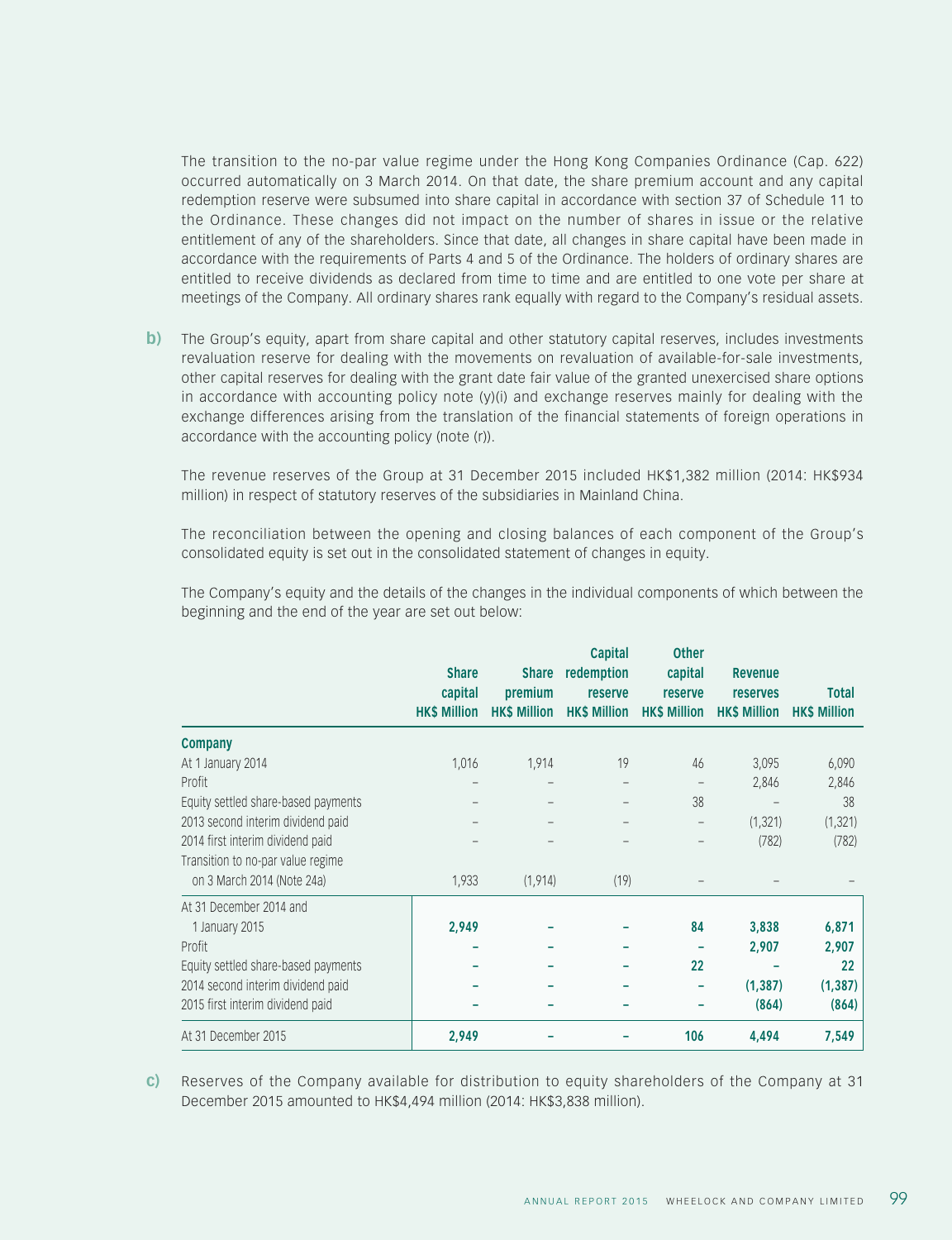The transition to the no-par value regime under the Hong Kong Companies Ordinance (Cap. 622) occurred automatically on 3 March 2014. On that date, the share premium account and any capital redemption reserve were subsumed into share capital in accordance with section 37 of Schedule 11 to the Ordinance. These changes did not impact on the number of shares in issue or the relative entitlement of any of the shareholders. Since that date, all changes in share capital have been made in accordance with the requirements of Parts 4 and 5 of the Ordinance. The holders of ordinary shares are entitled to receive dividends as declared from time to time and are entitled to one vote per share at meetings of the Company. All ordinary shares rank equally with regard to the Company's residual assets.

**b)** The Group's equity, apart from share capital and other statutory capital reserves, includes investments revaluation reserve for dealing with the movements on revaluation of available-for-sale investments, other capital reserves for dealing with the grant date fair value of the granted unexercised share options in accordance with accounting policy note (y)(i) and exchange reserves mainly for dealing with the exchange differences arising from the translation of the financial statements of foreign operations in accordance with the accounting policy (note (r)).

The revenue reserves of the Group at 31 December 2015 included HK$1,382 million (2014: HK$934 million) in respect of statutory reserves of the subsidiaries in Mainland China.

The reconciliation between the opening and closing balances of each component of the Group's consolidated equity is set out in the consolidated statement of changes in equity.

The Company's equity and the details of the changes in the individual components of which between the beginning and the end of the year are set out below:

| | Share capital HK$ Million | Share premium HK$ Million | Capital redemption reserve HK$ Million | Other capital reserve HK$ Million | Revenue reserves HK$ Million | Total HK$ Million |
|---|---|---|---|---|---|---|
| **Company** | | | | | | |
| At 1 January 2014 | 1,016 | 1,914 | 19 | 46 | 3,095 | 6,090 |
| Profit | – | – | – | – | 2,846 | 2,846 |
| Equity settled share-based payments | – | – | – | 38 | – | 38 |
| 2013 second interim dividend paid | – | – | – | – | (1,321) | (1,321) |
| 2014 first interim dividend paid | – | – | – | – | (782) | (782) |
| Transition to no-par value regime on 3 March 2014 (Note 24a) | 1,933 | (1,914) | (19) | – | – | – |
| At 31 December 2014 and 1 January 2015 | **2,949** | **–** | **–** | **84** | **3,838** | **6,871** |
| Profit | **–** | **–** | **–** | **–** | **2,907** | **2,907** |
| Equity settled share-based payments | **–** | **–** | **–** | **22** | **–** | **22** |
| 2014 second interim dividend paid | **–** | **–** | **–** | **–** | **(1,387)** | **(1,387)** |
| 2015 first interim dividend paid | **–** | **–** | **–** | **–** | **(864)** | **(864)** |
| At 31 December 2015 | **2,949** | **–** | **–** | **106** | **4,494** | **7,549** |

**c)** Reserves of the Company available for distribution to equity shareholders of the Company at 31 December 2015 amounted to HK$4,494 million (2014: HK$3,838 million).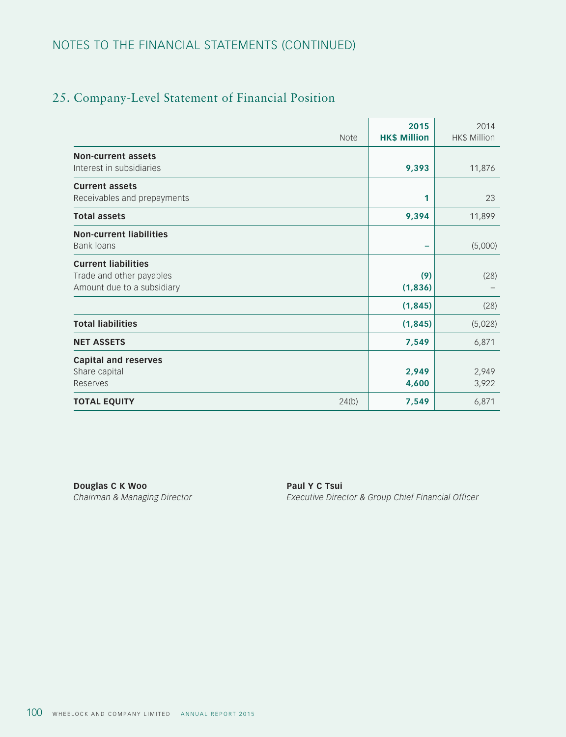## NOTES TO THE FINANCIAL STATEMENTS (CONTINUED)

## 25. Company-Level Statement of Financial Position

| | Note | **2015 HK$ Million** | 2014 HK$ Million |
|---|---|---|---|
| **Non-current assets** | | | |
| Interest in subsidiaries | | **9,393** | 11,876 |
| **Current assets** | | | |
| Receivables and prepayments | | **1** | 23 |
| **Total assets** | | **9,394** | 11,899 |
| **Non-current liabilities** | | | |
| Bank loans | | **–** | (5,000) |
| **Current liabilities** | | | |
| Trade and other payables | | **(9)** | (28) |
| Amount due to a subsidiary | | **(1,836)** | – |
| | | **(1,845)** | (28) |
| **Total liabilities** | | **(1,845)** | (5,028) |
| **NET ASSETS** | | **7,549** | 6,871 |
| **Capital and reserves** | | | |
| Share capital | | **2,949** | 2,949 |
| Reserves | | **4,600** | 3,922 |
| **TOTAL EQUITY** | 24(b) | **7,549** | 6,871 |

**Douglas C K Woo**
*Chairman & Managing Director*

**Paul Y C Tsui**
*Executive Director & Group Chief Financial Officer*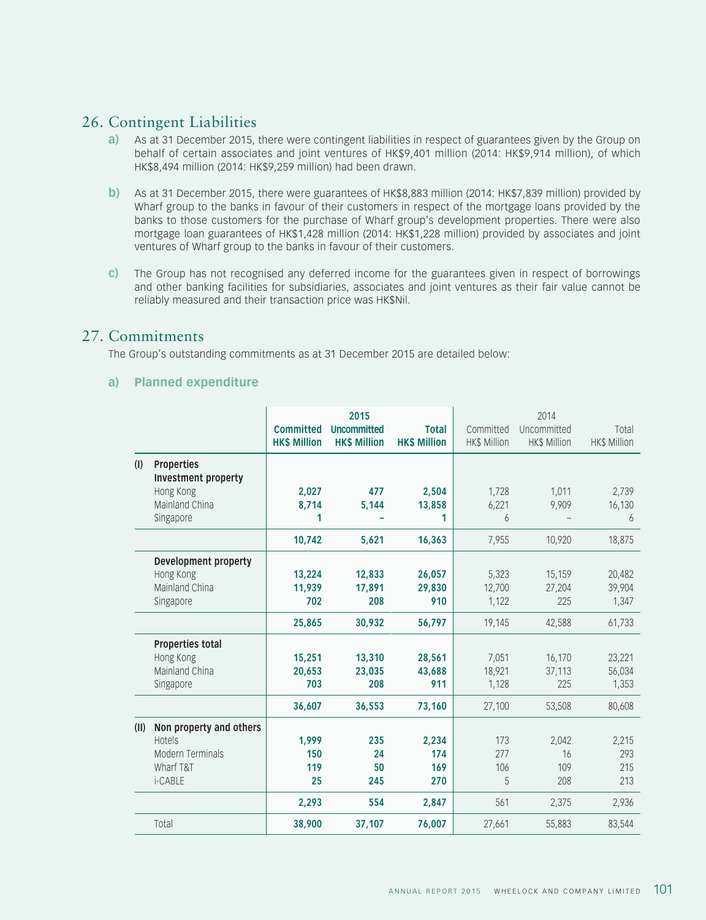## 26. Contingent Liabilities

**a)** As at 31 December 2015, there were contingent liabilities in respect of guarantees given by the Group on behalf of certain associates and joint ventures of HK$9,401 million (2014: HK$9,914 million), of which HK$8,494 million (2014: HK$9,259 million) had been drawn.

**b)** As at 31 December 2015, there were guarantees of HK$8,883 million (2014: HK$7,839 million) provided by Wharf group to the banks in favour of their customers in respect of the mortgage loans provided by the banks to those customers for the purchase of Wharf group's development properties. There were also mortgage loan guarantees of HK$1,428 million (2014: HK$1,228 million) provided by associates and joint ventures of Wharf group to the banks in favour of their customers.

**c)** The Group has not recognised any deferred income for the guarantees given in respect of borrowings and other banking facilities for subsidiaries, associates and joint ventures as their fair value cannot be reliably measured and their transaction price was HK$Nil.

## 27. Commitments

The Group's outstanding commitments as at 31 December 2015 are detailed below:

### a) Planned expenditure

| | | 2015 | | | 2014 | | |
|---|---|---|---|---|---|---|---|
| | | **Committed HK$ Million** | **Uncommitted HK$ Million** | **Total HK$ Million** | Committed HK$ Million | Uncommitted HK$ Million | Total HK$ Million |
| **(I)** | **Properties** | | | | | | |
| | **Investment property** | | | | | | |
| | Hong Kong | **2,027** | **477** | **2,504** | 1,728 | 1,011 | 2,739 |
| | Mainland China | **8,714** | **5,144** | **13,858** | 6,221 | 9,909 | 16,130 |
| | Singapore | **1** | **–** | **1** | 6 | – | 6 |
| | | **10,742** | **5,621** | **16,363** | 7,955 | 10,920 | 18,875 |
| | **Development property** | | | | | | |
| | Hong Kong | **13,224** | **12,833** | **26,057** | 5,323 | 15,159 | 20,482 |
| | Mainland China | **11,939** | **17,891** | **29,830** | 12,700 | 27,204 | 39,904 |
| | Singapore | **702** | **208** | **910** | 1,122 | 225 | 1,347 |
| | | **25,865** | **30,932** | **56,797** | 19,145 | 42,588 | 61,733 |
| | **Properties total** | | | | | | |
| | Hong Kong | **15,251** | **13,310** | **28,561** | 7,051 | 16,170 | 23,221 |
| | Mainland China | **20,653** | **23,035** | **43,688** | 18,921 | 37,113 | 56,034 |
| | Singapore | **703** | **208** | **911** | 1,128 | 225 | 1,353 |
| | | **36,607** | **36,553** | **73,160** | 27,100 | 53,508 | 80,608 |
| **(II)** | **Non property and others** | | | | | | |
| | Hotels | **1,999** | **235** | **2,234** | 173 | 2,042 | 2,215 |
| | Modern Terminals | **150** | **24** | **174** | 277 | 16 | 293 |
| | Wharf T&T | **119** | **50** | **169** | 106 | 109 | 215 |
| | i-CABLE | **25** | **245** | **270** | 5 | 208 | 213 |
| | | **2,293** | **554** | **2,847** | 561 | 2,375 | 2,936 |
| | Total | **38,900** | **37,107** | **76,007** | 27,661 | 55,883 | 83,544 |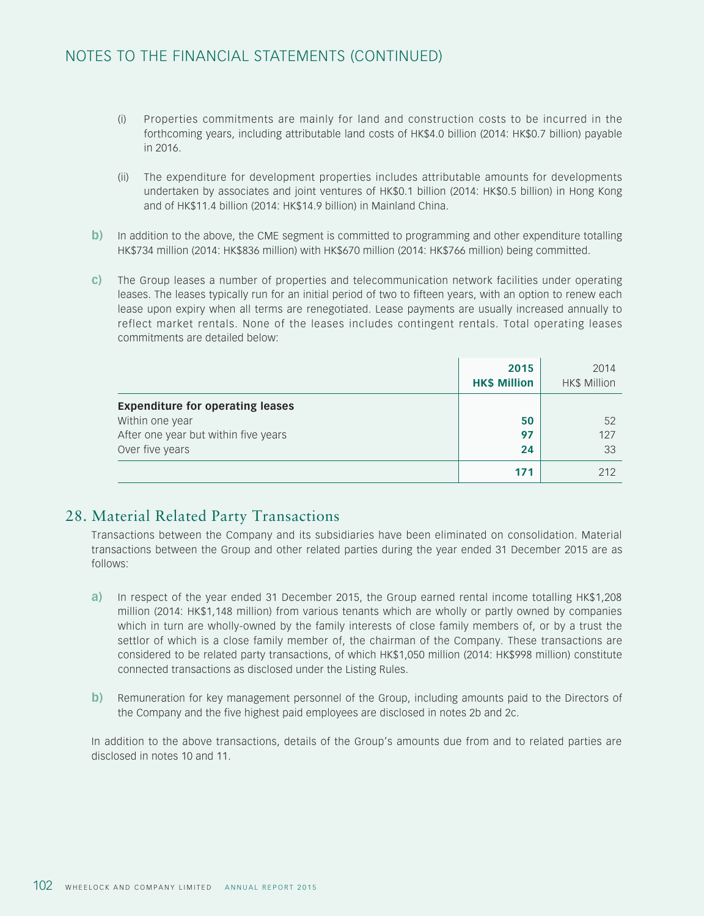(i) Properties commitments are mainly for land and construction costs to be incurred in the forthcoming years, including attributable land costs of HK$4.0 billion (2014: HK$0.7 billion) payable in 2016.

(ii) The expenditure for development properties includes attributable amounts for developments undertaken by associates and joint ventures of HK$0.1 billion (2014: HK$0.5 billion) in Hong Kong and of HK$11.4 billion (2014: HK$14.9 billion) in Mainland China.

**b)** In addition to the above, the CME segment is committed to programming and other expenditure totalling HK$734 million (2014: HK$836 million) with HK$670 million (2014: HK$766 million) being committed.

**c)** The Group leases a number of properties and telecommunication network facilities under operating leases. The leases typically run for an initial period of two to fifteen years, with an option to renew each lease upon expiry when all terms are renegotiated. Lease payments are usually increased annually to reflect market rentals. None of the leases includes contingent rentals. Total operating leases commitments are detailed below:

| | **2015 HK$ Million** | 2014 HK$ Million |
|---|---|---|
| **Expenditure for operating leases** | | |
| Within one year | **50** | 52 |
| After one year but within five years | **97** | 127 |
| Over five years | **24** | 33 |
| | **171** | 212 |

## 28. Material Related Party Transactions

Transactions between the Company and its subsidiaries have been eliminated on consolidation. Material transactions between the Group and other related parties during the year ended 31 December 2015 are as follows:

**a)** In respect of the year ended 31 December 2015, the Group earned rental income totalling HK$1,208 million (2014: HK$1,148 million) from various tenants which are wholly or partly owned by companies which in turn are wholly-owned by the family interests of close family members of, or by a trust the settlor of which is a close family member of, the chairman of the Company. These transactions are considered to be related party transactions, of which HK$1,050 million (2014: HK$998 million) constitute connected transactions as disclosed under the Listing Rules.

**b)** Remuneration for key management personnel of the Group, including amounts paid to the Directors of the Company and the five highest paid employees are disclosed in notes 2b and 2c.

In addition to the above transactions, details of the Group's amounts due from and to related parties are disclosed in notes 10 and 11.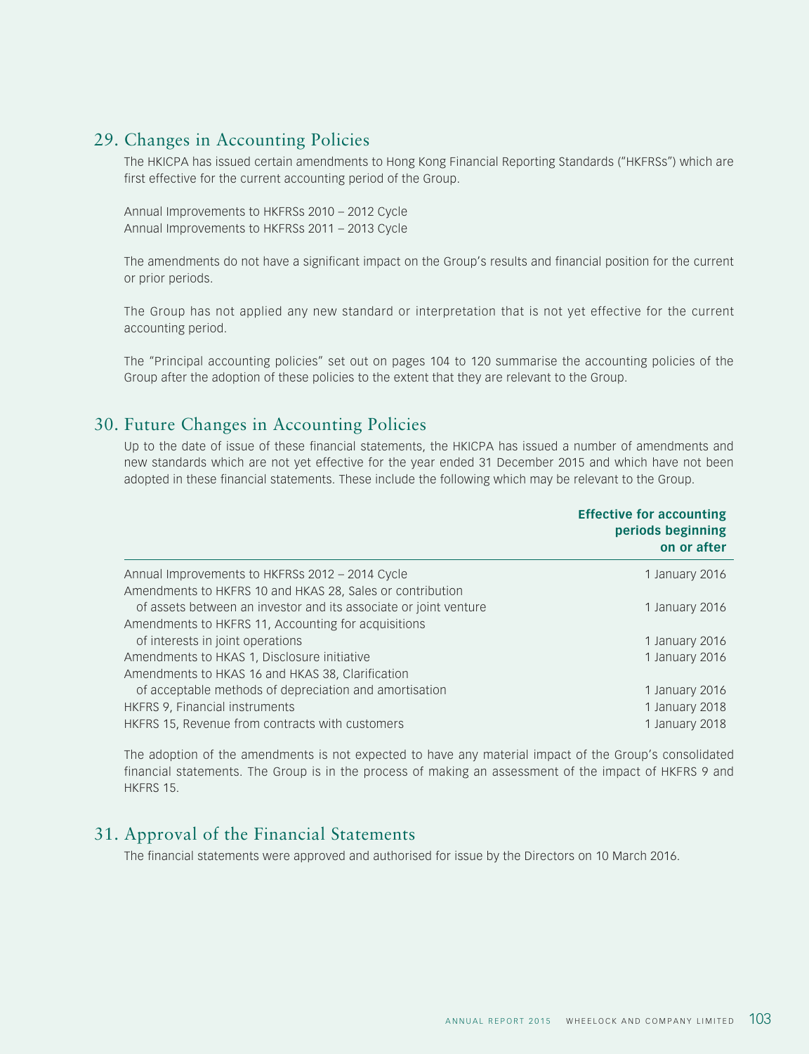## 29. Changes in Accounting Policies

The HKICPA has issued certain amendments to Hong Kong Financial Reporting Standards ("HKFRSs") which are first effective for the current accounting period of the Group.

Annual Improvements to HKFRSs 2010 – 2012 Cycle
Annual Improvements to HKFRSs 2011 – 2013 Cycle

The amendments do not have a significant impact on the Group's results and financial position for the current or prior periods.

The Group has not applied any new standard or interpretation that is not yet effective for the current accounting period.

The "Principal accounting policies" set out on pages 104 to 120 summarise the accounting policies of the Group after the adoption of these policies to the extent that they are relevant to the Group.

## 30. Future Changes in Accounting Policies

Up to the date of issue of these financial statements, the HKICPA has issued a number of amendments and new standards which are not yet effective for the year ended 31 December 2015 and which have not been adopted in these financial statements. These include the following which may be relevant to the Group.

| | **Effective for accounting periods beginning on or after** |
|---|---|
| Annual Improvements to HKFRSs 2012 – 2014 Cycle | 1 January 2016 |
| Amendments to HKFRS 10 and HKAS 28, Sales or contribution of assets between an investor and its associate or joint venture | 1 January 2016 |
| Amendments to HKFRS 11, Accounting for acquisitions of interests in joint operations | 1 January 2016 |
| Amendments to HKAS 1, Disclosure initiative | 1 January 2016 |
| Amendments to HKAS 16 and HKAS 38, Clarification of acceptable methods of depreciation and amortisation | 1 January 2016 |
| HKFRS 9, Financial instruments | 1 January 2018 |
| HKFRS 15, Revenue from contracts with customers | 1 January 2018 |

The adoption of the amendments is not expected to have any material impact of the Group's consolidated financial statements. The Group is in the process of making an assessment of the impact of HKFRS 9 and HKFRS 15.

## 31. Approval of the Financial Statements

The financial statements were approved and authorised for issue by the Directors on 10 March 2016.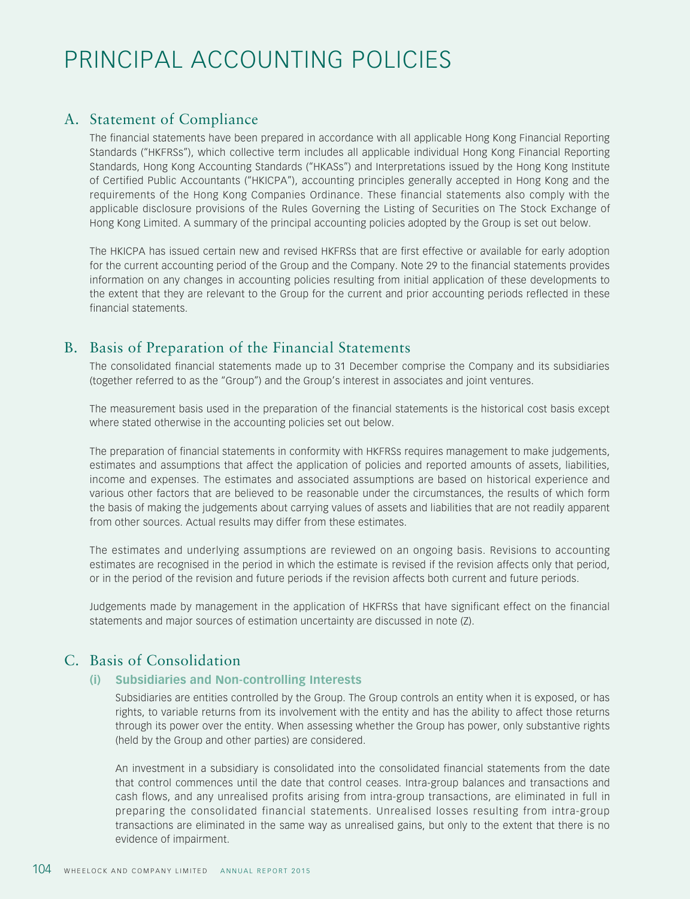# PRINCIPAL ACCOUNTING POLICIES

## A. Statement of Compliance

The financial statements have been prepared in accordance with all applicable Hong Kong Financial Reporting Standards ("HKFRSs"), which collective term includes all applicable individual Hong Kong Financial Reporting Standards, Hong Kong Accounting Standards ("HKASs") and Interpretations issued by the Hong Kong Institute of Certified Public Accountants ("HKICPA"), accounting principles generally accepted in Hong Kong and the requirements of the Hong Kong Companies Ordinance. These financial statements also comply with the applicable disclosure provisions of the Rules Governing the Listing of Securities on The Stock Exchange of Hong Kong Limited. A summary of the principal accounting policies adopted by the Group is set out below.

The HKICPA has issued certain new and revised HKFRSs that are first effective or available for early adoption for the current accounting period of the Group and the Company. Note 29 to the financial statements provides information on any changes in accounting policies resulting from initial application of these developments to the extent that they are relevant to the Group for the current and prior accounting periods reflected in these financial statements.

## B. Basis of Preparation of the Financial Statements

The consolidated financial statements made up to 31 December comprise the Company and its subsidiaries (together referred to as the "Group") and the Group's interest in associates and joint ventures.

The measurement basis used in the preparation of the financial statements is the historical cost basis except where stated otherwise in the accounting policies set out below.

The preparation of financial statements in conformity with HKFRSs requires management to make judgements, estimates and assumptions that affect the application of policies and reported amounts of assets, liabilities, income and expenses. The estimates and associated assumptions are based on historical experience and various other factors that are believed to be reasonable under the circumstances, the results of which form the basis of making the judgements about carrying values of assets and liabilities that are not readily apparent from other sources. Actual results may differ from these estimates.

The estimates and underlying assumptions are reviewed on an ongoing basis. Revisions to accounting estimates are recognised in the period in which the estimate is revised if the revision affects only that period, or in the period of the revision and future periods if the revision affects both current and future periods.

Judgements made by management in the application of HKFRSs that have significant effect on the financial statements and major sources of estimation uncertainty are discussed in note (Z).

## C. Basis of Consolidation

### (i) Subsidiaries and Non-controlling Interests

Subsidiaries are entities controlled by the Group. The Group controls an entity when it is exposed, or has rights, to variable returns from its involvement with the entity and has the ability to affect those returns through its power over the entity. When assessing whether the Group has power, only substantive rights (held by the Group and other parties) are considered.

An investment in a subsidiary is consolidated into the consolidated financial statements from the date that control commences until the date that control ceases. Intra-group balances and transactions and cash flows, and any unrealised profits arising from intra-group transactions, are eliminated in full in preparing the consolidated financial statements. Unrealised losses resulting from intra-group transactions are eliminated in the same way as unrealised gains, but only to the extent that there is no evidence of impairment.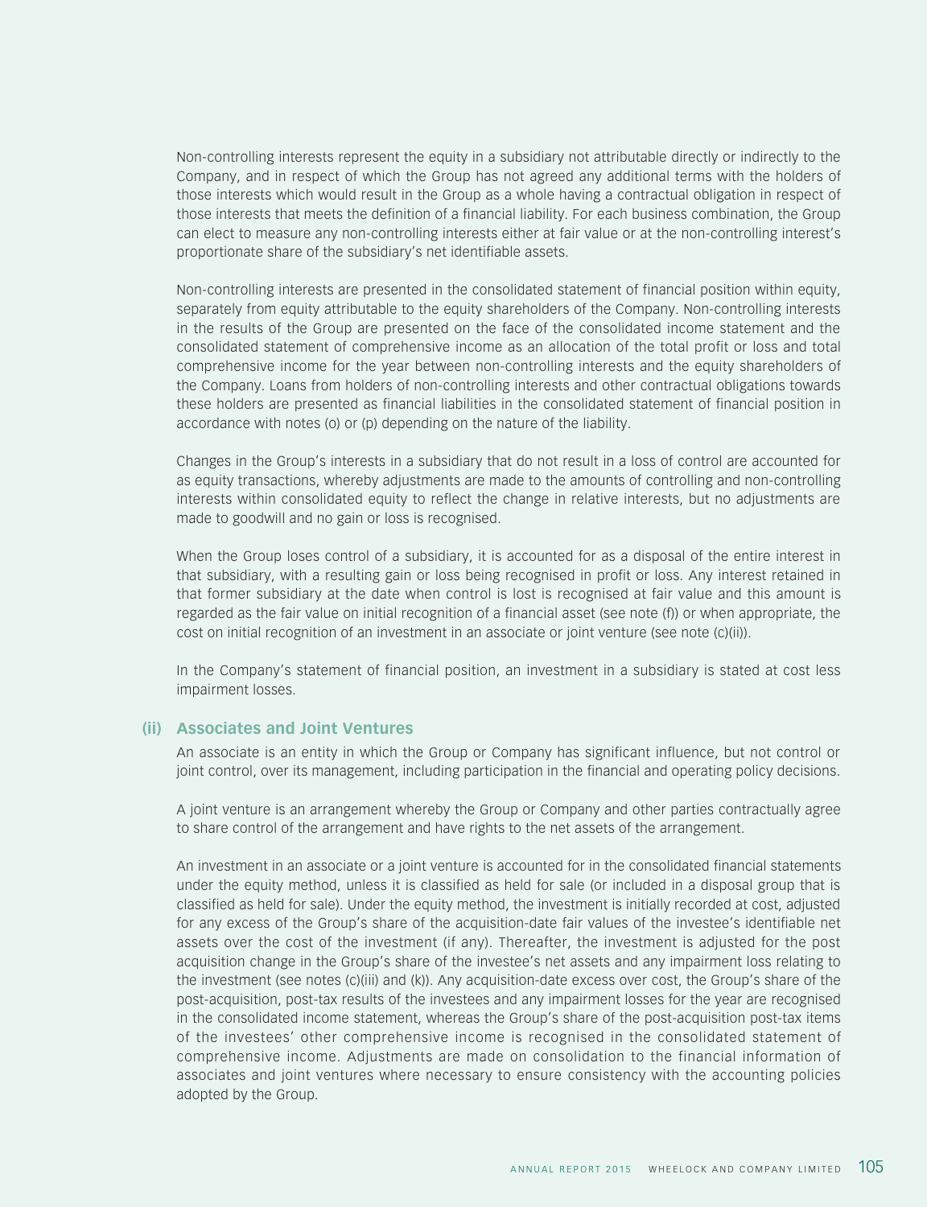Non-controlling interests represent the equity in a subsidiary not attributable directly or indirectly to the Company, and in respect of which the Group has not agreed any additional terms with the holders of those interests which would result in the Group as a whole having a contractual obligation in respect of those interests that meets the definition of a financial liability. For each business combination, the Group can elect to measure any non-controlling interests either at fair value or at the non-controlling interest's proportionate share of the subsidiary's net identifiable assets.

Non-controlling interests are presented in the consolidated statement of financial position within equity, separately from equity attributable to the equity shareholders of the Company. Non-controlling interests in the results of the Group are presented on the face of the consolidated income statement and the consolidated statement of comprehensive income as an allocation of the total profit or loss and total comprehensive income for the year between non-controlling interests and the equity shareholders of the Company. Loans from holders of non-controlling interests and other contractual obligations towards these holders are presented as financial liabilities in the consolidated statement of financial position in accordance with notes (o) or (p) depending on the nature of the liability.

Changes in the Group's interests in a subsidiary that do not result in a loss of control are accounted for as equity transactions, whereby adjustments are made to the amounts of controlling and non-controlling interests within consolidated equity to reflect the change in relative interests, but no adjustments are made to goodwill and no gain or loss is recognised.

When the Group loses control of a subsidiary, it is accounted for as a disposal of the entire interest in that subsidiary, with a resulting gain or loss being recognised in profit or loss. Any interest retained in that former subsidiary at the date when control is lost is recognised at fair value and this amount is regarded as the fair value on initial recognition of a financial asset (see note (f)) or when appropriate, the cost on initial recognition of an investment in an associate or joint venture (see note (c)(ii)).

In the Company's statement of financial position, an investment in a subsidiary is stated at cost less impairment losses.

### (ii) Associates and Joint Ventures

An associate is an entity in which the Group or Company has significant influence, but not control or joint control, over its management, including participation in the financial and operating policy decisions.

A joint venture is an arrangement whereby the Group or Company and other parties contractually agree to share control of the arrangement and have rights to the net assets of the arrangement.

An investment in an associate or a joint venture is accounted for in the consolidated financial statements under the equity method, unless it is classified as held for sale (or included in a disposal group that is classified as held for sale). Under the equity method, the investment is initially recorded at cost, adjusted for any excess of the Group's share of the acquisition-date fair values of the investee's identifiable net assets over the cost of the investment (if any). Thereafter, the investment is adjusted for the post acquisition change in the Group's share of the investee's net assets and any impairment loss relating to the investment (see notes (c)(iii) and (k)). Any acquisition-date excess over cost, the Group's share of the post-acquisition, post-tax results of the investees and any impairment losses for the year are recognised in the consolidated income statement, whereas the Group's share of the post-acquisition post-tax items of the investees' other comprehensive income is recognised in the consolidated statement of comprehensive income. Adjustments are made on consolidation to the financial information of associates and joint ventures where necessary to ensure consistency with the accounting policies adopted by the Group.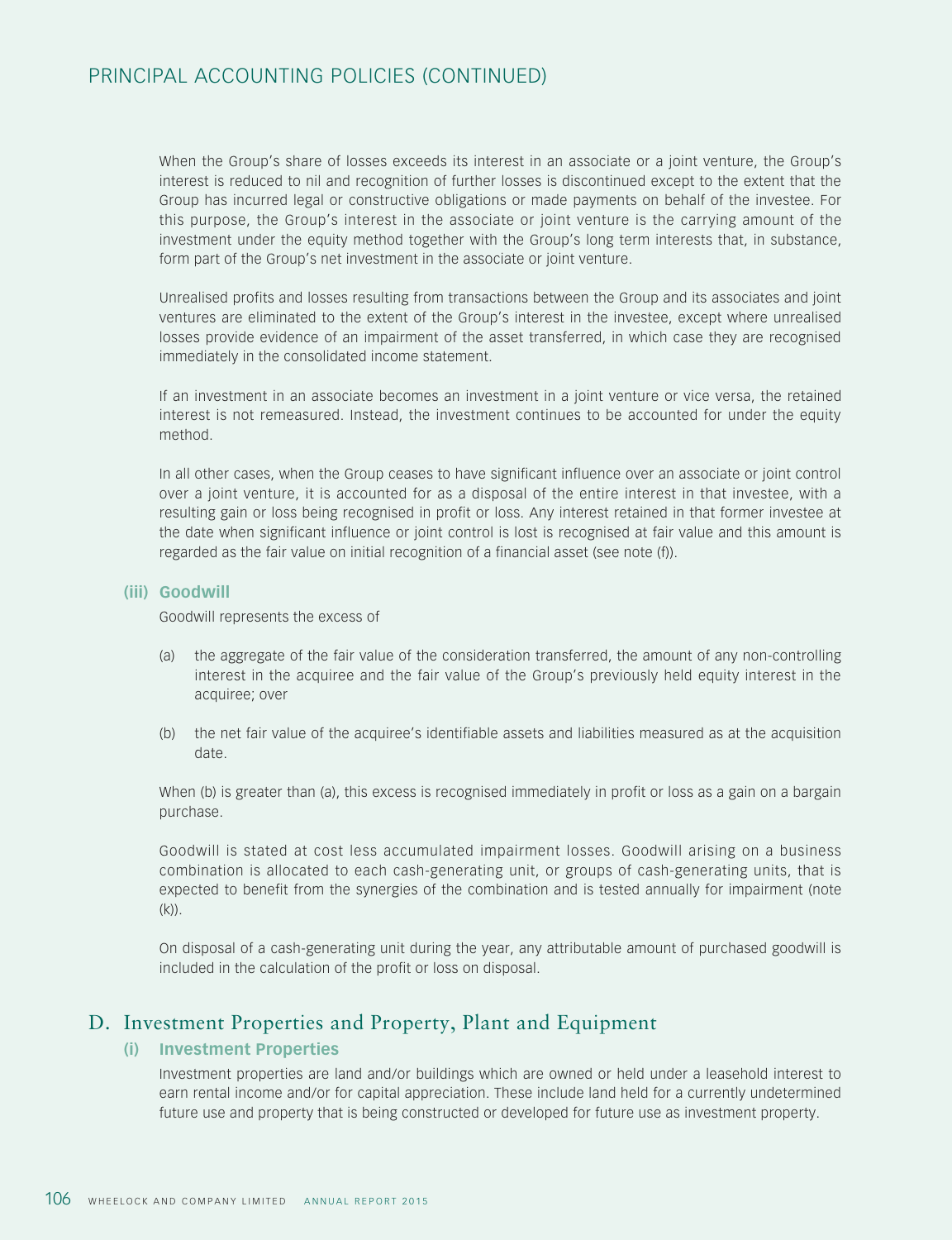# PRINCIPAL ACCOUNTING POLICIES (CONTINUED)

When the Group's share of losses exceeds its interest in an associate or a joint venture, the Group's interest is reduced to nil and recognition of further losses is discontinued except to the extent that the Group has incurred legal or constructive obligations or made payments on behalf of the investee. For this purpose, the Group's interest in the associate or joint venture is the carrying amount of the investment under the equity method together with the Group's long term interests that, in substance, form part of the Group's net investment in the associate or joint venture.

Unrealised profits and losses resulting from transactions between the Group and its associates and joint ventures are eliminated to the extent of the Group's interest in the investee, except where unrealised losses provide evidence of an impairment of the asset transferred, in which case they are recognised immediately in the consolidated income statement.

If an investment in an associate becomes an investment in a joint venture or vice versa, the retained interest is not remeasured. Instead, the investment continues to be accounted for under the equity method.

In all other cases, when the Group ceases to have significant influence over an associate or joint control over a joint venture, it is accounted for as a disposal of the entire interest in that investee, with a resulting gain or loss being recognised in profit or loss. Any interest retained in that former investee at the date when significant influence or joint control is lost is recognised at fair value and this amount is regarded as the fair value on initial recognition of a financial asset (see note (f)).

### (iii) Goodwill

Goodwill represents the excess of

(a) the aggregate of the fair value of the consideration transferred, the amount of any non-controlling interest in the acquiree and the fair value of the Group's previously held equity interest in the acquiree; over

(b) the net fair value of the acquiree's identifiable assets and liabilities measured as at the acquisition date.

When (b) is greater than (a), this excess is recognised immediately in profit or loss as a gain on a bargain purchase.

Goodwill is stated at cost less accumulated impairment losses. Goodwill arising on a business combination is allocated to each cash-generating unit, or groups of cash-generating units, that is expected to benefit from the synergies of the combination and is tested annually for impairment (note (k)).

On disposal of a cash-generating unit during the year, any attributable amount of purchased goodwill is included in the calculation of the profit or loss on disposal.

## D. Investment Properties and Property, Plant and Equipment

### (i) Investment Properties

Investment properties are land and/or buildings which are owned or held under a leasehold interest to earn rental income and/or for capital appreciation. These include land held for a currently undetermined future use and property that is being constructed or developed for future use as investment property.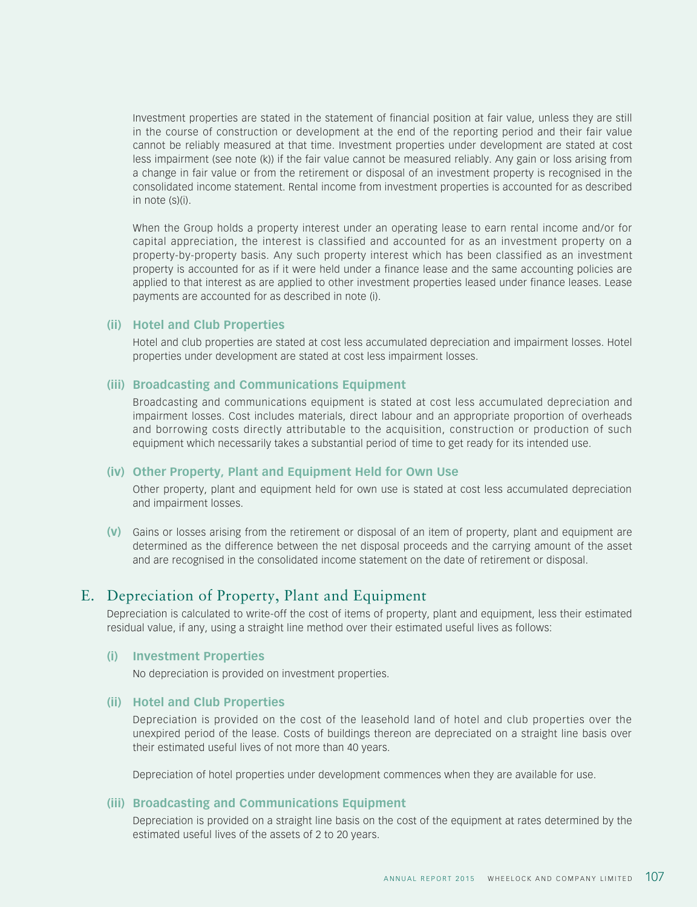Investment properties are stated in the statement of financial position at fair value, unless they are still in the course of construction or development at the end of the reporting period and their fair value cannot be reliably measured at that time. Investment properties under development are stated at cost less impairment (see note (k)) if the fair value cannot be measured reliably. Any gain or loss arising from a change in fair value or from the retirement or disposal of an investment property is recognised in the consolidated income statement. Rental income from investment properties is accounted for as described in note (s)(i).

When the Group holds a property interest under an operating lease to earn rental income and/or for capital appreciation, the interest is classified and accounted for as an investment property on a property-by-property basis. Any such property interest which has been classified as an investment property is accounted for as if it were held under a finance lease and the same accounting policies are applied to that interest as are applied to other investment properties leased under finance leases. Lease payments are accounted for as described in note (i).

#### (ii) Hotel and Club Properties

Hotel and club properties are stated at cost less accumulated depreciation and impairment losses. Hotel properties under development are stated at cost less impairment losses.

#### (iii) Broadcasting and Communications Equipment

Broadcasting and communications equipment is stated at cost less accumulated depreciation and impairment losses. Cost includes materials, direct labour and an appropriate proportion of overheads and borrowing costs directly attributable to the acquisition, construction or production of such equipment which necessarily takes a substantial period of time to get ready for its intended use.

#### (iv) Other Property, Plant and Equipment Held for Own Use

Other property, plant and equipment held for own use is stated at cost less accumulated depreciation and impairment losses.

**(v)** Gains or losses arising from the retirement or disposal of an item of property, plant and equipment are determined as the difference between the net disposal proceeds and the carrying amount of the asset and are recognised in the consolidated income statement on the date of retirement or disposal.

## E. Depreciation of Property, Plant and Equipment

Depreciation is calculated to write-off the cost of items of property, plant and equipment, less their estimated residual value, if any, using a straight line method over their estimated useful lives as follows:

#### (i) Investment Properties

No depreciation is provided on investment properties.

#### (ii) Hotel and Club Properties

Depreciation is provided on the cost of the leasehold land of hotel and club properties over the unexpired period of the lease. Costs of buildings thereon are depreciated on a straight line basis over their estimated useful lives of not more than 40 years.

Depreciation of hotel properties under development commences when they are available for use.

#### (iii) Broadcasting and Communications Equipment

Depreciation is provided on a straight line basis on the cost of the equipment at rates determined by the estimated useful lives of the assets of 2 to 20 years.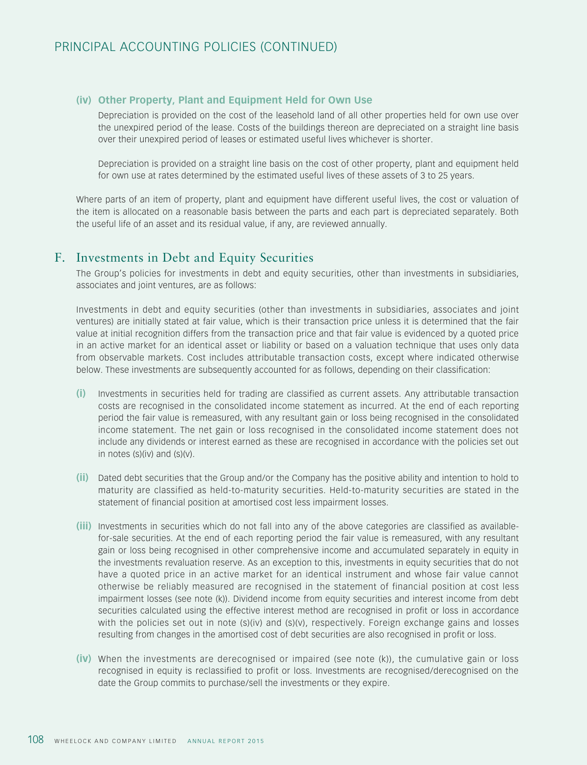#### (iv) Other Property, Plant and Equipment Held for Own Use

Depreciation is provided on the cost of the leasehold land of all other properties held for own use over the unexpired period of the lease. Costs of the buildings thereon are depreciated on a straight line basis over their unexpired period of leases or estimated useful lives whichever is shorter.

Depreciation is provided on a straight line basis on the cost of other property, plant and equipment held for own use at rates determined by the estimated useful lives of these assets of 3 to 25 years.

Where parts of an item of property, plant and equipment have different useful lives, the cost or valuation of the item is allocated on a reasonable basis between the parts and each part is depreciated separately. Both the useful life of an asset and its residual value, if any, are reviewed annually.

## F. Investments in Debt and Equity Securities

The Group's policies for investments in debt and equity securities, other than investments in subsidiaries, associates and joint ventures, are as follows:

Investments in debt and equity securities (other than investments in subsidiaries, associates and joint ventures) are initially stated at fair value, which is their transaction price unless it is determined that the fair value at initial recognition differs from the transaction price and that fair value is evidenced by a quoted price in an active market for an identical asset or liability or based on a valuation technique that uses only data from observable markets. Cost includes attributable transaction costs, except where indicated otherwise below. These investments are subsequently accounted for as follows, depending on their classification:

**(i)** Investments in securities held for trading are classified as current assets. Any attributable transaction costs are recognised in the consolidated income statement as incurred. At the end of each reporting period the fair value is remeasured, with any resultant gain or loss being recognised in the consolidated income statement. The net gain or loss recognised in the consolidated income statement does not include any dividends or interest earned as these are recognised in accordance with the policies set out in notes (s)(iv) and (s)(v).

**(ii)** Dated debt securities that the Group and/or the Company has the positive ability and intention to hold to maturity are classified as held-to-maturity securities. Held-to-maturity securities are stated in the statement of financial position at amortised cost less impairment losses.

**(iii)** Investments in securities which do not fall into any of the above categories are classified as available-for-sale securities. At the end of each reporting period the fair value is remeasured, with any resultant gain or loss being recognised in other comprehensive income and accumulated separately in equity in the investments revaluation reserve. As an exception to this, investments in equity securities that do not have a quoted price in an active market for an identical instrument and whose fair value cannot otherwise be reliably measured are recognised in the statement of financial position at cost less impairment losses (see note (k)). Dividend income from equity securities and interest income from debt securities calculated using the effective interest method are recognised in profit or loss in accordance with the policies set out in note (s)(iv) and (s)(v), respectively. Foreign exchange gains and losses resulting from changes in the amortised cost of debt securities are also recognised in profit or loss.

**(iv)** When the investments are derecognised or impaired (see note (k)), the cumulative gain or loss recognised in equity is reclassified to profit or loss. Investments are recognised/derecognised on the date the Group commits to purchase/sell the investments or they expire.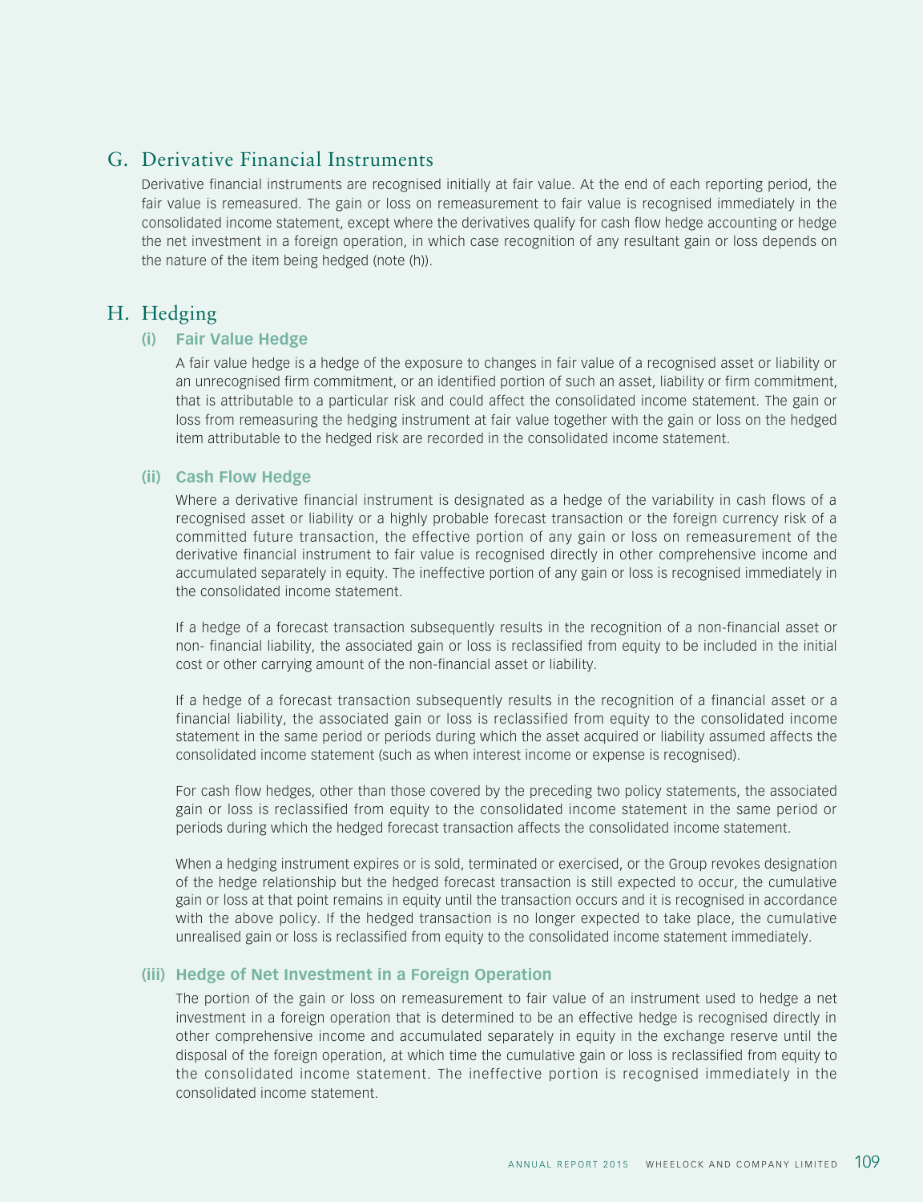## G. Derivative Financial Instruments

Derivative financial instruments are recognised initially at fair value. At the end of each reporting period, the fair value is remeasured. The gain or loss on remeasurement to fair value is recognised immediately in the consolidated income statement, except where the derivatives qualify for cash flow hedge accounting or hedge the net investment in a foreign operation, in which case recognition of any resultant gain or loss depends on the nature of the item being hedged (note (h)).

## H. Hedging

### (i) Fair Value Hedge

A fair value hedge is a hedge of the exposure to changes in fair value of a recognised asset or liability or an unrecognised firm commitment, or an identified portion of such an asset, liability or firm commitment, that is attributable to a particular risk and could affect the consolidated income statement. The gain or loss from remeasuring the hedging instrument at fair value together with the gain or loss on the hedged item attributable to the hedged risk are recorded in the consolidated income statement.

### (ii) Cash Flow Hedge

Where a derivative financial instrument is designated as a hedge of the variability in cash flows of a recognised asset or liability or a highly probable forecast transaction or the foreign currency risk of a committed future transaction, the effective portion of any gain or loss on remeasurement of the derivative financial instrument to fair value is recognised directly in other comprehensive income and accumulated separately in equity. The ineffective portion of any gain or loss is recognised immediately in the consolidated income statement.

If a hedge of a forecast transaction subsequently results in the recognition of a non-financial asset or non- financial liability, the associated gain or loss is reclassified from equity to be included in the initial cost or other carrying amount of the non-financial asset or liability.

If a hedge of a forecast transaction subsequently results in the recognition of a financial asset or a financial liability, the associated gain or loss is reclassified from equity to the consolidated income statement in the same period or periods during which the asset acquired or liability assumed affects the consolidated income statement (such as when interest income or expense is recognised).

For cash flow hedges, other than those covered by the preceding two policy statements, the associated gain or loss is reclassified from equity to the consolidated income statement in the same period or periods during which the hedged forecast transaction affects the consolidated income statement.

When a hedging instrument expires or is sold, terminated or exercised, or the Group revokes designation of the hedge relationship but the hedged forecast transaction is still expected to occur, the cumulative gain or loss at that point remains in equity until the transaction occurs and it is recognised in accordance with the above policy. If the hedged transaction is no longer expected to take place, the cumulative unrealised gain or loss is reclassified from equity to the consolidated income statement immediately.

### (iii) Hedge of Net Investment in a Foreign Operation

The portion of the gain or loss on remeasurement to fair value of an instrument used to hedge a net investment in a foreign operation that is determined to be an effective hedge is recognised directly in other comprehensive income and accumulated separately in equity in the exchange reserve until the disposal of the foreign operation, at which time the cumulative gain or loss is reclassified from equity to the consolidated income statement. The ineffective portion is recognised immediately in the consolidated income statement.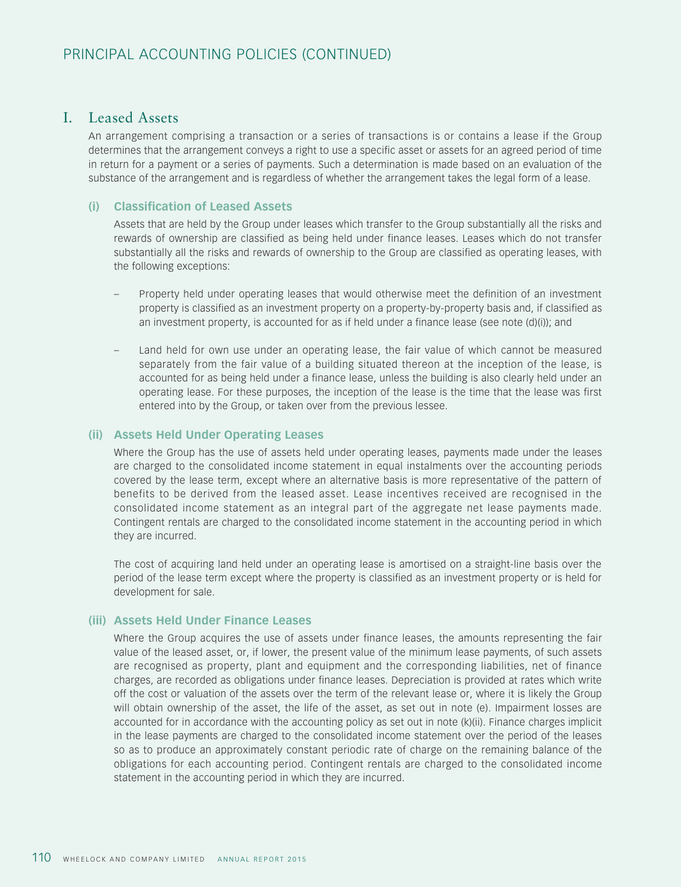# PRINCIPAL ACCOUNTING POLICIES (CONTINUED)

## I. Leased Assets

An arrangement comprising a transaction or a series of transactions is or contains a lease if the Group determines that the arrangement conveys a right to use a specific asset or assets for an agreed period of time in return for a payment or a series of payments. Such a determination is made based on an evaluation of the substance of the arrangement and is regardless of whether the arrangement takes the legal form of a lease.

### (i) Classification of Leased Assets

Assets that are held by the Group under leases which transfer to the Group substantially all the risks and rewards of ownership are classified as being held under finance leases. Leases which do not transfer substantially all the risks and rewards of ownership to the Group are classified as operating leases, with the following exceptions:

– Property held under operating leases that would otherwise meet the definition of an investment property is classified as an investment property on a property-by-property basis and, if classified as an investment property, is accounted for as if held under a finance lease (see note (d)(i)); and

– Land held for own use under an operating lease, the fair value of which cannot be measured separately from the fair value of a building situated thereon at the inception of the lease, is accounted for as being held under a finance lease, unless the building is also clearly held under an operating lease. For these purposes, the inception of the lease is the time that the lease was first entered into by the Group, or taken over from the previous lessee.

### (ii) Assets Held Under Operating Leases

Where the Group has the use of assets held under operating leases, payments made under the leases are charged to the consolidated income statement in equal instalments over the accounting periods covered by the lease term, except where an alternative basis is more representative of the pattern of benefits to be derived from the leased asset. Lease incentives received are recognised in the consolidated income statement as an integral part of the aggregate net lease payments made. Contingent rentals are charged to the consolidated income statement in the accounting period in which they are incurred.

The cost of acquiring land held under an operating lease is amortised on a straight-line basis over the period of the lease term except where the property is classified as an investment property or is held for development for sale.

### (iii) Assets Held Under Finance Leases

Where the Group acquires the use of assets under finance leases, the amounts representing the fair value of the leased asset, or, if lower, the present value of the minimum lease payments, of such assets are recognised as property, plant and equipment and the corresponding liabilities, net of finance charges, are recorded as obligations under finance leases. Depreciation is provided at rates which write off the cost or valuation of the assets over the term of the relevant lease or, where it is likely the Group will obtain ownership of the asset, the life of the asset, as set out in note (e). Impairment losses are accounted for in accordance with the accounting policy as set out in note (k)(ii). Finance charges implicit in the lease payments are charged to the consolidated income statement over the period of the leases so as to produce an approximately constant periodic rate of charge on the remaining balance of the obligations for each accounting period. Contingent rentals are charged to the consolidated income statement in the accounting period in which they are incurred.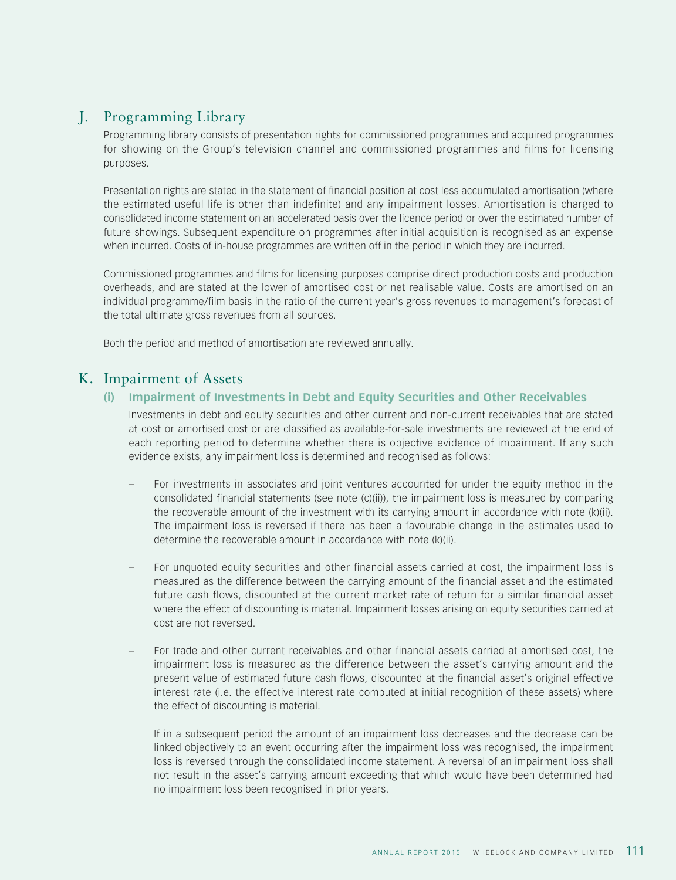## J. Programming Library

Programming library consists of presentation rights for commissioned programmes and acquired programmes for showing on the Group's television channel and commissioned programmes and films for licensing purposes.

Presentation rights are stated in the statement of financial position at cost less accumulated amortisation (where the estimated useful life is other than indefinite) and any impairment losses. Amortisation is charged to consolidated income statement on an accelerated basis over the licence period or over the estimated number of future showings. Subsequent expenditure on programmes after initial acquisition is recognised as an expense when incurred. Costs of in-house programmes are written off in the period in which they are incurred.

Commissioned programmes and films for licensing purposes comprise direct production costs and production overheads, and are stated at the lower of amortised cost or net realisable value. Costs are amortised on an individual programme/film basis in the ratio of the current year's gross revenues to management's forecast of the total ultimate gross revenues from all sources.

Both the period and method of amortisation are reviewed annually.

## K. Impairment of Assets

### (i) Impairment of Investments in Debt and Equity Securities and Other Receivables

Investments in debt and equity securities and other current and non-current receivables that are stated at cost or amortised cost or are classified as available-for-sale investments are reviewed at the end of each reporting period to determine whether there is objective evidence of impairment. If any such evidence exists, any impairment loss is determined and recognised as follows:

– For investments in associates and joint ventures accounted for under the equity method in the consolidated financial statements (see note (c)(ii)), the impairment loss is measured by comparing the recoverable amount of the investment with its carrying amount in accordance with note (k)(ii). The impairment loss is reversed if there has been a favourable change in the estimates used to determine the recoverable amount in accordance with note (k)(ii).

– For unquoted equity securities and other financial assets carried at cost, the impairment loss is measured as the difference between the carrying amount of the financial asset and the estimated future cash flows, discounted at the current market rate of return for a similar financial asset where the effect of discounting is material. Impairment losses arising on equity securities carried at cost are not reversed.

– For trade and other current receivables and other financial assets carried at amortised cost, the impairment loss is measured as the difference between the asset's carrying amount and the present value of estimated future cash flows, discounted at the financial asset's original effective interest rate (i.e. the effective interest rate computed at initial recognition of these assets) where the effect of discounting is material.

  If in a subsequent period the amount of an impairment loss decreases and the decrease can be linked objectively to an event occurring after the impairment loss was recognised, the impairment loss is reversed through the consolidated income statement. A reversal of an impairment loss shall not result in the asset's carrying amount exceeding that which would have been determined had no impairment loss been recognised in prior years.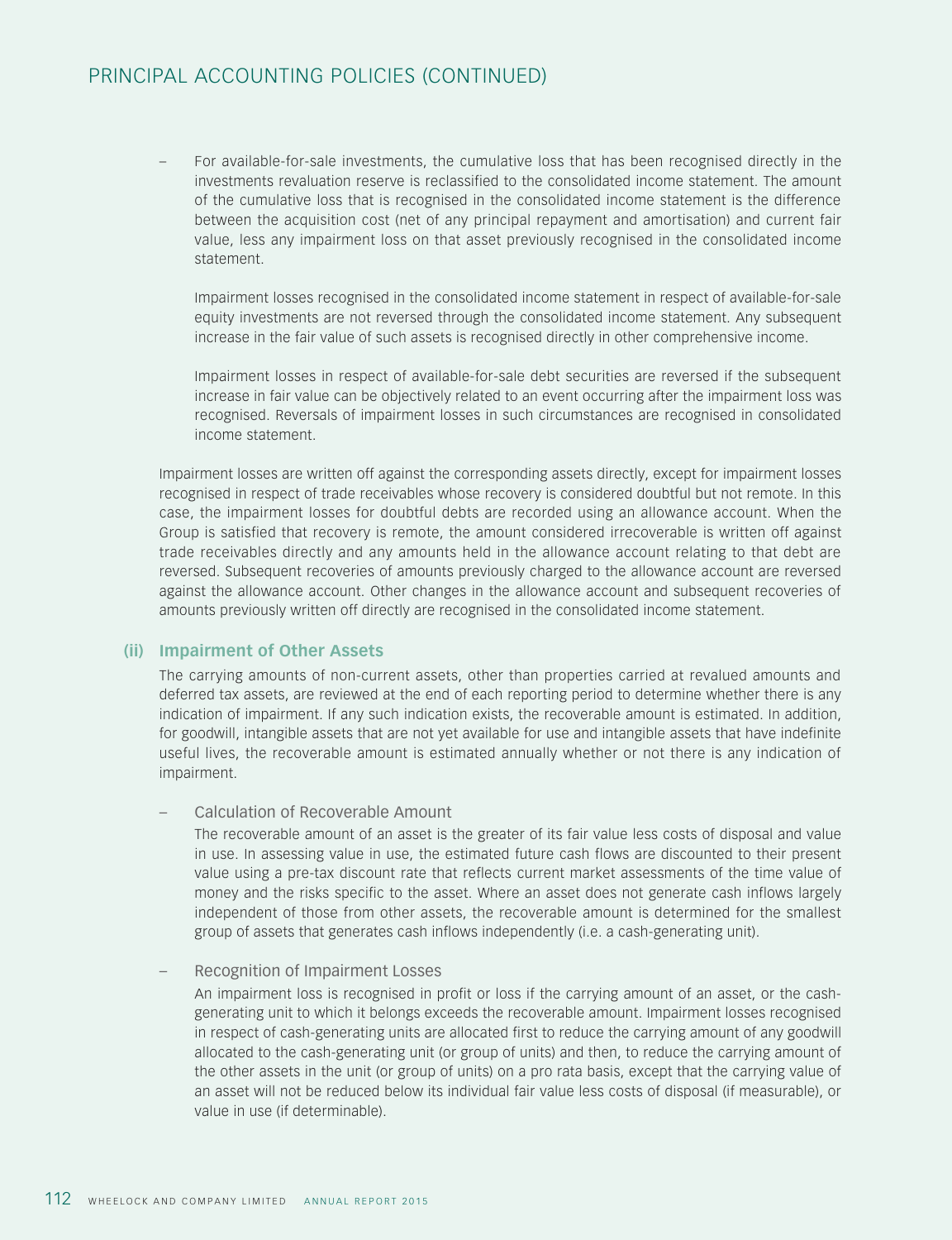- For available-for-sale investments, the cumulative loss that has been recognised directly in the investments revaluation reserve is reclassified to the consolidated income statement. The amount of the cumulative loss that is recognised in the consolidated income statement is the difference between the acquisition cost (net of any principal repayment and amortisation) and current fair value, less any impairment loss on that asset previously recognised in the consolidated income statement.

  Impairment losses recognised in the consolidated income statement in respect of available-for-sale equity investments are not reversed through the consolidated income statement. Any subsequent increase in the fair value of such assets is recognised directly in other comprehensive income.

  Impairment losses in respect of available-for-sale debt securities are reversed if the subsequent increase in fair value can be objectively related to an event occurring after the impairment loss was recognised. Reversals of impairment losses in such circumstances are recognised in consolidated income statement.

Impairment losses are written off against the corresponding assets directly, except for impairment losses recognised in respect of trade receivables whose recovery is considered doubtful but not remote. In this case, the impairment losses for doubtful debts are recorded using an allowance account. When the Group is satisfied that recovery is remote, the amount considered irrecoverable is written off against trade receivables directly and any amounts held in the allowance account relating to that debt are reversed. Subsequent recoveries of amounts previously charged to the allowance account are reversed against the allowance account. Other changes in the allowance account and subsequent recoveries of amounts previously written off directly are recognised in the consolidated income statement.

### (ii) Impairment of Other Assets

The carrying amounts of non-current assets, other than properties carried at revalued amounts and deferred tax assets, are reviewed at the end of each reporting period to determine whether there is any indication of impairment. If any such indication exists, the recoverable amount is estimated. In addition, for goodwill, intangible assets that are not yet available for use and intangible assets that have indefinite useful lives, the recoverable amount is estimated annually whether or not there is any indication of impairment.

- Calculation of Recoverable Amount

  The recoverable amount of an asset is the greater of its fair value less costs of disposal and value in use. In assessing value in use, the estimated future cash flows are discounted to their present value using a pre-tax discount rate that reflects current market assessments of the time value of money and the risks specific to the asset. Where an asset does not generate cash inflows largely independent of those from other assets, the recoverable amount is determined for the smallest group of assets that generates cash inflows independently (i.e. a cash-generating unit).

- Recognition of Impairment Losses

  An impairment loss is recognised in profit or loss if the carrying amount of an asset, or the cash-generating unit to which it belongs exceeds the recoverable amount. Impairment losses recognised in respect of cash-generating units are allocated first to reduce the carrying amount of any goodwill allocated to the cash-generating unit (or group of units) and then, to reduce the carrying amount of the other assets in the unit (or group of units) on a pro rata basis, except that the carrying value of an asset will not be reduced below its individual fair value less costs of disposal (if measurable), or value in use (if determinable).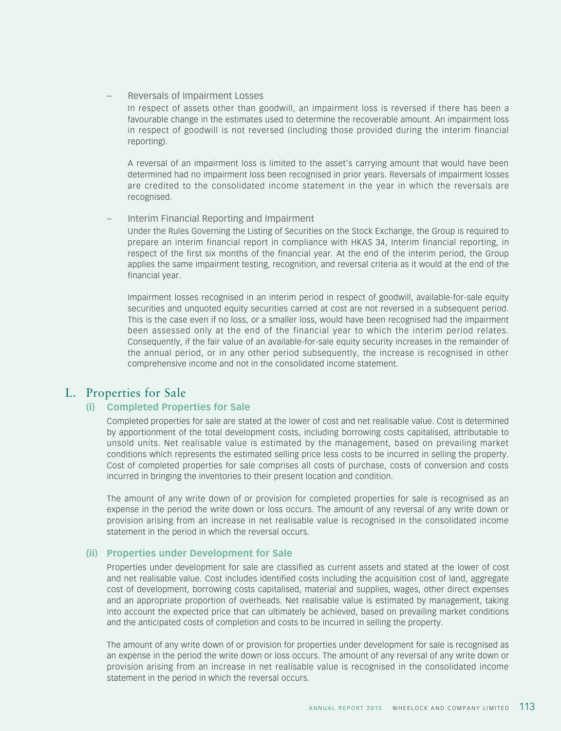– Reversals of Impairment Losses

In respect of assets other than goodwill, an impairment loss is reversed if there has been a favourable change in the estimates used to determine the recoverable amount. An impairment loss in respect of goodwill is not reversed (including those provided during the interim financial reporting).

A reversal of an impairment loss is limited to the asset's carrying amount that would have been determined had no impairment loss been recognised in prior years. Reversals of impairment losses are credited to the consolidated income statement in the year in which the reversals are recognised.

– Interim Financial Reporting and Impairment

Under the Rules Governing the Listing of Securities on the Stock Exchange, the Group is required to prepare an interim financial report in compliance with HKAS 34, Interim financial reporting, in respect of the first six months of the financial year. At the end of the interim period, the Group applies the same impairment testing, recognition, and reversal criteria as it would at the end of the financial year.

Impairment losses recognised in an interim period in respect of goodwill, available-for-sale equity securities and unquoted equity securities carried at cost are not reversed in a subsequent period. This is the case even if no loss, or a smaller loss, would have been recognised had the impairment been assessed only at the end of the financial year to which the interim period relates. Consequently, if the fair value of an available-for-sale equity security increases in the remainder of the annual period, or in any other period subsequently, the increase is recognised in other comprehensive income and not in the consolidated income statement.

## L. Properties for Sale

### (i) Completed Properties for Sale

Completed properties for sale are stated at the lower of cost and net realisable value. Cost is determined by apportionment of the total development costs, including borrowing costs capitalised, attributable to unsold units. Net realisable value is estimated by the management, based on prevailing market conditions which represents the estimated selling price less costs to be incurred in selling the property. Cost of completed properties for sale comprises all costs of purchase, costs of conversion and costs incurred in bringing the inventories to their present location and condition.

The amount of any write down of or provision for completed properties for sale is recognised as an expense in the period the write down or loss occurs. The amount of any reversal of any write down or provision arising from an increase in net realisable value is recognised in the consolidated income statement in the period in which the reversal occurs.

### (ii) Properties under Development for Sale

Properties under development for sale are classified as current assets and stated at the lower of cost and net realisable value. Cost includes identified costs including the acquisition cost of land, aggregate cost of development, borrowing costs capitalised, material and supplies, wages, other direct expenses and an appropriate proportion of overheads. Net realisable value is estimated by management, taking into account the expected price that can ultimately be achieved, based on prevailing market conditions and the anticipated costs of completion and costs to be incurred in selling the property.

The amount of any write down of or provision for properties under development for sale is recognised as an expense in the period the write down or loss occurs. The amount of any reversal of any write down or provision arising from an increase in net realisable value is recognised in the consolidated income statement in the period in which the reversal occurs.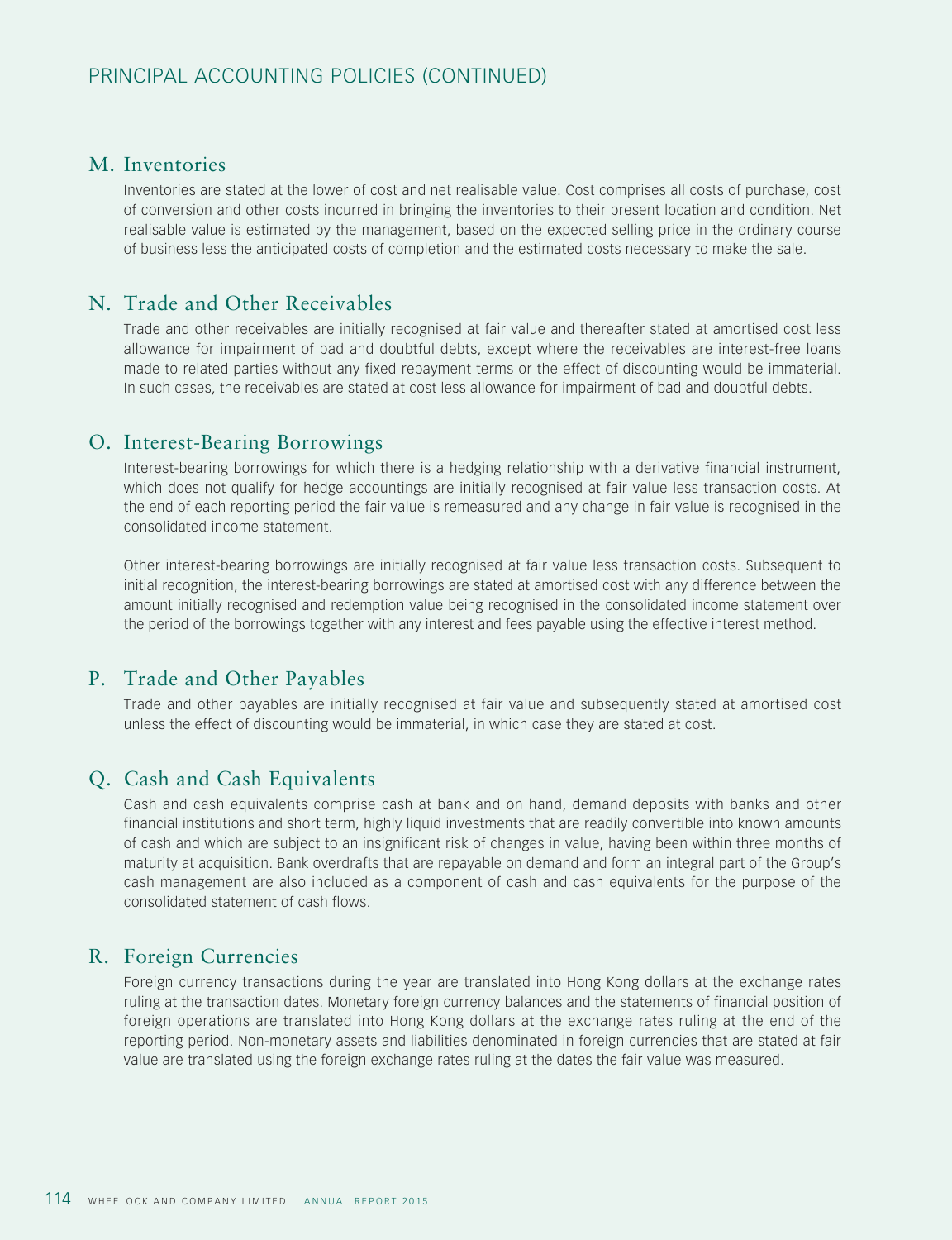# PRINCIPAL ACCOUNTING POLICIES (CONTINUED)

## M. Inventories

Inventories are stated at the lower of cost and net realisable value. Cost comprises all costs of purchase, cost of conversion and other costs incurred in bringing the inventories to their present location and condition. Net realisable value is estimated by the management, based on the expected selling price in the ordinary course of business less the anticipated costs of completion and the estimated costs necessary to make the sale.

## N. Trade and Other Receivables

Trade and other receivables are initially recognised at fair value and thereafter stated at amortised cost less allowance for impairment of bad and doubtful debts, except where the receivables are interest-free loans made to related parties without any fixed repayment terms or the effect of discounting would be immaterial. In such cases, the receivables are stated at cost less allowance for impairment of bad and doubtful debts.

## O. Interest-Bearing Borrowings

Interest-bearing borrowings for which there is a hedging relationship with a derivative financial instrument, which does not qualify for hedge accountings are initially recognised at fair value less transaction costs. At the end of each reporting period the fair value is remeasured and any change in fair value is recognised in the consolidated income statement.

Other interest-bearing borrowings are initially recognised at fair value less transaction costs. Subsequent to initial recognition, the interest-bearing borrowings are stated at amortised cost with any difference between the amount initially recognised and redemption value being recognised in the consolidated income statement over the period of the borrowings together with any interest and fees payable using the effective interest method.

## P. Trade and Other Payables

Trade and other payables are initially recognised at fair value and subsequently stated at amortised cost unless the effect of discounting would be immaterial, in which case they are stated at cost.

## Q. Cash and Cash Equivalents

Cash and cash equivalents comprise cash at bank and on hand, demand deposits with banks and other financial institutions and short term, highly liquid investments that are readily convertible into known amounts of cash and which are subject to an insignificant risk of changes in value, having been within three months of maturity at acquisition. Bank overdrafts that are repayable on demand and form an integral part of the Group's cash management are also included as a component of cash and cash equivalents for the purpose of the consolidated statement of cash flows.

## R. Foreign Currencies

Foreign currency transactions during the year are translated into Hong Kong dollars at the exchange rates ruling at the transaction dates. Monetary foreign currency balances and the statements of financial position of foreign operations are translated into Hong Kong dollars at the exchange rates ruling at the end of the reporting period. Non-monetary assets and liabilities denominated in foreign currencies that are stated at fair value are translated using the foreign exchange rates ruling at the dates the fair value was measured.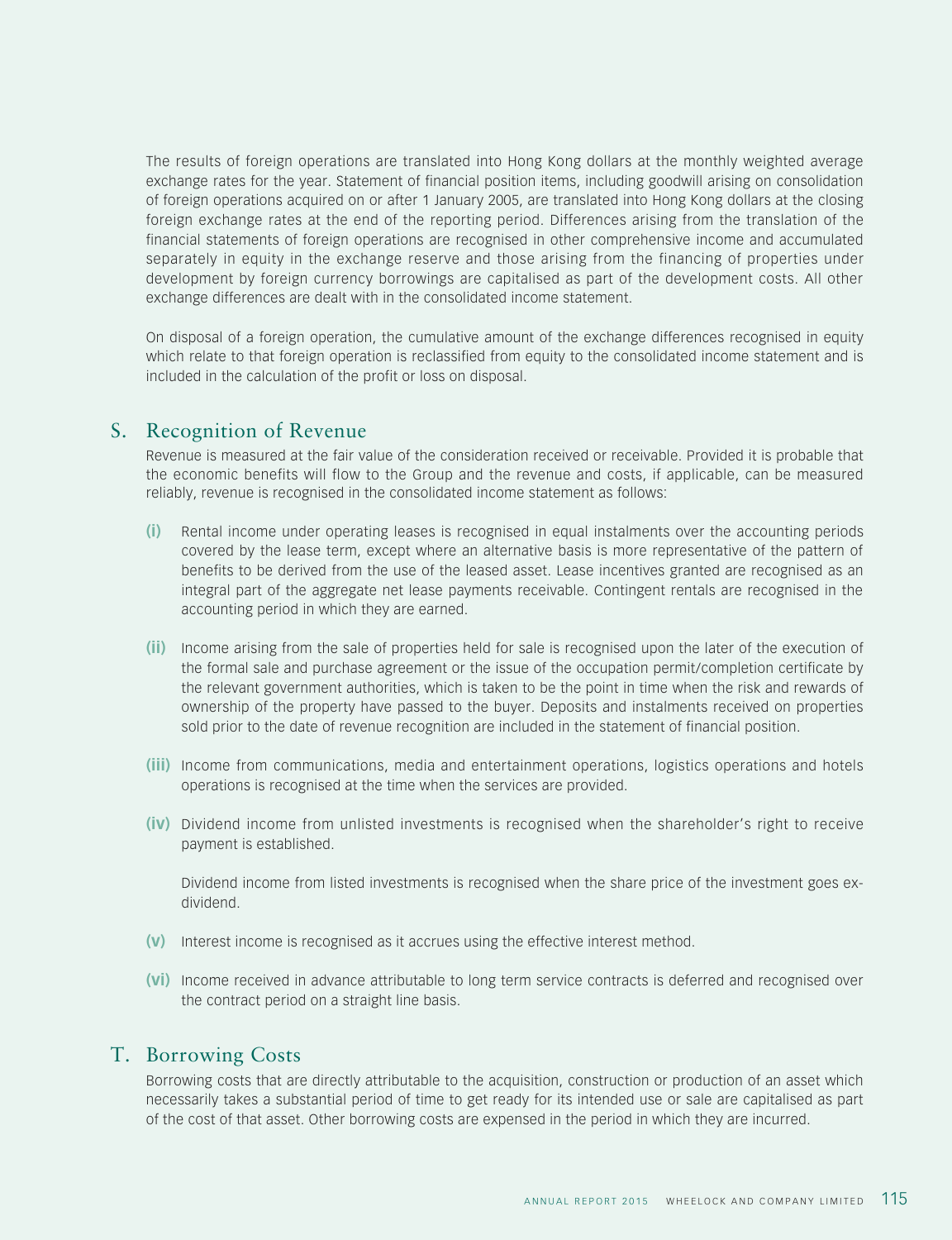The results of foreign operations are translated into Hong Kong dollars at the monthly weighted average exchange rates for the year. Statement of financial position items, including goodwill arising on consolidation of foreign operations acquired on or after 1 January 2005, are translated into Hong Kong dollars at the closing foreign exchange rates at the end of the reporting period. Differences arising from the translation of the financial statements of foreign operations are recognised in other comprehensive income and accumulated separately in equity in the exchange reserve and those arising from the financing of properties under development by foreign currency borrowings are capitalised as part of the development costs. All other exchange differences are dealt with in the consolidated income statement.

On disposal of a foreign operation, the cumulative amount of the exchange differences recognised in equity which relate to that foreign operation is reclassified from equity to the consolidated income statement and is included in the calculation of the profit or loss on disposal.

## S. Recognition of Revenue

Revenue is measured at the fair value of the consideration received or receivable. Provided it is probable that the economic benefits will flow to the Group and the revenue and costs, if applicable, can be measured reliably, revenue is recognised in the consolidated income statement as follows:

**(i)** Rental income under operating leases is recognised in equal instalments over the accounting periods covered by the lease term, except where an alternative basis is more representative of the pattern of benefits to be derived from the use of the leased asset. Lease incentives granted are recognised as an integral part of the aggregate net lease payments receivable. Contingent rentals are recognised in the accounting period in which they are earned.

**(ii)** Income arising from the sale of properties held for sale is recognised upon the later of the execution of the formal sale and purchase agreement or the issue of the occupation permit/completion certificate by the relevant government authorities, which is taken to be the point in time when the risk and rewards of ownership of the property have passed to the buyer. Deposits and instalments received on properties sold prior to the date of revenue recognition are included in the statement of financial position.

**(iii)** Income from communications, media and entertainment operations, logistics operations and hotels operations is recognised at the time when the services are provided.

**(iv)** Dividend income from unlisted investments is recognised when the shareholder's right to receive payment is established.

Dividend income from listed investments is recognised when the share price of the investment goes ex-dividend.

**(v)** Interest income is recognised as it accrues using the effective interest method.

**(vi)** Income received in advance attributable to long term service contracts is deferred and recognised over the contract period on a straight line basis.

## T. Borrowing Costs

Borrowing costs that are directly attributable to the acquisition, construction or production of an asset which necessarily takes a substantial period of time to get ready for its intended use or sale are capitalised as part of the cost of that asset. Other borrowing costs are expensed in the period in which they are incurred.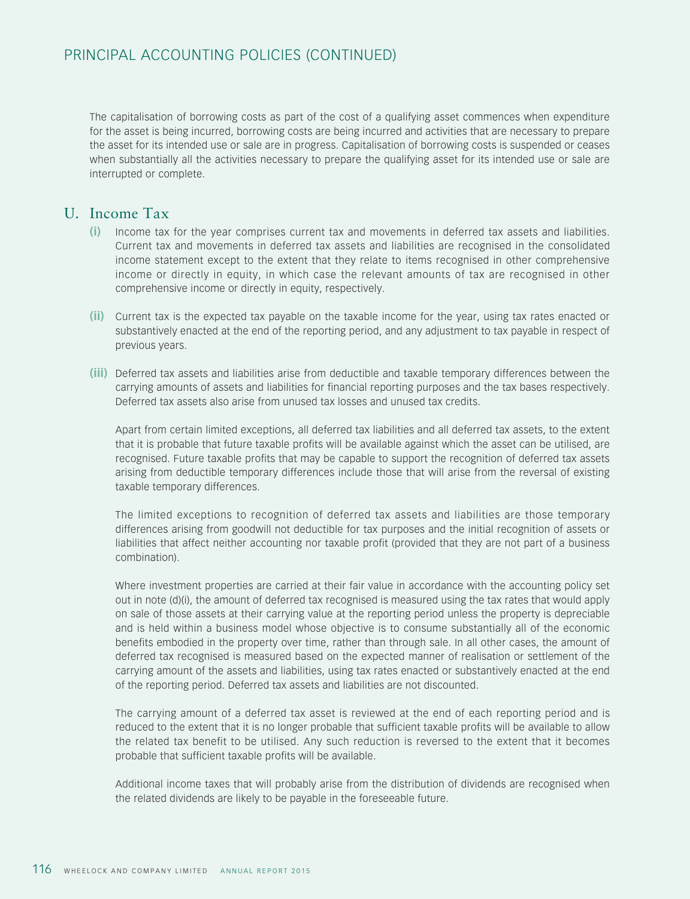The capitalisation of borrowing costs as part of the cost of a qualifying asset commences when expenditure for the asset is being incurred, borrowing costs are being incurred and activities that are necessary to prepare the asset for its intended use or sale are in progress. Capitalisation of borrowing costs is suspended or ceases when substantially all the activities necessary to prepare the qualifying asset for its intended use or sale are interrupted or complete.

## U. Income Tax

**(i)** Income tax for the year comprises current tax and movements in deferred tax assets and liabilities. Current tax and movements in deferred tax assets and liabilities are recognised in the consolidated income statement except to the extent that they relate to items recognised in other comprehensive income or directly in equity, in which case the relevant amounts of tax are recognised in other comprehensive income or directly in equity, respectively.

**(ii)** Current tax is the expected tax payable on the taxable income for the year, using tax rates enacted or substantively enacted at the end of the reporting period, and any adjustment to tax payable in respect of previous years.

**(iii)** Deferred tax assets and liabilities arise from deductible and taxable temporary differences between the carrying amounts of assets and liabilities for financial reporting purposes and the tax bases respectively. Deferred tax assets also arise from unused tax losses and unused tax credits.

Apart from certain limited exceptions, all deferred tax liabilities and all deferred tax assets, to the extent that it is probable that future taxable profits will be available against which the asset can be utilised, are recognised. Future taxable profits that may be capable to support the recognition of deferred tax assets arising from deductible temporary differences include those that will arise from the reversal of existing taxable temporary differences.

The limited exceptions to recognition of deferred tax assets and liabilities are those temporary differences arising from goodwill not deductible for tax purposes and the initial recognition of assets or liabilities that affect neither accounting nor taxable profit (provided that they are not part of a business combination).

Where investment properties are carried at their fair value in accordance with the accounting policy set out in note (d)(i), the amount of deferred tax recognised is measured using the tax rates that would apply on sale of those assets at their carrying value at the reporting period unless the property is depreciable and is held within a business model whose objective is to consume substantially all of the economic benefits embodied in the property over time, rather than through sale. In all other cases, the amount of deferred tax recognised is measured based on the expected manner of realisation or settlement of the carrying amount of the assets and liabilities, using tax rates enacted or substantively enacted at the end of the reporting period. Deferred tax assets and liabilities are not discounted.

The carrying amount of a deferred tax asset is reviewed at the end of each reporting period and is reduced to the extent that it is no longer probable that sufficient taxable profits will be available to allow the related tax benefit to be utilised. Any such reduction is reversed to the extent that it becomes probable that sufficient taxable profits will be available.

Additional income taxes that will probably arise from the distribution of dividends are recognised when the related dividends are likely to be payable in the foreseeable future.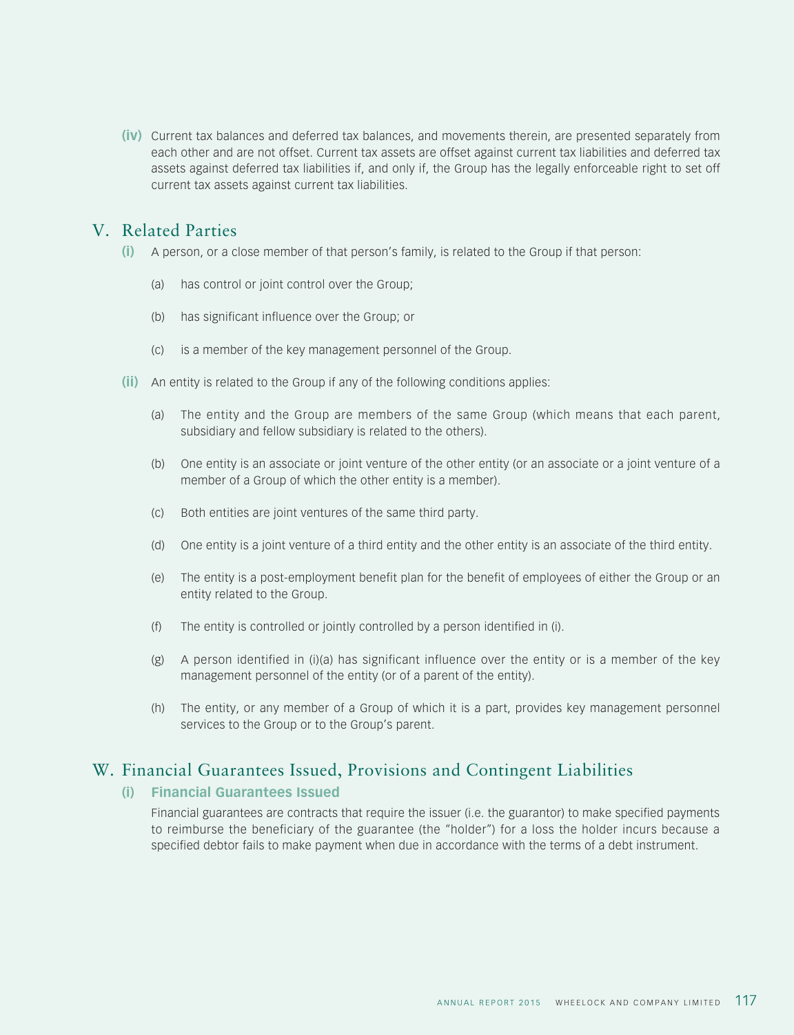**(iv)** Current tax balances and deferred tax balances, and movements therein, are presented separately from each other and are not offset. Current tax assets are offset against current tax liabilities and deferred tax assets against deferred tax liabilities if, and only if, the Group has the legally enforceable right to set off current tax assets against current tax liabilities.

## V. Related Parties

**(i)** A person, or a close member of that person's family, is related to the Group if that person:

(a) has control or joint control over the Group;

(b) has significant influence over the Group; or

(c) is a member of the key management personnel of the Group.

**(ii)** An entity is related to the Group if any of the following conditions applies:

(a) The entity and the Group are members of the same Group (which means that each parent, subsidiary and fellow subsidiary is related to the others).

(b) One entity is an associate or joint venture of the other entity (or an associate or a joint venture of a member of a Group of which the other entity is a member).

(c) Both entities are joint ventures of the same third party.

(d) One entity is a joint venture of a third entity and the other entity is an associate of the third entity.

(e) The entity is a post-employment benefit plan for the benefit of employees of either the Group or an entity related to the Group.

(f) The entity is controlled or jointly controlled by a person identified in (i).

(g) A person identified in (i)(a) has significant influence over the entity or is a member of the key management personnel of the entity (or of a parent of the entity).

(h) The entity, or any member of a Group of which it is a part, provides key management personnel services to the Group or to the Group's parent.

## W. Financial Guarantees Issued, Provisions and Contingent Liabilities

### (i) Financial Guarantees Issued

Financial guarantees are contracts that require the issuer (i.e. the guarantor) to make specified payments to reimburse the beneficiary of the guarantee (the "holder") for a loss the holder incurs because a specified debtor fails to make payment when due in accordance with the terms of a debt instrument.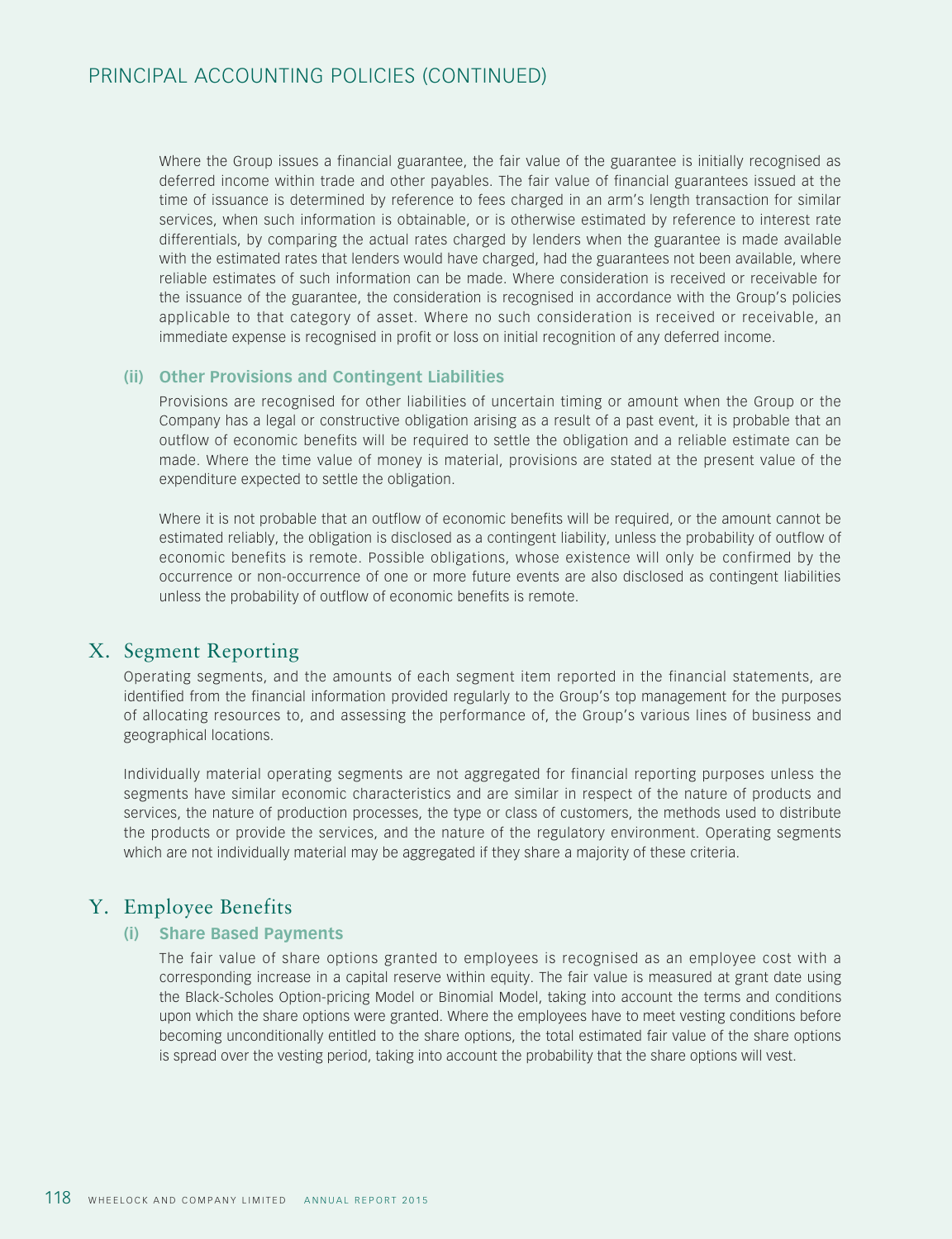Where the Group issues a financial guarantee, the fair value of the guarantee is initially recognised as deferred income within trade and other payables. The fair value of financial guarantees issued at the time of issuance is determined by reference to fees charged in an arm's length transaction for similar services, when such information is obtainable, or is otherwise estimated by reference to interest rate differentials, by comparing the actual rates charged by lenders when the guarantee is made available with the estimated rates that lenders would have charged, had the guarantees not been available, where reliable estimates of such information can be made. Where consideration is received or receivable for the issuance of the guarantee, the consideration is recognised in accordance with the Group's policies applicable to that category of asset. Where no such consideration is received or receivable, an immediate expense is recognised in profit or loss on initial recognition of any deferred income.

### (ii) Other Provisions and Contingent Liabilities

Provisions are recognised for other liabilities of uncertain timing or amount when the Group or the Company has a legal or constructive obligation arising as a result of a past event, it is probable that an outflow of economic benefits will be required to settle the obligation and a reliable estimate can be made. Where the time value of money is material, provisions are stated at the present value of the expenditure expected to settle the obligation.

Where it is not probable that an outflow of economic benefits will be required, or the amount cannot be estimated reliably, the obligation is disclosed as a contingent liability, unless the probability of outflow of economic benefits is remote. Possible obligations, whose existence will only be confirmed by the occurrence or non-occurrence of one or more future events are also disclosed as contingent liabilities unless the probability of outflow of economic benefits is remote.

## X. Segment Reporting

Operating segments, and the amounts of each segment item reported in the financial statements, are identified from the financial information provided regularly to the Group's top management for the purposes of allocating resources to, and assessing the performance of, the Group's various lines of business and geographical locations.

Individually material operating segments are not aggregated for financial reporting purposes unless the segments have similar economic characteristics and are similar in respect of the nature of products and services, the nature of production processes, the type or class of customers, the methods used to distribute the products or provide the services, and the nature of the regulatory environment. Operating segments which are not individually material may be aggregated if they share a majority of these criteria.

## Y. Employee Benefits

### (i) Share Based Payments

The fair value of share options granted to employees is recognised as an employee cost with a corresponding increase in a capital reserve within equity. The fair value is measured at grant date using the Black-Scholes Option-pricing Model or Binomial Model, taking into account the terms and conditions upon which the share options were granted. Where the employees have to meet vesting conditions before becoming unconditionally entitled to the share options, the total estimated fair value of the share options is spread over the vesting period, taking into account the probability that the share options will vest.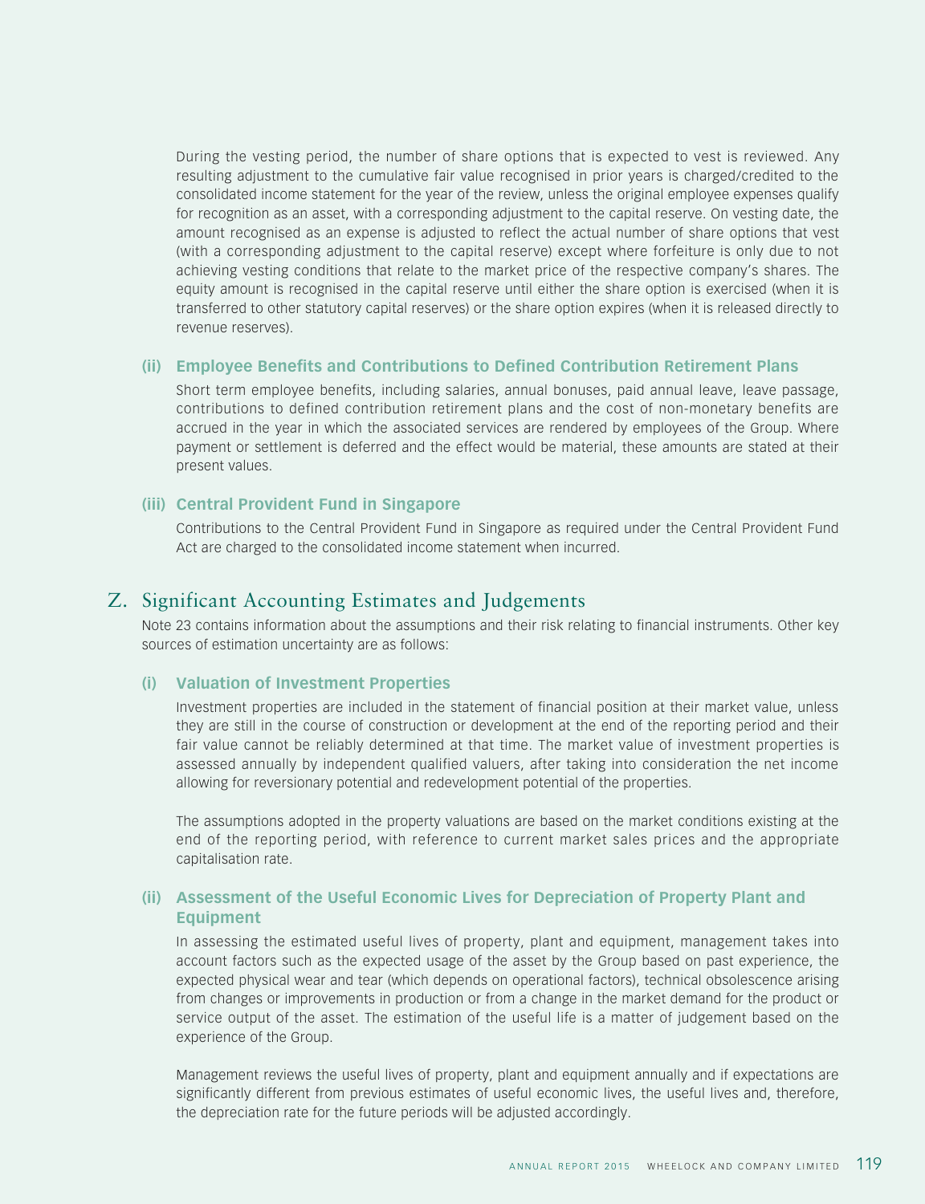During the vesting period, the number of share options that is expected to vest is reviewed. Any resulting adjustment to the cumulative fair value recognised in prior years is charged/credited to the consolidated income statement for the year of the review, unless the original employee expenses qualify for recognition as an asset, with a corresponding adjustment to the capital reserve. On vesting date, the amount recognised as an expense is adjusted to reflect the actual number of share options that vest (with a corresponding adjustment to the capital reserve) except where forfeiture is only due to not achieving vesting conditions that relate to the market price of the respective company's shares. The equity amount is recognised in the capital reserve until either the share option is exercised (when it is transferred to other statutory capital reserves) or the share option expires (when it is released directly to revenue reserves).

### (ii) Employee Benefits and Contributions to Defined Contribution Retirement Plans

Short term employee benefits, including salaries, annual bonuses, paid annual leave, leave passage, contributions to defined contribution retirement plans and the cost of non-monetary benefits are accrued in the year in which the associated services are rendered by employees of the Group. Where payment or settlement is deferred and the effect would be material, these amounts are stated at their present values.

### (iii) Central Provident Fund in Singapore

Contributions to the Central Provident Fund in Singapore as required under the Central Provident Fund Act are charged to the consolidated income statement when incurred.

## Z. Significant Accounting Estimates and Judgements

Note 23 contains information about the assumptions and their risk relating to financial instruments. Other key sources of estimation uncertainty are as follows:

### (i) Valuation of Investment Properties

Investment properties are included in the statement of financial position at their market value, unless they are still in the course of construction or development at the end of the reporting period and their fair value cannot be reliably determined at that time. The market value of investment properties is assessed annually by independent qualified valuers, after taking into consideration the net income allowing for reversionary potential and redevelopment potential of the properties.

The assumptions adopted in the property valuations are based on the market conditions existing at the end of the reporting period, with reference to current market sales prices and the appropriate capitalisation rate.

### (ii) Assessment of the Useful Economic Lives for Depreciation of Property Plant and Equipment

In assessing the estimated useful lives of property, plant and equipment, management takes into account factors such as the expected usage of the asset by the Group based on past experience, the expected physical wear and tear (which depends on operational factors), technical obsolescence arising from changes or improvements in production or from a change in the market demand for the product or service output of the asset. The estimation of the useful life is a matter of judgement based on the experience of the Group.

Management reviews the useful lives of property, plant and equipment annually and if expectations are significantly different from previous estimates of useful economic lives, the useful lives and, therefore, the depreciation rate for the future periods will be adjusted accordingly.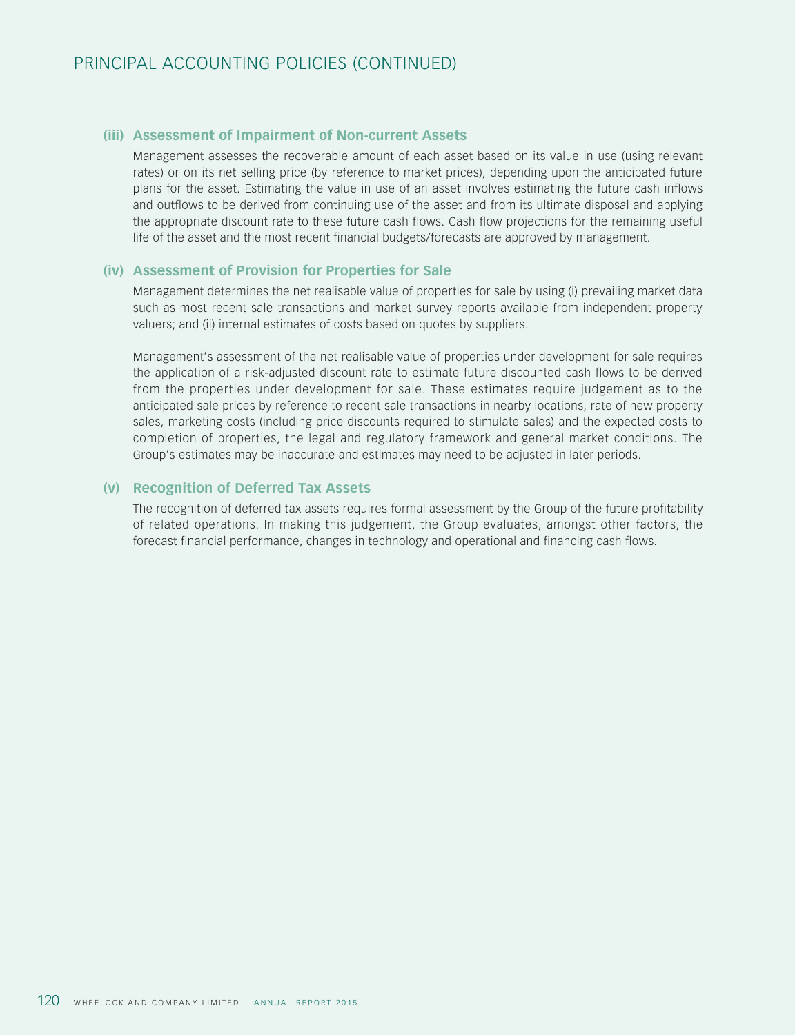# PRINCIPAL ACCOUNTING POLICIES (CONTINUED)

### (iii) Assessment of Impairment of Non-current Assets

Management assesses the recoverable amount of each asset based on its value in use (using relevant rates) or on its net selling price (by reference to market prices), depending upon the anticipated future plans for the asset. Estimating the value in use of an asset involves estimating the future cash inflows and outflows to be derived from continuing use of the asset and from its ultimate disposal and applying the appropriate discount rate to these future cash flows. Cash flow projections for the remaining useful life of the asset and the most recent financial budgets/forecasts are approved by management.

### (iv) Assessment of Provision for Properties for Sale

Management determines the net realisable value of properties for sale by using (i) prevailing market data such as most recent sale transactions and market survey reports available from independent property valuers; and (ii) internal estimates of costs based on quotes by suppliers.

Management's assessment of the net realisable value of properties under development for sale requires the application of a risk-adjusted discount rate to estimate future discounted cash flows to be derived from the properties under development for sale. These estimates require judgement as to the anticipated sale prices by reference to recent sale transactions in nearby locations, rate of new property sales, marketing costs (including price discounts required to stimulate sales) and the expected costs to completion of properties, the legal and regulatory framework and general market conditions. The Group's estimates may be inaccurate and estimates may need to be adjusted in later periods.

### (v) Recognition of Deferred Tax Assets

The recognition of deferred tax assets requires formal assessment by the Group of the future profitability of related operations. In making this judgement, the Group evaluates, amongst other factors, the forecast financial performance, changes in technology and operational and financing cash flows.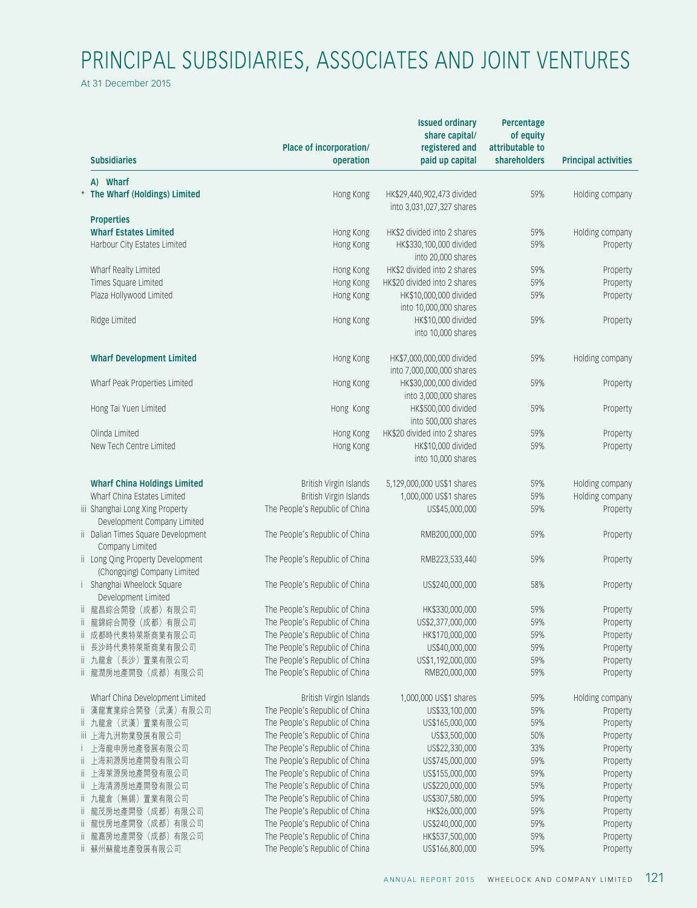# PRINCIPAL SUBSIDIARIES, ASSOCIATES AND JOINT VENTURES

At 31 December 2015

| Subsidiaries | Place of incorporation/ operation | Issued ordinary share capital/ registered and paid up capital | Percentage of equity attributable to shareholders | Principal activities |
|---|---|---|---|---|
| **A) Wharf** | | | | |
| * **The Wharf (Holdings) Limited** | Hong Kong | HK$29,440,902,473 divided into 3,031,027,327 shares | 59% | Holding company |
| **Properties** | | | | |
| **Wharf Estates Limited** | Hong Kong | HK$2 divided into 2 shares | 59% | Holding company |
| Harbour City Estates Limited | Hong Kong | HK$330,100,000 divided into 20,000 shares | 59% | Property |
| Wharf Realty Limited | Hong Kong | HK$2 divided into 2 shares | 59% | Property |
| Times Square Limited | Hong Kong | HK$20 divided into 2 shares | 59% | Property |
| Plaza Hollywood Limited | Hong Kong | HK$10,000,000 divided into 10,000,000 shares | 59% | Property |
| Ridge Limited | Hong Kong | HK$10,000 divided into 10,000 shares | 59% | Property |
| **Wharf Development Limited** | Hong Kong | HK$7,000,000,000 divided into 7,000,000,000 shares | 59% | Holding company |
| Wharf Peak Properties Limited | Hong Kong | HK$30,000,000 divided into 3,000,000 shares | 59% | Property |
| Hong Tai Yuen Limited | Hong Kong | HK$500,000 divided into 500,000 shares | 59% | Property |
| Olinda Limited | Hong Kong | HK$20 divided into 2 shares | 59% | Property |
| New Tech Centre Limited | Hong Kong | HK$10,000 divided into 10,000 shares | 59% | Property |
| **Wharf China Holdings Limited** | British Virgin Islands | 5,129,000,000 US$1 shares | 59% | Holding company |
| Wharf China Estates Limited | British Virgin Islands | 1,000,000 US$1 shares | 59% | Holding company |
| iii Shanghai Long Xing Property Development Company Limited | The People's Republic of China | US$45,000,000 | 59% | Property |
| ii Dalian Times Square Development Company Limited | The People's Republic of China | RMB200,000,000 | 59% | Property |
| ii Long Qing Property Development (Chongqing) Company Limited | The People's Republic of China | RMB223,533,440 | 59% | Property |
| i Shanghai Wheelock Square Development Limited | The People's Republic of China | US$240,000,000 | 58% | Property |
| ii 龍昌綜合開發（成都）有限公司 | The People's Republic of China | HK$330,000,000 | 59% | Property |
| ii 龍錦綜合開發（成都）有限公司 | The People's Republic of China | US$2,377,000,000 | 59% | Property |
| ii 成都時代奧特萊斯商業有限公司 | The People's Republic of China | HK$170,000,000 | 59% | Property |
| ii 長沙時代奧特萊斯商業有限公司 | The People's Republic of China | US$40,000,000 | 59% | Property |
| ii 九龍倉（長沙）置業有限公司 | The People's Republic of China | US$1,192,000,000 | 59% | Property |
| ii 龍潤房地產開發（成都）有限公司 | The People's Republic of China | RMB20,000,000 | 59% | Property |
| Wharf China Development Limited | British Virgin Islands | 1,000,000 US$1 shares | 59% | Holding company |
| ii 漢龍實業綜合開發（武漢）有限公司 | The People's Republic of China | US$33,100,000 | 59% | Property |
| ii 九龍倉（武漢）置業有限公司 | The People's Republic of China | US$165,000,000 | 59% | Property |
| iii 上海九洲物業發展有限公司 | The People's Republic of China | US$3,500,000 | 50% | Property |
| i 上海龍申房地產發展有限公司 | The People's Republic of China | US$22,330,000 | 33% | Property |
| ii 上海莉源房地產開發有限公司 | The People's Republic of China | US$745,000,000 | 59% | Property |
| ii 上海萊源房地產開發有限公司 | The People's Republic of China | US$155,000,000 | 59% | Property |
| ii 上海清源房地產開發有限公司 | The People's Republic of China | US$220,000,000 | 59% | Property |
| ii 九龍倉（無錫）置業有限公司 | The People's Republic of China | US$307,580,000 | 59% | Property |
| ii 龍茂房地產開發（成都）有限公司 | The People's Republic of China | HK$26,000,000 | 59% | Property |
| ii 龍悅房地產開發（成都）有限公司 | The People's Republic of China | US$240,000,000 | 59% | Property |
| ii 龍嘉房地產開發（成都）有限公司 | The People's Republic of China | HK$537,500,000 | 59% | Property |
| ii 蘇州蘇龍地產發展有限公司 | The People's Republic of China | US$166,800,000 | 59% | Property |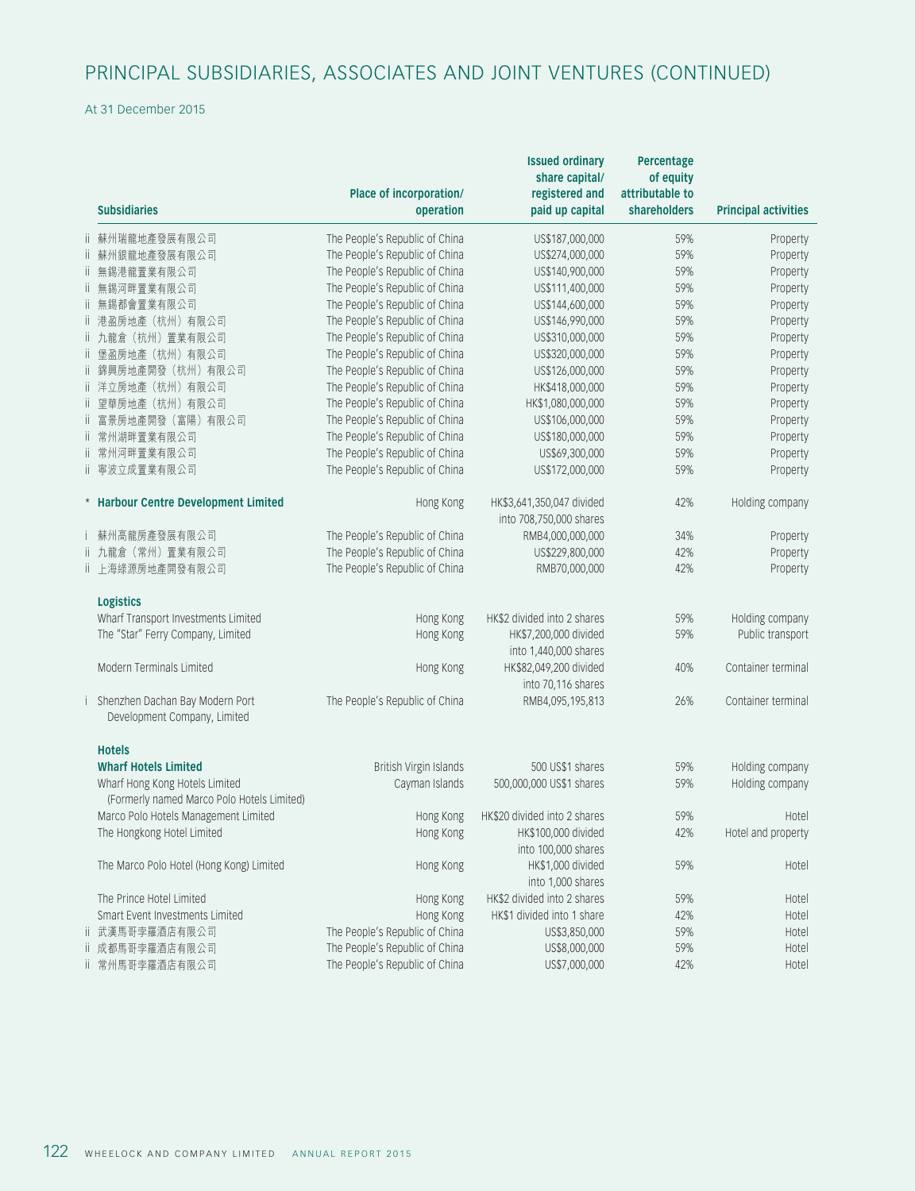# PRINCIPAL SUBSIDIARIES, ASSOCIATES AND JOINT VENTURES (CONTINUED)

At 31 December 2015

| | Subsidiaries | Place of incorporation/ operation | Issued ordinary share capital/ registered and paid up capital | Percentage of equity attributable to shareholders | Principal activities |
|---|---|---|---|---|---|
| ii | 蘇州瑞龍地產發展有限公司 | The People's Republic of China | US$187,000,000 | 59% | Property |
| ii | 蘇州銀龍地產發展有限公司 | The People's Republic of China | US$274,000,000 | 59% | Property |
| ii | 無錫港龍置業有限公司 | The People's Republic of China | US$140,900,000 | 59% | Property |
| ii | 無錫河畔置業有限公司 | The People's Republic of China | US$111,400,000 | 59% | Property |
| ii | 無錫都會置業有限公司 | The People's Republic of China | US$144,600,000 | 59% | Property |
| ii | 港盈房地產（杭州）有限公司 | The People's Republic of China | US$146,990,000 | 59% | Property |
| ii | 九龍倉（杭州）置業有限公司 | The People's Republic of China | US$310,000,000 | 59% | Property |
| ii | 堡盈房地產（杭州）有限公司 | The People's Republic of China | US$320,000,000 | 59% | Property |
| ii | 錦興房地產開發（杭州）有限公司 | The People's Republic of China | US$126,000,000 | 59% | Property |
| ii | 洋立房地產（杭州）有限公司 | The People's Republic of China | HK$418,000,000 | 59% | Property |
| ii | 望華房地產（杭州）有限公司 | The People's Republic of China | HK$1,080,000,000 | 59% | Property |
| ii | 富景房地產開發（富陽）有限公司 | The People's Republic of China | US$106,000,000 | 59% | Property |
| ii | 常州湖畔置業有限公司 | The People's Republic of China | US$180,000,000 | 59% | Property |
| ii | 常州河畔置業有限公司 | The People's Republic of China | US$69,300,000 | 59% | Property |
| ii | 寧波立成置業有限公司 | The People's Republic of China | US$172,000,000 | 59% | Property |
| * | **Harbour Centre Development Limited** | Hong Kong | HK$3,641,350,047 divided into 708,750,000 shares | 42% | Holding company |
| i | 蘇州高龍房產發展有限公司 | The People's Republic of China | RMB4,000,000,000 | 34% | Property |
| ii | 九龍倉（常州）置業有限公司 | The People's Republic of China | US$229,800,000 | 42% | Property |
| ii | 上海綠源房地產開發有限公司 | The People's Republic of China | RMB70,000,000 | 42% | Property |
| | **Logistics** | | | | |
| | Wharf Transport Investments Limited | Hong Kong | HK$2 divided into 2 shares | 59% | Holding company |
| | The "Star" Ferry Company, Limited | Hong Kong | HK$7,200,000 divided into 1,440,000 shares | 59% | Public transport |
| | Modern Terminals Limited | Hong Kong | HK$82,049,200 divided into 70,116 shares | 40% | Container terminal |
| i | Shenzhen Dachan Bay Modern Port Development Company, Limited | The People's Republic of China | RMB4,095,195,813 | 26% | Container terminal |
| | **Hotels** | | | | |
| | **Wharf Hotels Limited** | British Virgin Islands | 500 US$1 shares | 59% | Holding company |
| | Wharf Hong Kong Hotels Limited (Formerly named Marco Polo Hotels Limited) | Cayman Islands | 500,000,000 US$1 shares | 59% | Holding company |
| | Marco Polo Hotels Management Limited | Hong Kong | HK$20 divided into 2 shares | 59% | Hotel |
| | The Hongkong Hotel Limited | Hong Kong | HK$100,000 divided into 100,000 shares | 42% | Hotel and property |
| | The Marco Polo Hotel (Hong Kong) Limited | Hong Kong | HK$1,000 divided into 1,000 shares | 59% | Hotel |
| | The Prince Hotel Limited | Hong Kong | HK$2 divided into 2 shares | 59% | Hotel |
| | Smart Event Investments Limited | Hong Kong | HK$1 divided into 1 share | 42% | Hotel |
| ii | 武漢馬哥孛羅酒店有限公司 | The People's Republic of China | US$3,850,000 | 59% | Hotel |
| ii | 成都馬哥孛羅酒店有限公司 | The People's Republic of China | US$8,000,000 | 59% | Hotel |
| ii | 常州馬哥孛羅酒店有限公司 | The People's Republic of China | US$7,000,000 | 42% | Hotel |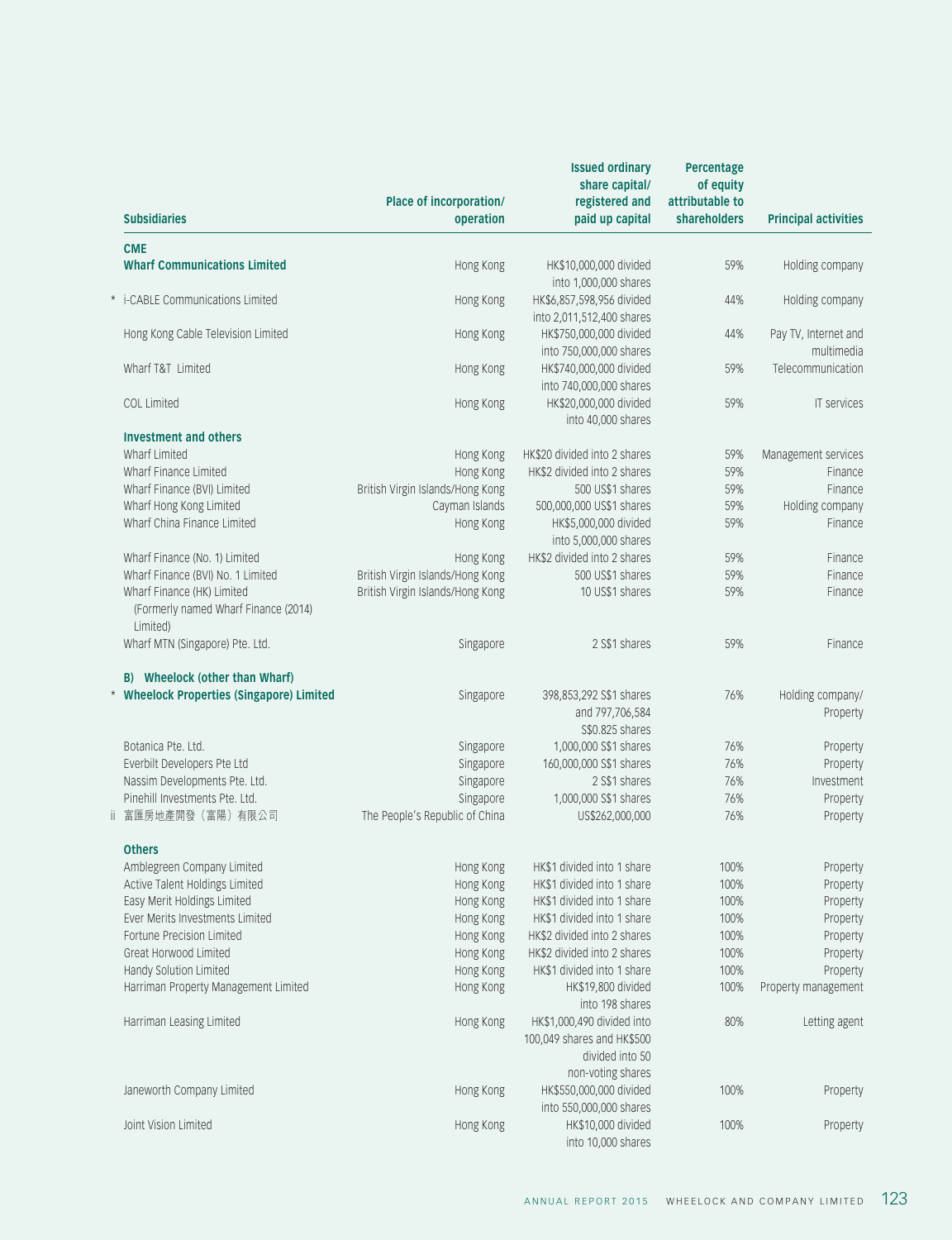| | Subsidiaries | Place of incorporation/ operation | Issued ordinary share capital/ registered and paid up capital | Percentage of equity attributable to shareholders | Principal activities |
|---|---|---|---|---|---|
| | **CME** | | | | |
| | **Wharf Communications Limited** | Hong Kong | HK$10,000,000 divided into 1,000,000 shares | 59% | Holding company |
| * | i-CABLE Communications Limited | Hong Kong | HK$6,857,598,956 divided into 2,011,512,400 shares | 44% | Holding company |
| | Hong Kong Cable Television Limited | Hong Kong | HK$750,000,000 divided into 750,000,000 shares | 44% | Pay TV, Internet and multimedia |
| | Wharf T&T Limited | Hong Kong | HK$740,000,000 divided into 740,000,000 shares | 59% | Telecommunication |
| | COL Limited | Hong Kong | HK$20,000,000 divided into 40,000 shares | 59% | IT services |
| | **Investment and others** | | | | |
| | Wharf Limited | Hong Kong | HK$20 divided into 2 shares | 59% | Management services |
| | Wharf Finance Limited | Hong Kong | HK$2 divided into 2 shares | 59% | Finance |
| | Wharf Finance (BVI) Limited | British Virgin Islands/Hong Kong | 500 US$1 shares | 59% | Finance |
| | Wharf Hong Kong Limited | Cayman Islands | 500,000,000 US$1 shares | 59% | Holding company |
| | Wharf China Finance Limited | Hong Kong | HK$5,000,000 divided into 5,000,000 shares | 59% | Finance |
| | Wharf Finance (No. 1) Limited | Hong Kong | HK$2 divided into 2 shares | 59% | Finance |
| | Wharf Finance (BVI) No. 1 Limited | British Virgin Islands/Hong Kong | 500 US$1 shares | 59% | Finance |
| | Wharf Finance (HK) Limited (Formerly named Wharf Finance (2014) Limited) | British Virgin Islands/Hong Kong | 10 US$1 shares | 59% | Finance |
| | Wharf MTN (Singapore) Pte. Ltd. | Singapore | 2 S$1 shares | 59% | Finance |
| | **B) Wheelock (other than Wharf)** | | | | |
| * | **Wheelock Properties (Singapore) Limited** | Singapore | 398,853,292 S$1 shares and 797,706,584 S$0.825 shares | 76% | Holding company/ Property |
| | Botanica Pte. Ltd. | Singapore | 1,000,000 S$1 shares | 76% | Property |
| | Everbilt Developers Pte Ltd | Singapore | 160,000,000 S$1 shares | 76% | Property |
| | Nassim Developments Pte. Ltd. | Singapore | 2 S$1 shares | 76% | Investment |
| | Pinehill Investments Pte. Ltd. | Singapore | 1,000,000 S$1 shares | 76% | Property |
| ii | 富匯房地產開發（富陽）有限公司 | The People's Republic of China | US$262,000,000 | 76% | Property |
| | **Others** | | | | |
| | Amblegreen Company Limited | Hong Kong | HK$1 divided into 1 share | 100% | Property |
| | Active Talent Holdings Limited | Hong Kong | HK$1 divided into 1 share | 100% | Property |
| | Easy Merit Holdings Limited | Hong Kong | HK$1 divided into 1 share | 100% | Property |
| | Ever Merits Investments Limited | Hong Kong | HK$1 divided into 1 share | 100% | Property |
| | Fortune Precision Limited | Hong Kong | HK$2 divided into 2 shares | 100% | Property |
| | Great Horwood Limited | Hong Kong | HK$2 divided into 2 shares | 100% | Property |
| | Handy Solution Limited | Hong Kong | HK$1 divided into 1 share | 100% | Property |
| | Harriman Property Management Limited | Hong Kong | HK$19,800 divided into 198 shares | 100% | Property management |
| | Harriman Leasing Limited | Hong Kong | HK$1,000,490 divided into 100,049 shares and HK$500 divided into 50 non-voting shares | 80% | Letting agent |
| | Janeworth Company Limited | Hong Kong | HK$550,000,000 divided into 550,000,000 shares | 100% | Property |
| | Joint Vision Limited | Hong Kong | HK$10,000 divided into 10,000 shares | 100% | Property |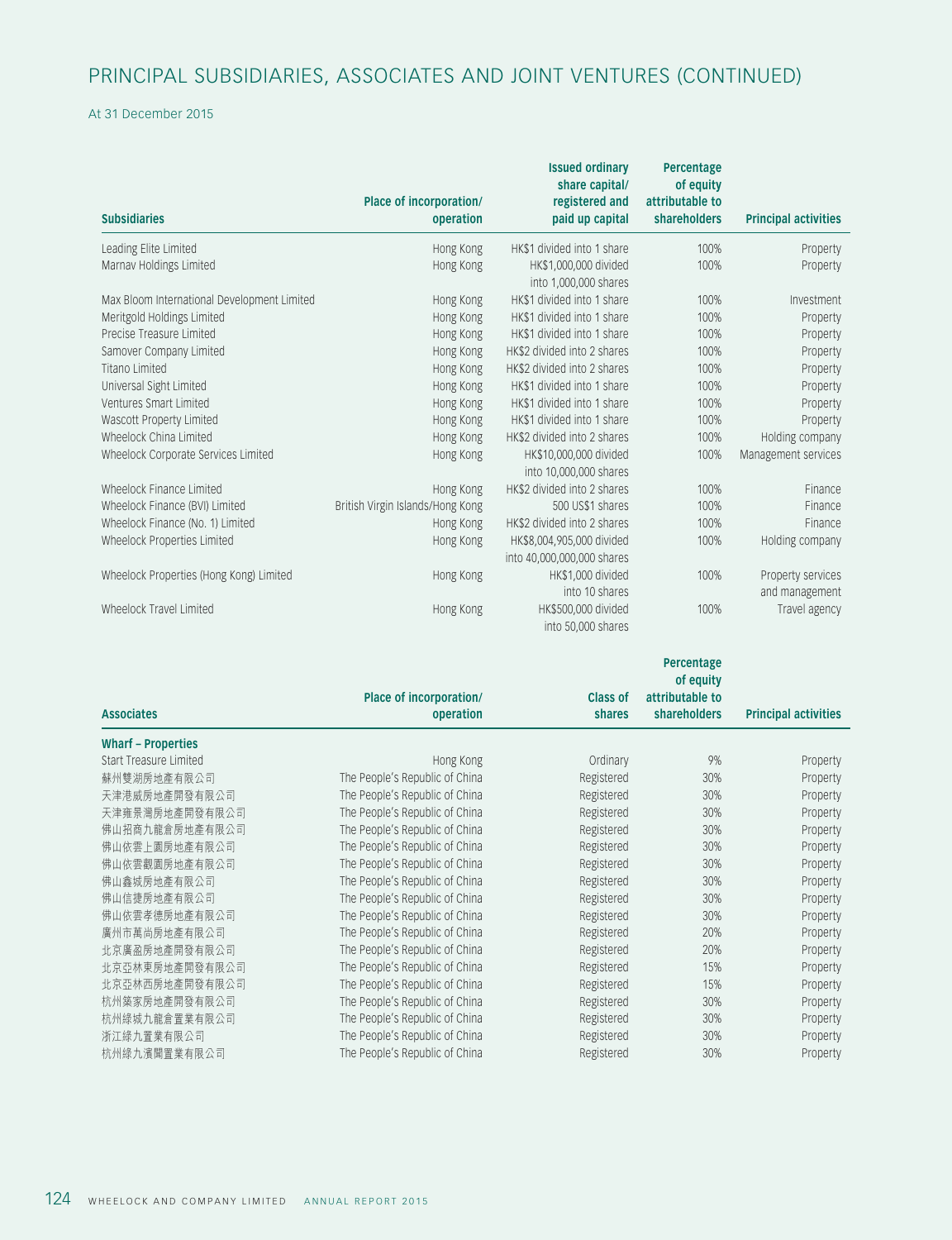# PRINCIPAL SUBSIDIARIES, ASSOCIATES AND JOINT VENTURES (CONTINUED)

At 31 December 2015

| Subsidiaries | Place of incorporation/ operation | Issued ordinary share capital/ registered and paid up capital | Percentage of equity attributable to shareholders | Principal activities |
|---|---|---|---|---|
| Leading Elite Limited | Hong Kong | HK$1 divided into 1 share | 100% | Property |
| Marnav Holdings Limited | Hong Kong | HK$1,000,000 divided into 1,000,000 shares | 100% | Property |
| Max Bloom International Development Limited | Hong Kong | HK$1 divided into 1 share | 100% | Investment |
| Meritgold Holdings Limited | Hong Kong | HK$1 divided into 1 share | 100% | Property |
| Precise Treasure Limited | Hong Kong | HK$1 divided into 1 share | 100% | Property |
| Samover Company Limited | Hong Kong | HK$2 divided into 2 shares | 100% | Property |
| Titano Limited | Hong Kong | HK$2 divided into 2 shares | 100% | Property |
| Universal Sight Limited | Hong Kong | HK$1 divided into 1 share | 100% | Property |
| Ventures Smart Limited | Hong Kong | HK$1 divided into 1 share | 100% | Property |
| Wascott Property Limited | Hong Kong | HK$1 divided into 1 share | 100% | Property |
| Wheelock China Limited | Hong Kong | HK$2 divided into 2 shares | 100% | Holding company |
| Wheelock Corporate Services Limited | Hong Kong | HK$10,000,000 divided into 10,000,000 shares | 100% | Management services |
| Wheelock Finance Limited | Hong Kong | HK$2 divided into 2 shares | 100% | Finance |
| Wheelock Finance (BVI) Limited | British Virgin Islands/Hong Kong | 500 US$1 shares | 100% | Finance |
| Wheelock Finance (No. 1) Limited | Hong Kong | HK$2 divided into 2 shares | 100% | Finance |
| Wheelock Properties Limited | Hong Kong | HK$8,004,905,000 divided into 40,000,000,000 shares | 100% | Holding company |
| Wheelock Properties (Hong Kong) Limited | Hong Kong | HK$1,000 divided into 10 shares | 100% | Property services and management |
| Wheelock Travel Limited | Hong Kong | HK$500,000 divided into 50,000 shares | 100% | Travel agency |

| Associates | Place of incorporation/ operation | Class of shares | Percentage of equity attributable to shareholders | Principal activities |
|---|---|---|---|---|
| **Wharf – Properties** | | | | |
| Start Treasure Limited | Hong Kong | Ordinary | 9% | Property |
| 蘇州雙湖房地產有限公司 | The People's Republic of China | Registered | 30% | Property |
| 天津港威房地產開發有限公司 | The People's Republic of China | Registered | 30% | Property |
| 天津雍景灣房地產開發有限公司 | The People's Republic of China | Registered | 30% | Property |
| 佛山招商九龍倉房地產有限公司 | The People's Republic of China | Registered | 30% | Property |
| 佛山依雲上園房地產有限公司 | The People's Republic of China | Registered | 30% | Property |
| 佛山依雲觀園房地產有限公司 | The People's Republic of China | Registered | 30% | Property |
| 佛山鑫城房地產有限公司 | The People's Republic of China | Registered | 30% | Property |
| 佛山信捷房地產有限公司 | The People's Republic of China | Registered | 30% | Property |
| 佛山依雲孝德房地產有限公司 | The People's Republic of China | Registered | 30% | Property |
| 廣州市萬尚房地產有限公司 | The People's Republic of China | Registered | 20% | Property |
| 北京廣盈房地產開發有限公司 | The People's Republic of China | Registered | 20% | Property |
| 北京亞林東房地產開發有限公司 | The People's Republic of China | Registered | 15% | Property |
| 北京亞林西房地產開發有限公司 | The People's Republic of China | Registered | 15% | Property |
| 杭州築家房地產開發有限公司 | The People's Republic of China | Registered | 30% | Property |
| 杭州綠城九龍倉置業有限公司 | The People's Republic of China | Registered | 30% | Property |
| 浙江綠九置業有限公司 | The People's Republic of China | Registered | 30% | Property |
| 杭州綠九濱聞置業有限公司 | The People's Republic of China | Registered | 30% | Property |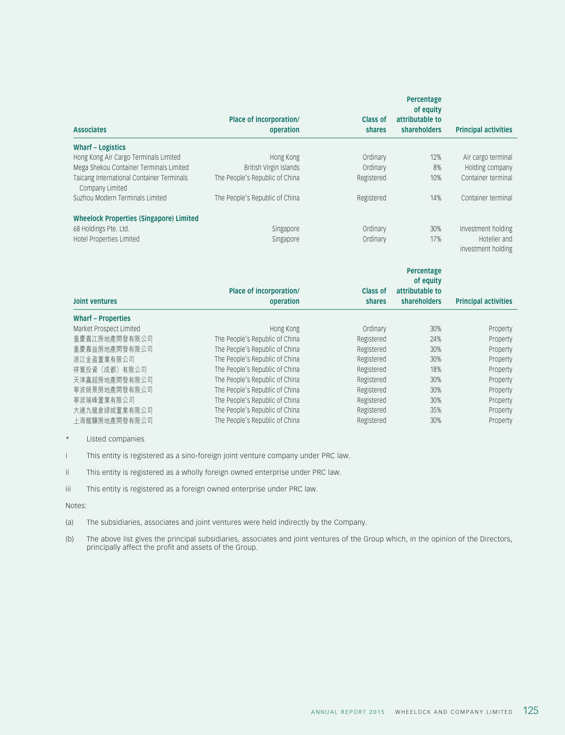| Associates | Place of incorporation/ operation | Class of shares | Percentage of equity attributable to shareholders | Principal activities |
|---|---|---|---|---|
| **Wharf – Logistics** | | | | |
| Hong Kong Air Cargo Terminals Limited | Hong Kong | Ordinary | 12% | Air cargo terminal |
| Mega Shekou Container Terminals Limited | British Virgin Islands | Ordinary | 8% | Holding company |
| Taicang International Container Terminals Company Limited | The People's Republic of China | Registered | 10% | Container terminal |
| Suzhou Modern Terminals Limited | The People's Republic of China | Registered | 14% | Container terminal |
| **Wheelock Properties (Singapore) Limited** | | | | |
| 68 Holdings Pte. Ltd. | Singapore | Ordinary | 30% | Investment holding |
| Hotel Properties Limited | Singapore | Ordinary | 17% | Hotelier and investment holding |

| Joint ventures | Place of incorporation/ operation | Class of shares | Percentage of equity attributable to shareholders | Principal activities |
|---|---|---|---|---|
| **Wharf – Properties** | | | | |
| Market Prospect Limited | Hong Kong | Ordinary | 30% | Property |
| 重慶嘉江房地產開發有限公司 | The People's Republic of China | Registered | 24% | Property |
| 重慶嘉益房地產開發有限公司 | The People's Republic of China | Registered | 30% | Property |
| 浙江金盈置業有限公司 | The People's Republic of China | Registered | 30% | Property |
| 祥寶投資（成都）有限公司 | The People's Republic of China | Registered | 18% | Property |
| 天津贏超房地產開發有限公司 | The People's Republic of China | Registered | 30% | Property |
| 寧波姚景房地產開發有限公司 | The People's Republic of China | Registered | 30% | Property |
| 寧波瑞峰置業有限公司 | The People's Republic of China | Registered | 30% | Property |
| 大連九龍倉綠城置業有限公司 | The People's Republic of China | Registered | 35% | Property |
| 上海龍驤房地產開發有限公司 | The People's Republic of China | Registered | 30% | Property |

\* Listed companies

i This entity is registered as a sino-foreign joint venture company under PRC law.

ii This entity is registered as a wholly foreign owned enterprise under PRC law.

iii This entity is registered as a foreign owned enterprise under PRC law.

Notes:

(a) The subsidiaries, associates and joint ventures were held indirectly by the Company.

(b) The above list gives the principal subsidiaries, associates and joint ventures of the Group which, in the opinion of the Directors, principally affect the profit and assets of the Group.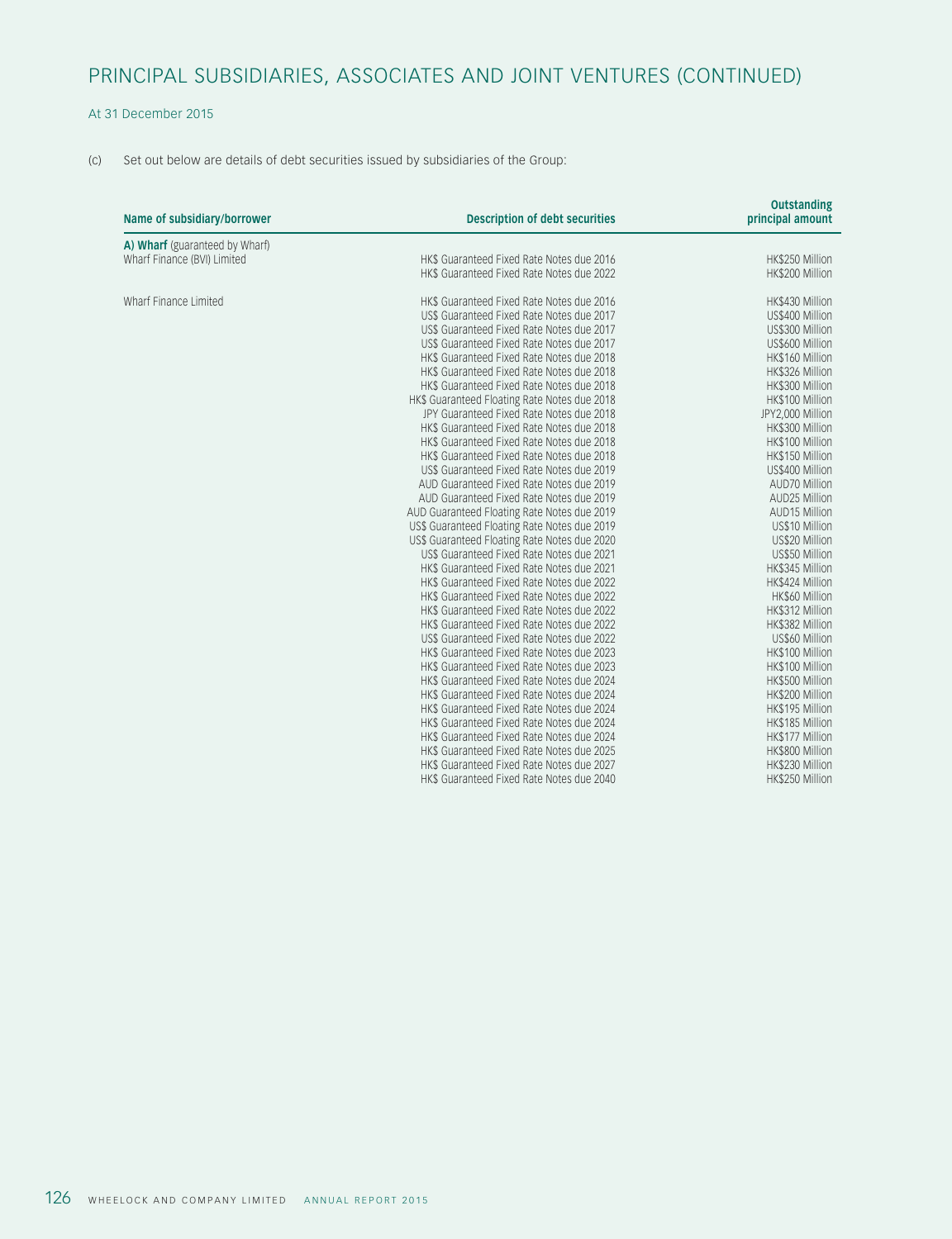# PRINCIPAL SUBSIDIARIES, ASSOCIATES AND JOINT VENTURES (CONTINUED)

At 31 December 2015

(c) Set out below are details of debt securities issued by subsidiaries of the Group:

| Name of subsidiary/borrower | Description of debt securities | Outstanding principal amount |
|---|---|---|
| **A) Wharf** (guaranteed by Wharf) | | |
| Wharf Finance (BVI) Limited | HK$ Guaranteed Fixed Rate Notes due 2016 | HK$250 Million |
| | HK$ Guaranteed Fixed Rate Notes due 2022 | HK$200 Million |
| Wharf Finance Limited | HK$ Guaranteed Fixed Rate Notes due 2016 | HK$430 Million |
| | US$ Guaranteed Fixed Rate Notes due 2017 | US$400 Million |
| | US$ Guaranteed Fixed Rate Notes due 2017 | US$300 Million |
| | US$ Guaranteed Fixed Rate Notes due 2017 | US$600 Million |
| | HK$ Guaranteed Fixed Rate Notes due 2018 | HK$160 Million |
| | HK$ Guaranteed Fixed Rate Notes due 2018 | HK$326 Million |
| | HK$ Guaranteed Fixed Rate Notes due 2018 | HK$300 Million |
| | HK$ Guaranteed Floating Rate Notes due 2018 | HK$100 Million |
| | JPY Guaranteed Fixed Rate Notes due 2018 | JPY2,000 Million |
| | HK$ Guaranteed Fixed Rate Notes due 2018 | HK$300 Million |
| | HK$ Guaranteed Fixed Rate Notes due 2018 | HK$100 Million |
| | HK$ Guaranteed Fixed Rate Notes due 2018 | HK$150 Million |
| | US$ Guaranteed Fixed Rate Notes due 2019 | US$400 Million |
| | AUD Guaranteed Fixed Rate Notes due 2019 | AUD70 Million |
| | AUD Guaranteed Fixed Rate Notes due 2019 | AUD25 Million |
| | AUD Guaranteed Floating Rate Notes due 2019 | AUD15 Million |
| | US$ Guaranteed Floating Rate Notes due 2019 | US$10 Million |
| | US$ Guaranteed Floating Rate Notes due 2020 | US$20 Million |
| | US$ Guaranteed Fixed Rate Notes due 2021 | US$50 Million |
| | HK$ Guaranteed Fixed Rate Notes due 2021 | HK$345 Million |
| | HK$ Guaranteed Fixed Rate Notes due 2022 | HK$424 Million |
| | HK$ Guaranteed Fixed Rate Notes due 2022 | HK$60 Million |
| | HK$ Guaranteed Fixed Rate Notes due 2022 | HK$312 Million |
| | HK$ Guaranteed Fixed Rate Notes due 2022 | HK$382 Million |
| | US$ Guaranteed Fixed Rate Notes due 2022 | US$60 Million |
| | HK$ Guaranteed Fixed Rate Notes due 2023 | HK$100 Million |
| | HK$ Guaranteed Fixed Rate Notes due 2023 | HK$100 Million |
| | HK$ Guaranteed Fixed Rate Notes due 2024 | HK$500 Million |
| | HK$ Guaranteed Fixed Rate Notes due 2024 | HK$200 Million |
| | HK$ Guaranteed Fixed Rate Notes due 2024 | HK$195 Million |
| | HK$ Guaranteed Fixed Rate Notes due 2024 | HK$185 Million |
| | HK$ Guaranteed Fixed Rate Notes due 2024 | HK$177 Million |
| | HK$ Guaranteed Fixed Rate Notes due 2025 | HK$800 Million |
| | HK$ Guaranteed Fixed Rate Notes due 2027 | HK$230 Million |
| | HK$ Guaranteed Fixed Rate Notes due 2040 | HK$250 Million |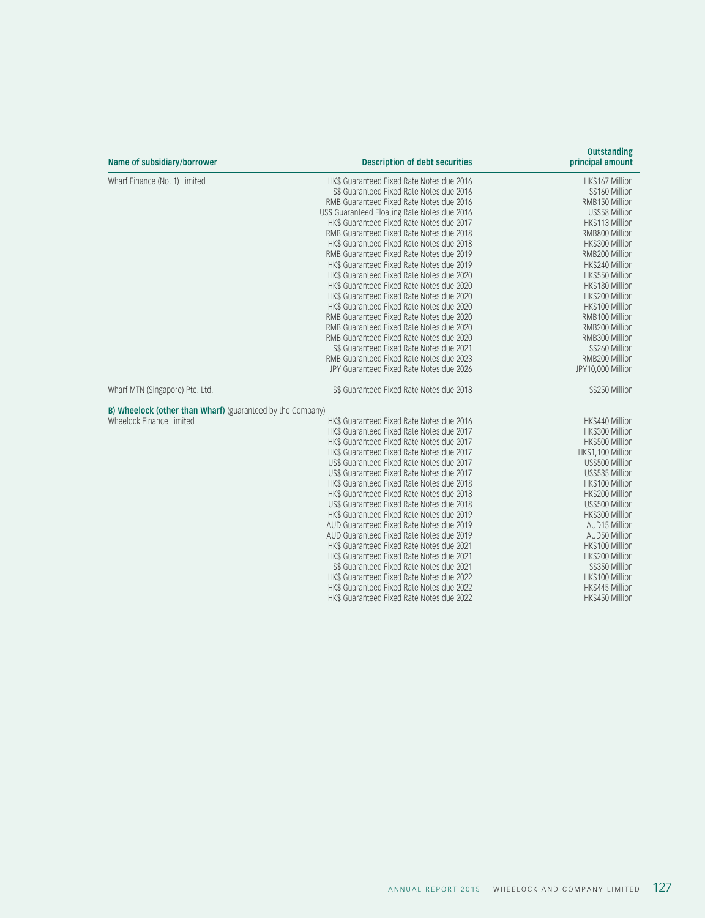| Name of subsidiary/borrower | Description of debt securities | Outstanding principal amount |
|---|---|---|
| Wharf Finance (No. 1) Limited | HK$ Guaranteed Fixed Rate Notes due 2016 | HK$167 Million |
| | S$ Guaranteed Fixed Rate Notes due 2016 | S$160 Million |
| | RMB Guaranteed Fixed Rate Notes due 2016 | RMB150 Million |
| | US$ Guaranteed Floating Rate Notes due 2016 | US$58 Million |
| | HK$ Guaranteed Fixed Rate Notes due 2017 | HK$113 Million |
| | RMB Guaranteed Fixed Rate Notes due 2018 | RMB800 Million |
| | HK$ Guaranteed Fixed Rate Notes due 2018 | HK$300 Million |
| | RMB Guaranteed Fixed Rate Notes due 2019 | RMB200 Million |
| | HK$ Guaranteed Fixed Rate Notes due 2019 | HK$240 Million |
| | HK$ Guaranteed Fixed Rate Notes due 2020 | HK$550 Million |
| | HK$ Guaranteed Fixed Rate Notes due 2020 | HK$180 Million |
| | HK$ Guaranteed Fixed Rate Notes due 2020 | HK$200 Million |
| | HK$ Guaranteed Fixed Rate Notes due 2020 | HK$100 Million |
| | RMB Guaranteed Fixed Rate Notes due 2020 | RMB100 Million |
| | RMB Guaranteed Fixed Rate Notes due 2020 | RMB200 Million |
| | RMB Guaranteed Fixed Rate Notes due 2020 | RMB300 Million |
| | S$ Guaranteed Fixed Rate Notes due 2021 | S$260 Million |
| | RMB Guaranteed Fixed Rate Notes due 2023 | RMB200 Million |
| | JPY Guaranteed Fixed Rate Notes due 2026 | JPY10,000 Million |
| Wharf MTN (Singapore) Pte. Ltd. | S$ Guaranteed Fixed Rate Notes due 2018 | S$250 Million |
| **B) Wheelock (other than Wharf)** (guaranteed by the Company) | | |
| Wheelock Finance Limited | HK$ Guaranteed Fixed Rate Notes due 2016 | HK$440 Million |
| | HK$ Guaranteed Fixed Rate Notes due 2017 | HK$300 Million |
| | HK$ Guaranteed Fixed Rate Notes due 2017 | HK$500 Million |
| | HK$ Guaranteed Fixed Rate Notes due 2017 | HK$1,100 Million |
| | US$ Guaranteed Fixed Rate Notes due 2017 | US$500 Million |
| | US$ Guaranteed Fixed Rate Notes due 2017 | US$535 Million |
| | HK$ Guaranteed Fixed Rate Notes due 2018 | HK$100 Million |
| | HK$ Guaranteed Fixed Rate Notes due 2018 | HK$200 Million |
| | US$ Guaranteed Fixed Rate Notes due 2018 | US$500 Million |
| | HK$ Guaranteed Fixed Rate Notes due 2019 | HK$300 Million |
| | AUD Guaranteed Fixed Rate Notes due 2019 | AUD15 Million |
| | AUD Guaranteed Fixed Rate Notes due 2019 | AUD50 Million |
| | HK$ Guaranteed Fixed Rate Notes due 2021 | HK$100 Million |
| | HK$ Guaranteed Fixed Rate Notes due 2021 | HK$200 Million |
| | S$ Guaranteed Fixed Rate Notes due 2021 | S$350 Million |
| | HK$ Guaranteed Fixed Rate Notes due 2022 | HK$100 Million |
| | HK$ Guaranteed Fixed Rate Notes due 2022 | HK$445 Million |
| | HK$ Guaranteed Fixed Rate Notes due 2022 | HK$450 Million |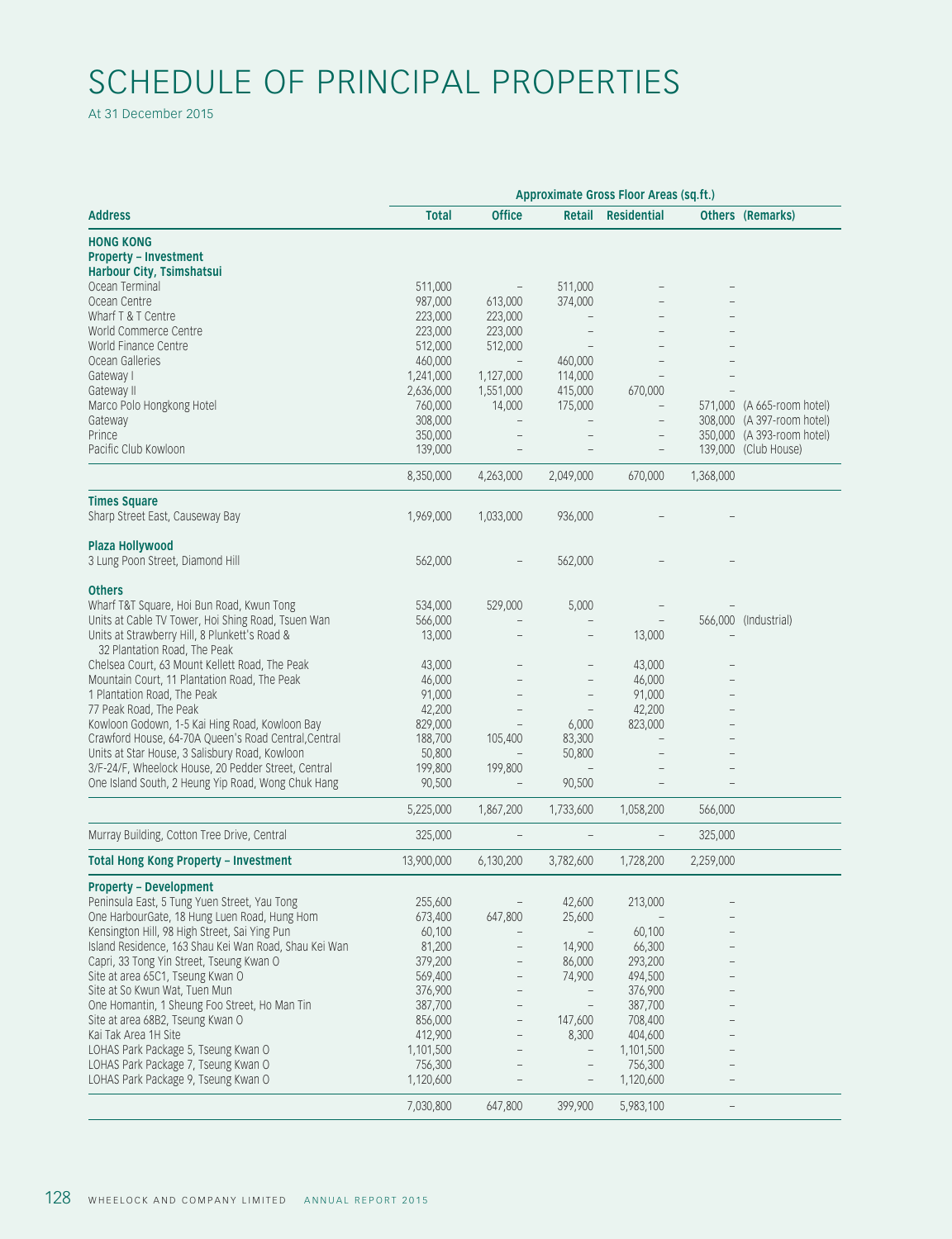# SCHEDULE OF PRINCIPAL PROPERTIES

At 31 December 2015

| | Approximate Gross Floor Areas (sq.ft.) | | | | | |
|---|---|---|---|---|---|---|
| **Address** | **Total** | **Office** | **Retail** | **Residential** | **Others** | **(Remarks)** |
| **HONG KONG** | | | | | | |
| **Property – Investment** | | | | | | |
| **Harbour City, Tsimshatsui** | | | | | | |
| Ocean Terminal | 511,000 | – | 511,000 | – | – | |
| Ocean Centre | 987,000 | 613,000 | 374,000 | – | – | |
| Wharf T & T Centre | 223,000 | 223,000 | – | – | – | |
| World Commerce Centre | 223,000 | 223,000 | – | – | – | |
| World Finance Centre | 512,000 | 512,000 | – | – | – | |
| Ocean Galleries | 460,000 | – | 460,000 | – | – | |
| Gateway I | 1,241,000 | 1,127,000 | 114,000 | – | – | |
| Gateway II | 2,636,000 | 1,551,000 | 415,000 | 670,000 | – | |
| Marco Polo Hongkong Hotel | 760,000 | 14,000 | 175,000 | – | 571,000 | (A 665-room hotel) |
| Gateway | 308,000 | – | – | – | 308,000 | (A 397-room hotel) |
| Prince | 350,000 | – | – | – | 350,000 | (A 393-room hotel) |
| Pacific Club Kowloon | 139,000 | – | – | – | 139,000 | (Club House) |
| | 8,350,000 | 4,263,000 | 2,049,000 | 670,000 | 1,368,000 | |
| **Times Square** | | | | | | |
| Sharp Street East, Causeway Bay | 1,969,000 | 1,033,000 | 936,000 | – | – | |
| **Plaza Hollywood** | | | | | | |
| 3 Lung Poon Street, Diamond Hill | 562,000 | – | 562,000 | – | – | |
| **Others** | | | | | | |
| Wharf T&T Square, Hoi Bun Road, Kwun Tong | 534,000 | 529,000 | 5,000 | – | – | |
| Units at Cable TV Tower, Hoi Shing Road, Tsuen Wan | 566,000 | – | – | – | 566,000 | (Industrial) |
| Units at Strawberry Hill, 8 Plunkett's Road & 32 Plantation Road, The Peak | 13,000 | – | – | 13,000 | – | |
| Chelsea Court, 63 Mount Kellett Road, The Peak | 43,000 | – | – | 43,000 | – | |
| Mountain Court, 11 Plantation Road, The Peak | 46,000 | – | – | 46,000 | – | |
| 1 Plantation Road, The Peak | 91,000 | – | – | 91,000 | – | |
| 77 Peak Road, The Peak | 42,200 | – | – | 42,200 | – | |
| Kowloon Godown, 1-5 Kai Hing Road, Kowloon Bay | 829,000 | – | 6,000 | 823,000 | – | |
| Crawford House, 64-70A Queen's Road Central,Central | 188,700 | 105,400 | 83,300 | – | – | |
| Units at Star House, 3 Salisbury Road, Kowloon | 50,800 | – | 50,800 | – | – | |
| 3/F-24/F, Wheelock House, 20 Pedder Street, Central | 199,800 | 199,800 | – | – | – | |
| One Island South, 2 Heung Yip Road, Wong Chuk Hang | 90,500 | – | 90,500 | – | – | |
| | 5,225,000 | 1,867,200 | 1,733,600 | 1,058,200 | 566,000 | |
| Murray Building, Cotton Tree Drive, Central | 325,000 | – | – | – | 325,000 | |
| **Total Hong Kong Property – Investment** | 13,900,000 | 6,130,200 | 3,782,600 | 1,728,200 | 2,259,000 | |
| **Property – Development** | | | | | | |
| Peninsula East, 5 Tung Yuen Street, Yau Tong | 255,600 | – | 42,600 | 213,000 | – | |
| One HarbourGate, 18 Hung Luen Road, Hung Hom | 673,400 | 647,800 | 25,600 | – | – | |
| Kensington Hill, 98 High Street, Sai Ying Pun | 60,100 | – | – | 60,100 | – | |
| Island Residence, 163 Shau Kei Wan Road, Shau Kei Wan | 81,200 | – | 14,900 | 66,300 | – | |
| Capri, 33 Tong Yin Street, Tseung Kwan O | 379,200 | – | 86,000 | 293,200 | – | |
| Site at area 65C1, Tseung Kwan O | 569,400 | – | 74,900 | 494,500 | – | |
| Site at So Kwun Wat, Tuen Mun | 376,900 | – | – | 376,900 | – | |
| One Homantin, 1 Sheung Foo Street, Ho Man Tin | 387,700 | – | – | 387,700 | – | |
| Site at area 68B2, Tseung Kwan O | 856,000 | – | 147,600 | 708,400 | – | |
| Kai Tak Area 1H Site | 412,900 | – | 8,300 | 404,600 | – | |
| LOHAS Park Package 5, Tseung Kwan O | 1,101,500 | – | – | 1,101,500 | – | |
| LOHAS Park Package 7, Tseung Kwan O | 756,300 | – | – | 756,300 | – | |
| LOHAS Park Package 9, Tseung Kwan O | 1,120,600 | – | – | 1,120,600 | – | |
| | 7,030,800 | 647,800 | 399,900 | 5,983,100 | – | |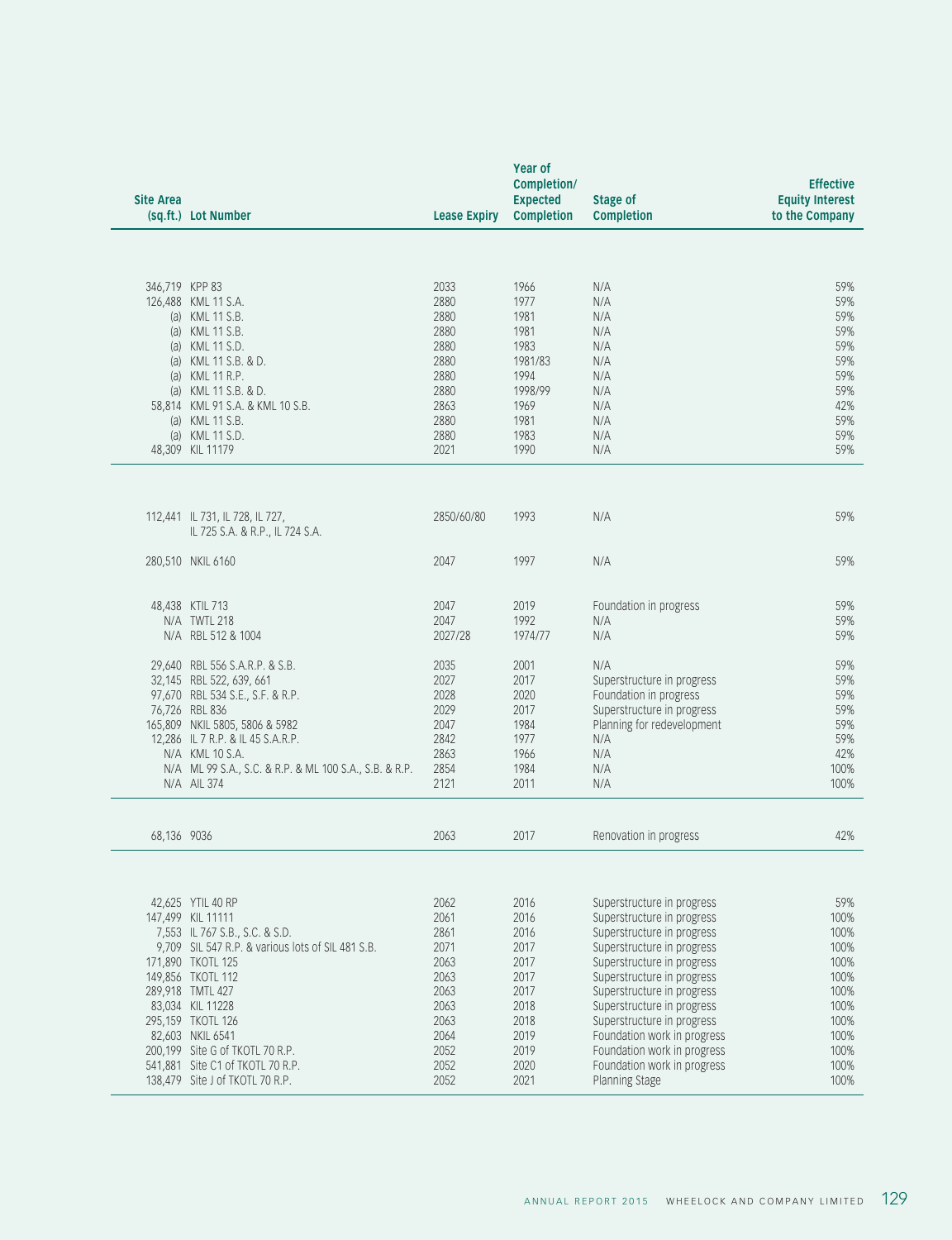| Site Area (sq.ft.) | Lot Number | Lease Expiry | Year of Completion/ Expected Completion | Stage of Completion | Effective Equity Interest to the Company |
|---|---|---|---|---|---|
| 346,719 | KPP 83 | 2033 | 1966 | N/A | 59% |
| 126,488 | KML 11 S.A. | 2880 | 1977 | N/A | 59% |
| (a) | KML 11 S.B. | 2880 | 1981 | N/A | 59% |
| (a) | KML 11 S.B. | 2880 | 1981 | N/A | 59% |
| (a) | KML 11 S.D. | 2880 | 1983 | N/A | 59% |
| (a) | KML 11 S.B. & D. | 2880 | 1981/83 | N/A | 59% |
| (a) | KML 11 R.P. | 2880 | 1994 | N/A | 59% |
| (a) | KML 11 S.B. & D. | 2880 | 1998/99 | N/A | 59% |
| 58,814 | KML 91 S.A. & KML 10 S.B. | 2863 | 1969 | N/A | 42% |
| (a) | KML 11 S.B. | 2880 | 1981 | N/A | 59% |
| (a) | KML 11 S.D. | 2880 | 1983 | N/A | 59% |
| 48,309 | KIL 11179 | 2021 | 1990 | N/A | 59% |
| 112,441 | IL 731, IL 728, IL 727, IL 725 S.A. & R.P., IL 724 S.A. | 2850/60/80 | 1993 | N/A | 59% |
| 280,510 | NKIL 6160 | 2047 | 1997 | N/A | 59% |
| 48,438 | KTIL 713 | 2047 | 2019 | Foundation in progress | 59% |
| N/A | TWTL 218 | 2047 | 1992 | N/A | 59% |
| N/A | RBL 512 & 1004 | 2027/28 | 1974/77 | N/A | 59% |
| 29,640 | RBL 556 S.A.R.P. & S.B. | 2035 | 2001 | N/A | 59% |
| 32,145 | RBL 522, 639, 661 | 2027 | 2017 | Superstructure in progress | 59% |
| 97,670 | RBL 534 S.E., S.F. & R.P. | 2028 | 2020 | Foundation in progress | 59% |
| 76,726 | RBL 836 | 2029 | 2017 | Superstructure in progress | 59% |
| 165,809 | NKIL 5805, 5806 & 5982 | 2047 | 1984 | Planning for redevelopment | 59% |
| 12,286 | IL 7 R.P. & IL 45 S.A.R.P. | 2842 | 1977 | N/A | 59% |
| N/A | KML 10 S.A. | 2863 | 1966 | N/A | 42% |
| N/A | ML 99 S.A., S.C. & R.P. & ML 100 S.A., S.B. & R.P. | 2854 | 1984 | N/A | 100% |
| N/A | AIL 374 | 2121 | 2011 | N/A | 100% |
| 68,136 | 9036 | 2063 | 2017 | Renovation in progress | 42% |
| 42,625 | YTIL 40 RP | 2062 | 2016 | Superstructure in progress | 59% |
| 147,499 | KIL 11111 | 2061 | 2016 | Superstructure in progress | 100% |
| 7,553 | IL 767 S.B., S.C. & S.D. | 2861 | 2016 | Superstructure in progress | 100% |
| 9,709 | SIL 547 R.P. & various lots of SIL 481 S.B. | 2071 | 2017 | Superstructure in progress | 100% |
| 171,890 | TKOTL 125 | 2063 | 2017 | Superstructure in progress | 100% |
| 149,856 | TKOTL 112 | 2063 | 2017 | Superstructure in progress | 100% |
| 289,918 | TMTL 427 | 2063 | 2017 | Superstructure in progress | 100% |
| 83,034 | KIL 11228 | 2063 | 2018 | Superstructure in progress | 100% |
| 295,159 | TKOTL 126 | 2063 | 2018 | Superstructure in progress | 100% |
| 82,603 | NKIL 6541 | 2064 | 2019 | Foundation work in progress | 100% |
| 200,199 | Site G of TKOTL 70 R.P. | 2052 | 2019 | Foundation work in progress | 100% |
| 541,881 | Site C1 of TKOTL 70 R.P. | 2052 | 2020 | Foundation work in progress | 100% |
| 138,479 | Site J of TKOTL 70 R.P. | 2052 | 2021 | Planning Stage | 100% |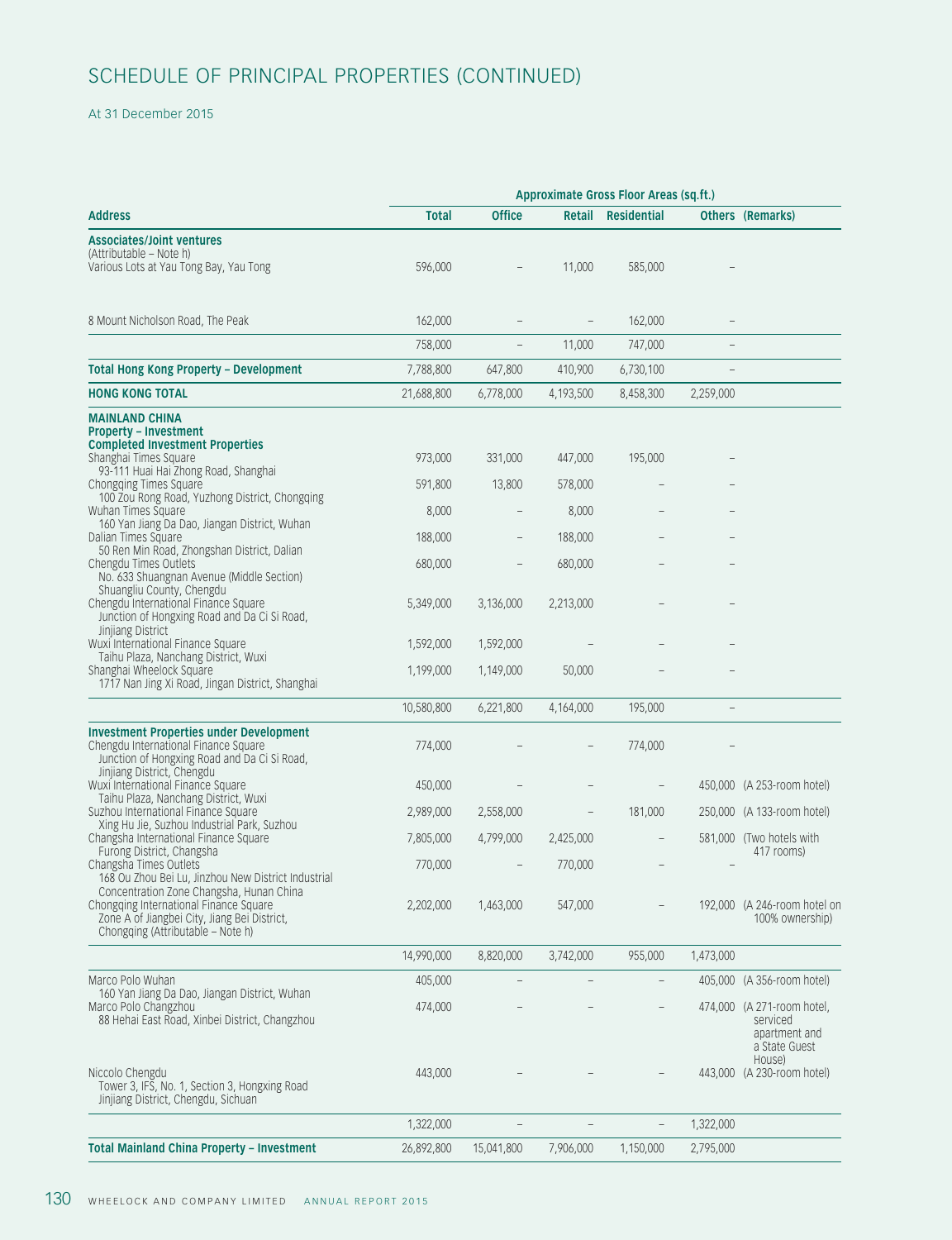# SCHEDULE OF PRINCIPAL PROPERTIES (CONTINUED)

At 31 December 2015

| Address | Approximate Gross Floor Areas (sq.ft.) | | | | | |
|---|---|---|---|---|---|---|
| | **Total** | **Office** | **Retail** | **Residential** | **Others** | **(Remarks)** |
| **Associates/Joint ventures** (Attributable – Note h) | | | | | | |
| Various Lots at Yau Tong Bay, Yau Tong | 596,000 | – | 11,000 | 585,000 | – | |
| 8 Mount Nicholson Road, The Peak | 162,000 | – | – | 162,000 | – | |
| | 758,000 | – | 11,000 | 747,000 | – | |
| **Total Hong Kong Property – Development** | 7,788,800 | 647,800 | 410,900 | 6,730,100 | – | |
| **HONG KONG TOTAL** | 21,688,800 | 6,778,000 | 4,193,500 | 8,458,300 | 2,259,000 | |
| **MAINLAND CHINA** | | | | | | |
| **Property – Investment** | | | | | | |
| **Completed Investment Properties** | | | | | | |
| Shanghai Times Square 93-111 Huai Hai Zhong Road, Shanghai | 973,000 | 331,000 | 447,000 | 195,000 | – | |
| Chongqing Times Square 100 Zou Rong Road, Yuzhong District, Chongqing | 591,800 | 13,800 | 578,000 | – | – | |
| Wuhan Times Square 160 Yan Jiang Da Dao, Jiangan District, Wuhan | 8,000 | – | 8,000 | – | – | |
| Dalian Times Square 50 Ren Min Road, Zhongshan District, Dalian | 188,000 | – | 188,000 | – | – | |
| Chengdu Times Outlets No. 633 Shuangnan Avenue (Middle Section) Shuangliu County, Chengdu | 680,000 | – | 680,000 | – | – | |
| Chengdu International Finance Square Junction of Hongxing Road and Da Ci Si Road, Jinjiang District | 5,349,000 | 3,136,000 | 2,213,000 | – | – | |
| Wuxi International Finance Square Taihu Plaza, Nanchang District, Wuxi | 1,592,000 | 1,592,000 | – | – | – | |
| Shanghai Wheelock Square 1717 Nan Jing Xi Road, Jingan District, Shanghai | 1,199,000 | 1,149,000 | 50,000 | – | – | |
| | 10,580,800 | 6,221,800 | 4,164,000 | 195,000 | – | |
| **Investment Properties under Development** | | | | | | |
| Chengdu International Finance Square Junction of Hongxing Road and Da Ci Si Road, Jinjiang District, Chengdu | 774,000 | – | – | 774,000 | – | |
| Wuxi International Finance Square Taihu Plaza, Nanchang District, Wuxi | 450,000 | – | – | – | 450,000 | (A 253-room hotel) |
| Suzhou International Finance Square Xing Hu Jie, Suzhou Industrial Park, Suzhou | 2,989,000 | 2,558,000 | – | 181,000 | 250,000 | (A 133-room hotel) |
| Changsha International Finance Square Furong District, Changsha | 7,805,000 | 4,799,000 | 2,425,000 | – | 581,000 | (Two hotels with 417 rooms) |
| Changsha Times Outlets 168 Ou Zhou Bei Lu, Jinzhou New District Industrial Concentration Zone Changsha, Hunan China | 770,000 | – | 770,000 | – | – | |
| Chongqing International Finance Square Zone A of Jiangbei City, Jiang Bei District, Chongqing (Attributable – Note h) | 2,202,000 | 1,463,000 | 547,000 | – | 192,000 | (A 246-room hotel on 100% ownership) |
| | 14,990,000 | 8,820,000 | 3,742,000 | 955,000 | 1,473,000 | |
| Marco Polo Wuhan 160 Yan Jiang Da Dao, Jiangan District, Wuhan | 405,000 | – | – | – | 405,000 | (A 356-room hotel) |
| Marco Polo Changzhou 88 Hehai East Road, Xinbei District, Changzhou | 474,000 | – | – | – | 474,000 | (A 271-room hotel, serviced apartment and a State Guest House) |
| Niccolo Chengdu Tower 3, IFS, No. 1, Section 3, Hongxing Road Jinjiang District, Chengdu, Sichuan | 443,000 | – | – | – | 443,000 | (A 230-room hotel) |
| | 1,322,000 | – | – | – | 1,322,000 | |
| **Total Mainland China Property – Investment** | 26,892,800 | 15,041,800 | 7,906,000 | 1,150,000 | 2,795,000 | |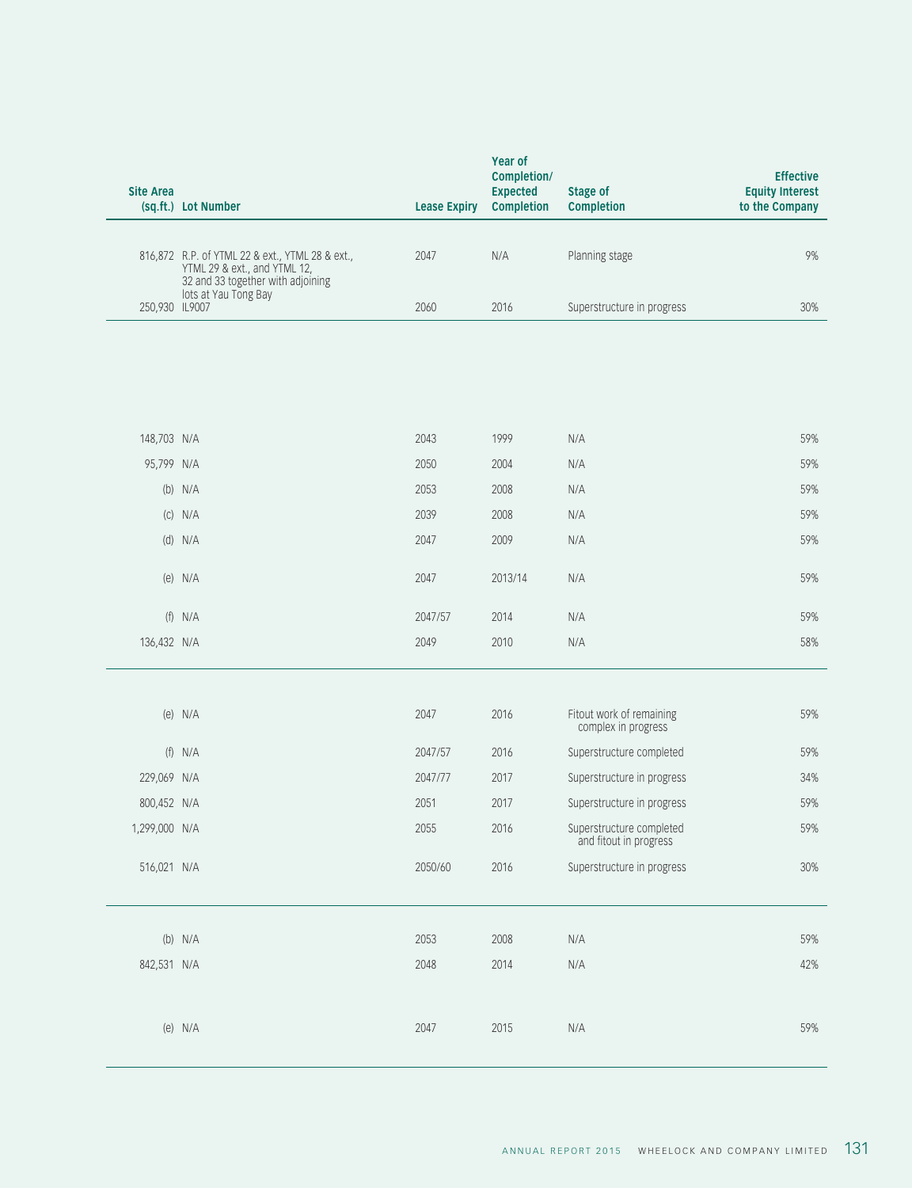| Site Area (sq.ft.) | Lot Number | Lease Expiry | Year of Completion/ Expected Completion | Stage of Completion | Effective Equity Interest to the Company |
|---|---|---|---|---|---|
| 816,872 | R.P. of YTML 22 & ext., YTML 28 & ext., YTML 29 & ext., and YTML 12, 32 and 33 together with adjoining lots at Yau Tong Bay | 2047 | N/A | Planning stage | 9% |
| 250,930 | IL9007 | 2060 | 2016 | Superstructure in progress | 30% |
| | | | | | |
| 148,703 | N/A | 2043 | 1999 | N/A | 59% |
| 95,799 | N/A | 2050 | 2004 | N/A | 59% |
| (b) | N/A | 2053 | 2008 | N/A | 59% |
| (c) | N/A | 2039 | 2008 | N/A | 59% |
| (d) | N/A | 2047 | 2009 | N/A | 59% |
| (e) | N/A | 2047 | 2013/14 | N/A | 59% |
| (f) | N/A | 2047/57 | 2014 | N/A | 59% |
| 136,432 | N/A | 2049 | 2010 | N/A | 58% |
| | | | | | |
| (e) | N/A | 2047 | 2016 | Fitout work of remaining complex in progress | 59% |
| (f) | N/A | 2047/57 | 2016 | Superstructure completed | 59% |
| 229,069 | N/A | 2047/77 | 2017 | Superstructure in progress | 34% |
| 800,452 | N/A | 2051 | 2017 | Superstructure in progress | 59% |
| 1,299,000 | N/A | 2055 | 2016 | Superstructure completed and fitout in progress | 59% |
| 516,021 | N/A | 2050/60 | 2016 | Superstructure in progress | 30% |
| | | | | | |
| (b) | N/A | 2053 | 2008 | N/A | 59% |
| 842,531 | N/A | 2048 | 2014 | N/A | 42% |
| (e) | N/A | 2047 | 2015 | N/A | 59% |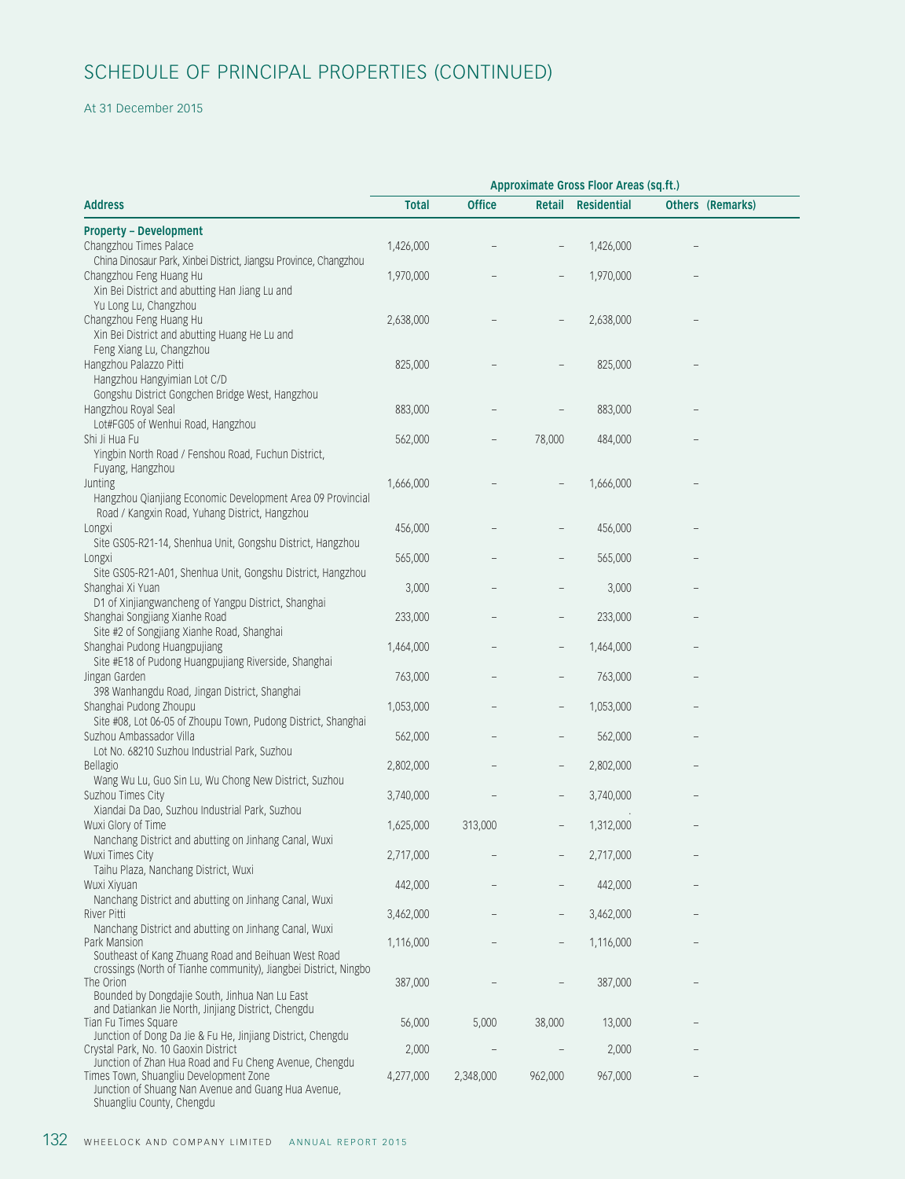# SCHEDULE OF PRINCIPAL PROPERTIES (CONTINUED)

At 31 December 2015

| Address | Approximate Gross Floor Areas (sq.ft.) | | | | | |
|---|---|---|---|---|---|---|
| | Total | Office | Retail | Residential | Others | (Remarks) |
| **Property – Development** | | | | | | |
| Changzhou Times Palace<br>China Dinosaur Park, Xinbei District, Jiangsu Province, Changzhou | 1,426,000 | – | – | 1,426,000 | – | |
| Changzhou Feng Huang Hu<br>Xin Bei District and abutting Han Jiang Lu and Yu Long Lu, Changzhou | 1,970,000 | – | – | 1,970,000 | – | |
| Changzhou Feng Huang Hu<br>Xin Bei District and abutting Huang He Lu and Feng Xiang Lu, Changzhou | 2,638,000 | – | – | 2,638,000 | – | |
| Hangzhou Palazzo Pitti<br>Hangzhou Hangyimian Lot C/D<br>Gongshu District Gongchen Bridge West, Hangzhou | 825,000 | – | – | 825,000 | – | |
| Hangzhou Royal Seal<br>Lot#FG05 of Wenhui Road, Hangzhou | 883,000 | – | – | 883,000 | – | |
| Shi Ji Hua Fu<br>Yingbin North Road / Fenshou Road, Fuchun District, Fuyang, Hangzhou | 562,000 | – | 78,000 | 484,000 | – | |
| Junting<br>Hangzhou Qianjiang Economic Development Area 09 Provincial Road / Kangxin Road, Yuhang District, Hangzhou | 1,666,000 | – | – | 1,666,000 | – | |
| Longxi<br>Site GS05-R21-14, Shenhua Unit, Gongshu District, Hangzhou | 456,000 | – | – | 456,000 | – | |
| Longxi<br>Site GS05-R21-A01, Shenhua Unit, Gongshu District, Hangzhou | 565,000 | – | – | 565,000 | – | |
| Shanghai Xi Yuan<br>D1 of Xinjiangwancheng of Yangpu District, Shanghai | 3,000 | – | – | 3,000 | – | |
| Shanghai Songjiang Xianhe Road<br>Site #2 of Songjiang Xianhe Road, Shanghai | 233,000 | – | – | 233,000 | – | |
| Shanghai Pudong Huangpujiang<br>Site #E18 of Pudong Huangpujiang Riverside, Shanghai | 1,464,000 | – | – | 1,464,000 | – | |
| Jingan Garden<br>398 Wanhangdu Road, Jingan District, Shanghai | 763,000 | – | – | 763,000 | – | |
| Shanghai Pudong Zhoupu<br>Site #08, Lot 06-05 of Zhoupu Town, Pudong District, Shanghai | 1,053,000 | – | – | 1,053,000 | – | |
| Suzhou Ambassador Villa<br>Lot No. 68210 Suzhou Industrial Park, Suzhou | 562,000 | – | – | 562,000 | – | |
| Bellagio<br>Wang Wu Lu, Guo Sin Lu, Wu Chong New District, Suzhou | 2,802,000 | – | – | 2,802,000 | – | |
| Suzhou Times City<br>Xiandai Da Dao, Suzhou Industrial Park, Suzhou | 3,740,000 | – | – | 3,740,000 | – | |
| Wuxi Glory of Time<br>Nanchang District and abutting on Jinhang Canal, Wuxi | 1,625,000 | 313,000 | – | 1,312,000 | – | |
| Wuxi Times City<br>Taihu Plaza, Nanchang District, Wuxi | 2,717,000 | – | – | 2,717,000 | – | |
| Wuxi Xiyuan<br>Nanchang District and abutting on Jinhang Canal, Wuxi | 442,000 | – | – | 442,000 | – | |
| River Pitti<br>Nanchang District and abutting on Jinhang Canal, Wuxi | 3,462,000 | – | – | 3,462,000 | – | |
| Park Mansion<br>Southeast of Kang Zhuang Road and Beihuan West Road crossings (North of Tianhe community), Jiangbei District, Ningbo | 1,116,000 | – | – | 1,116,000 | – | |
| The Orion<br>Bounded by Dongdajie South, Jinhua Nan Lu East and Datiankan Jie North, Jinjiang District, Chengdu | 387,000 | – | – | 387,000 | – | |
| Tian Fu Times Square<br>Junction of Dong Da Jie & Fu He, Jinjiang District, Chengdu | 56,000 | 5,000 | 38,000 | 13,000 | – | |
| Crystal Park, No. 10 Gaoxin District<br>Junction of Zhan Hua Road and Fu Cheng Avenue, Chengdu | 2,000 | – | – | 2,000 | – | |
| Times Town, Shuangliu Development Zone<br>Junction of Shuang Nan Avenue and Guang Hua Avenue, Shuangliu County, Chengdu | 4,277,000 | 2,348,000 | 962,000 | 967,000 | – | |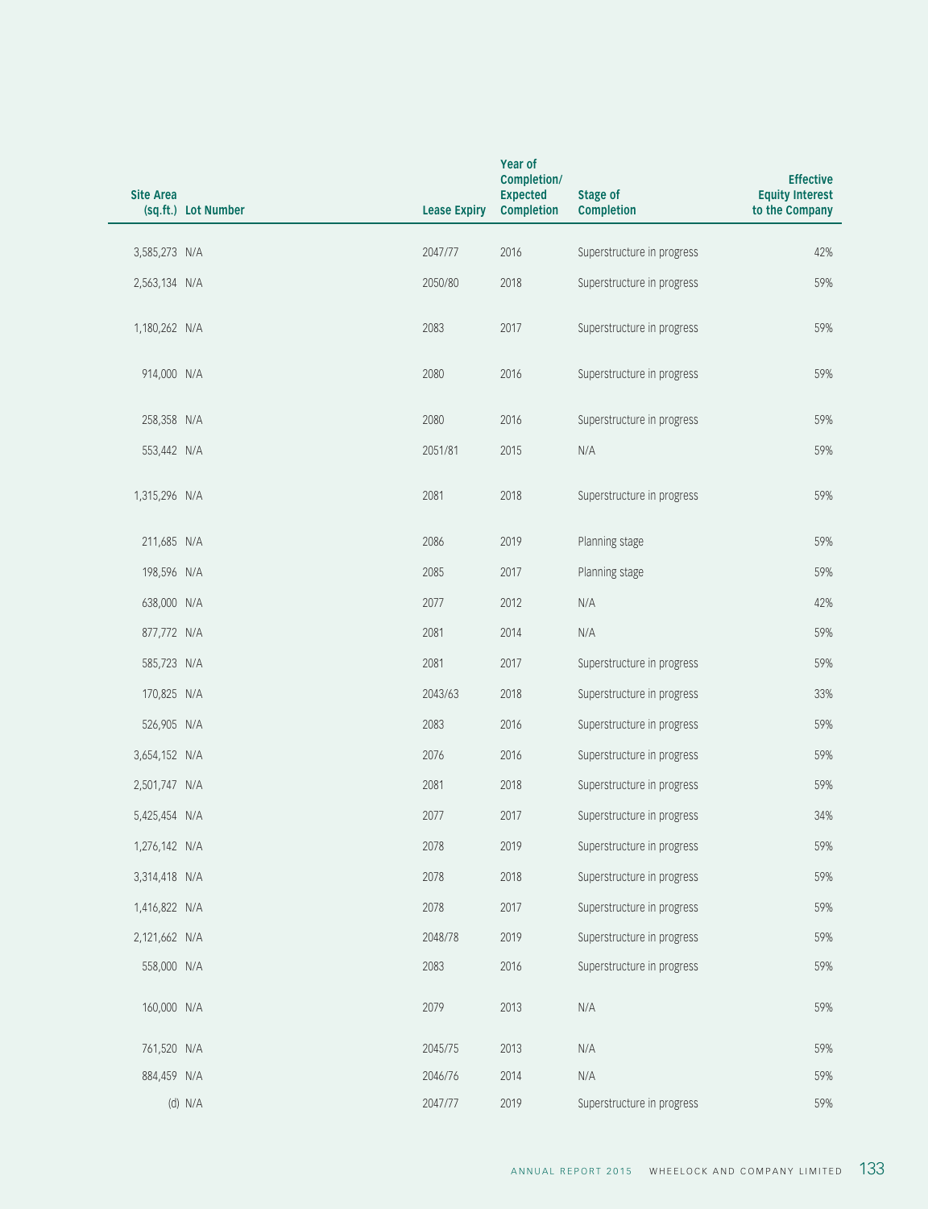| Site Area (sq.ft.) | Lot Number | Lease Expiry | Year of Completion/ Expected Completion | Stage of Completion | Effective Equity Interest to the Company |
|---|---|---|---|---|---|
| 3,585,273 | N/A | 2047/77 | 2016 | Superstructure in progress | 42% |
| 2,563,134 | N/A | 2050/80 | 2018 | Superstructure in progress | 59% |
| 1,180,262 | N/A | 2083 | 2017 | Superstructure in progress | 59% |
| 914,000 | N/A | 2080 | 2016 | Superstructure in progress | 59% |
| 258,358 | N/A | 2080 | 2016 | Superstructure in progress | 59% |
| 553,442 | N/A | 2051/81 | 2015 | N/A | 59% |
| 1,315,296 | N/A | 2081 | 2018 | Superstructure in progress | 59% |
| 211,685 | N/A | 2086 | 2019 | Planning stage | 59% |
| 198,596 | N/A | 2085 | 2017 | Planning stage | 59% |
| 638,000 | N/A | 2077 | 2012 | N/A | 42% |
| 877,772 | N/A | 2081 | 2014 | N/A | 59% |
| 585,723 | N/A | 2081 | 2017 | Superstructure in progress | 59% |
| 170,825 | N/A | 2043/63 | 2018 | Superstructure in progress | 33% |
| 526,905 | N/A | 2083 | 2016 | Superstructure in progress | 59% |
| 3,654,152 | N/A | 2076 | 2016 | Superstructure in progress | 59% |
| 2,501,747 | N/A | 2081 | 2018 | Superstructure in progress | 59% |
| 5,425,454 | N/A | 2077 | 2017 | Superstructure in progress | 34% |
| 1,276,142 | N/A | 2078 | 2019 | Superstructure in progress | 59% |
| 3,314,418 | N/A | 2078 | 2018 | Superstructure in progress | 59% |
| 1,416,822 | N/A | 2078 | 2017 | Superstructure in progress | 59% |
| 2,121,662 | N/A | 2048/78 | 2019 | Superstructure in progress | 59% |
| 558,000 | N/A | 2083 | 2016 | Superstructure in progress | 59% |
| 160,000 | N/A | 2079 | 2013 | N/A | 59% |
| 761,520 | N/A | 2045/75 | 2013 | N/A | 59% |
| 884,459 | N/A | 2046/76 | 2014 | N/A | 59% |
| (d) | N/A | 2047/77 | 2019 | Superstructure in progress | 59% |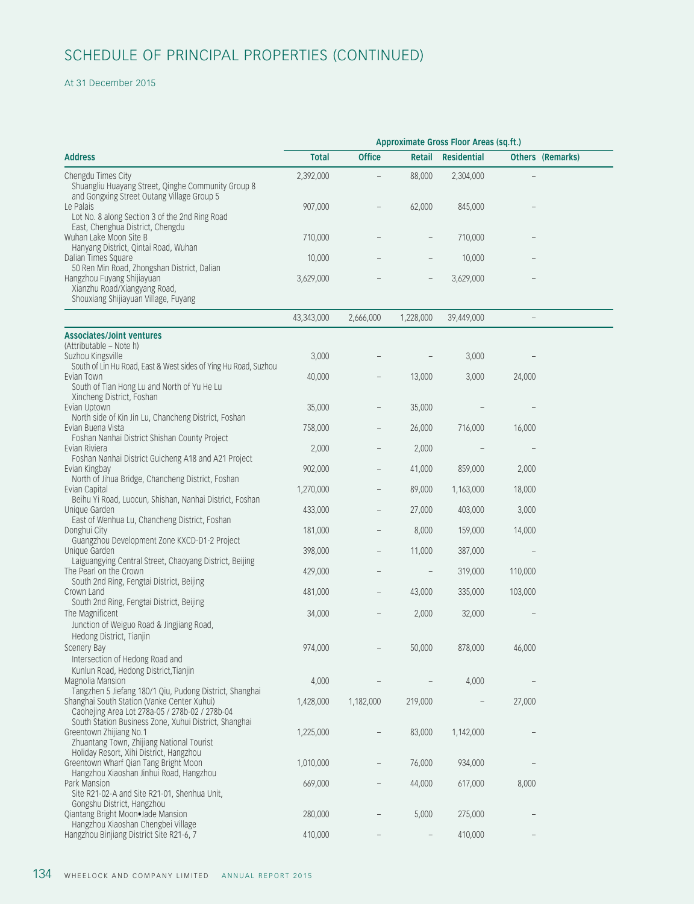# SCHEDULE OF PRINCIPAL PROPERTIES (CONTINUED)

At 31 December 2015

| Address | Approximate Gross Floor Areas (sq.ft.) | | | | | |
|---|---|---|---|---|---|---|
| | Total | Office | Retail | Residential | Others | (Remarks) |
| Chengdu Times City<br>Shuangliu Huayang Street, Qinghe Community Group 8 and Gongxing Street Outang Village Group 5 | 2,392,000 | – | 88,000 | 2,304,000 | – | |
| Le Palais<br>Lot No. 8 along Section 3 of the 2nd Ring Road East, Chenghua District, Chengdu | 907,000 | – | 62,000 | 845,000 | – | |
| Wuhan Lake Moon Site B<br>Hanyang District, Qintai Road, Wuhan | 710,000 | – | – | 710,000 | – | |
| Dalian Times Square<br>50 Ren Min Road, Zhongshan District, Dalian | 10,000 | – | – | 10,000 | – | |
| Hangzhou Fuyang Shijiayuan<br>Xianzhu Road/Xiangyang Road, Shouxiang Shijiayuan Village, Fuyang | 3,629,000 | – | – | 3,629,000 | – | |
| | 43,343,000 | 2,666,000 | 1,228,000 | 39,449,000 | – | |
| **Associates/Joint ventures**<br>(Attributable – Note h) | | | | | | |
| Suzhou Kingsville<br>South of Lin Hu Road, East & West sides of Ying Hu Road, Suzhou | 3,000 | – | – | 3,000 | – | |
| Evian Town<br>South of Tian Hong Lu and North of Yu He Lu Xincheng District, Foshan | 40,000 | – | 13,000 | 3,000 | 24,000 | |
| Evian Uptown<br>North side of Kin Jin Lu, Chancheng District, Foshan | 35,000 | – | 35,000 | – | – | |
| Evian Buena Vista<br>Foshan Nanhai District Shishan County Project | 758,000 | – | 26,000 | 716,000 | 16,000 | |
| Evian Riviera<br>Foshan Nanhai District Guicheng A18 and A21 Project | 2,000 | – | 2,000 | – | – | |
| Evian Kingbay<br>North of Jihua Bridge, Chancheng District, Foshan | 902,000 | – | 41,000 | 859,000 | 2,000 | |
| Evian Capital<br>Beihu Yi Road, Luocun, Shishan, Nanhai District, Foshan | 1,270,000 | – | 89,000 | 1,163,000 | 18,000 | |
| Unique Garden<br>East of Wenhua Lu, Chancheng District, Foshan | 433,000 | – | 27,000 | 403,000 | 3,000 | |
| Donghui City<br>Guangzhou Development Zone KXCD-D1-2 Project | 181,000 | – | 8,000 | 159,000 | 14,000 | |
| Unique Garden<br>Laiguangying Central Street, Chaoyang District, Beijing | 398,000 | – | 11,000 | 387,000 | – | |
| The Pearl on the Crown<br>South 2nd Ring, Fengtai District, Beijing | 429,000 | – | – | 319,000 | 110,000 | |
| Crown Land<br>South 2nd Ring, Fengtai District, Beijing | 481,000 | – | 43,000 | 335,000 | 103,000 | |
| The Magnificent<br>Junction of Weiguo Road & Jingjiang Road, Hedong District, Tianjin | 34,000 | – | 2,000 | 32,000 | – | |
| Scenery Bay<br>Intersection of Hedong Road and Kunlun Road, Hedong District,Tianjin | 974,000 | – | 50,000 | 878,000 | 46,000 | |
| Magnolia Mansion<br>Tangzhen 5 Jiefang 180/1 Qiu, Pudong District, Shanghai | 4,000 | – | – | 4,000 | – | |
| Shanghai South Station (Vanke Center Xuhui)<br>Caohejing Area Lot 278a-05 / 278b-02 / 278b-04 South Station Business Zone, Xuhui District, Shanghai | 1,428,000 | 1,182,000 | 219,000 | – | 27,000 | |
| Greentown Zhijiang No.1<br>Zhuantang Town, Zhijiang National Tourist Holiday Resort, Xihi District, Hangzhou | 1,225,000 | – | 83,000 | 1,142,000 | – | |
| Greentown Wharf Qian Tang Bright Moon<br>Hangzhou Xiaoshan Jinhui Road, Hangzhou | 1,010,000 | – | 76,000 | 934,000 | – | |
| Park Mansion<br>Site R21-02-A and Site R21-01, Shenhua Unit, Gongshu District, Hangzhou | 669,000 | – | 44,000 | 617,000 | 8,000 | |
| Qiantang Bright Moon•Jade Mansion<br>Hangzhou Xiaoshan Chengbei Village | 280,000 | – | 5,000 | 275,000 | – | |
| Hangzhou Binjiang District Site R21-6, 7 | 410,000 | – | – | 410,000 | – | |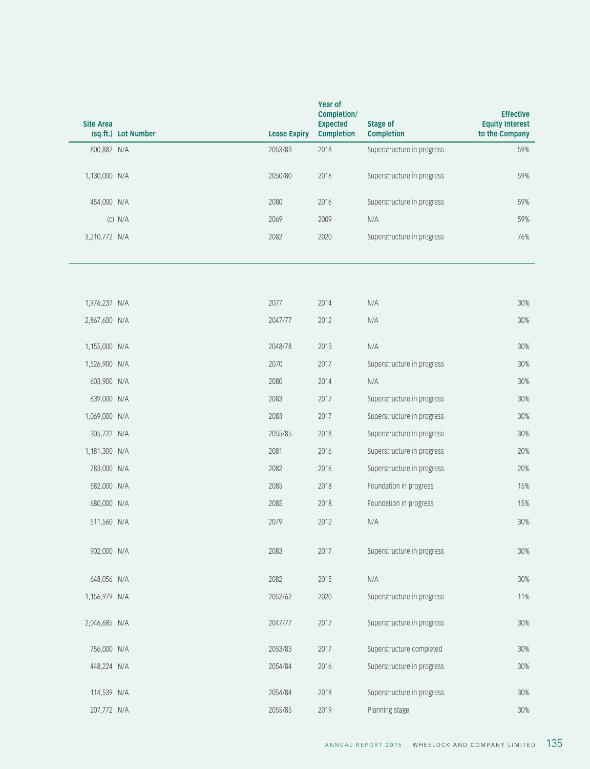| Site Area (sq.ft.) | Lot Number | Lease Expiry | Year of Completion/ Expected Completion | Stage of Completion | Effective Equity Interest to the Company |
|---|---|---|---|---|---|
| 800,882 | N/A | 2053/83 | 2018 | Superstructure in progress | 59% |
| 1,130,000 | N/A | 2050/80 | 2016 | Superstructure in progress | 59% |
| 454,000 | N/A | 2080 | 2016 | Superstructure in progress | 59% |
| (c) | N/A | 2069 | 2009 | N/A | 59% |
| 3,210,772 | N/A | 2082 | 2020 | Superstructure in progress | 76% |

| Site Area (sq.ft.) | Lot Number | Lease Expiry | Year of Completion/ Expected Completion | Stage of Completion | Effective Equity Interest to the Company |
|---|---|---|---|---|---|
| 1,976,237 | N/A | 2077 | 2014 | N/A | 30% |
| 2,867,600 | N/A | 2047/77 | 2012 | N/A | 30% |
| 1,155,000 | N/A | 2048/78 | 2013 | N/A | 30% |
| 1,526,900 | N/A | 2070 | 2017 | Superstructure in progress | 30% |
| 603,900 | N/A | 2080 | 2014 | N/A | 30% |
| 639,000 | N/A | 2083 | 2017 | Superstructure in progress | 30% |
| 1,069,000 | N/A | 2083 | 2017 | Superstructure in progress | 30% |
| 305,722 | N/A | 2055/85 | 2018 | Superstructure in progress | 30% |
| 1,181,300 | N/A | 2081 | 2016 | Superstructure in progress | 20% |
| 783,000 | N/A | 2082 | 2016 | Superstructure in progress | 20% |
| 582,000 | N/A | 2085 | 2018 | Foundation in progress | 15% |
| 680,000 | N/A | 2085 | 2018 | Foundation in progress | 15% |
| 511,560 | N/A | 2079 | 2012 | N/A | 30% |
| 902,000 | N/A | 2083 | 2017 | Superstructure in progress | 30% |
| 648,056 | N/A | 2082 | 2015 | N/A | 30% |
| 1,156,979 | N/A | 2052/62 | 2020 | Superstructure in progress | 11% |
| 2,046,685 | N/A | 2047/77 | 2017 | Superstructure in progress | 30% |
| 756,000 | N/A | 2053/83 | 2017 | Superstructure completed | 30% |
| 448,224 | N/A | 2054/84 | 2016 | Superstructure in progress | 30% |
| 114,539 | N/A | 2054/84 | 2018 | Superstructure in progress | 30% |
| 207,772 | N/A | 2055/85 | 2019 | Planning stage | 30% |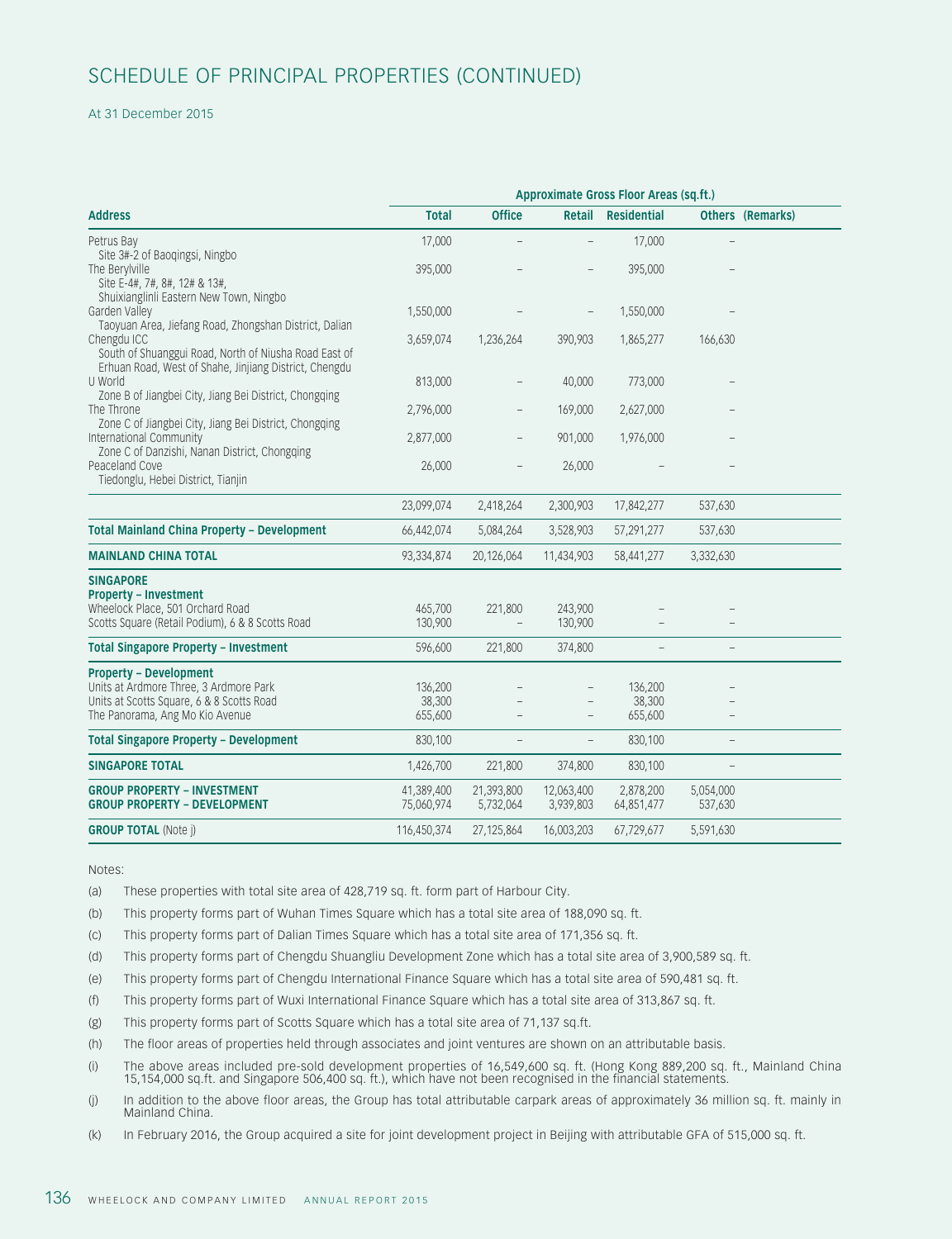# SCHEDULE OF PRINCIPAL PROPERTIES (CONTINUED)

At 31 December 2015

| Address | Approximate Gross Floor Areas (sq.ft.) | | | | | |
|---|---|---|---|---|---|---|
| | **Total** | **Office** | **Retail** | **Residential** | **Others** | **(Remarks)** |
| Petrus Bay<br>Site 3#-2 of Baoqingsi, Ningbo | 17,000 | – | – | 17,000 | – | |
| The Berylville<br>Site E-4#, 7#, 8#, 12# & 13#,<br>Shuixianglinli Eastern New Town, Ningbo | 395,000 | – | – | 395,000 | – | |
| Garden Valley<br>Taoyuan Area, Jiefang Road, Zhongshan District, Dalian | 1,550,000 | – | – | 1,550,000 | – | |
| Chengdu ICC<br>South of Shuanggui Road, North of Niusha Road East of Erhuan Road, West of Shahe, Jinjiang District, Chengdu | 3,659,074 | 1,236,264 | 390,903 | 1,865,277 | 166,630 | |
| U World<br>Zone B of Jiangbei City, Jiang Bei District, Chongqing | 813,000 | – | 40,000 | 773,000 | – | |
| The Throne<br>Zone C of Jiangbei City, Jiang Bei District, Chongqing | 2,796,000 | – | 169,000 | 2,627,000 | – | |
| International Community<br>Zone C of Danzishi, Nanan District, Chongqing | 2,877,000 | – | 901,000 | 1,976,000 | – | |
| Peaceland Cove<br>Tiedonglu, Hebei District, Tianjin | 26,000 | – | 26,000 | – | – | |
| | 23,099,074 | 2,418,264 | 2,300,903 | 17,842,277 | 537,630 | |
| **Total Mainland China Property – Development** | 66,442,074 | 5,084,264 | 3,528,903 | 57,291,277 | 537,630 | |
| **MAINLAND CHINA TOTAL** | 93,334,874 | 20,126,064 | 11,434,903 | 58,441,277 | 3,332,630 | |
| **SINGAPORE** | | | | | | |
| **Property – Investment** | | | | | | |
| Wheelock Place, 501 Orchard Road | 465,700 | 221,800 | 243,900 | – | – | |
| Scotts Square (Retail Podium), 6 & 8 Scotts Road | 130,900 | – | 130,900 | – | – | |
| **Total Singapore Property – Investment** | 596,600 | 221,800 | 374,800 | – | – | |
| **Property – Development** | | | | | | |
| Units at Ardmore Three, 3 Ardmore Park | 136,200 | – | – | 136,200 | – | |
| Units at Scotts Square, 6 & 8 Scotts Road | 38,300 | – | – | 38,300 | – | |
| The Panorama, Ang Mo Kio Avenue | 655,600 | – | – | 655,600 | – | |
| **Total Singapore Property – Development** | 830,100 | – | – | 830,100 | – | |
| **SINGAPORE TOTAL** | 1,426,700 | 221,800 | 374,800 | 830,100 | – | |
| **GROUP PROPERTY – INVESTMENT** | 41,389,400 | 21,393,800 | 12,063,400 | 2,878,200 | 5,054,000 | |
| **GROUP PROPERTY – DEVELOPMENT** | 75,060,974 | 5,732,064 | 3,939,803 | 64,851,477 | 537,630 | |
| **GROUP TOTAL** (Note j) | 116,450,374 | 27,125,864 | 16,003,203 | 67,729,677 | 5,591,630 | |

Notes:

(a) These properties with total site area of 428,719 sq. ft. form part of Harbour City.

(b) This property forms part of Wuhan Times Square which has a total site area of 188,090 sq. ft.

(c) This property forms part of Dalian Times Square which has a total site area of 171,356 sq. ft.

(d) This property forms part of Chengdu Shuangliu Development Zone which has a total site area of 3,900,589 sq. ft.

(e) This property forms part of Chengdu International Finance Square which has a total site area of 590,481 sq. ft.

(f) This property forms part of Wuxi International Finance Square which has a total site area of 313,867 sq. ft.

(g) This property forms part of Scotts Square which has a total site area of 71,137 sq.ft.

(h) The floor areas of properties held through associates and joint ventures are shown on an attributable basis.

(i) The above areas included pre-sold development properties of 16,549,600 sq. ft. (Hong Kong 889,200 sq. ft., Mainland China 15,154,000 sq.ft. and Singapore 506,400 sq. ft.), which have not been recognised in the financial statements.

(j) In addition to the above floor areas, the Group has total attributable carpark areas of approximately 36 million sq. ft. mainly in Mainland China.

(k) In February 2016, the Group acquired a site for joint development project in Beijing with attributable GFA of 515,000 sq. ft.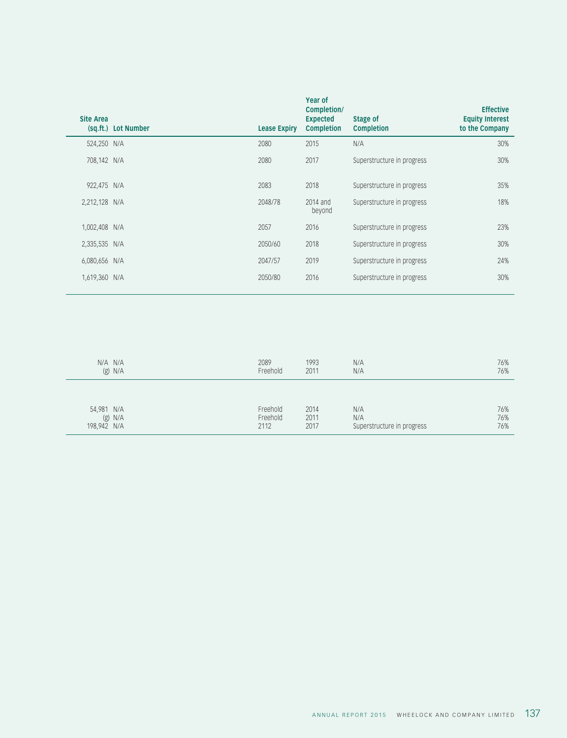| Site Area (sq.ft.) | Lot Number | Lease Expiry | Year of Completion/ Expected Completion | Stage of Completion | Effective Equity Interest to the Company |
|---|---|---|---|---|---|
| 524,250 | N/A | 2080 | 2015 | N/A | 30% |
| 708,142 | N/A | 2080 | 2017 | Superstructure in progress | 30% |
| 922,475 | N/A | 2083 | 2018 | Superstructure in progress | 35% |
| 2,212,128 | N/A | 2048/78 | 2014 and beyond | Superstructure in progress | 18% |
| 1,002,408 | N/A | 2057 | 2016 | Superstructure in progress | 23% |
| 2,335,535 | N/A | 2050/60 | 2018 | Superstructure in progress | 30% |
| 6,080,656 | N/A | 2047/57 | 2019 | Superstructure in progress | 24% |
| 1,619,360 | N/A | 2050/80 | 2016 | Superstructure in progress | 30% |

| Site Area (sq.ft.) | Lot Number | Lease Expiry | Year of Completion/ Expected Completion | Stage of Completion | Effective Equity Interest to the Company |
|---|---|---|---|---|---|
| N/A | N/A | 2089 | 1993 | N/A | 76% |
| (g) | N/A | Freehold | 2011 | N/A | 76% |

| Site Area (sq.ft.) | Lot Number | Lease Expiry | Year of Completion/ Expected Completion | Stage of Completion | Effective Equity Interest to the Company |
|---|---|---|---|---|---|
| 54,981 | N/A | Freehold | 2014 | N/A | 76% |
| (g) | N/A | Freehold | 2011 | N/A | 76% |
| 198,942 | N/A | 2112 | 2017 | Superstructure in progress | 76% |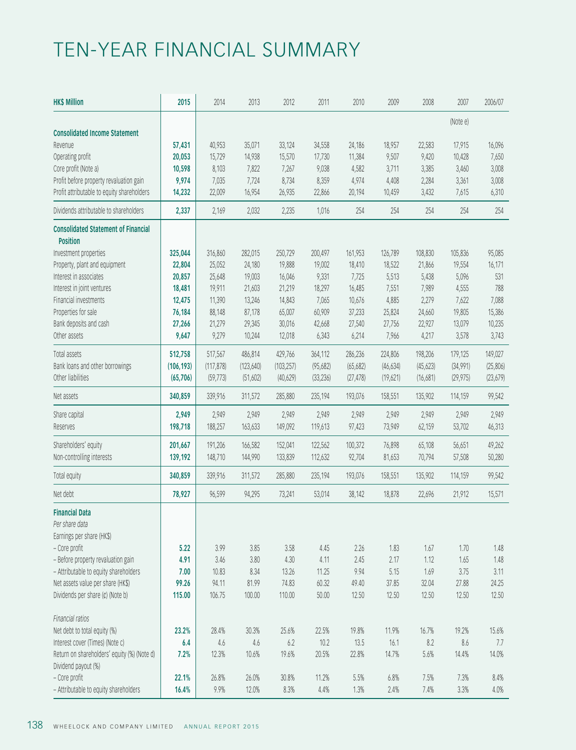# TEN-YEAR FINANCIAL SUMMARY

| HK$ Million | 2015 | 2014 | 2013 | 2012 | 2011 | 2010 | 2009 | 2008 | 2007 | 2006/07 |
|---|---|---|---|---|---|---|---|---|---|---|
| | | | | | | | | | (Note e) | |
| **Consolidated Income Statement** | | | | | | | | | | |
| Revenue | **57,431** | 40,953 | 35,071 | 33,124 | 34,558 | 24,186 | 18,957 | 22,583 | 17,915 | 16,096 |
| Operating profit | **20,053** | 15,729 | 14,938 | 15,570 | 17,730 | 11,384 | 9,507 | 9,420 | 10,428 | 7,650 |
| Core profit (Note a) | **10,598** | 8,103 | 7,822 | 7,267 | 9,038 | 4,582 | 3,711 | 3,385 | 3,460 | 3,008 |
| Profit before property revaluation gain | **9,974** | 7,035 | 7,724 | 8,734 | 8,359 | 4,974 | 4,408 | 2,284 | 3,361 | 3,008 |
| Profit attributable to equity shareholders | **14,232** | 22,009 | 16,954 | 26,935 | 22,866 | 20,194 | 10,459 | 3,432 | 7,615 | 6,310 |
| Dividends attributable to shareholders | **2,337** | 2,169 | 2,032 | 2,235 | 1,016 | 254 | 254 | 254 | 254 | 254 |
| **Consolidated Statement of Financial Position** | | | | | | | | | | |
| Investment properties | **325,044** | 316,860 | 282,015 | 250,729 | 200,497 | 161,953 | 126,789 | 108,830 | 105,836 | 95,085 |
| Property, plant and equipment | **22,804** | 25,052 | 24,180 | 19,888 | 19,002 | 18,410 | 18,522 | 21,866 | 19,554 | 16,171 |
| Interest in associates | **20,857** | 25,648 | 19,003 | 16,046 | 9,331 | 7,725 | 5,513 | 5,438 | 5,096 | 531 |
| Interest in joint ventures | **18,481** | 19,911 | 21,603 | 21,219 | 18,297 | 16,485 | 7,551 | 7,989 | 4,555 | 788 |
| Financial investments | **12,475** | 11,390 | 13,246 | 14,843 | 7,065 | 10,676 | 4,885 | 2,279 | 7,622 | 7,088 |
| Properties for sale | **76,184** | 88,148 | 87,178 | 65,007 | 60,909 | 37,233 | 25,824 | 24,660 | 19,805 | 15,386 |
| Bank deposits and cash | **27,266** | 21,279 | 29,345 | 30,016 | 42,668 | 27,540 | 27,756 | 22,927 | 13,079 | 10,235 |
| Other assets | **9,647** | 9,279 | 10,244 | 12,018 | 6,343 | 6,214 | 7,966 | 4,217 | 3,578 | 3,743 |
| Total assets | **512,758** | 517,567 | 486,814 | 429,766 | 364,112 | 286,236 | 224,806 | 198,206 | 179,125 | 149,027 |
| Bank loans and other borrowings | **(106,193)** | (117,878) | (123,640) | (103,257) | (95,682) | (65,682) | (46,634) | (45,623) | (34,991) | (25,806) |
| Other liabilities | **(65,706)** | (59,773) | (51,602) | (40,629) | (33,236) | (27,478) | (19,621) | (16,681) | (29,975) | (23,679) |
| Net assets | **340,859** | 339,916 | 311,572 | 285,880 | 235,194 | 193,076 | 158,551 | 135,902 | 114,159 | 99,542 |
| Share capital | **2,949** | 2,949 | 2,949 | 2,949 | 2,949 | 2,949 | 2,949 | 2,949 | 2,949 | 2,949 |
| Reserves | **198,718** | 188,257 | 163,633 | 149,092 | 119,613 | 97,423 | 73,949 | 62,159 | 53,702 | 46,313 |
| Shareholders' equity | **201,667** | 191,206 | 166,582 | 152,041 | 122,562 | 100,372 | 76,898 | 65,108 | 56,651 | 49,262 |
| Non-controlling interests | **139,192** | 148,710 | 144,990 | 133,839 | 112,632 | 92,704 | 81,653 | 70,794 | 57,508 | 50,280 |
| Total equity | **340,859** | 339,916 | 311,572 | 285,880 | 235,194 | 193,076 | 158,551 | 135,902 | 114,159 | 99,542 |
| Net debt | **78,927** | 96,599 | 94,295 | 73,241 | 53,014 | 38,142 | 18,878 | 22,696 | 21,912 | 15,571 |
| **Financial Data** | | | | | | | | | | |
| *Per share data* | | | | | | | | | | |
| Earnings per share (HK$) | | | | | | | | | | |
| – Core profit | **5.22** | 3.99 | 3.85 | 3.58 | 4.45 | 2.26 | 1.83 | 1.67 | 1.70 | 1.48 |
| – Before property revaluation gain | **4.91** | 3.46 | 3.80 | 4.30 | 4.11 | 2.45 | 2.17 | 1.12 | 1.65 | 1.48 |
| – Attributable to equity shareholders | **7.00** | 10.83 | 8.34 | 13.26 | 11.25 | 9.94 | 5.15 | 1.69 | 3.75 | 3.11 |
| Net assets value per share (HK$) | **99.26** | 94.11 | 81.99 | 74.83 | 60.32 | 49.40 | 37.85 | 32.04 | 27.88 | 24.25 |
| Dividends per share (¢) (Note b) | **115.00** | 106.75 | 100.00 | 110.00 | 50.00 | 12.50 | 12.50 | 12.50 | 12.50 | 12.50 |
| *Financial ratios* | | | | | | | | | | |
| Net debt to total equity (%) | **23.2%** | 28.4% | 30.3% | 25.6% | 22.5% | 19.8% | 11.9% | 16.7% | 19.2% | 15.6% |
| Interest cover (Times) (Note c) | **6.4** | 4.6 | 4.6 | 6.2 | 10.2 | 13.5 | 16.1 | 8.2 | 8.6 | 7.7 |
| Return on shareholders' equity (%) (Note d) | **7.2%** | 12.3% | 10.6% | 19.6% | 20.5% | 22.8% | 14.7% | 5.6% | 14.4% | 14.0% |
| Dividend payout (%) | | | | | | | | | | |
| – Core profit | **22.1%** | 26.8% | 26.0% | 30.8% | 11.2% | 5.5% | 6.8% | 7.5% | 7.3% | 8.4% |
| – Attributable to equity shareholders | **16.4%** | 9.9% | 12.0% | 8.3% | 4.4% | 1.3% | 2.4% | 7.4% | 3.3% | 4.0% |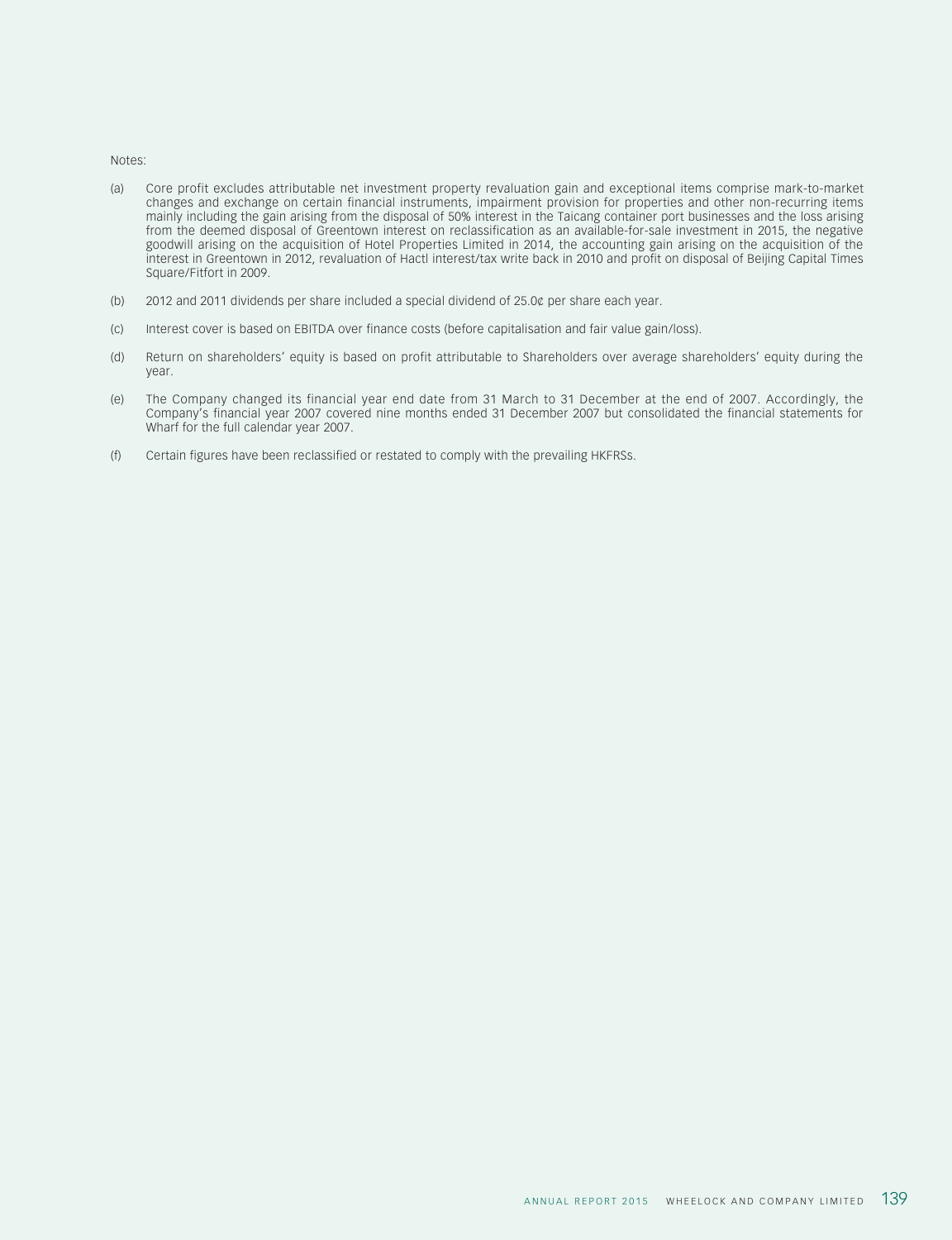Notes:

(a) Core profit excludes attributable net investment property revaluation gain and exceptional items comprise mark-to-market changes and exchange on certain financial instruments, impairment provision for properties and other non-recurring items mainly including the gain arising from the disposal of 50% interest in the Taicang container port businesses and the loss arising from the deemed disposal of Greentown interest on reclassification as an available-for-sale investment in 2015, the negative goodwill arising on the acquisition of Hotel Properties Limited in 2014, the accounting gain arising on the acquisition of the interest in Greentown in 2012, revaluation of Hactl interest/tax write back in 2010 and profit on disposal of Beijing Capital Times Square/Fitfort in 2009.

(b) 2012 and 2011 dividends per share included a special dividend of 25.0¢ per share each year.

(c) Interest cover is based on EBITDA over finance costs (before capitalisation and fair value gain/loss).

(d) Return on shareholders' equity is based on profit attributable to Shareholders over average shareholders' equity during the year.

(e) The Company changed its financial year end date from 31 March to 31 December at the end of 2007. Accordingly, the Company's financial year 2007 covered nine months ended 31 December 2007 but consolidated the financial statements for Wharf for the full calendar year 2007.

(f) Certain figures have been reclassified or restated to comply with the prevailing HKFRSs.